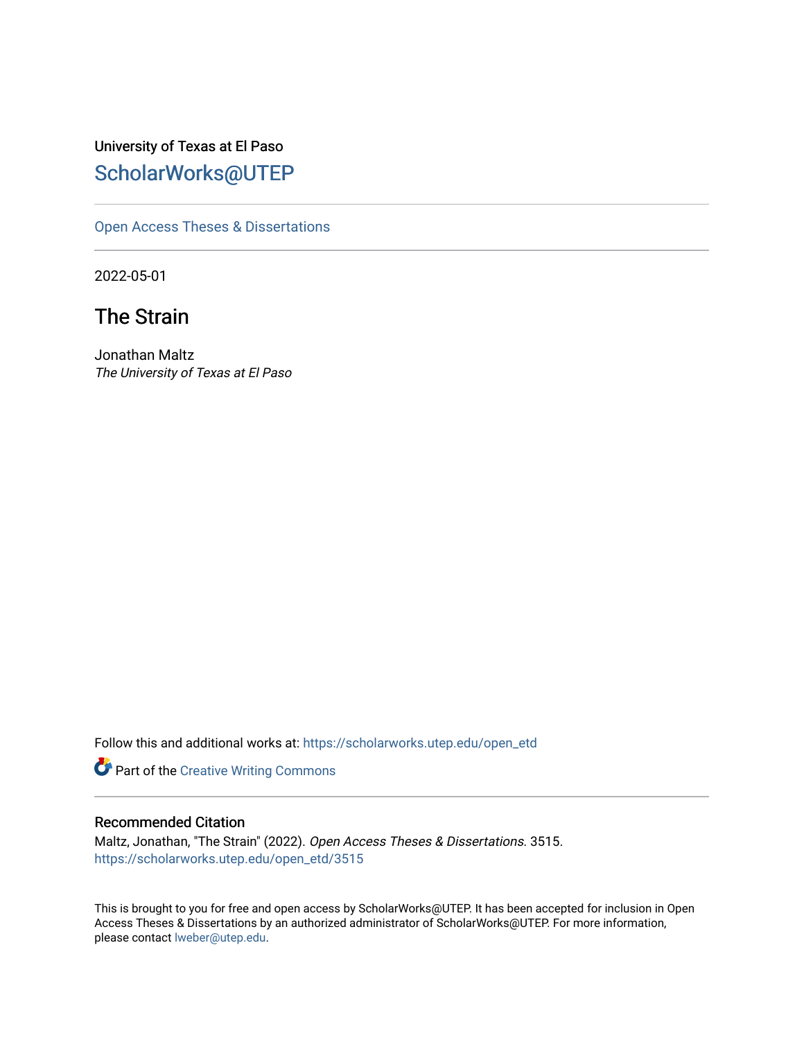University of Texas at El Paso

## ScholarWorks@UTEP

Open Access Theses & Dissertations

2022-05-01

# The Strain

Jonathan Maltz
*The University of Texas at El Paso*

Follow this and additional works at: https://scholarworks.utep.edu/open_etd

Part of the Creative Writing Commons

### Recommended Citation

Maltz, Jonathan, "The Strain" (2022). *Open Access Theses & Dissertations*. 3515.
https://scholarworks.utep.edu/open_etd/3515

This is brought to you for free and open access by ScholarWorks@UTEP. It has been accepted for inclusion in Open Access Theses & Dissertations by an authorized administrator of ScholarWorks@UTEP. For more information, please contact lweber@utep.edu.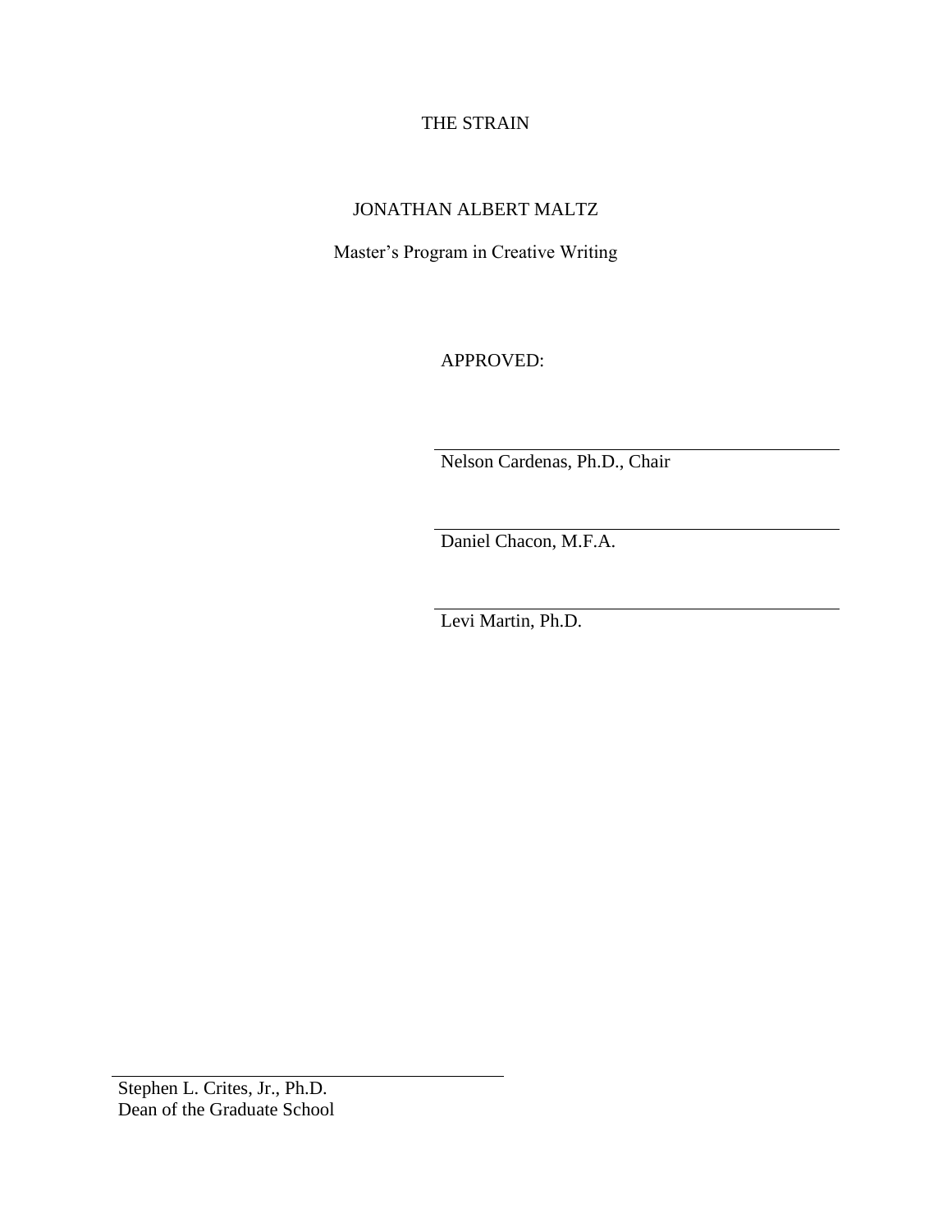THE STRAIN

JONATHAN ALBERT MALTZ

Master's Program in Creative Writing

APPROVED:

Nelson Cardenas, Ph.D., Chair

Daniel Chacon, M.F.A.

Levi Martin, Ph.D.

Stephen L. Crites, Jr., Ph.D.
Dean of the Graduate School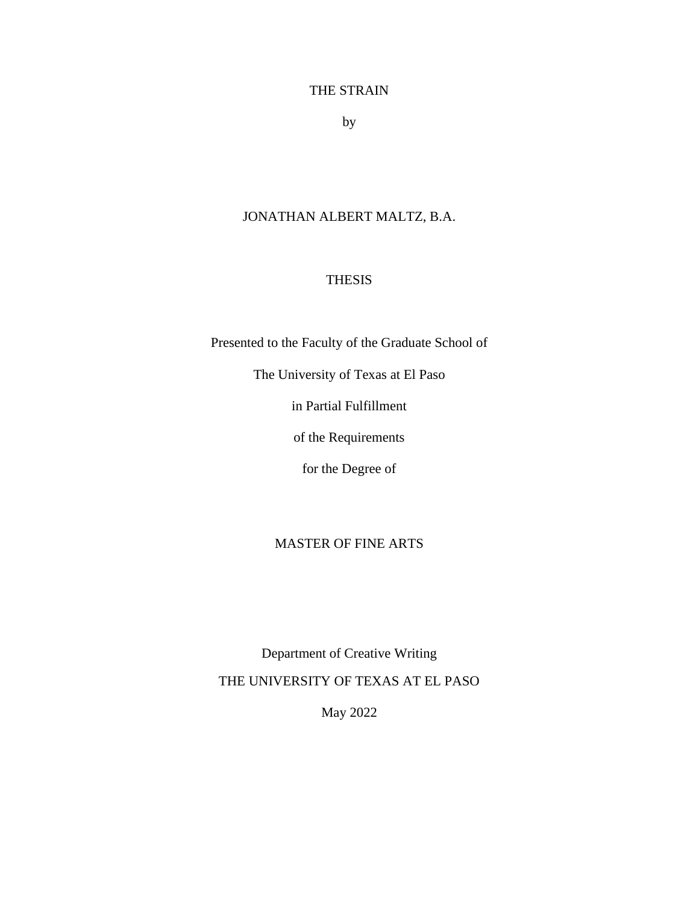THE STRAIN

by

JONATHAN ALBERT MALTZ, B.A.

THESIS

Presented to the Faculty of the Graduate School of

The University of Texas at El Paso

in Partial Fulfillment

of the Requirements

for the Degree of

MASTER OF FINE ARTS

Department of Creative Writing

THE UNIVERSITY OF TEXAS AT EL PASO

May 2022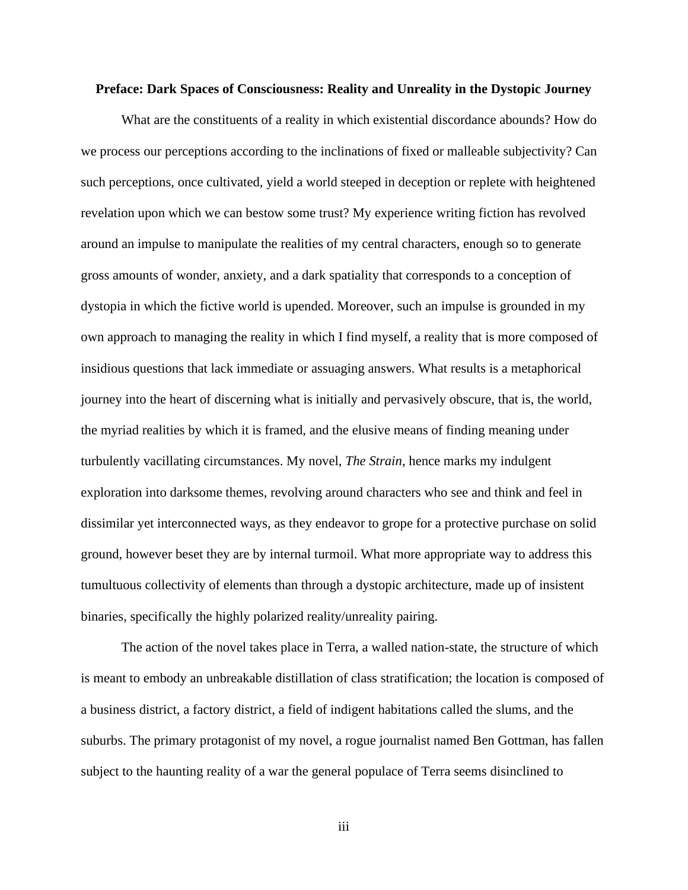**Preface: Dark Spaces of Consciousness: Reality and Unreality in the Dystopic Journey**

What are the constituents of a reality in which existential discordance abounds? How do we process our perceptions according to the inclinations of fixed or malleable subjectivity? Can such perceptions, once cultivated, yield a world steeped in deception or replete with heightened revelation upon which we can bestow some trust? My experience writing fiction has revolved around an impulse to manipulate the realities of my central characters, enough so to generate gross amounts of wonder, anxiety, and a dark spatiality that corresponds to a conception of dystopia in which the fictive world is upended. Moreover, such an impulse is grounded in my own approach to managing the reality in which I find myself, a reality that is more composed of insidious questions that lack immediate or assuaging answers. What results is a metaphorical journey into the heart of discerning what is initially and pervasively obscure, that is, the world, the myriad realities by which it is framed, and the elusive means of finding meaning under turbulently vacillating circumstances. My novel, *The Strain,* hence marks my indulgent exploration into darksome themes, revolving around characters who see and think and feel in dissimilar yet interconnected ways, as they endeavor to grope for a protective purchase on solid ground, however beset they are by internal turmoil. What more appropriate way to address this tumultuous collectivity of elements than through a dystopic architecture, made up of insistent binaries, specifically the highly polarized reality/unreality pairing.

The action of the novel takes place in Terra, a walled nation-state, the structure of which is meant to embody an unbreakable distillation of class stratification; the location is composed of a business district, a factory district, a field of indigent habitations called the slums, and the suburbs. The primary protagonist of my novel, a rogue journalist named Ben Gottman, has fallen subject to the haunting reality of a war the general populace of Terra seems disinclined to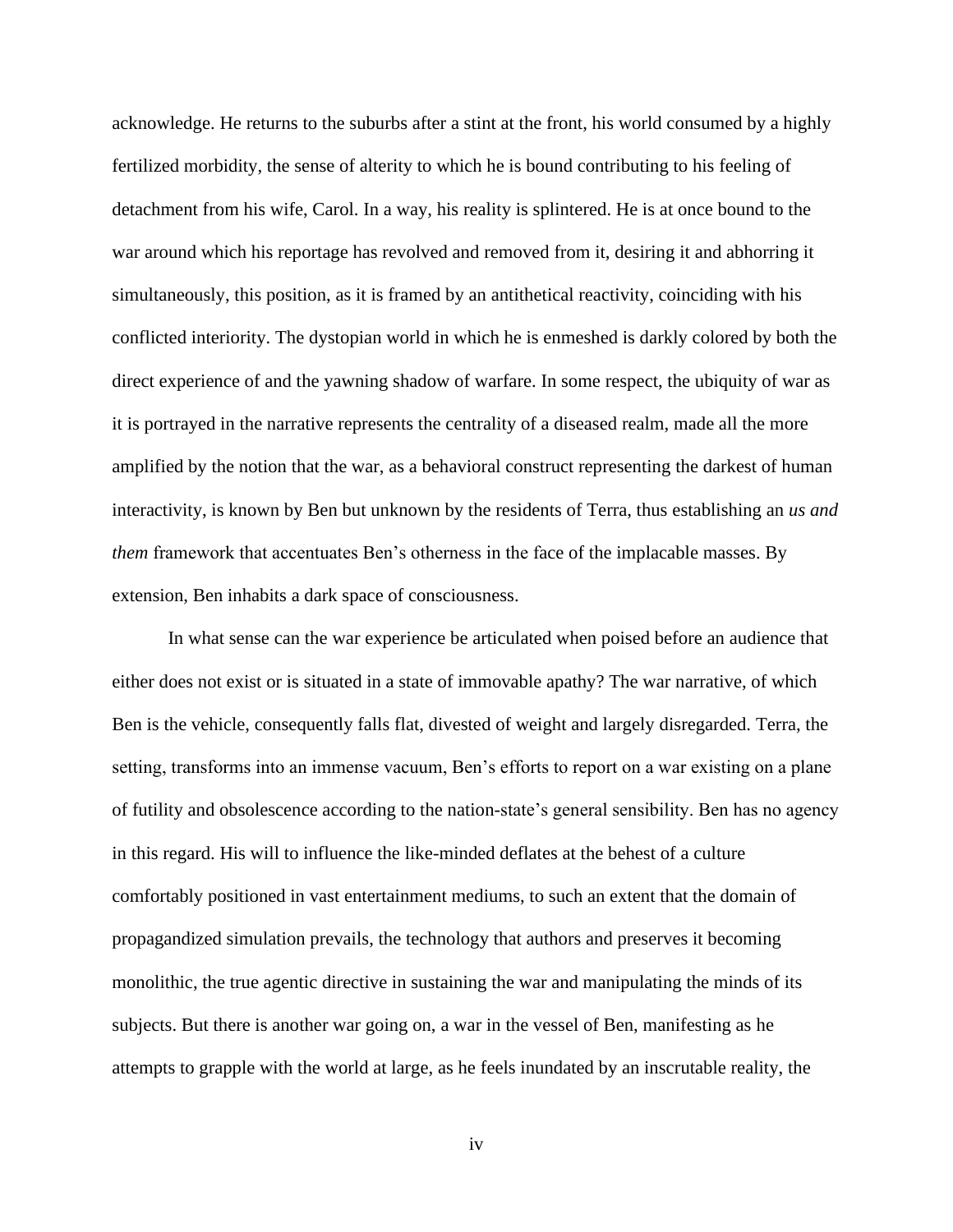acknowledge. He returns to the suburbs after a stint at the front, his world consumed by a highly fertilized morbidity, the sense of alterity to which he is bound contributing to his feeling of detachment from his wife, Carol. In a way, his reality is splintered. He is at once bound to the war around which his reportage has revolved and removed from it, desiring it and abhorring it simultaneously, this position, as it is framed by an antithetical reactivity, coinciding with his conflicted interiority. The dystopian world in which he is enmeshed is darkly colored by both the direct experience of and the yawning shadow of warfare. In some respect, the ubiquity of war as it is portrayed in the narrative represents the centrality of a diseased realm, made all the more amplified by the notion that the war, as a behavioral construct representing the darkest of human interactivity, is known by Ben but unknown by the residents of Terra, thus establishing an *us and them* framework that accentuates Ben's otherness in the face of the implacable masses. By extension, Ben inhabits a dark space of consciousness.

In what sense can the war experience be articulated when poised before an audience that either does not exist or is situated in a state of immovable apathy? The war narrative, of which Ben is the vehicle, consequently falls flat, divested of weight and largely disregarded. Terra, the setting, transforms into an immense vacuum, Ben's efforts to report on a war existing on a plane of futility and obsolescence according to the nation-state's general sensibility. Ben has no agency in this regard. His will to influence the like-minded deflates at the behest of a culture comfortably positioned in vast entertainment mediums, to such an extent that the domain of propagandized simulation prevails, the technology that authors and preserves it becoming monolithic, the true agentic directive in sustaining the war and manipulating the minds of its subjects. But there is another war going on, a war in the vessel of Ben, manifesting as he attempts to grapple with the world at large, as he feels inundated by an inscrutable reality, the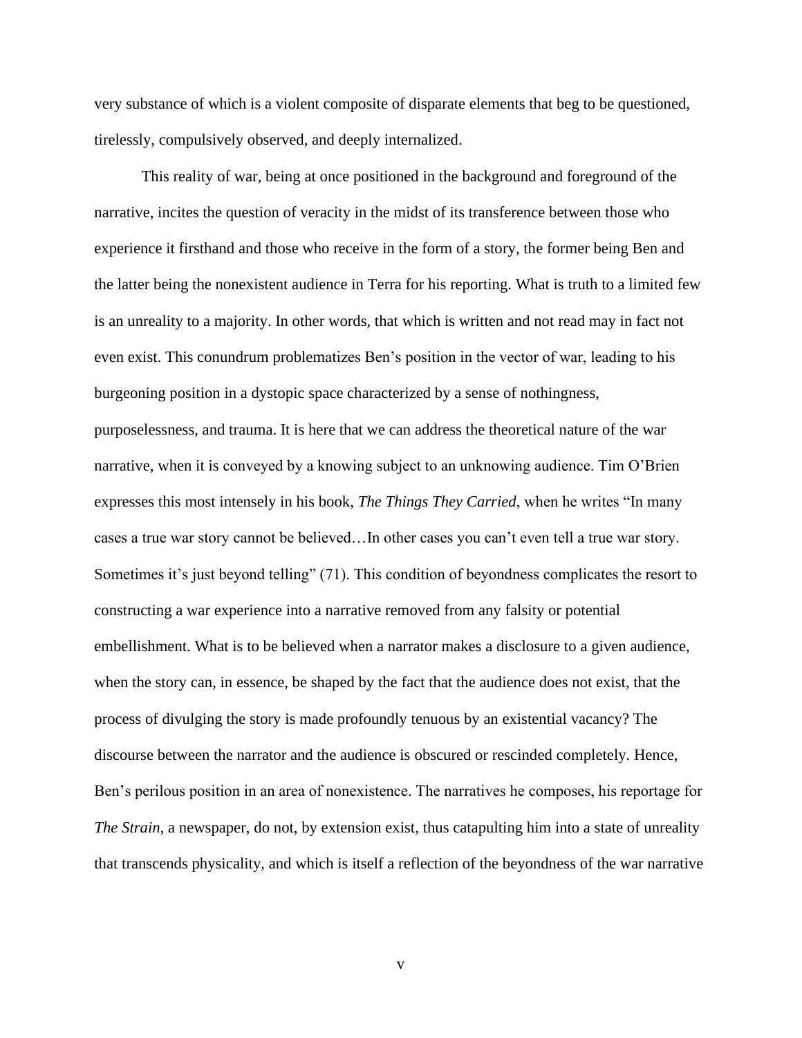very substance of which is a violent composite of disparate elements that beg to be questioned, tirelessly, compulsively observed, and deeply internalized.

This reality of war, being at once positioned in the background and foreground of the narrative, incites the question of veracity in the midst of its transference between those who experience it firsthand and those who receive in the form of a story, the former being Ben and the latter being the nonexistent audience in Terra for his reporting. What is truth to a limited few is an unreality to a majority. In other words, that which is written and not read may in fact not even exist. This conundrum problematizes Ben's position in the vector of war, leading to his burgeoning position in a dystopic space characterized by a sense of nothingness, purposelessness, and trauma. It is here that we can address the theoretical nature of the war narrative, when it is conveyed by a knowing subject to an unknowing audience. Tim O'Brien expresses this most intensely in his book, *The Things They Carried*, when he writes "In many cases a true war story cannot be believed…In other cases you can't even tell a true war story. Sometimes it's just beyond telling" (71). This condition of beyondness complicates the resort to constructing a war experience into a narrative removed from any falsity or potential embellishment. What is to be believed when a narrator makes a disclosure to a given audience, when the story can, in essence, be shaped by the fact that the audience does not exist, that the process of divulging the story is made profoundly tenuous by an existential vacancy? The discourse between the narrator and the audience is obscured or rescinded completely. Hence, Ben's perilous position in an area of nonexistence. The narratives he composes, his reportage for *The Strain*, a newspaper, do not, by extension exist, thus catapulting him into a state of unreality that transcends physicality, and which is itself a reflection of the beyondness of the war narrative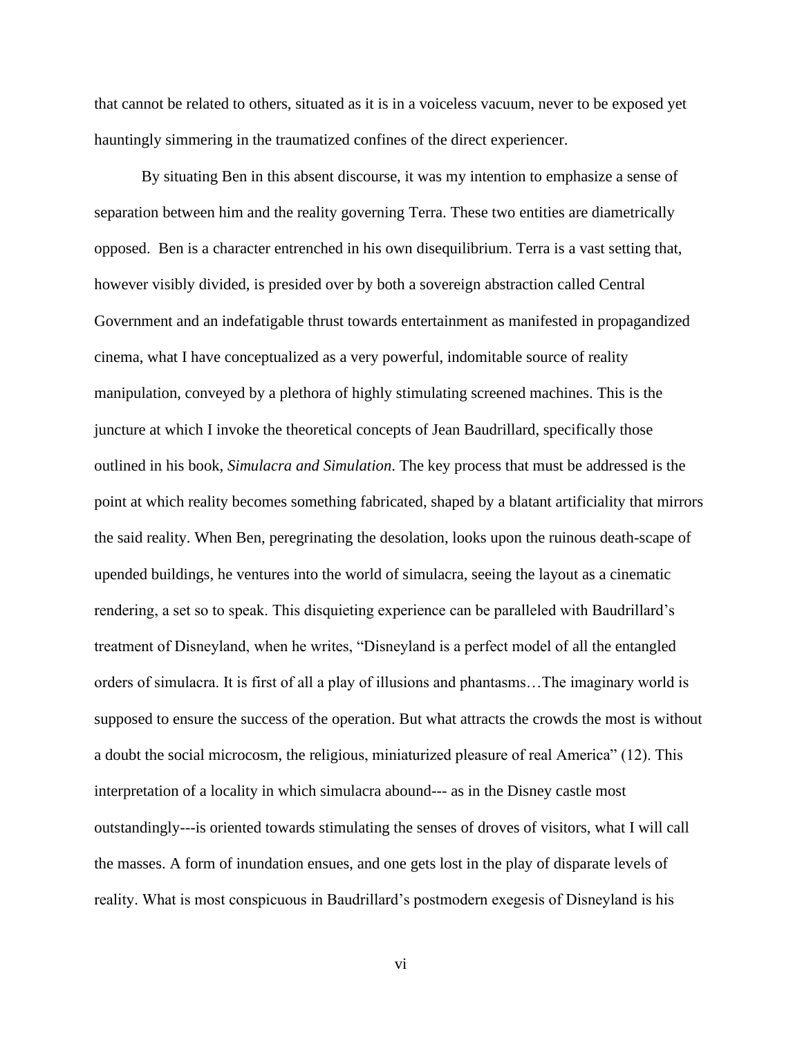that cannot be related to others, situated as it is in a voiceless vacuum, never to be exposed yet hauntingly simmering in the traumatized confines of the direct experiencer.

By situating Ben in this absent discourse, it was my intention to emphasize a sense of separation between him and the reality governing Terra. These two entities are diametrically opposed. Ben is a character entrenched in his own disequilibrium. Terra is a vast setting that, however visibly divided, is presided over by both a sovereign abstraction called Central Government and an indefatigable thrust towards entertainment as manifested in propagandized cinema, what I have conceptualized as a very powerful, indomitable source of reality manipulation, conveyed by a plethora of highly stimulating screened machines. This is the juncture at which I invoke the theoretical concepts of Jean Baudrillard, specifically those outlined in his book, *Simulacra and Simulation*. The key process that must be addressed is the point at which reality becomes something fabricated, shaped by a blatant artificiality that mirrors the said reality. When Ben, peregrinating the desolation, looks upon the ruinous death-scape of upended buildings, he ventures into the world of simulacra, seeing the layout as a cinematic rendering, a set so to speak. This disquieting experience can be paralleled with Baudrillard's treatment of Disneyland, when he writes, "Disneyland is a perfect model of all the entangled orders of simulacra. It is first of all a play of illusions and phantasms…The imaginary world is supposed to ensure the success of the operation. But what attracts the crowds the most is without a doubt the social microcosm, the religious, miniaturized pleasure of real America" (12). This interpretation of a locality in which simulacra abound--- as in the Disney castle most outstandingly---is oriented towards stimulating the senses of droves of visitors, what I will call the masses. A form of inundation ensues, and one gets lost in the play of disparate levels of reality. What is most conspicuous in Baudrillard's postmodern exegesis of Disneyland is his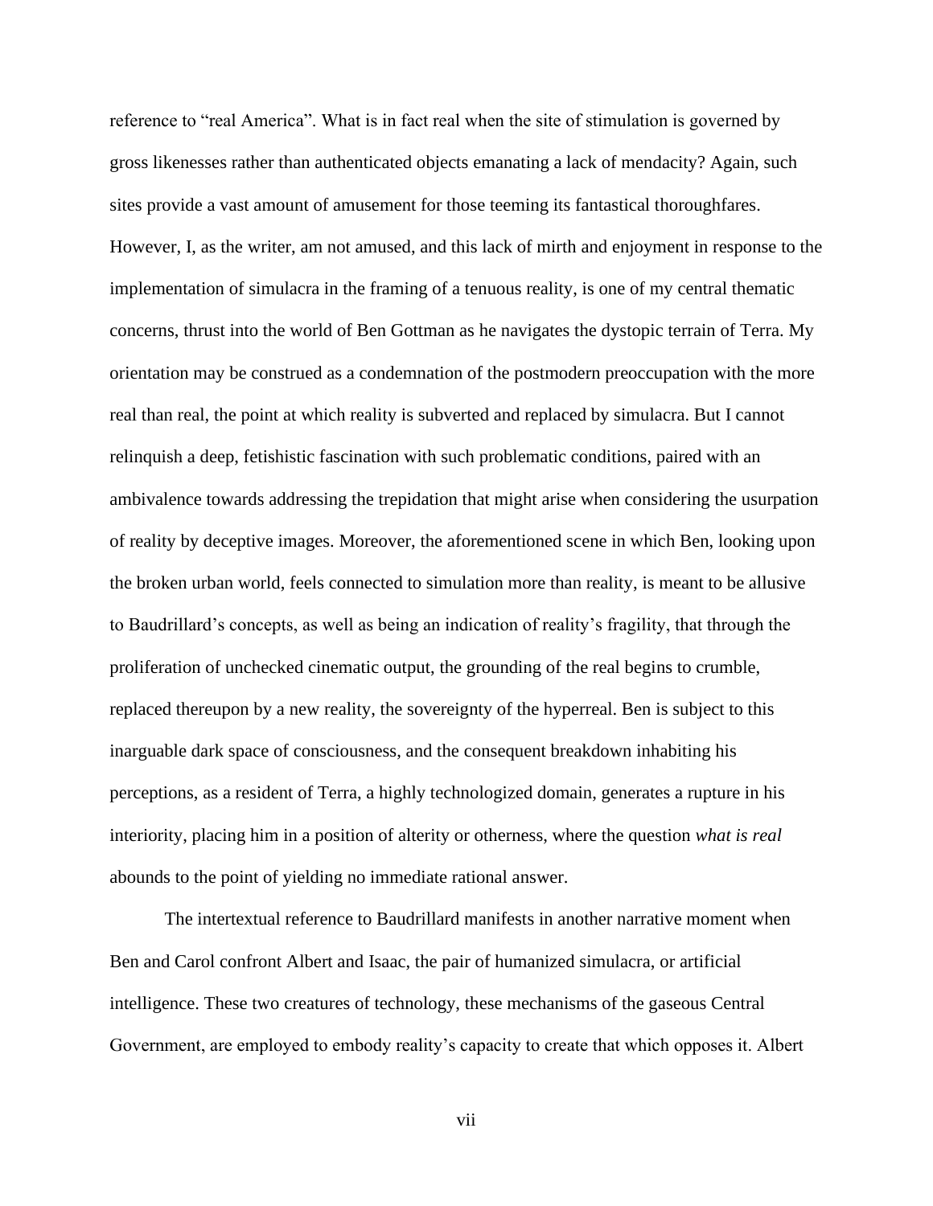reference to "real America". What is in fact real when the site of stimulation is governed by gross likenesses rather than authenticated objects emanating a lack of mendacity? Again, such sites provide a vast amount of amusement for those teeming its fantastical thoroughfares. However, I, as the writer, am not amused, and this lack of mirth and enjoyment in response to the implementation of simulacra in the framing of a tenuous reality, is one of my central thematic concerns, thrust into the world of Ben Gottman as he navigates the dystopic terrain of Terra. My orientation may be construed as a condemnation of the postmodern preoccupation with the more real than real, the point at which reality is subverted and replaced by simulacra. But I cannot relinquish a deep, fetishistic fascination with such problematic conditions, paired with an ambivalence towards addressing the trepidation that might arise when considering the usurpation of reality by deceptive images. Moreover, the aforementioned scene in which Ben, looking upon the broken urban world, feels connected to simulation more than reality, is meant to be allusive to Baudrillard's concepts, as well as being an indication of reality's fragility, that through the proliferation of unchecked cinematic output, the grounding of the real begins to crumble, replaced thereupon by a new reality, the sovereignty of the hyperreal. Ben is subject to this inarguable dark space of consciousness, and the consequent breakdown inhabiting his perceptions, as a resident of Terra, a highly technologized domain, generates a rupture in his interiority, placing him in a position of alterity or otherness, where the question *what is real* abounds to the point of yielding no immediate rational answer.

The intertextual reference to Baudrillard manifests in another narrative moment when Ben and Carol confront Albert and Isaac, the pair of humanized simulacra, or artificial intelligence. These two creatures of technology, these mechanisms of the gaseous Central Government, are employed to embody reality's capacity to create that which opposes it. Albert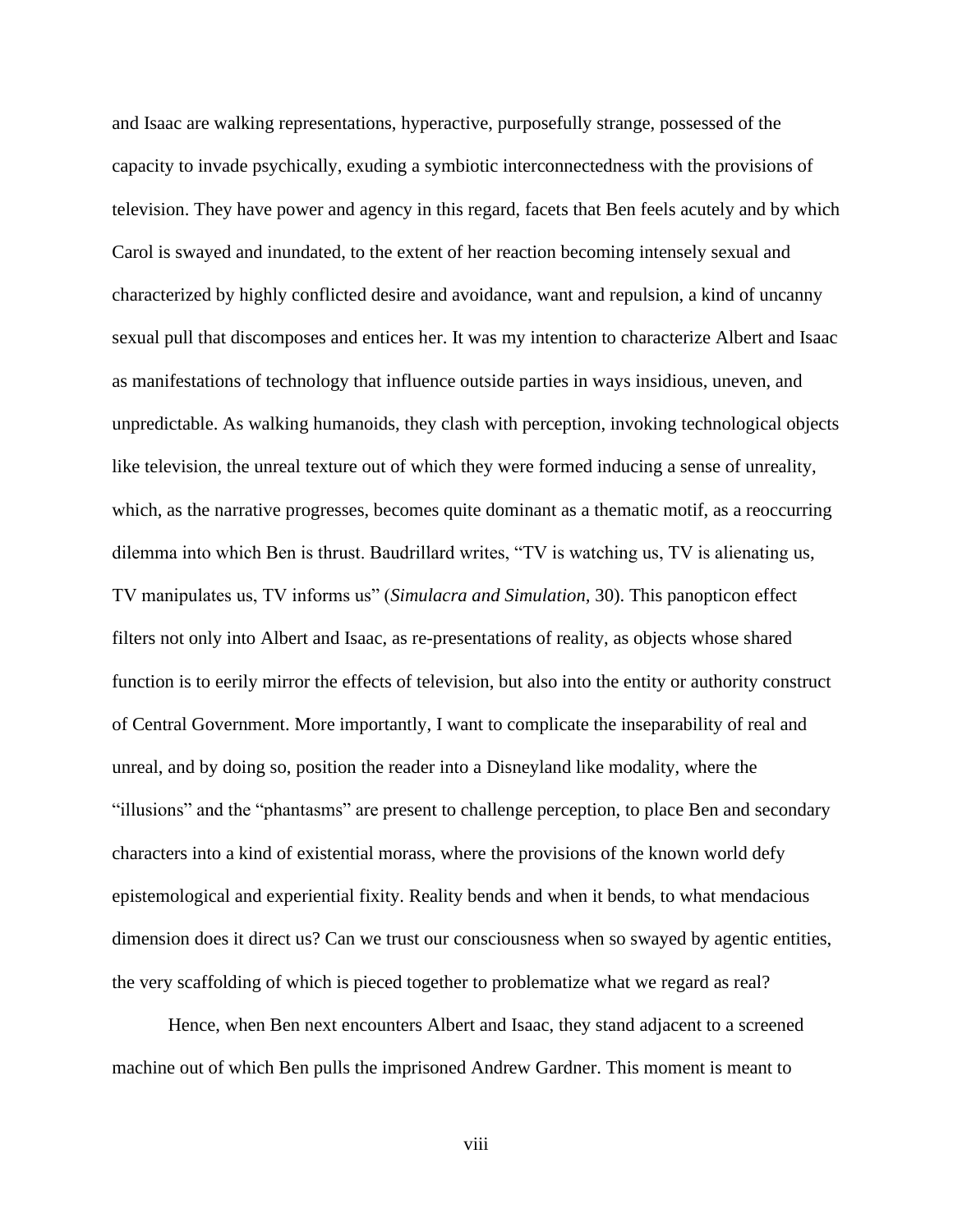and Isaac are walking representations, hyperactive, purposefully strange, possessed of the capacity to invade psychically, exuding a symbiotic interconnectedness with the provisions of television. They have power and agency in this regard, facets that Ben feels acutely and by which Carol is swayed and inundated, to the extent of her reaction becoming intensely sexual and characterized by highly conflicted desire and avoidance, want and repulsion, a kind of uncanny sexual pull that discomposes and entices her. It was my intention to characterize Albert and Isaac as manifestations of technology that influence outside parties in ways insidious, uneven, and unpredictable. As walking humanoids, they clash with perception, invoking technological objects like television, the unreal texture out of which they were formed inducing a sense of unreality, which, as the narrative progresses, becomes quite dominant as a thematic motif, as a reoccurring dilemma into which Ben is thrust. Baudrillard writes, "TV is watching us, TV is alienating us, TV manipulates us, TV informs us" (*Simulacra and Simulation*, 30). This panopticon effect filters not only into Albert and Isaac, as re-presentations of reality, as objects whose shared function is to eerily mirror the effects of television, but also into the entity or authority construct of Central Government. More importantly, I want to complicate the inseparability of real and unreal, and by doing so, position the reader into a Disneyland like modality, where the "illusions" and the "phantasms" are present to challenge perception, to place Ben and secondary characters into a kind of existential morass, where the provisions of the known world defy epistemological and experiential fixity. Reality bends and when it bends, to what mendacious dimension does it direct us? Can we trust our consciousness when so swayed by agentic entities, the very scaffolding of which is pieced together to problematize what we regard as real?

Hence, when Ben next encounters Albert and Isaac, they stand adjacent to a screened machine out of which Ben pulls the imprisoned Andrew Gardner. This moment is meant to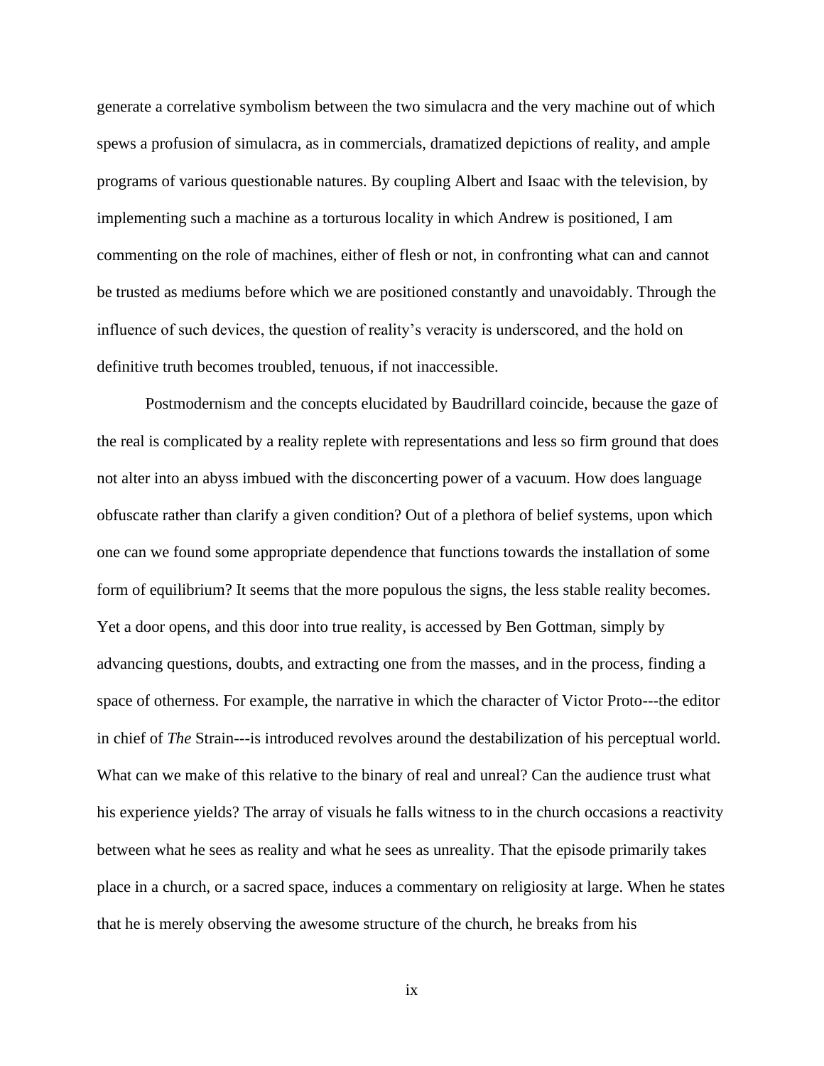generate a correlative symbolism between the two simulacra and the very machine out of which spews a profusion of simulacra, as in commercials, dramatized depictions of reality, and ample programs of various questionable natures. By coupling Albert and Isaac with the television, by implementing such a machine as a torturous locality in which Andrew is positioned, I am commenting on the role of machines, either of flesh or not, in confronting what can and cannot be trusted as mediums before which we are positioned constantly and unavoidably. Through the influence of such devices, the question of reality's veracity is underscored, and the hold on definitive truth becomes troubled, tenuous, if not inaccessible.

Postmodernism and the concepts elucidated by Baudrillard coincide, because the gaze of the real is complicated by a reality replete with representations and less so firm ground that does not alter into an abyss imbued with the disconcerting power of a vacuum. How does language obfuscate rather than clarify a given condition? Out of a plethora of belief systems, upon which one can we found some appropriate dependence that functions towards the installation of some form of equilibrium? It seems that the more populous the signs, the less stable reality becomes. Yet a door opens, and this door into true reality, is accessed by Ben Gottman, simply by advancing questions, doubts, and extracting one from the masses, and in the process, finding a space of otherness. For example, the narrative in which the character of Victor Proto---the editor in chief of *The* Strain---is introduced revolves around the destabilization of his perceptual world. What can we make of this relative to the binary of real and unreal? Can the audience trust what his experience yields? The array of visuals he falls witness to in the church occasions a reactivity between what he sees as reality and what he sees as unreality. That the episode primarily takes place in a church, or a sacred space, induces a commentary on religiosity at large. When he states that he is merely observing the awesome structure of the church, he breaks from his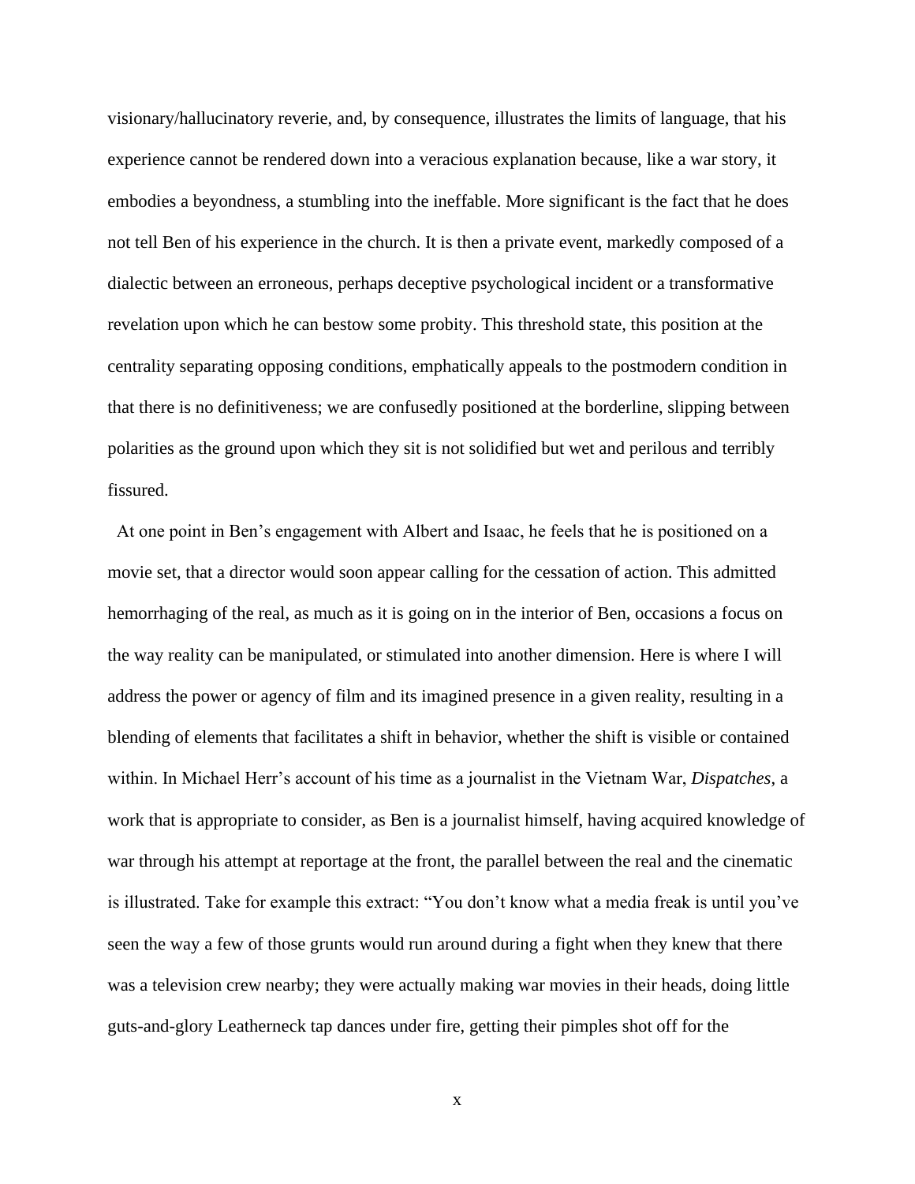visionary/hallucinatory reverie, and, by consequence, illustrates the limits of language, that his experience cannot be rendered down into a veracious explanation because, like a war story, it embodies a beyondness, a stumbling into the ineffable. More significant is the fact that he does not tell Ben of his experience in the church. It is then a private event, markedly composed of a dialectic between an erroneous, perhaps deceptive psychological incident or a transformative revelation upon which he can bestow some probity. This threshold state, this position at the centrality separating opposing conditions, emphatically appeals to the postmodern condition in that there is no definitiveness; we are confusedly positioned at the borderline, slipping between polarities as the ground upon which they sit is not solidified but wet and perilous and terribly fissured.

At one point in Ben's engagement with Albert and Isaac, he feels that he is positioned on a movie set, that a director would soon appear calling for the cessation of action. This admitted hemorrhaging of the real, as much as it is going on in the interior of Ben, occasions a focus on the way reality can be manipulated, or stimulated into another dimension. Here is where I will address the power or agency of film and its imagined presence in a given reality, resulting in a blending of elements that facilitates a shift in behavior, whether the shift is visible or contained within. In Michael Herr's account of his time as a journalist in the Vietnam War, *Dispatches*, a work that is appropriate to consider, as Ben is a journalist himself, having acquired knowledge of war through his attempt at reportage at the front, the parallel between the real and the cinematic is illustrated. Take for example this extract: "You don't know what a media freak is until you've seen the way a few of those grunts would run around during a fight when they knew that there was a television crew nearby; they were actually making war movies in their heads, doing little guts-and-glory Leatherneck tap dances under fire, getting their pimples shot off for the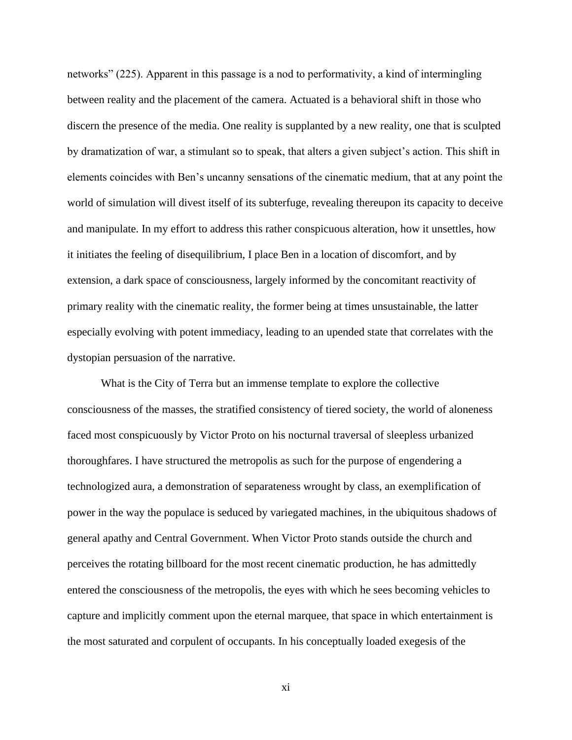networks" (225). Apparent in this passage is a nod to performativity, a kind of intermingling between reality and the placement of the camera. Actuated is a behavioral shift in those who discern the presence of the media. One reality is supplanted by a new reality, one that is sculpted by dramatization of war, a stimulant so to speak, that alters a given subject's action. This shift in elements coincides with Ben's uncanny sensations of the cinematic medium, that at any point the world of simulation will divest itself of its subterfuge, revealing thereupon its capacity to deceive and manipulate. In my effort to address this rather conspicuous alteration, how it unsettles, how it initiates the feeling of disequilibrium, I place Ben in a location of discomfort, and by extension, a dark space of consciousness, largely informed by the concomitant reactivity of primary reality with the cinematic reality, the former being at times unsustainable, the latter especially evolving with potent immediacy, leading to an upended state that correlates with the dystopian persuasion of the narrative.

What is the City of Terra but an immense template to explore the collective consciousness of the masses, the stratified consistency of tiered society, the world of aloneness faced most conspicuously by Victor Proto on his nocturnal traversal of sleepless urbanized thoroughfares. I have structured the metropolis as such for the purpose of engendering a technologized aura, a demonstration of separateness wrought by class, an exemplification of power in the way the populace is seduced by variegated machines, in the ubiquitous shadows of general apathy and Central Government. When Victor Proto stands outside the church and perceives the rotating billboard for the most recent cinematic production, he has admittedly entered the consciousness of the metropolis, the eyes with which he sees becoming vehicles to capture and implicitly comment upon the eternal marquee, that space in which entertainment is the most saturated and corpulent of occupants. In his conceptually loaded exegesis of the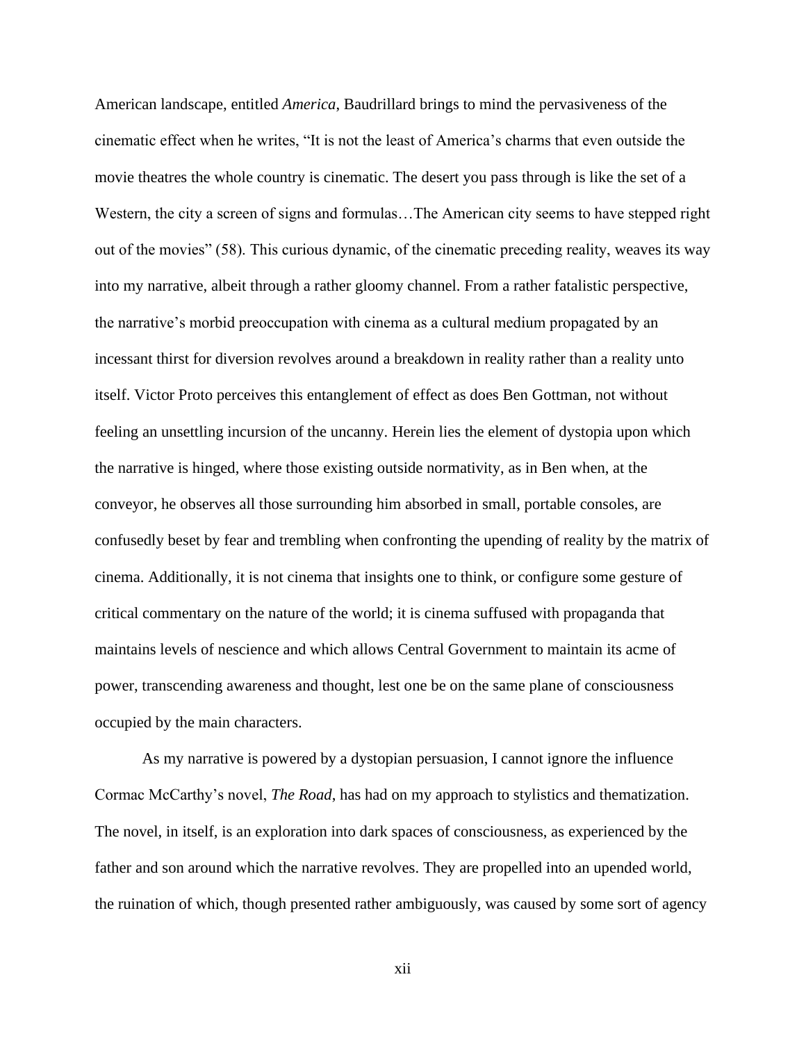American landscape, entitled *America*, Baudrillard brings to mind the pervasiveness of the cinematic effect when he writes, "It is not the least of America's charms that even outside the movie theatres the whole country is cinematic. The desert you pass through is like the set of a Western, the city a screen of signs and formulas…The American city seems to have stepped right out of the movies" (58). This curious dynamic, of the cinematic preceding reality, weaves its way into my narrative, albeit through a rather gloomy channel. From a rather fatalistic perspective, the narrative's morbid preoccupation with cinema as a cultural medium propagated by an incessant thirst for diversion revolves around a breakdown in reality rather than a reality unto itself. Victor Proto perceives this entanglement of effect as does Ben Gottman, not without feeling an unsettling incursion of the uncanny. Herein lies the element of dystopia upon which the narrative is hinged, where those existing outside normativity, as in Ben when, at the conveyor, he observes all those surrounding him absorbed in small, portable consoles, are confusedly beset by fear and trembling when confronting the upending of reality by the matrix of cinema. Additionally, it is not cinema that insights one to think, or configure some gesture of critical commentary on the nature of the world; it is cinema suffused with propaganda that maintains levels of nescience and which allows Central Government to maintain its acme of power, transcending awareness and thought, lest one be on the same plane of consciousness occupied by the main characters.

As my narrative is powered by a dystopian persuasion, I cannot ignore the influence Cormac McCarthy's novel, *The Road*, has had on my approach to stylistics and thematization. The novel, in itself, is an exploration into dark spaces of consciousness, as experienced by the father and son around which the narrative revolves. They are propelled into an upended world, the ruination of which, though presented rather ambiguously, was caused by some sort of agency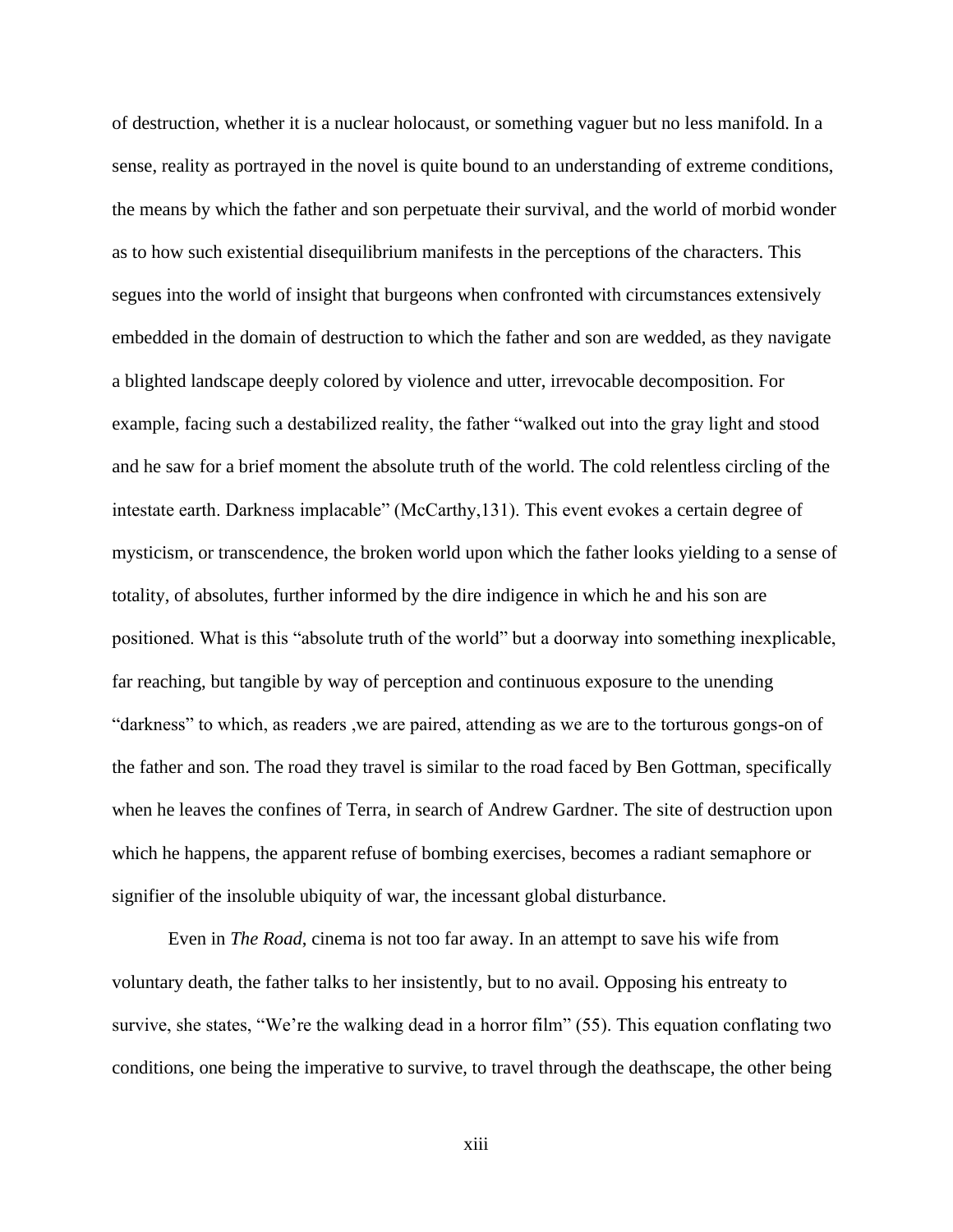of destruction, whether it is a nuclear holocaust, or something vaguer but no less manifold. In a sense, reality as portrayed in the novel is quite bound to an understanding of extreme conditions, the means by which the father and son perpetuate their survival, and the world of morbid wonder as to how such existential disequilibrium manifests in the perceptions of the characters. This segues into the world of insight that burgeons when confronted with circumstances extensively embedded in the domain of destruction to which the father and son are wedded, as they navigate a blighted landscape deeply colored by violence and utter, irrevocable decomposition. For example, facing such a destabilized reality, the father "walked out into the gray light and stood and he saw for a brief moment the absolute truth of the world. The cold relentless circling of the intestate earth. Darkness implacable" (McCarthy,131). This event evokes a certain degree of mysticism, or transcendence, the broken world upon which the father looks yielding to a sense of totality, of absolutes, further informed by the dire indigence in which he and his son are positioned. What is this "absolute truth of the world" but a doorway into something inexplicable, far reaching, but tangible by way of perception and continuous exposure to the unending "darkness" to which, as readers ,we are paired, attending as we are to the torturous gongs-on of the father and son. The road they travel is similar to the road faced by Ben Gottman, specifically when he leaves the confines of Terra, in search of Andrew Gardner. The site of destruction upon which he happens, the apparent refuse of bombing exercises, becomes a radiant semaphore or signifier of the insoluble ubiquity of war, the incessant global disturbance.

Even in *The Road*, cinema is not too far away. In an attempt to save his wife from voluntary death, the father talks to her insistently, but to no avail. Opposing his entreaty to survive, she states, "We're the walking dead in a horror film" (55). This equation conflating two conditions, one being the imperative to survive, to travel through the deathscape, the other being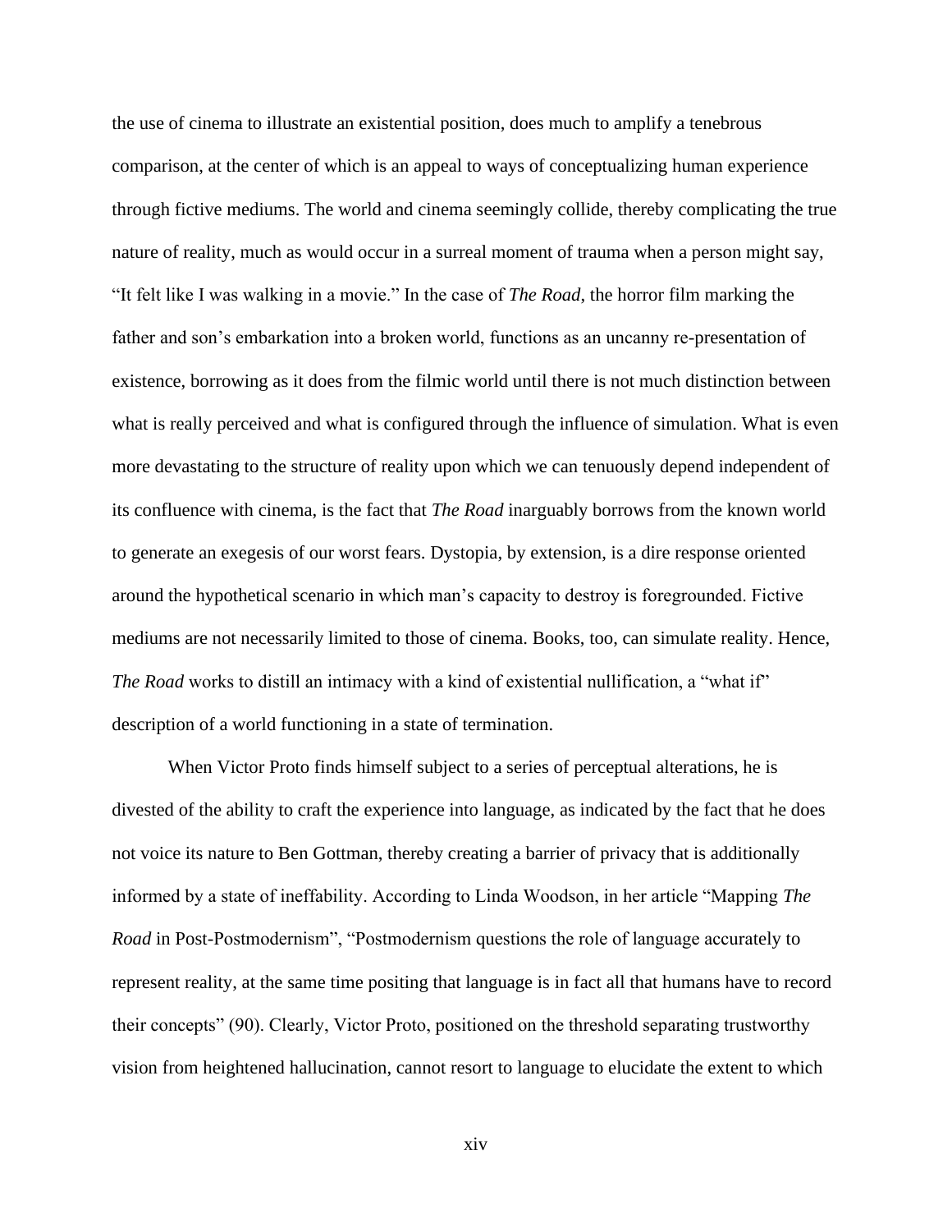the use of cinema to illustrate an existential position, does much to amplify a tenebrous comparison, at the center of which is an appeal to ways of conceptualizing human experience through fictive mediums. The world and cinema seemingly collide, thereby complicating the true nature of reality, much as would occur in a surreal moment of trauma when a person might say, "It felt like I was walking in a movie." In the case of *The Road*, the horror film marking the father and son's embarkation into a broken world, functions as an uncanny re-presentation of existence, borrowing as it does from the filmic world until there is not much distinction between what is really perceived and what is configured through the influence of simulation. What is even more devastating to the structure of reality upon which we can tenuously depend independent of its confluence with cinema, is the fact that *The Road* inarguably borrows from the known world to generate an exegesis of our worst fears. Dystopia, by extension, is a dire response oriented around the hypothetical scenario in which man's capacity to destroy is foregrounded. Fictive mediums are not necessarily limited to those of cinema. Books, too, can simulate reality. Hence, *The Road* works to distill an intimacy with a kind of existential nullification, a "what if" description of a world functioning in a state of termination.

When Victor Proto finds himself subject to a series of perceptual alterations, he is divested of the ability to craft the experience into language, as indicated by the fact that he does not voice its nature to Ben Gottman, thereby creating a barrier of privacy that is additionally informed by a state of ineffability. According to Linda Woodson, in her article "Mapping *The Road* in Post-Postmodernism", "Postmodernism questions the role of language accurately to represent reality, at the same time positing that language is in fact all that humans have to record their concepts" (90). Clearly, Victor Proto, positioned on the threshold separating trustworthy vision from heightened hallucination, cannot resort to language to elucidate the extent to which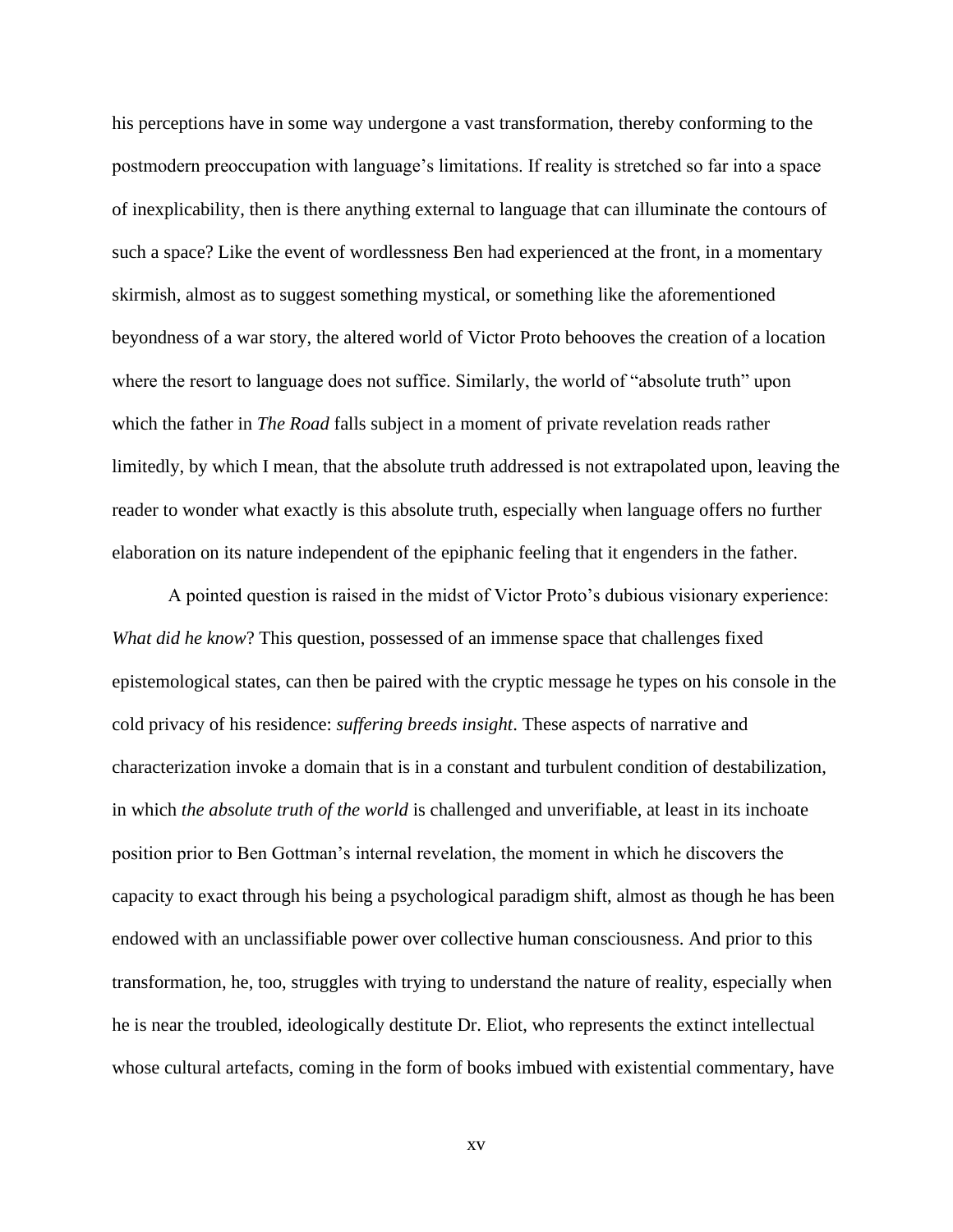his perceptions have in some way undergone a vast transformation, thereby conforming to the postmodern preoccupation with language's limitations. If reality is stretched so far into a space of inexplicability, then is there anything external to language that can illuminate the contours of such a space? Like the event of wordlessness Ben had experienced at the front, in a momentary skirmish, almost as to suggest something mystical, or something like the aforementioned beyondness of a war story, the altered world of Victor Proto behooves the creation of a location where the resort to language does not suffice. Similarly, the world of "absolute truth" upon which the father in *The Road* falls subject in a moment of private revelation reads rather limitedly, by which I mean, that the absolute truth addressed is not extrapolated upon, leaving the reader to wonder what exactly is this absolute truth, especially when language offers no further elaboration on its nature independent of the epiphanic feeling that it engenders in the father.

A pointed question is raised in the midst of Victor Proto's dubious visionary experience: *What did he know*? This question, possessed of an immense space that challenges fixed epistemological states, can then be paired with the cryptic message he types on his console in the cold privacy of his residence: *suffering breeds insight*. These aspects of narrative and characterization invoke a domain that is in a constant and turbulent condition of destabilization, in which *the absolute truth of the world* is challenged and unverifiable, at least in its inchoate position prior to Ben Gottman's internal revelation, the moment in which he discovers the capacity to exact through his being a psychological paradigm shift, almost as though he has been endowed with an unclassifiable power over collective human consciousness. And prior to this transformation, he, too, struggles with trying to understand the nature of reality, especially when he is near the troubled, ideologically destitute Dr. Eliot, who represents the extinct intellectual whose cultural artefacts, coming in the form of books imbued with existential commentary, have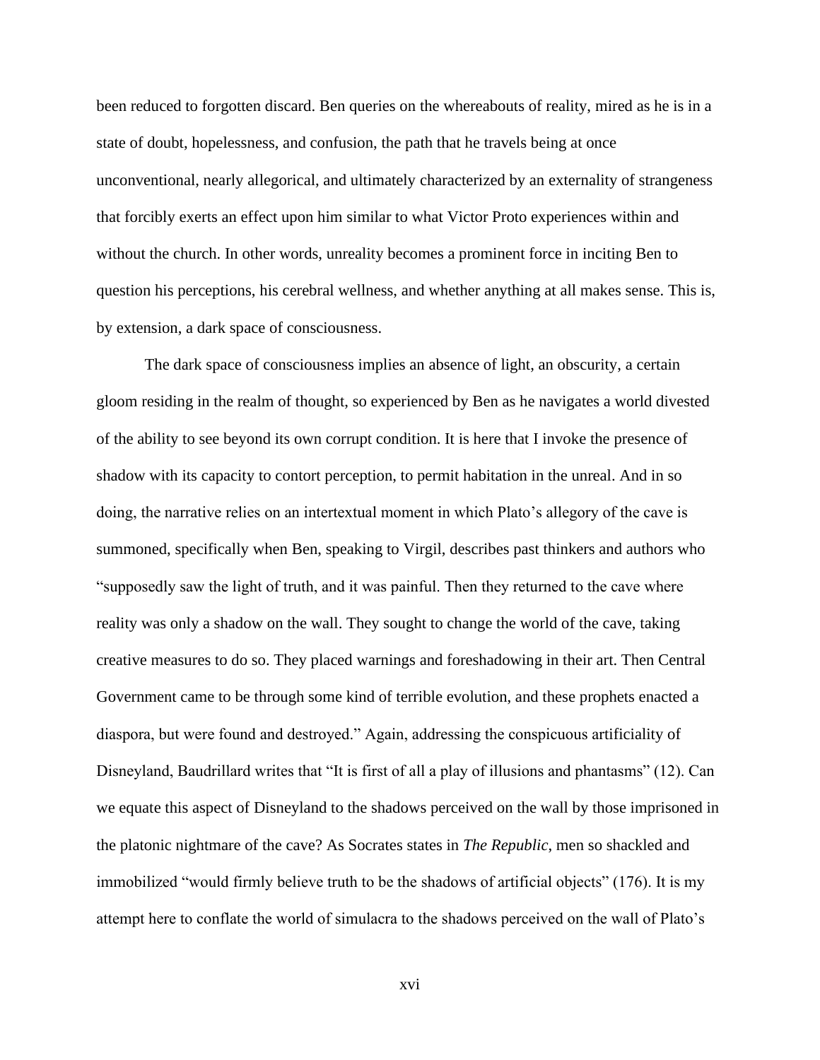been reduced to forgotten discard. Ben queries on the whereabouts of reality, mired as he is in a state of doubt, hopelessness, and confusion, the path that he travels being at once unconventional, nearly allegorical, and ultimately characterized by an externality of strangeness that forcibly exerts an effect upon him similar to what Victor Proto experiences within and without the church. In other words, unreality becomes a prominent force in inciting Ben to question his perceptions, his cerebral wellness, and whether anything at all makes sense. This is, by extension, a dark space of consciousness.

The dark space of consciousness implies an absence of light, an obscurity, a certain gloom residing in the realm of thought, so experienced by Ben as he navigates a world divested of the ability to see beyond its own corrupt condition. It is here that I invoke the presence of shadow with its capacity to contort perception, to permit habitation in the unreal. And in so doing, the narrative relies on an intertextual moment in which Plato's allegory of the cave is summoned, specifically when Ben, speaking to Virgil, describes past thinkers and authors who "supposedly saw the light of truth, and it was painful. Then they returned to the cave where reality was only a shadow on the wall. They sought to change the world of the cave, taking creative measures to do so. They placed warnings and foreshadowing in their art. Then Central Government came to be through some kind of terrible evolution, and these prophets enacted a diaspora, but were found and destroyed." Again, addressing the conspicuous artificiality of Disneyland, Baudrillard writes that "It is first of all a play of illusions and phantasms" (12). Can we equate this aspect of Disneyland to the shadows perceived on the wall by those imprisoned in the platonic nightmare of the cave? As Socrates states in *The Republic*, men so shackled and immobilized "would firmly believe truth to be the shadows of artificial objects" (176). It is my attempt here to conflate the world of simulacra to the shadows perceived on the wall of Plato's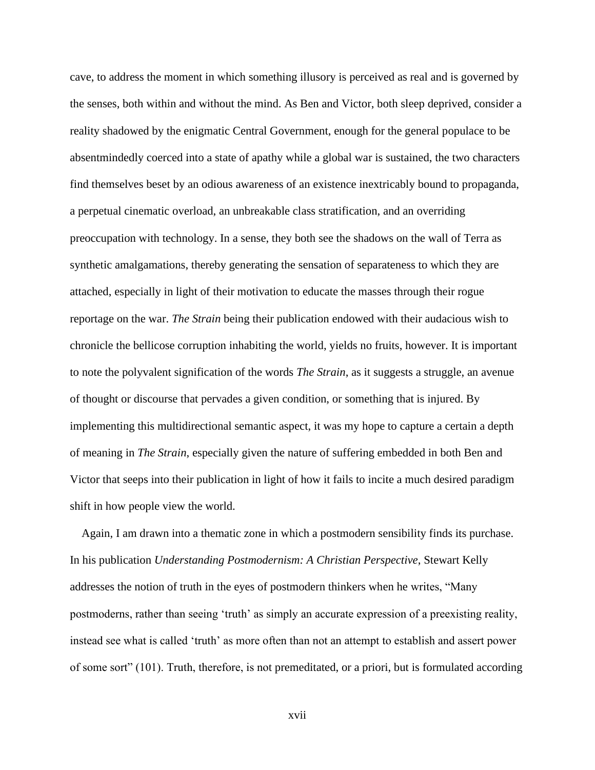cave, to address the moment in which something illusory is perceived as real and is governed by the senses, both within and without the mind. As Ben and Victor, both sleep deprived, consider a reality shadowed by the enigmatic Central Government, enough for the general populace to be absentmindedly coerced into a state of apathy while a global war is sustained, the two characters find themselves beset by an odious awareness of an existence inextricably bound to propaganda, a perpetual cinematic overload, an unbreakable class stratification, and an overriding preoccupation with technology. In a sense, they both see the shadows on the wall of Terra as synthetic amalgamations, thereby generating the sensation of separateness to which they are attached, especially in light of their motivation to educate the masses through their rogue reportage on the war. *The Strain* being their publication endowed with their audacious wish to chronicle the bellicose corruption inhabiting the world, yields no fruits, however. It is important to note the polyvalent signification of the words *The Strain*, as it suggests a struggle, an avenue of thought or discourse that pervades a given condition, or something that is injured. By implementing this multidirectional semantic aspect, it was my hope to capture a certain a depth of meaning in *The Strain*, especially given the nature of suffering embedded in both Ben and Victor that seeps into their publication in light of how it fails to incite a much desired paradigm shift in how people view the world.

Again, I am drawn into a thematic zone in which a postmodern sensibility finds its purchase. In his publication *Understanding Postmodernism: A Christian Perspective*, Stewart Kelly addresses the notion of truth in the eyes of postmodern thinkers when he writes, "Many postmoderns, rather than seeing 'truth' as simply an accurate expression of a preexisting reality, instead see what is called 'truth' as more often than not an attempt to establish and assert power of some sort" (101). Truth, therefore, is not premeditated, or a priori, but is formulated according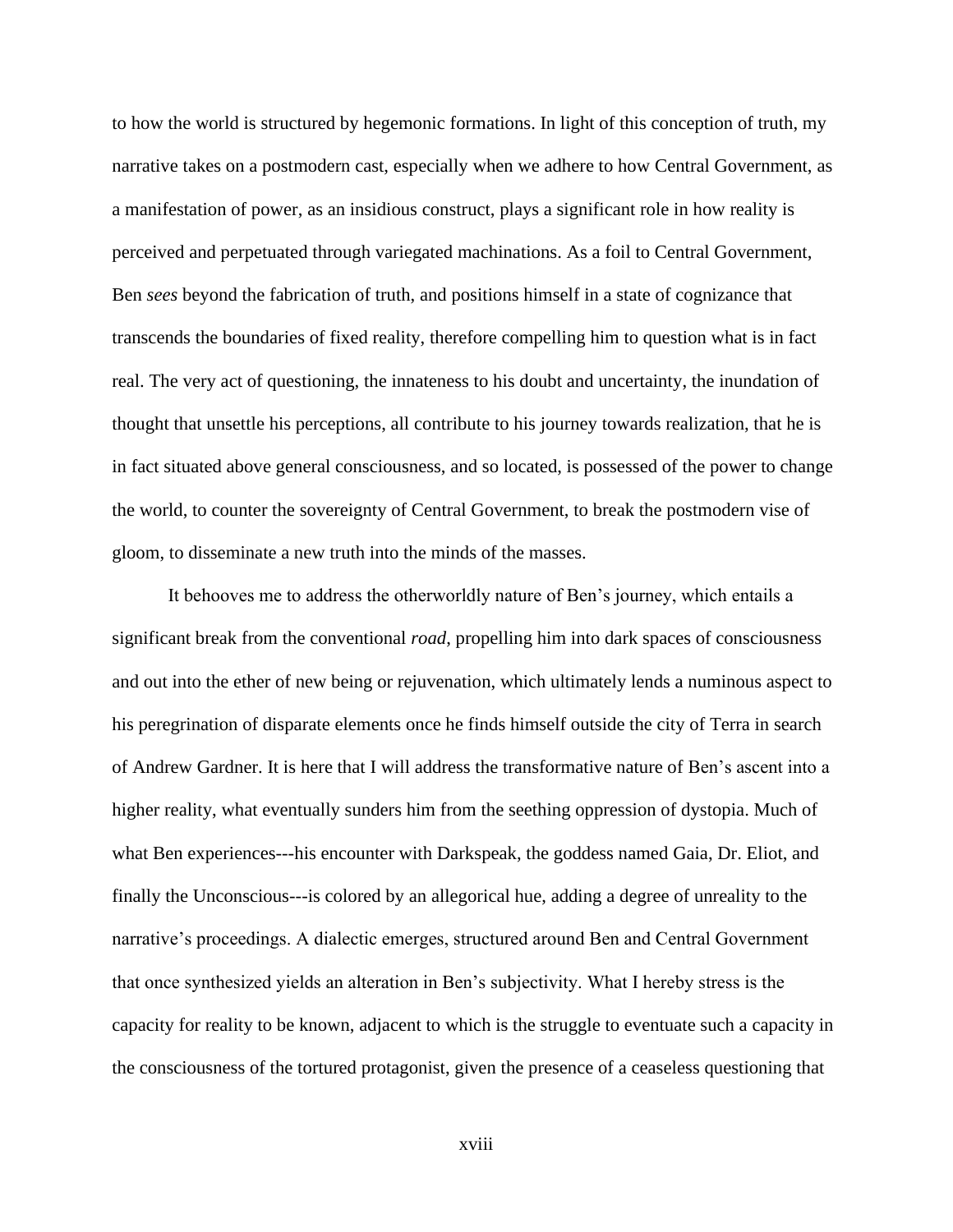to how the world is structured by hegemonic formations. In light of this conception of truth, my narrative takes on a postmodern cast, especially when we adhere to how Central Government, as a manifestation of power, as an insidious construct, plays a significant role in how reality is perceived and perpetuated through variegated machinations. As a foil to Central Government, Ben *sees* beyond the fabrication of truth, and positions himself in a state of cognizance that transcends the boundaries of fixed reality, therefore compelling him to question what is in fact real. The very act of questioning, the innateness to his doubt and uncertainty, the inundation of thought that unsettle his perceptions, all contribute to his journey towards realization, that he is in fact situated above general consciousness, and so located, is possessed of the power to change the world, to counter the sovereignty of Central Government, to break the postmodern vise of gloom, to disseminate a new truth into the minds of the masses.

It behooves me to address the otherworldly nature of Ben's journey, which entails a significant break from the conventional *road*, propelling him into dark spaces of consciousness and out into the ether of new being or rejuvenation, which ultimately lends a numinous aspect to his peregrination of disparate elements once he finds himself outside the city of Terra in search of Andrew Gardner. It is here that I will address the transformative nature of Ben's ascent into a higher reality, what eventually sunders him from the seething oppression of dystopia. Much of what Ben experiences---his encounter with Darkspeak, the goddess named Gaia, Dr. Eliot, and finally the Unconscious---is colored by an allegorical hue, adding a degree of unreality to the narrative's proceedings. A dialectic emerges, structured around Ben and Central Government that once synthesized yields an alteration in Ben's subjectivity. What I hereby stress is the capacity for reality to be known, adjacent to which is the struggle to eventuate such a capacity in the consciousness of the tortured protagonist, given the presence of a ceaseless questioning that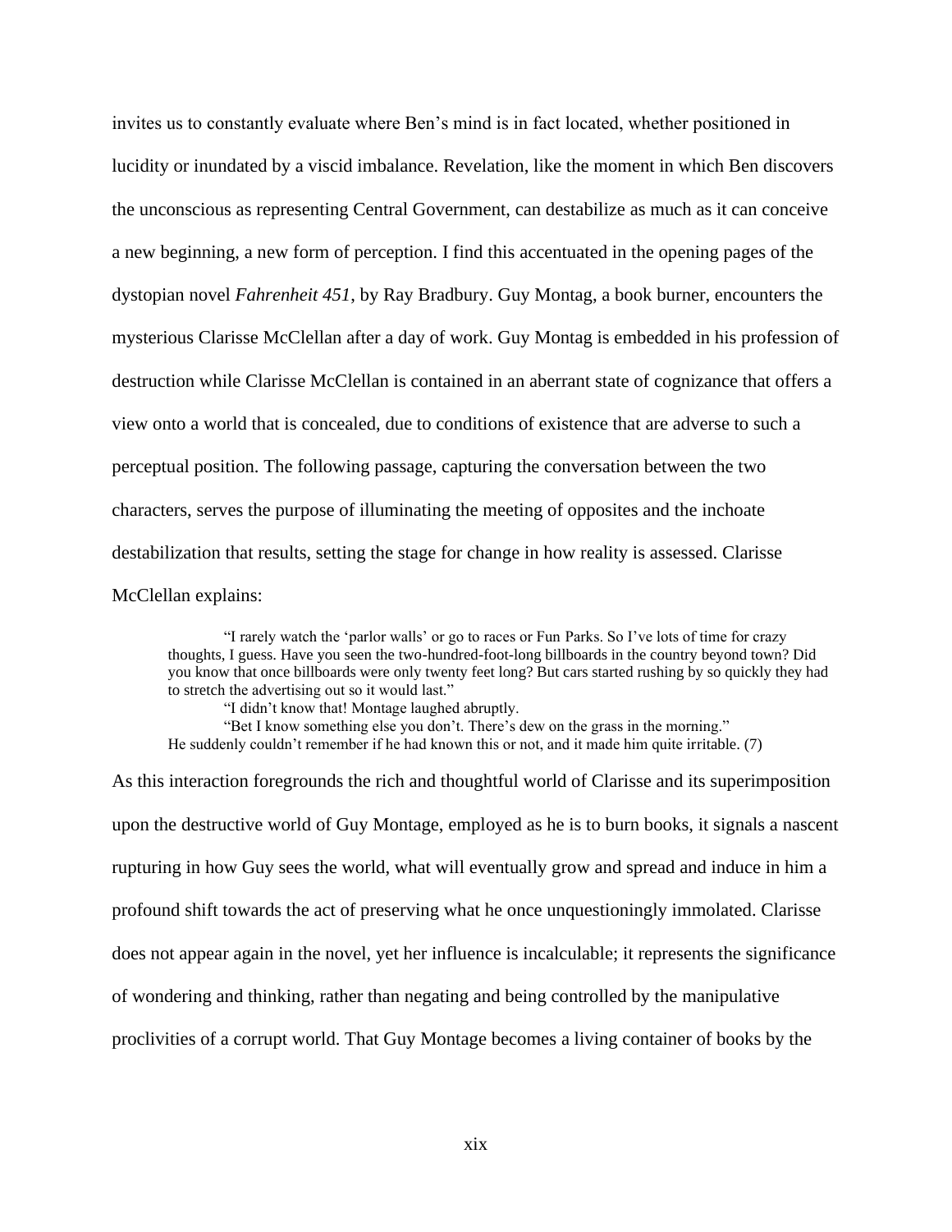invites us to constantly evaluate where Ben's mind is in fact located, whether positioned in lucidity or inundated by a viscid imbalance. Revelation, like the moment in which Ben discovers the unconscious as representing Central Government, can destabilize as much as it can conceive a new beginning, a new form of perception. I find this accentuated in the opening pages of the dystopian novel *Fahrenheit 451*, by Ray Bradbury. Guy Montag, a book burner, encounters the mysterious Clarisse McClellan after a day of work. Guy Montag is embedded in his profession of destruction while Clarisse McClellan is contained in an aberrant state of cognizance that offers a view onto a world that is concealed, due to conditions of existence that are adverse to such a perceptual position. The following passage, capturing the conversation between the two characters, serves the purpose of illuminating the meeting of opposites and the inchoate destabilization that results, setting the stage for change in how reality is assessed. Clarisse McClellan explains:

> "I rarely watch the 'parlor walls' or go to races or Fun Parks. So I've lots of time for crazy thoughts, I guess. Have you seen the two-hundred-foot-long billboards in the country beyond town? Did you know that once billboards were only twenty feet long? But cars started rushing by so quickly they had to stretch the advertising out so it would last."
>
> "I didn't know that! Montage laughed abruptly.
>
> "Bet I know something else you don't. There's dew on the grass in the morning."
>
> He suddenly couldn't remember if he had known this or not, and it made him quite irritable. (7)

As this interaction foregrounds the rich and thoughtful world of Clarisse and its superimposition upon the destructive world of Guy Montage, employed as he is to burn books, it signals a nascent rupturing in how Guy sees the world, what will eventually grow and spread and induce in him a profound shift towards the act of preserving what he once unquestioningly immolated. Clarisse does not appear again in the novel, yet her influence is incalculable; it represents the significance of wondering and thinking, rather than negating and being controlled by the manipulative proclivities of a corrupt world. That Guy Montage becomes a living container of books by the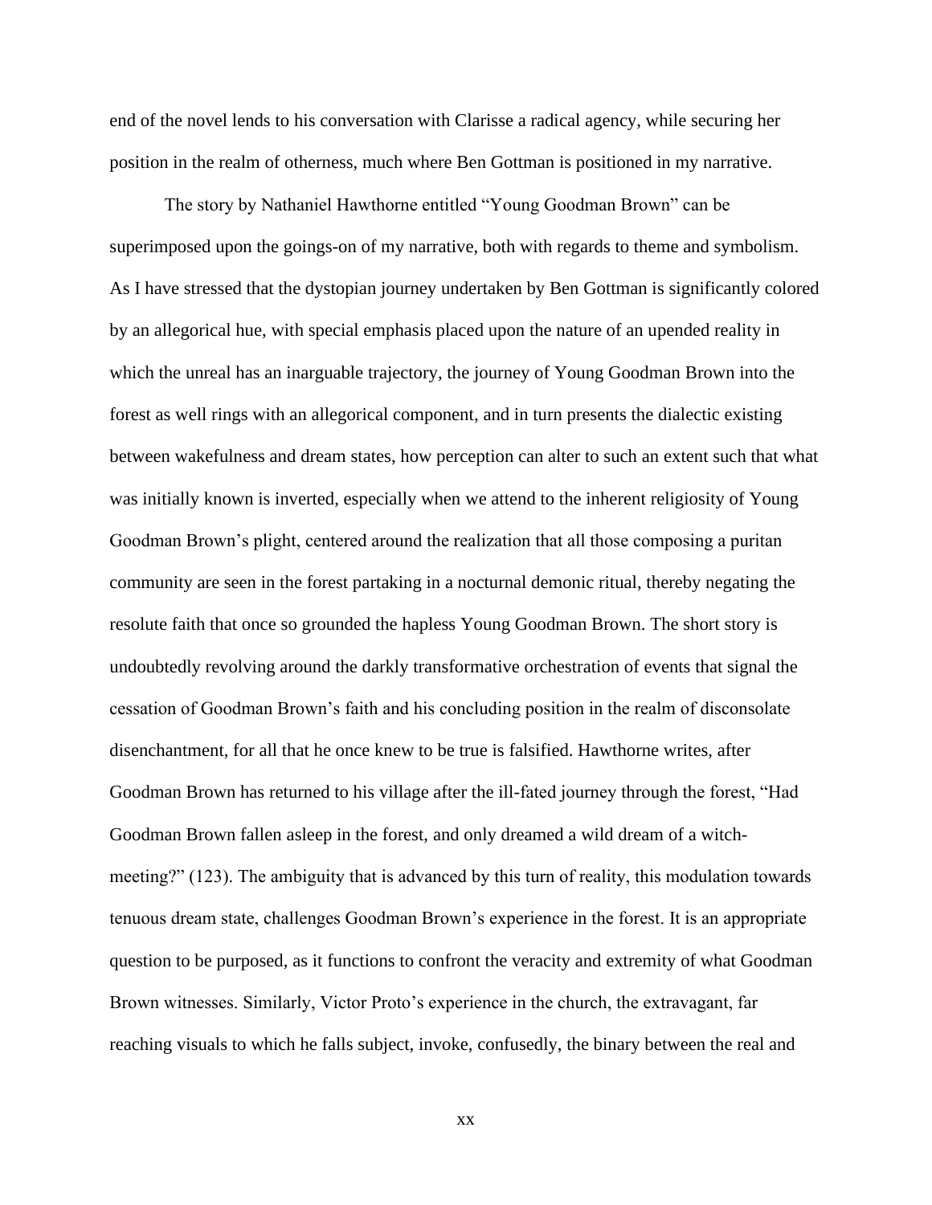end of the novel lends to his conversation with Clarisse a radical agency, while securing her position in the realm of otherness, much where Ben Gottman is positioned in my narrative.

The story by Nathaniel Hawthorne entitled "Young Goodman Brown" can be superimposed upon the goings-on of my narrative, both with regards to theme and symbolism. As I have stressed that the dystopian journey undertaken by Ben Gottman is significantly colored by an allegorical hue, with special emphasis placed upon the nature of an upended reality in which the unreal has an inarguable trajectory, the journey of Young Goodman Brown into the forest as well rings with an allegorical component, and in turn presents the dialectic existing between wakefulness and dream states, how perception can alter to such an extent such that what was initially known is inverted, especially when we attend to the inherent religiosity of Young Goodman Brown's plight, centered around the realization that all those composing a puritan community are seen in the forest partaking in a nocturnal demonic ritual, thereby negating the resolute faith that once so grounded the hapless Young Goodman Brown. The short story is undoubtedly revolving around the darkly transformative orchestration of events that signal the cessation of Goodman Brown's faith and his concluding position in the realm of disconsolate disenchantment, for all that he once knew to be true is falsified. Hawthorne writes, after Goodman Brown has returned to his village after the ill-fated journey through the forest, "Had Goodman Brown fallen asleep in the forest, and only dreamed a wild dream of a witch-meeting?" (123). The ambiguity that is advanced by this turn of reality, this modulation towards tenuous dream state, challenges Goodman Brown's experience in the forest. It is an appropriate question to be purposed, as it functions to confront the veracity and extremity of what Goodman Brown witnesses. Similarly, Victor Proto's experience in the church, the extravagant, far reaching visuals to which he falls subject, invoke, confusedly, the binary between the real and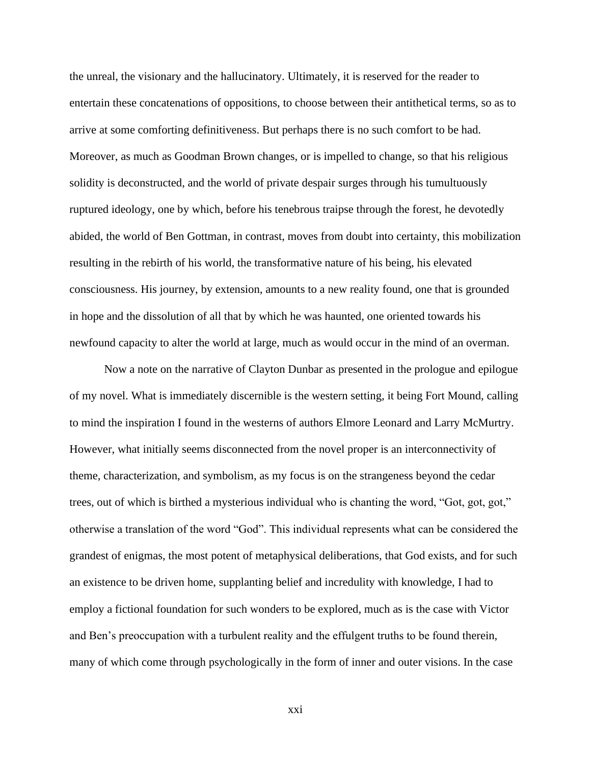the unreal, the visionary and the hallucinatory. Ultimately, it is reserved for the reader to entertain these concatenations of oppositions, to choose between their antithetical terms, so as to arrive at some comforting definitiveness. But perhaps there is no such comfort to be had. Moreover, as much as Goodman Brown changes, or is impelled to change, so that his religious solidity is deconstructed, and the world of private despair surges through his tumultuously ruptured ideology, one by which, before his tenebrous traipse through the forest, he devotedly abided, the world of Ben Gottman, in contrast, moves from doubt into certainty, this mobilization resulting in the rebirth of his world, the transformative nature of his being, his elevated consciousness. His journey, by extension, amounts to a new reality found, one that is grounded in hope and the dissolution of all that by which he was haunted, one oriented towards his newfound capacity to alter the world at large, much as would occur in the mind of an overman.

Now a note on the narrative of Clayton Dunbar as presented in the prologue and epilogue of my novel. What is immediately discernible is the western setting, it being Fort Mound, calling to mind the inspiration I found in the westerns of authors Elmore Leonard and Larry McMurtry. However, what initially seems disconnected from the novel proper is an interconnectivity of theme, characterization, and symbolism, as my focus is on the strangeness beyond the cedar trees, out of which is birthed a mysterious individual who is chanting the word, "Got, got, got," otherwise a translation of the word "God". This individual represents what can be considered the grandest of enigmas, the most potent of metaphysical deliberations, that God exists, and for such an existence to be driven home, supplanting belief and incredulity with knowledge, I had to employ a fictional foundation for such wonders to be explored, much as is the case with Victor and Ben's preoccupation with a turbulent reality and the effulgent truths to be found therein, many of which come through psychologically in the form of inner and outer visions. In the case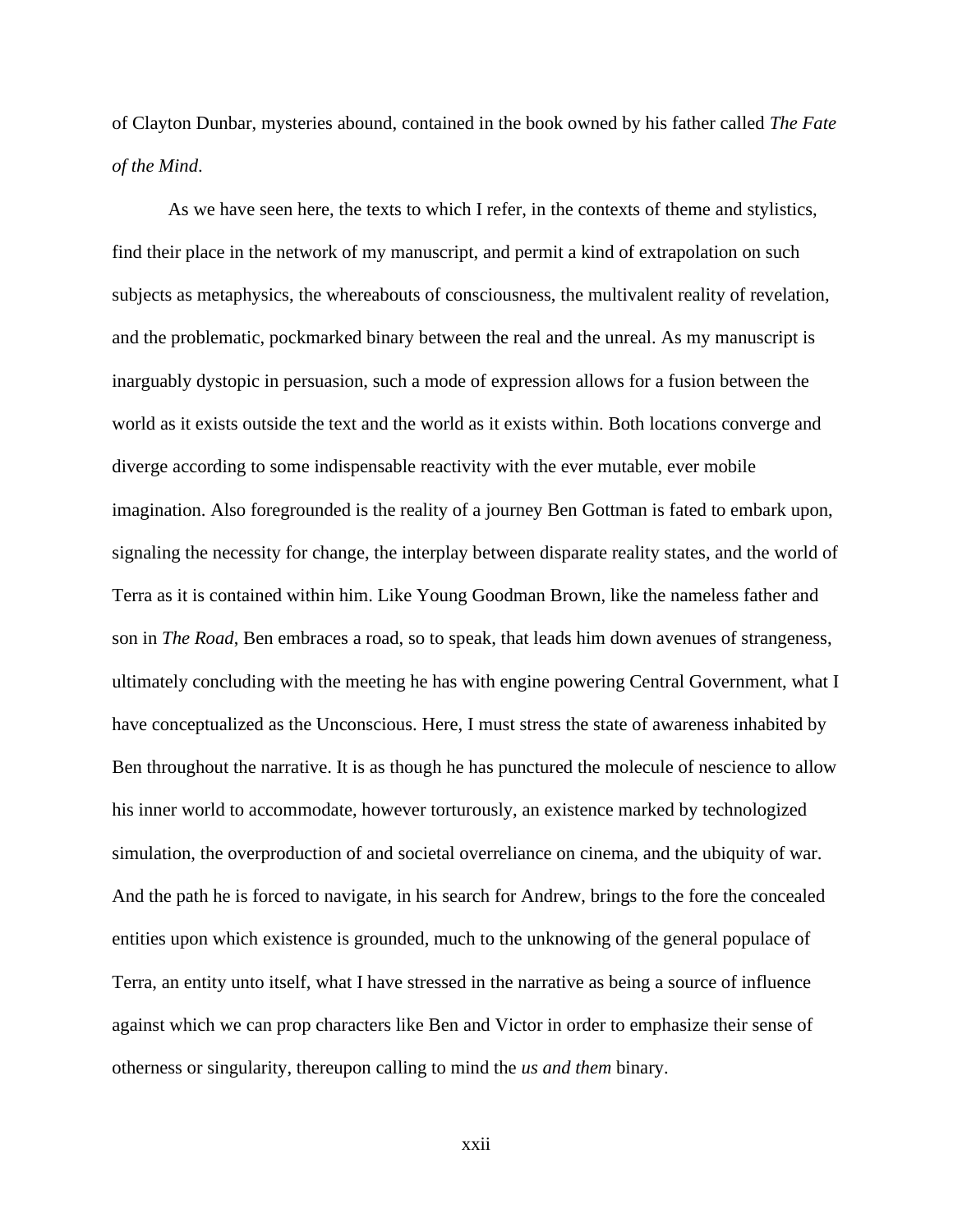of Clayton Dunbar, mysteries abound, contained in the book owned by his father called *The Fate of the Mind*.

As we have seen here, the texts to which I refer, in the contexts of theme and stylistics, find their place in the network of my manuscript, and permit a kind of extrapolation on such subjects as metaphysics, the whereabouts of consciousness, the multivalent reality of revelation, and the problematic, pockmarked binary between the real and the unreal. As my manuscript is inarguably dystopic in persuasion, such a mode of expression allows for a fusion between the world as it exists outside the text and the world as it exists within. Both locations converge and diverge according to some indispensable reactivity with the ever mutable, ever mobile imagination. Also foregrounded is the reality of a journey Ben Gottman is fated to embark upon, signaling the necessity for change, the interplay between disparate reality states, and the world of Terra as it is contained within him. Like Young Goodman Brown, like the nameless father and son in *The Road*, Ben embraces a road, so to speak, that leads him down avenues of strangeness, ultimately concluding with the meeting he has with engine powering Central Government, what I have conceptualized as the Unconscious. Here, I must stress the state of awareness inhabited by Ben throughout the narrative. It is as though he has punctured the molecule of nescience to allow his inner world to accommodate, however torturously, an existence marked by technologized simulation, the overproduction of and societal overreliance on cinema, and the ubiquity of war. And the path he is forced to navigate, in his search for Andrew, brings to the fore the concealed entities upon which existence is grounded, much to the unknowing of the general populace of Terra, an entity unto itself, what I have stressed in the narrative as being a source of influence against which we can prop characters like Ben and Victor in order to emphasize their sense of otherness or singularity, thereupon calling to mind the *us and them* binary.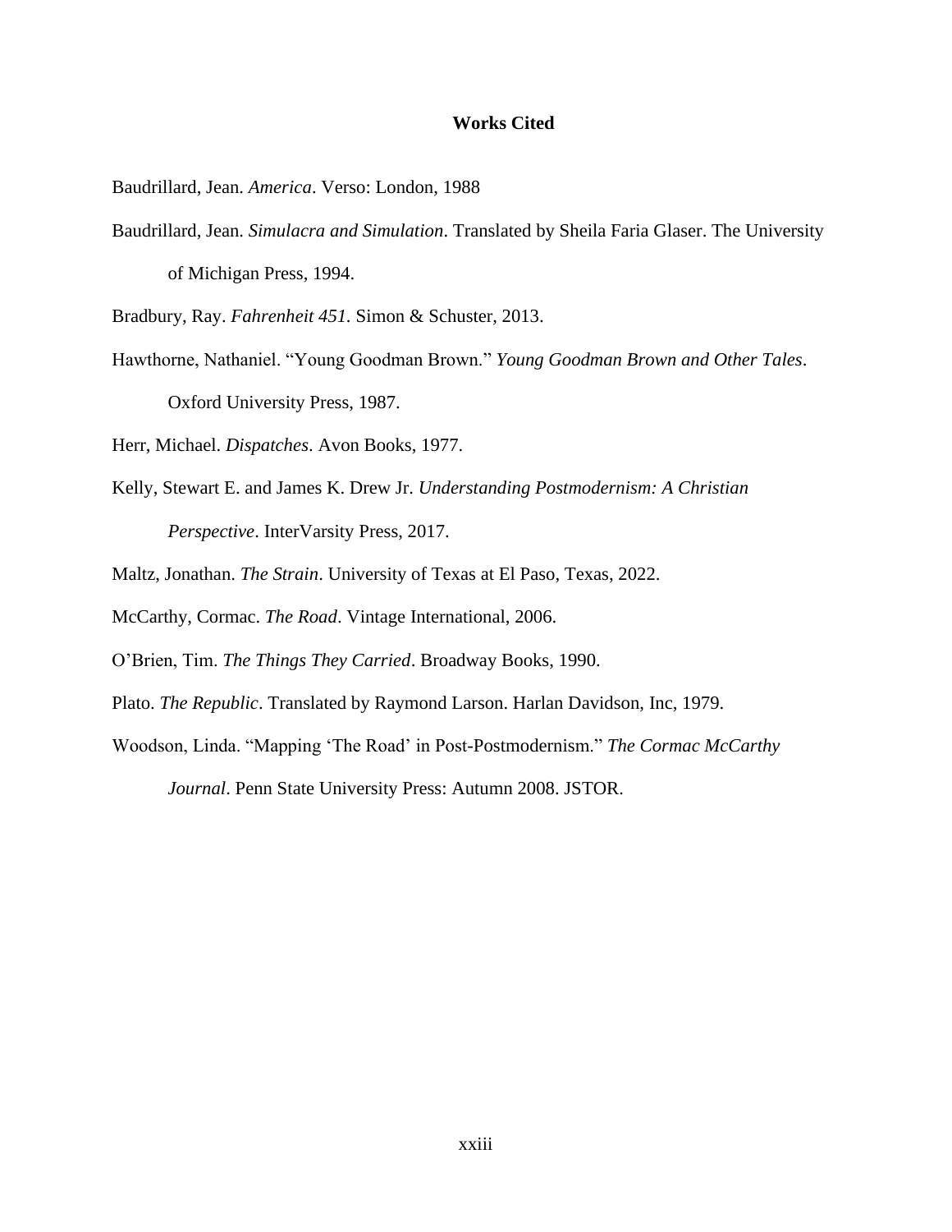# Works Cited

Baudrillard, Jean. *America*. Verso: London, 1988

Baudrillard, Jean. *Simulacra and Simulation*. Translated by Sheila Faria Glaser. The University of Michigan Press, 1994.

Bradbury, Ray. *Fahrenheit 451*. Simon & Schuster, 2013.

Hawthorne, Nathaniel. "Young Goodman Brown." *Young Goodman Brown and Other Tales*. Oxford University Press, 1987.

Herr, Michael. *Dispatches*. Avon Books, 1977.

Kelly, Stewart E. and James K. Drew Jr. *Understanding Postmodernism: A Christian Perspective*. InterVarsity Press, 2017.

Maltz, Jonathan. *The Strain*. University of Texas at El Paso, Texas, 2022.

McCarthy, Cormac. *The Road*. Vintage International, 2006.

O'Brien, Tim. *The Things They Carried*. Broadway Books, 1990.

Plato. *The Republic*. Translated by Raymond Larson. Harlan Davidson, Inc, 1979.

Woodson, Linda. "Mapping 'The Road' in Post-Postmodernism." *The Cormac McCarthy Journal*. Penn State University Press: Autumn 2008. JSTOR.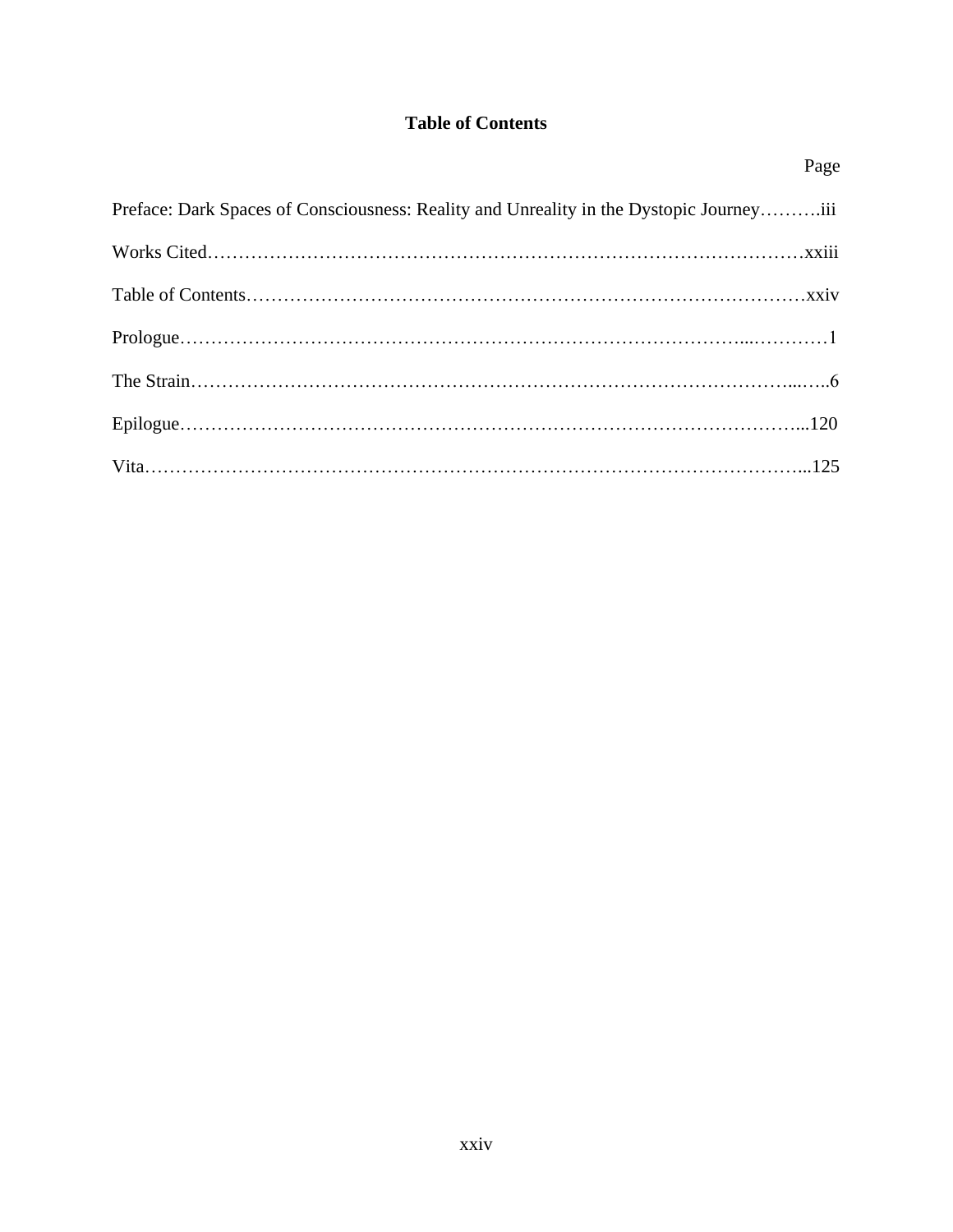# Table of Contents

| | Page |
|---|---|
| Preface: Dark Spaces of Consciousness: Reality and Unreality in the Dystopic Journey | iii |
| Works Cited | xxiii |
| Table of Contents | xxiv |
| Prologue | 1 |
| The Strain | 6 |
| Epilogue | 120 |
| Vita | 125 |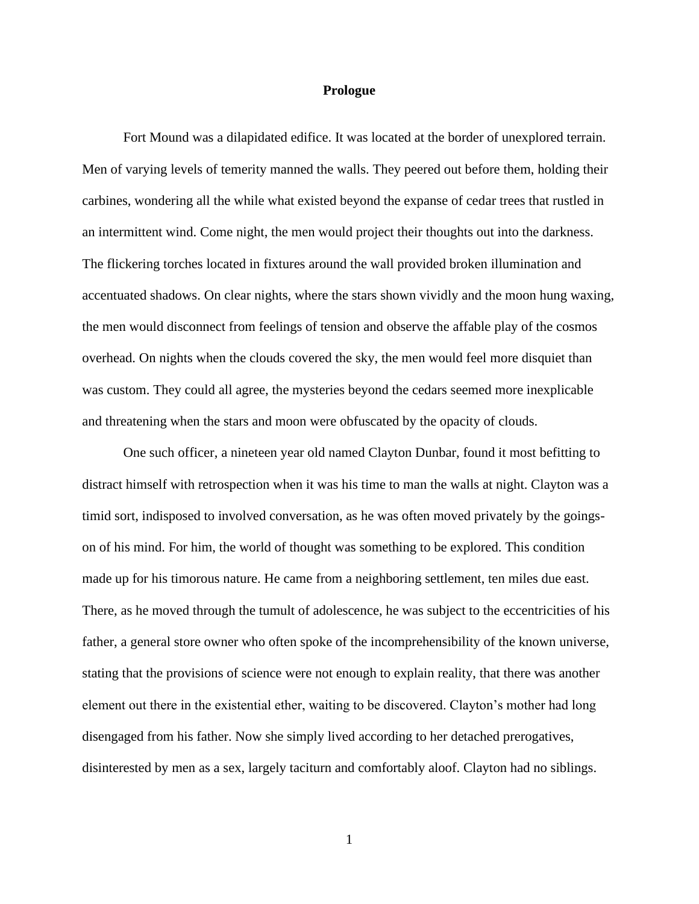# Prologue

Fort Mound was a dilapidated edifice. It was located at the border of unexplored terrain. Men of varying levels of temerity manned the walls. They peered out before them, holding their carbines, wondering all the while what existed beyond the expanse of cedar trees that rustled in an intermittent wind. Come night, the men would project their thoughts out into the darkness. The flickering torches located in fixtures around the wall provided broken illumination and accentuated shadows. On clear nights, where the stars shown vividly and the moon hung waxing, the men would disconnect from feelings of tension and observe the affable play of the cosmos overhead. On nights when the clouds covered the sky, the men would feel more disquiet than was custom. They could all agree, the mysteries beyond the cedars seemed more inexplicable and threatening when the stars and moon were obfuscated by the opacity of clouds.

One such officer, a nineteen year old named Clayton Dunbar, found it most befitting to distract himself with retrospection when it was his time to man the walls at night. Clayton was a timid sort, indisposed to involved conversation, as he was often moved privately by the goings-on of his mind. For him, the world of thought was something to be explored. This condition made up for his timorous nature. He came from a neighboring settlement, ten miles due east. There, as he moved through the tumult of adolescence, he was subject to the eccentricities of his father, a general store owner who often spoke of the incomprehensibility of the known universe, stating that the provisions of science were not enough to explain reality, that there was another element out there in the existential ether, waiting to be discovered. Clayton's mother had long disengaged from his father. Now she simply lived according to her detached prerogatives, disinterested by men as a sex, largely taciturn and comfortably aloof. Clayton had no siblings.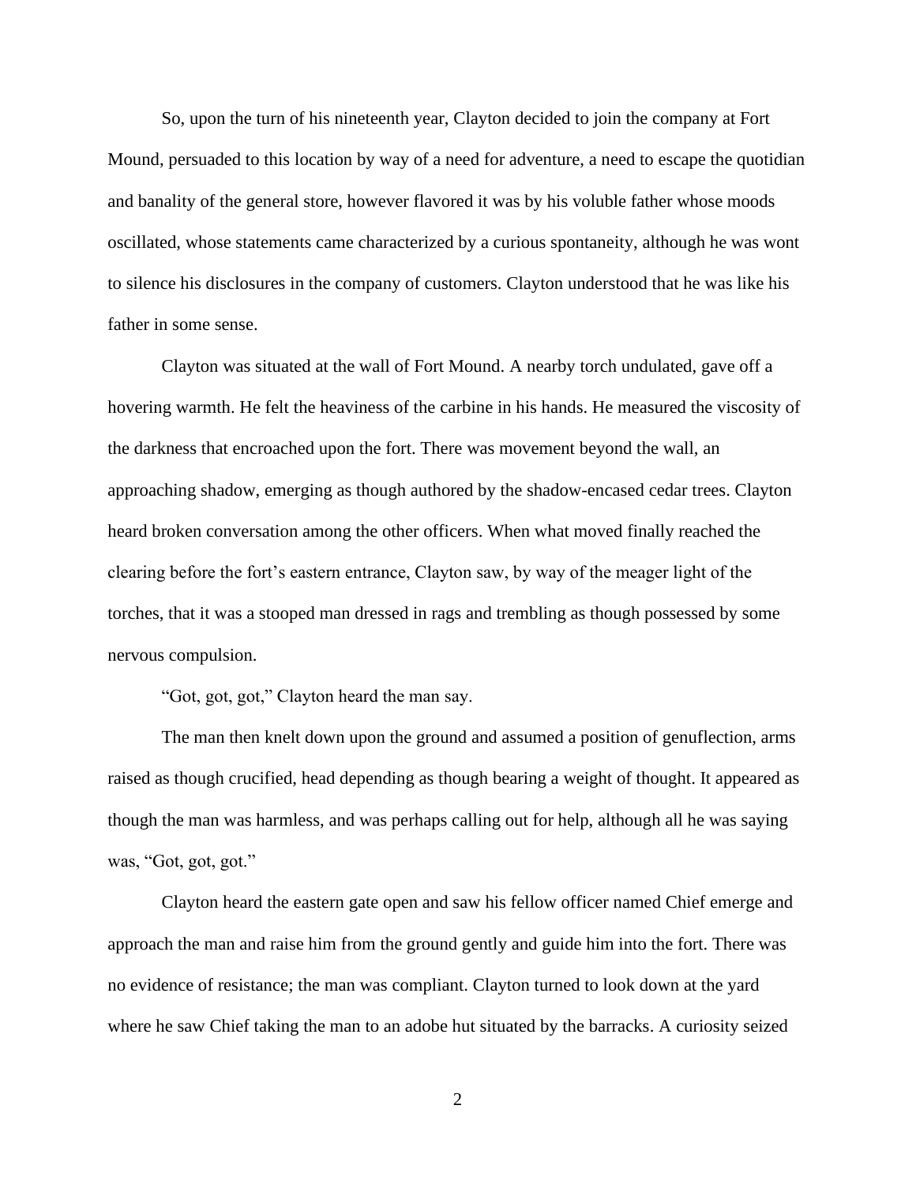So, upon the turn of his nineteenth year, Clayton decided to join the company at Fort Mound, persuaded to this location by way of a need for adventure, a need to escape the quotidian and banality of the general store, however flavored it was by his voluble father whose moods oscillated, whose statements came characterized by a curious spontaneity, although he was wont to silence his disclosures in the company of customers. Clayton understood that he was like his father in some sense.

Clayton was situated at the wall of Fort Mound. A nearby torch undulated, gave off a hovering warmth. He felt the heaviness of the carbine in his hands. He measured the viscosity of the darkness that encroached upon the fort. There was movement beyond the wall, an approaching shadow, emerging as though authored by the shadow-encased cedar trees. Clayton heard broken conversation among the other officers. When what moved finally reached the clearing before the fort's eastern entrance, Clayton saw, by way of the meager light of the torches, that it was a stooped man dressed in rags and trembling as though possessed by some nervous compulsion.

"Got, got, got," Clayton heard the man say.

The man then knelt down upon the ground and assumed a position of genuflection, arms raised as though crucified, head depending as though bearing a weight of thought. It appeared as though the man was harmless, and was perhaps calling out for help, although all he was saying was, "Got, got, got."

Clayton heard the eastern gate open and saw his fellow officer named Chief emerge and approach the man and raise him from the ground gently and guide him into the fort. There was no evidence of resistance; the man was compliant. Clayton turned to look down at the yard where he saw Chief taking the man to an adobe hut situated by the barracks. A curiosity seized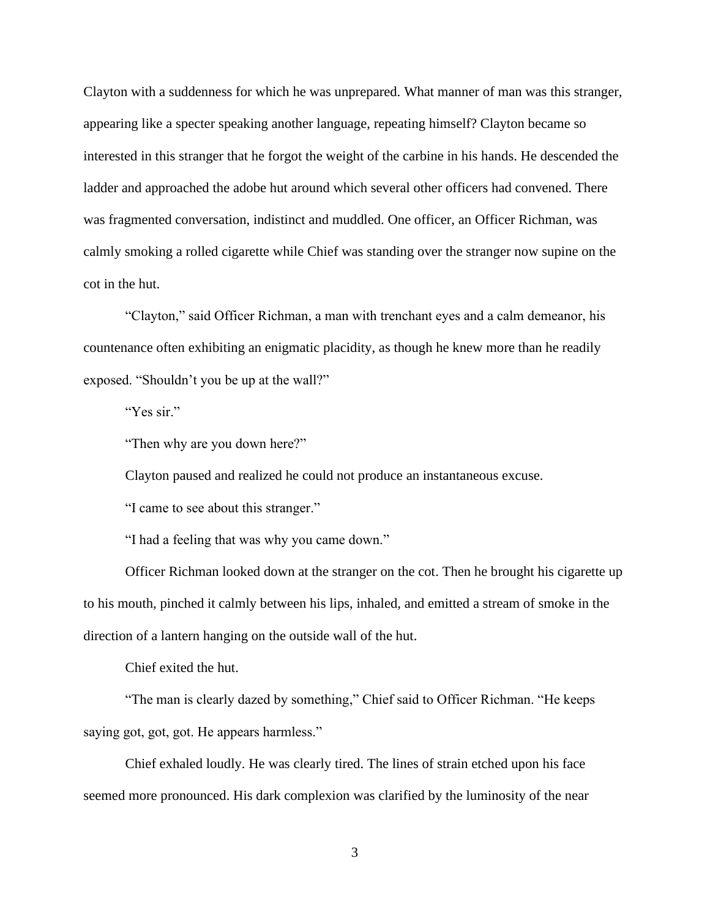Clayton with a suddenness for which he was unprepared. What manner of man was this stranger, appearing like a specter speaking another language, repeating himself? Clayton became so interested in this stranger that he forgot the weight of the carbine in his hands. He descended the ladder and approached the adobe hut around which several other officers had convened. There was fragmented conversation, indistinct and muddled. One officer, an Officer Richman, was calmly smoking a rolled cigarette while Chief was standing over the stranger now supine on the cot in the hut.

"Clayton," said Officer Richman, a man with trenchant eyes and a calm demeanor, his countenance often exhibiting an enigmatic placidity, as though he knew more than he readily exposed. "Shouldn't you be up at the wall?"

"Yes sir."

"Then why are you down here?"

Clayton paused and realized he could not produce an instantaneous excuse.

"I came to see about this stranger."

"I had a feeling that was why you came down."

Officer Richman looked down at the stranger on the cot. Then he brought his cigarette up to his mouth, pinched it calmly between his lips, inhaled, and emitted a stream of smoke in the direction of a lantern hanging on the outside wall of the hut.

Chief exited the hut.

"The man is clearly dazed by something," Chief said to Officer Richman. "He keeps saying got, got, got. He appears harmless."

Chief exhaled loudly. He was clearly tired. The lines of strain etched upon his face seemed more pronounced. His dark complexion was clarified by the luminosity of the near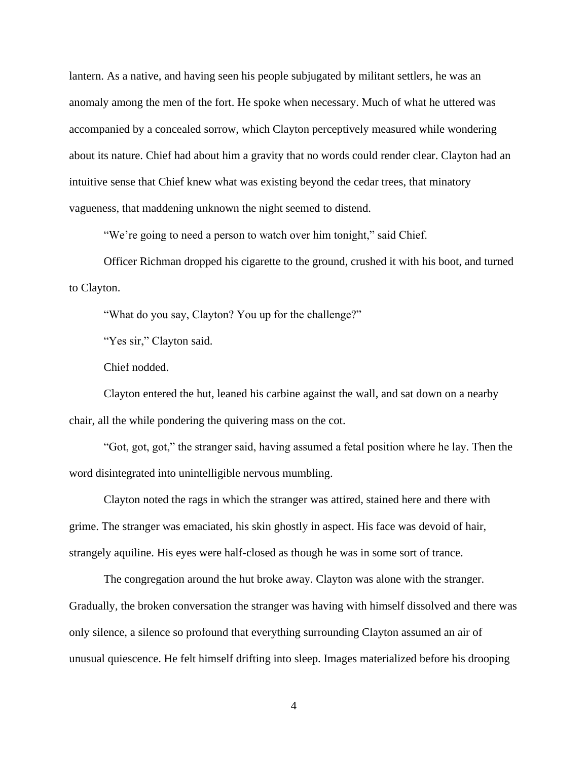lantern. As a native, and having seen his people subjugated by militant settlers, he was an anomaly among the men of the fort. He spoke when necessary. Much of what he uttered was accompanied by a concealed sorrow, which Clayton perceptively measured while wondering about its nature. Chief had about him a gravity that no words could render clear. Clayton had an intuitive sense that Chief knew what was existing beyond the cedar trees, that minatory vagueness, that maddening unknown the night seemed to distend.

"We're going to need a person to watch over him tonight," said Chief.

Officer Richman dropped his cigarette to the ground, crushed it with his boot, and turned to Clayton.

"What do you say, Clayton? You up for the challenge?"

"Yes sir," Clayton said.

Chief nodded.

Clayton entered the hut, leaned his carbine against the wall, and sat down on a nearby chair, all the while pondering the quivering mass on the cot.

"Got, got, got," the stranger said, having assumed a fetal position where he lay. Then the word disintegrated into unintelligible nervous mumbling.

Clayton noted the rags in which the stranger was attired, stained here and there with grime. The stranger was emaciated, his skin ghostly in aspect. His face was devoid of hair, strangely aquiline. His eyes were half-closed as though he was in some sort of trance.

The congregation around the hut broke away. Clayton was alone with the stranger. Gradually, the broken conversation the stranger was having with himself dissolved and there was only silence, a silence so profound that everything surrounding Clayton assumed an air of unusual quiescence. He felt himself drifting into sleep. Images materialized before his drooping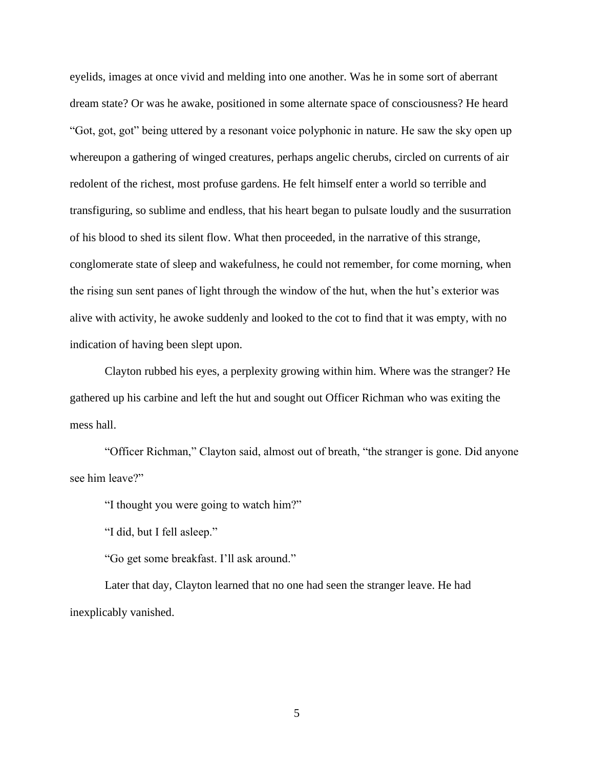eyelids, images at once vivid and melding into one another. Was he in some sort of aberrant dream state? Or was he awake, positioned in some alternate space of consciousness? He heard "Got, got, got" being uttered by a resonant voice polyphonic in nature. He saw the sky open up whereupon a gathering of winged creatures, perhaps angelic cherubs, circled on currents of air redolent of the richest, most profuse gardens. He felt himself enter a world so terrible and transfiguring, so sublime and endless, that his heart began to pulsate loudly and the susurration of his blood to shed its silent flow. What then proceeded, in the narrative of this strange, conglomerate state of sleep and wakefulness, he could not remember, for come morning, when the rising sun sent panes of light through the window of the hut, when the hut's exterior was alive with activity, he awoke suddenly and looked to the cot to find that it was empty, with no indication of having been slept upon.

Clayton rubbed his eyes, a perplexity growing within him. Where was the stranger? He gathered up his carbine and left the hut and sought out Officer Richman who was exiting the mess hall.

"Officer Richman," Clayton said, almost out of breath, "the stranger is gone. Did anyone see him leave?"

"I thought you were going to watch him?"

"I did, but I fell asleep."

"Go get some breakfast. I'll ask around."

Later that day, Clayton learned that no one had seen the stranger leave. He had inexplicably vanished.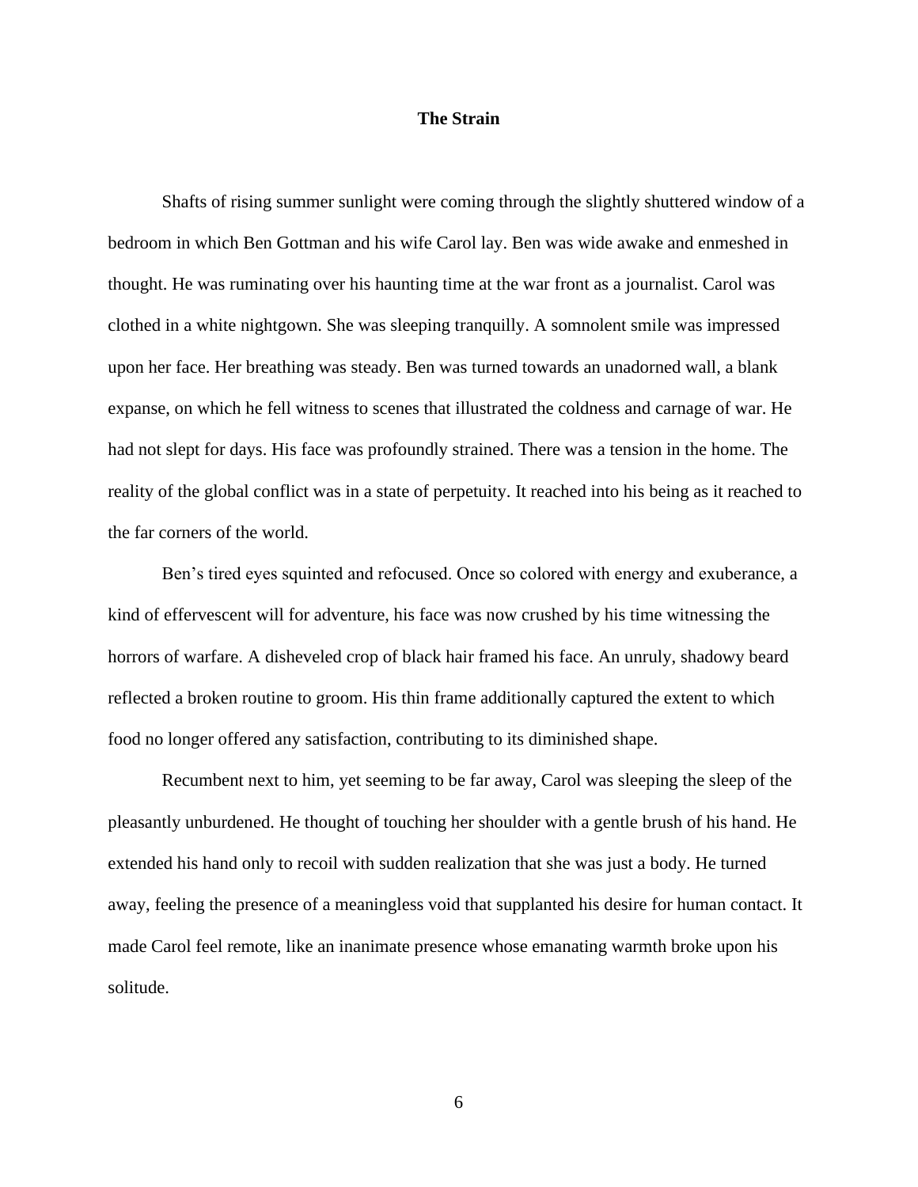# The Strain

Shafts of rising summer sunlight were coming through the slightly shuttered window of a bedroom in which Ben Gottman and his wife Carol lay. Ben was wide awake and enmeshed in thought. He was ruminating over his haunting time at the war front as a journalist. Carol was clothed in a white nightgown. She was sleeping tranquilly. A somnolent smile was impressed upon her face. Her breathing was steady. Ben was turned towards an unadorned wall, a blank expanse, on which he fell witness to scenes that illustrated the coldness and carnage of war. He had not slept for days. His face was profoundly strained. There was a tension in the home. The reality of the global conflict was in a state of perpetuity. It reached into his being as it reached to the far corners of the world.

Ben's tired eyes squinted and refocused. Once so colored with energy and exuberance, a kind of effervescent will for adventure, his face was now crushed by his time witnessing the horrors of warfare. A disheveled crop of black hair framed his face. An unruly, shadowy beard reflected a broken routine to groom. His thin frame additionally captured the extent to which food no longer offered any satisfaction, contributing to its diminished shape.

Recumbent next to him, yet seeming to be far away, Carol was sleeping the sleep of the pleasantly unburdened. He thought of touching her shoulder with a gentle brush of his hand. He extended his hand only to recoil with sudden realization that she was just a body. He turned away, feeling the presence of a meaningless void that supplanted his desire for human contact. It made Carol feel remote, like an inanimate presence whose emanating warmth broke upon his solitude.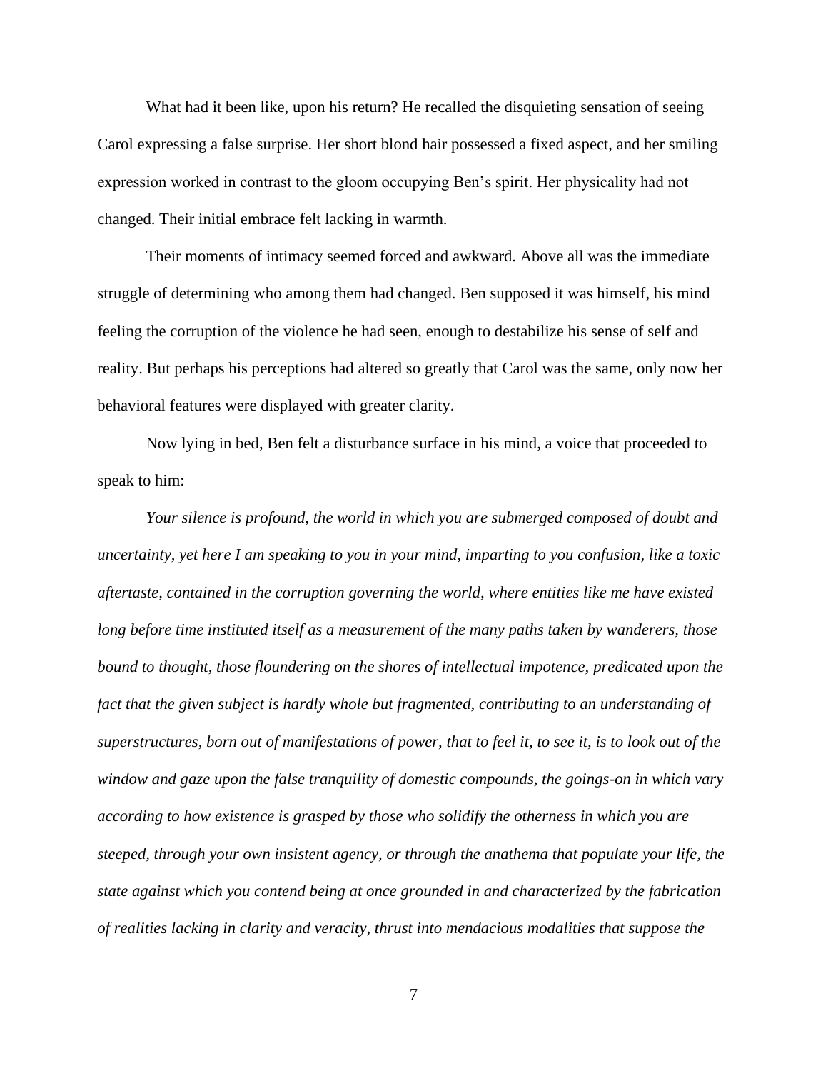What had it been like, upon his return? He recalled the disquieting sensation of seeing Carol expressing a false surprise. Her short blond hair possessed a fixed aspect, and her smiling expression worked in contrast to the gloom occupying Ben's spirit. Her physicality had not changed. Their initial embrace felt lacking in warmth.

Their moments of intimacy seemed forced and awkward. Above all was the immediate struggle of determining who among them had changed. Ben supposed it was himself, his mind feeling the corruption of the violence he had seen, enough to destabilize his sense of self and reality. But perhaps his perceptions had altered so greatly that Carol was the same, only now her behavioral features were displayed with greater clarity.

Now lying in bed, Ben felt a disturbance surface in his mind, a voice that proceeded to speak to him:

*Your silence is profound, the world in which you are submerged composed of doubt and uncertainty, yet here I am speaking to you in your mind, imparting to you confusion, like a toxic aftertaste, contained in the corruption governing the world, where entities like me have existed long before time instituted itself as a measurement of the many paths taken by wanderers, those bound to thought, those floundering on the shores of intellectual impotence, predicated upon the fact that the given subject is hardly whole but fragmented, contributing to an understanding of superstructures, born out of manifestations of power, that to feel it, to see it, is to look out of the window and gaze upon the false tranquility of domestic compounds, the goings-on in which vary according to how existence is grasped by those who solidify the otherness in which you are steeped, through your own insistent agency, or through the anathema that populate your life, the state against which you contend being at once grounded in and characterized by the fabrication of realities lacking in clarity and veracity, thrust into mendacious modalities that suppose the*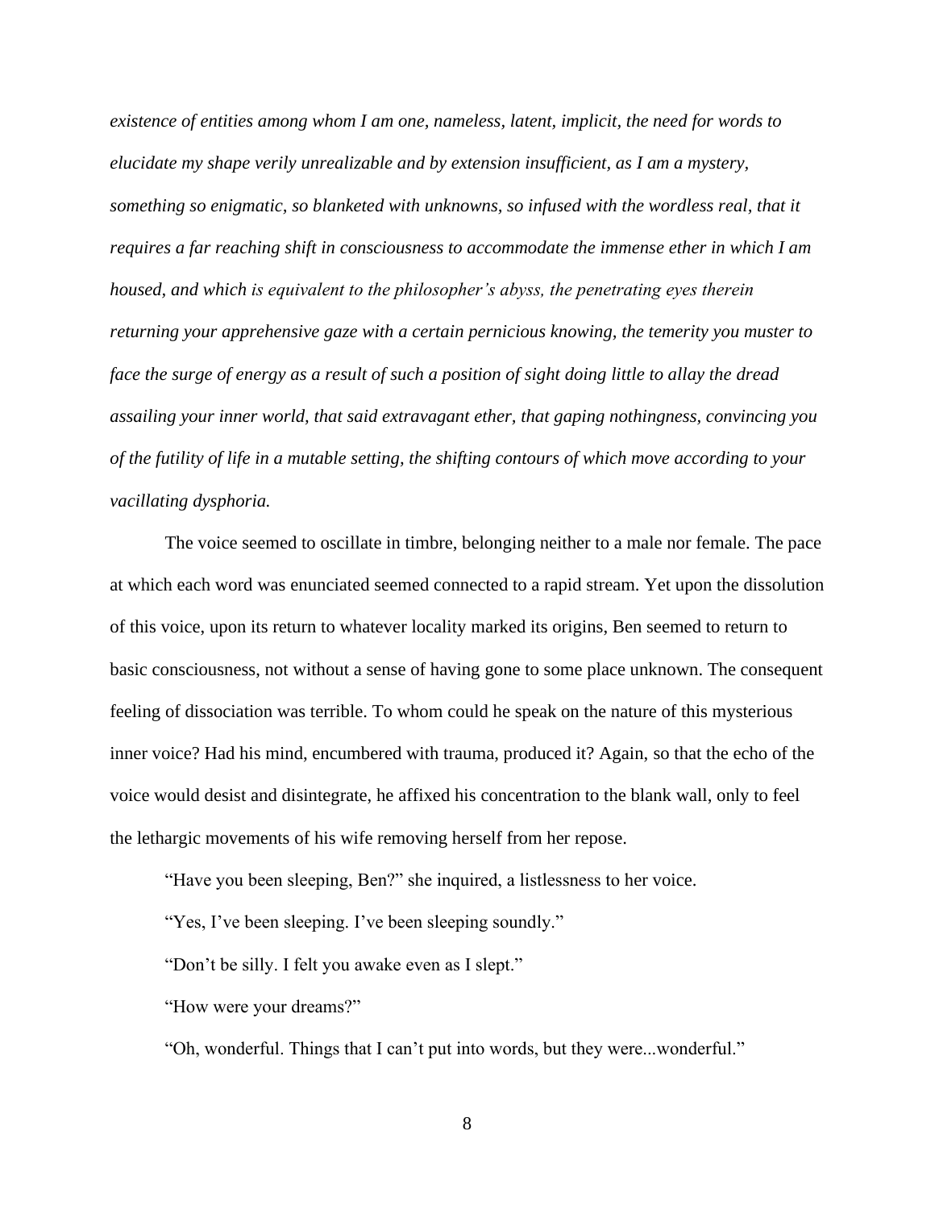*existence of entities among whom I am one, nameless, latent, implicit, the need for words to elucidate my shape verily unrealizable and by extension insufficient, as I am a mystery, something so enigmatic, so blanketed with unknowns, so infused with the wordless real, that it requires a far reaching shift in consciousness to accommodate the immense ether in which I am housed, and which is equivalent to the philosopher's abyss, the penetrating eyes therein returning your apprehensive gaze with a certain pernicious knowing, the temerity you muster to face the surge of energy as a result of such a position of sight doing little to allay the dread assailing your inner world, that said extravagant ether, that gaping nothingness, convincing you of the futility of life in a mutable setting, the shifting contours of which move according to your vacillating dysphoria.*

The voice seemed to oscillate in timbre, belonging neither to a male nor female. The pace at which each word was enunciated seemed connected to a rapid stream. Yet upon the dissolution of this voice, upon its return to whatever locality marked its origins, Ben seemed to return to basic consciousness, not without a sense of having gone to some place unknown. The consequent feeling of dissociation was terrible. To whom could he speak on the nature of this mysterious inner voice? Had his mind, encumbered with trauma, produced it? Again, so that the echo of the voice would desist and disintegrate, he affixed his concentration to the blank wall, only to feel the lethargic movements of his wife removing herself from her repose.

"Have you been sleeping, Ben?" she inquired, a listlessness to her voice.

"Yes, I've been sleeping. I've been sleeping soundly."

"Don't be silly. I felt you awake even as I slept."

"How were your dreams?"

"Oh, wonderful. Things that I can't put into words, but they were...wonderful."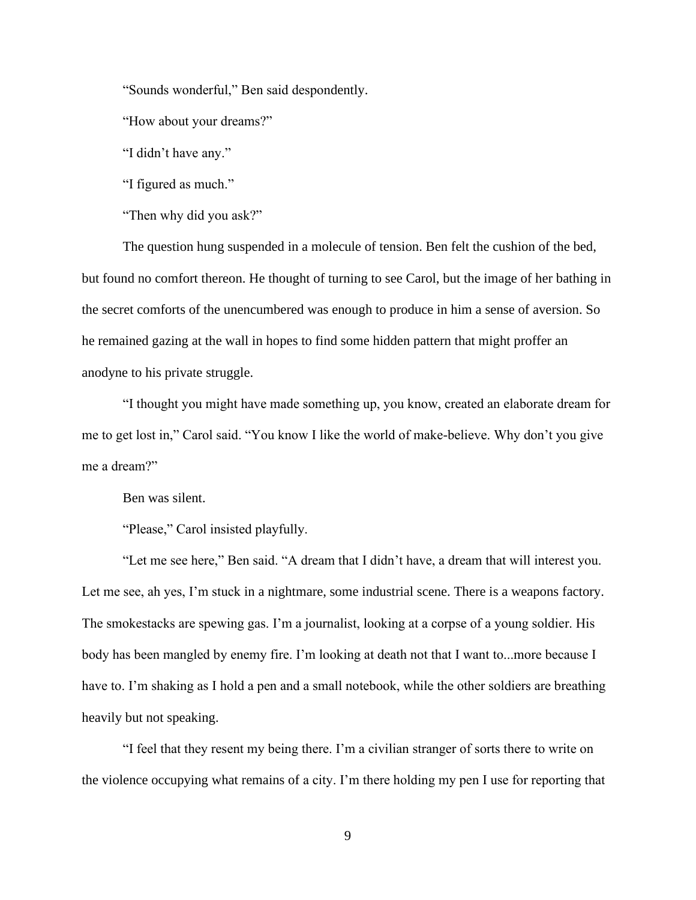"Sounds wonderful," Ben said despondently.

"How about your dreams?"

"I didn't have any."

"I figured as much."

"Then why did you ask?"

The question hung suspended in a molecule of tension. Ben felt the cushion of the bed, but found no comfort thereon. He thought of turning to see Carol, but the image of her bathing in the secret comforts of the unencumbered was enough to produce in him a sense of aversion. So he remained gazing at the wall in hopes to find some hidden pattern that might proffer an anodyne to his private struggle.

"I thought you might have made something up, you know, created an elaborate dream for me to get lost in," Carol said. "You know I like the world of make-believe. Why don't you give me a dream?"

Ben was silent.

"Please," Carol insisted playfully.

"Let me see here," Ben said. "A dream that I didn't have, a dream that will interest you. Let me see, ah yes, I'm stuck in a nightmare, some industrial scene. There is a weapons factory. The smokestacks are spewing gas. I'm a journalist, looking at a corpse of a young soldier. His body has been mangled by enemy fire. I'm looking at death not that I want to...more because I have to. I'm shaking as I hold a pen and a small notebook, while the other soldiers are breathing heavily but not speaking.

"I feel that they resent my being there. I'm a civilian stranger of sorts there to write on the violence occupying what remains of a city. I'm there holding my pen I use for reporting that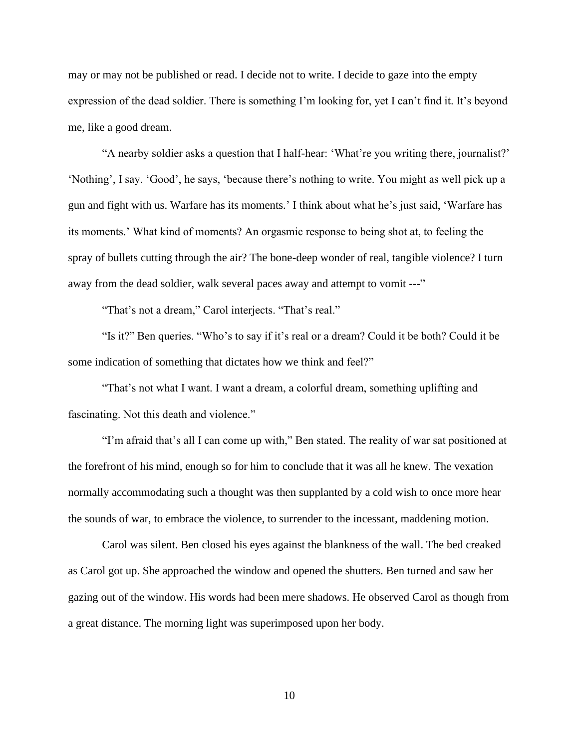may or may not be published or read. I decide not to write. I decide to gaze into the empty expression of the dead soldier. There is something I'm looking for, yet I can't find it. It's beyond me, like a good dream.

"A nearby soldier asks a question that I half-hear: 'What're you writing there, journalist?' 'Nothing', I say. 'Good', he says, 'because there's nothing to write. You might as well pick up a gun and fight with us. Warfare has its moments.' I think about what he's just said, 'Warfare has its moments.' What kind of moments? An orgasmic response to being shot at, to feeling the spray of bullets cutting through the air? The bone-deep wonder of real, tangible violence? I turn away from the dead soldier, walk several paces away and attempt to vomit ---"

"That's not a dream," Carol interjects. "That's real."

"Is it?" Ben queries. "Who's to say if it's real or a dream? Could it be both? Could it be some indication of something that dictates how we think and feel?"

"That's not what I want. I want a dream, a colorful dream, something uplifting and fascinating. Not this death and violence."

"I'm afraid that's all I can come up with," Ben stated. The reality of war sat positioned at the forefront of his mind, enough so for him to conclude that it was all he knew. The vexation normally accommodating such a thought was then supplanted by a cold wish to once more hear the sounds of war, to embrace the violence, to surrender to the incessant, maddening motion.

Carol was silent. Ben closed his eyes against the blankness of the wall. The bed creaked as Carol got up. She approached the window and opened the shutters. Ben turned and saw her gazing out of the window. His words had been mere shadows. He observed Carol as though from a great distance. The morning light was superimposed upon her body.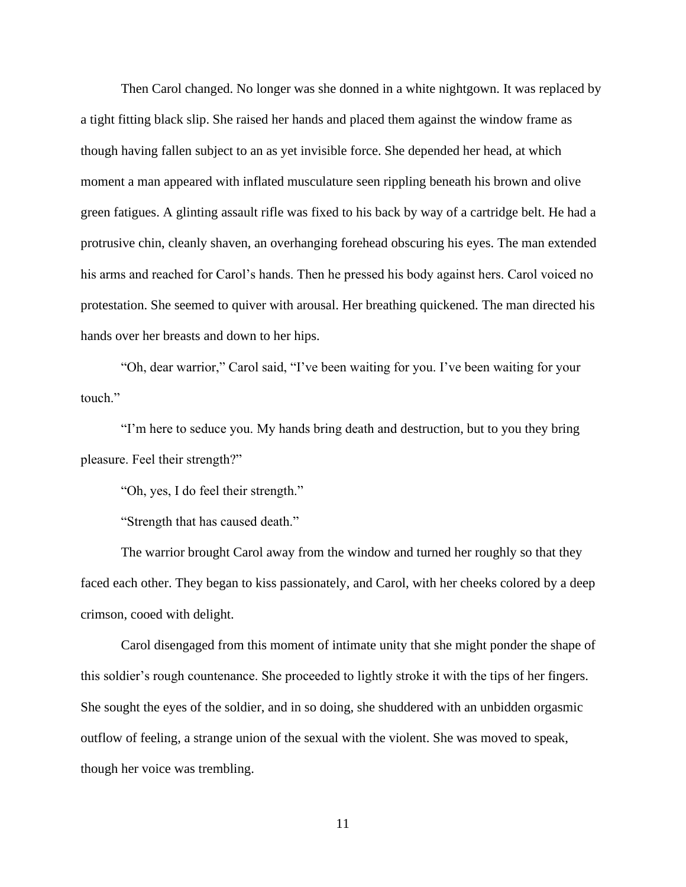Then Carol changed. No longer was she donned in a white nightgown. It was replaced by a tight fitting black slip. She raised her hands and placed them against the window frame as though having fallen subject to an as yet invisible force. She depended her head, at which moment a man appeared with inflated musculature seen rippling beneath his brown and olive green fatigues. A glinting assault rifle was fixed to his back by way of a cartridge belt. He had a protrusive chin, cleanly shaven, an overhanging forehead obscuring his eyes. The man extended his arms and reached for Carol's hands. Then he pressed his body against hers. Carol voiced no protestation. She seemed to quiver with arousal. Her breathing quickened. The man directed his hands over her breasts and down to her hips.

"Oh, dear warrior," Carol said, "I've been waiting for you. I've been waiting for your touch."

"I'm here to seduce you. My hands bring death and destruction, but to you they bring pleasure. Feel their strength?"

"Oh, yes, I do feel their strength."

"Strength that has caused death."

The warrior brought Carol away from the window and turned her roughly so that they faced each other. They began to kiss passionately, and Carol, with her cheeks colored by a deep crimson, cooed with delight.

Carol disengaged from this moment of intimate unity that she might ponder the shape of this soldier's rough countenance. She proceeded to lightly stroke it with the tips of her fingers. She sought the eyes of the soldier, and in so doing, she shuddered with an unbidden orgasmic outflow of feeling, a strange union of the sexual with the violent. She was moved to speak, though her voice was trembling.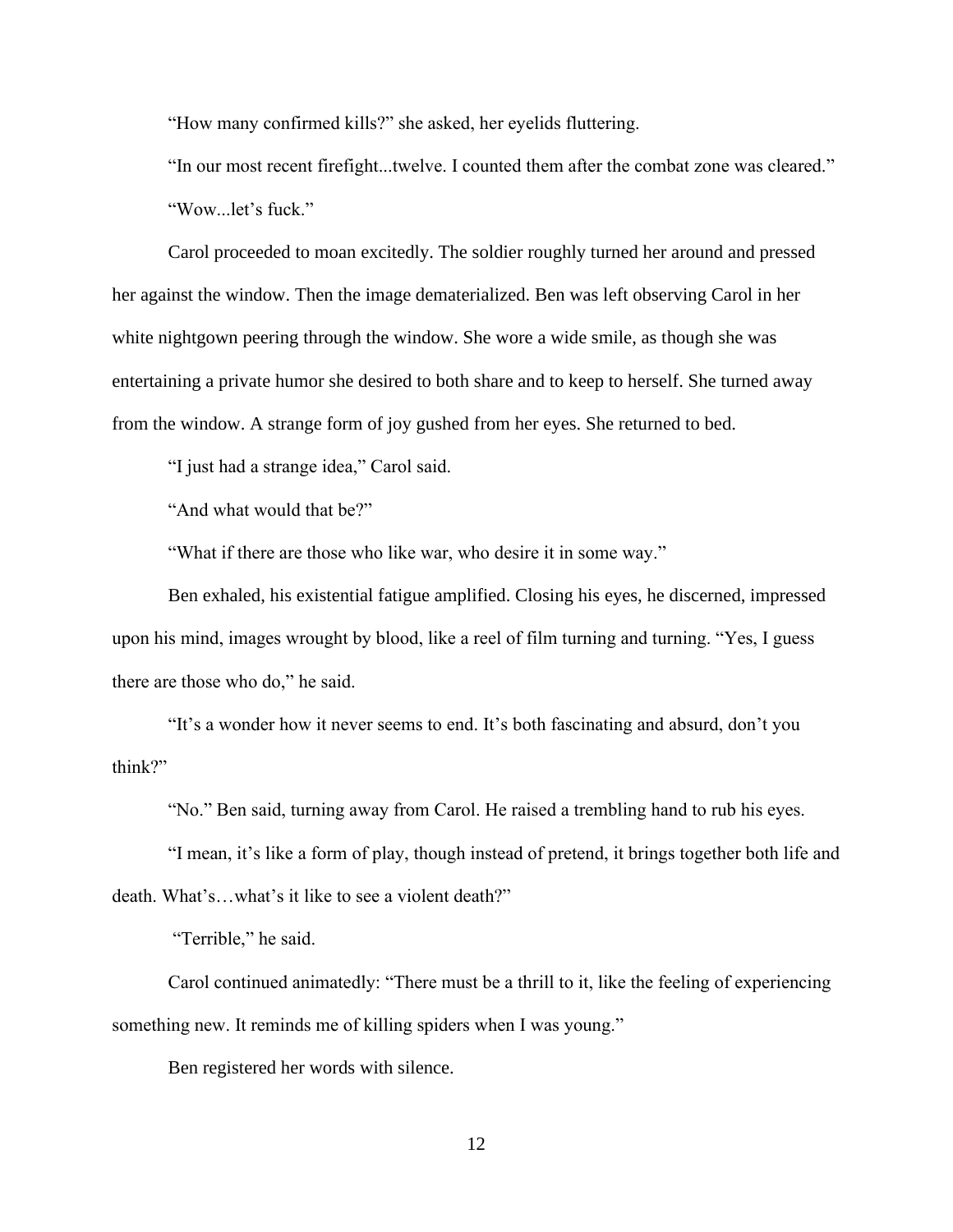"How many confirmed kills?" she asked, her eyelids fluttering.

"In our most recent firefight...twelve. I counted them after the combat zone was cleared."

"Wow...let's fuck."

Carol proceeded to moan excitedly. The soldier roughly turned her around and pressed her against the window. Then the image dematerialized. Ben was left observing Carol in her white nightgown peering through the window. She wore a wide smile, as though she was entertaining a private humor she desired to both share and to keep to herself. She turned away from the window. A strange form of joy gushed from her eyes. She returned to bed.

"I just had a strange idea," Carol said.

"And what would that be?"

"What if there are those who like war, who desire it in some way."

Ben exhaled, his existential fatigue amplified. Closing his eyes, he discerned, impressed upon his mind, images wrought by blood, like a reel of film turning and turning. "Yes, I guess there are those who do," he said.

"It's a wonder how it never seems to end. It's both fascinating and absurd, don't you think?"

"No." Ben said, turning away from Carol. He raised a trembling hand to rub his eyes.

"I mean, it's like a form of play, though instead of pretend, it brings together both life and death. What's…what's it like to see a violent death?"

"Terrible," he said.

Carol continued animatedly: "There must be a thrill to it, like the feeling of experiencing something new. It reminds me of killing spiders when I was young."

Ben registered her words with silence.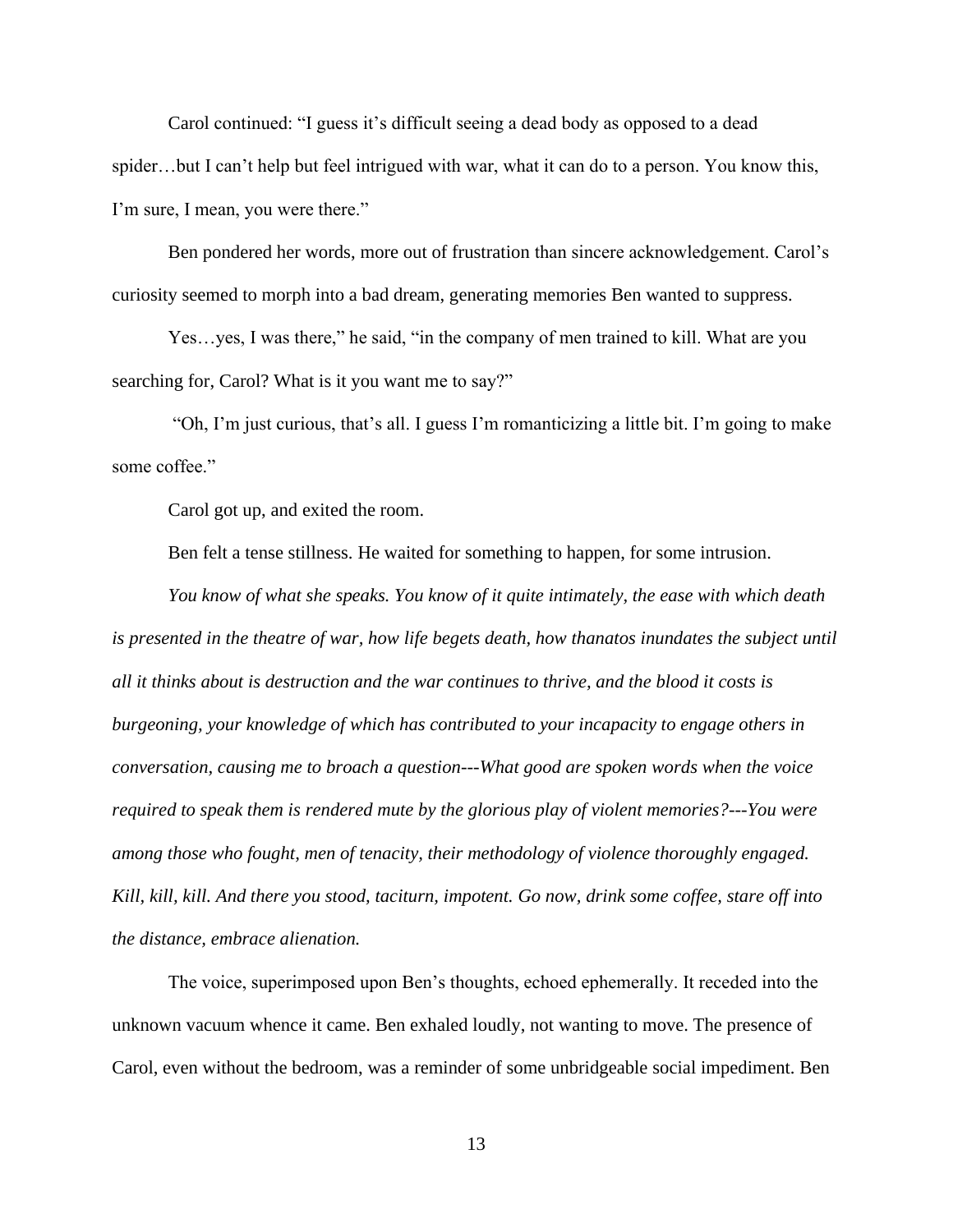Carol continued: “I guess it’s difficult seeing a dead body as opposed to a dead spider…but I can’t help but feel intrigued with war, what it can do to a person. You know this, I’m sure, I mean, you were there.”

Ben pondered her words, more out of frustration than sincere acknowledgement. Carol’s curiosity seemed to morph into a bad dream, generating memories Ben wanted to suppress.

Yes…yes, I was there,” he said, “in the company of men trained to kill. What are you searching for, Carol? What is it you want me to say?”

“Oh, I’m just curious, that’s all. I guess I’m romanticizing a little bit. I’m going to make some coffee.”

Carol got up, and exited the room.

Ben felt a tense stillness. He waited for something to happen, for some intrusion.

*You know of what she speaks. You know of it quite intimately, the ease with which death is presented in the theatre of war, how life begets death, how thanatos inundates the subject until all it thinks about is destruction and the war continues to thrive, and the blood it costs is burgeoning, your knowledge of which has contributed to your incapacity to engage others in conversation, causing me to broach a question---What good are spoken words when the voice required to speak them is rendered mute by the glorious play of violent memories?---You were among those who fought, men of tenacity, their methodology of violence thoroughly engaged. Kill, kill, kill. And there you stood, taciturn, impotent. Go now, drink some coffee, stare off into the distance, embrace alienation.*

The voice, superimposed upon Ben’s thoughts, echoed ephemerally. It receded into the unknown vacuum whence it came. Ben exhaled loudly, not wanting to move. The presence of Carol, even without the bedroom, was a reminder of some unbridgeable social impediment. Ben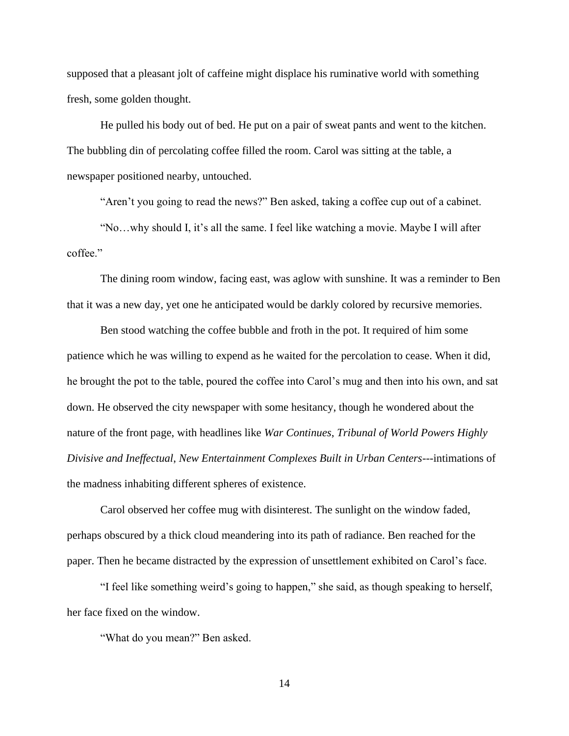supposed that a pleasant jolt of caffeine might displace his ruminative world with something fresh, some golden thought.

He pulled his body out of bed. He put on a pair of sweat pants and went to the kitchen. The bubbling din of percolating coffee filled the room. Carol was sitting at the table, a newspaper positioned nearby, untouched.

"Aren't you going to read the news?" Ben asked, taking a coffee cup out of a cabinet.

"No…why should I, it's all the same. I feel like watching a movie. Maybe I will after coffee."

The dining room window, facing east, was aglow with sunshine. It was a reminder to Ben that it was a new day, yet one he anticipated would be darkly colored by recursive memories.

Ben stood watching the coffee bubble and froth in the pot. It required of him some patience which he was willing to expend as he waited for the percolation to cease. When it did, he brought the pot to the table, poured the coffee into Carol's mug and then into his own, and sat down. He observed the city newspaper with some hesitancy, though he wondered about the nature of the front page, with headlines like *War Continues*, *Tribunal of World Powers Highly Divisive and Ineffectual*, *New Entertainment Complexes Built in Urban Centers*---intimations of the madness inhabiting different spheres of existence.

Carol observed her coffee mug with disinterest. The sunlight on the window faded, perhaps obscured by a thick cloud meandering into its path of radiance. Ben reached for the paper. Then he became distracted by the expression of unsettlement exhibited on Carol's face.

"I feel like something weird's going to happen," she said, as though speaking to herself, her face fixed on the window.

"What do you mean?" Ben asked.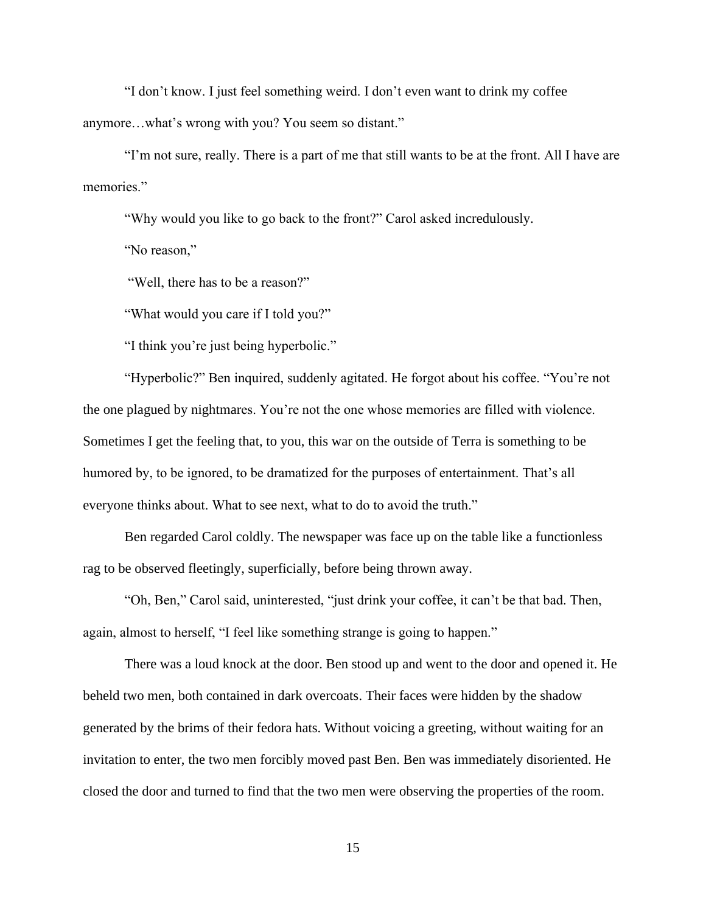"I don't know. I just feel something weird. I don't even want to drink my coffee anymore…what's wrong with you? You seem so distant."

"I'm not sure, really. There is a part of me that still wants to be at the front. All I have are memories."

"Why would you like to go back to the front?" Carol asked incredulously.

"No reason,"

"Well, there has to be a reason?"

"What would you care if I told you?"

"I think you're just being hyperbolic."

"Hyperbolic?" Ben inquired, suddenly agitated. He forgot about his coffee. "You're not the one plagued by nightmares. You're not the one whose memories are filled with violence. Sometimes I get the feeling that, to you, this war on the outside of Terra is something to be humored by, to be ignored, to be dramatized for the purposes of entertainment. That's all everyone thinks about. What to see next, what to do to avoid the truth."

Ben regarded Carol coldly. The newspaper was face up on the table like a functionless rag to be observed fleetingly, superficially, before being thrown away.

"Oh, Ben," Carol said, uninterested, "just drink your coffee, it can't be that bad. Then, again, almost to herself, "I feel like something strange is going to happen."

There was a loud knock at the door. Ben stood up and went to the door and opened it. He beheld two men, both contained in dark overcoats. Their faces were hidden by the shadow generated by the brims of their fedora hats. Without voicing a greeting, without waiting for an invitation to enter, the two men forcibly moved past Ben. Ben was immediately disoriented. He closed the door and turned to find that the two men were observing the properties of the room.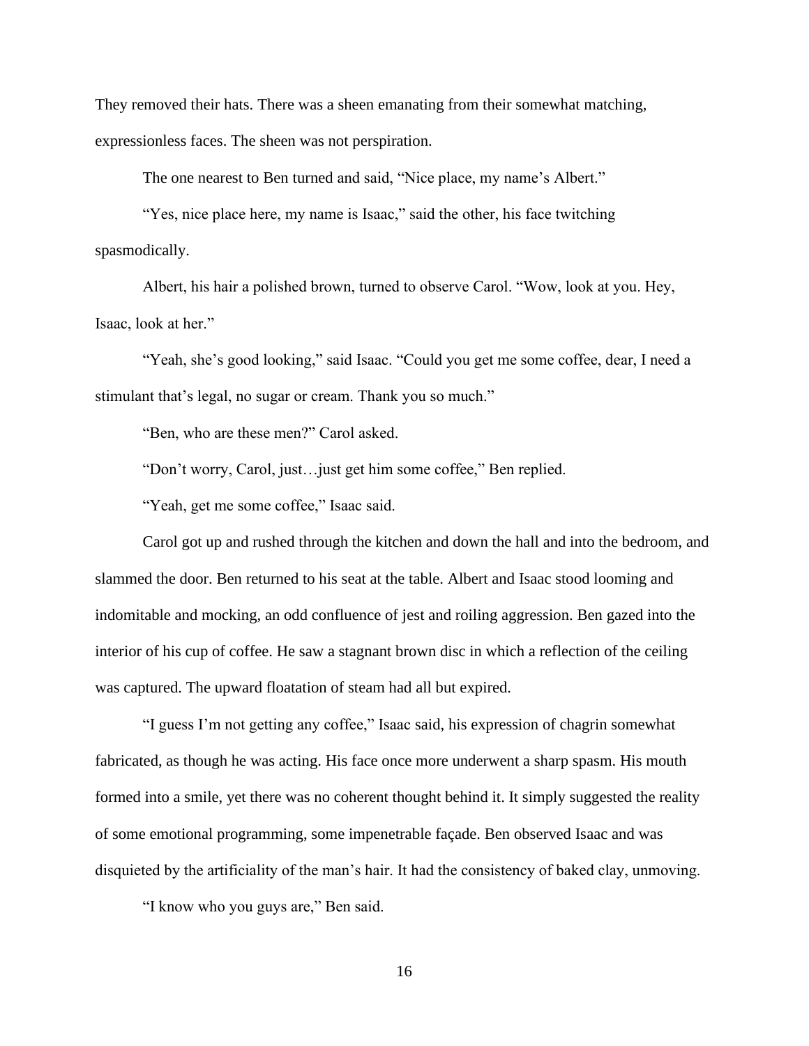They removed their hats. There was a sheen emanating from their somewhat matching, expressionless faces. The sheen was not perspiration.

The one nearest to Ben turned and said, "Nice place, my name's Albert."

"Yes, nice place here, my name is Isaac," said the other, his face twitching spasmodically.

Albert, his hair a polished brown, turned to observe Carol. "Wow, look at you. Hey, Isaac, look at her."

"Yeah, she's good looking," said Isaac. "Could you get me some coffee, dear, I need a stimulant that's legal, no sugar or cream. Thank you so much."

"Ben, who are these men?" Carol asked.

"Don't worry, Carol, just…just get him some coffee," Ben replied.

"Yeah, get me some coffee," Isaac said.

Carol got up and rushed through the kitchen and down the hall and into the bedroom, and slammed the door. Ben returned to his seat at the table. Albert and Isaac stood looming and indomitable and mocking, an odd confluence of jest and roiling aggression. Ben gazed into the interior of his cup of coffee. He saw a stagnant brown disc in which a reflection of the ceiling was captured. The upward floatation of steam had all but expired.

"I guess I'm not getting any coffee," Isaac said, his expression of chagrin somewhat fabricated, as though he was acting. His face once more underwent a sharp spasm. His mouth formed into a smile, yet there was no coherent thought behind it. It simply suggested the reality of some emotional programming, some impenetrable façade. Ben observed Isaac and was disquieted by the artificiality of the man's hair. It had the consistency of baked clay, unmoving.

"I know who you guys are," Ben said.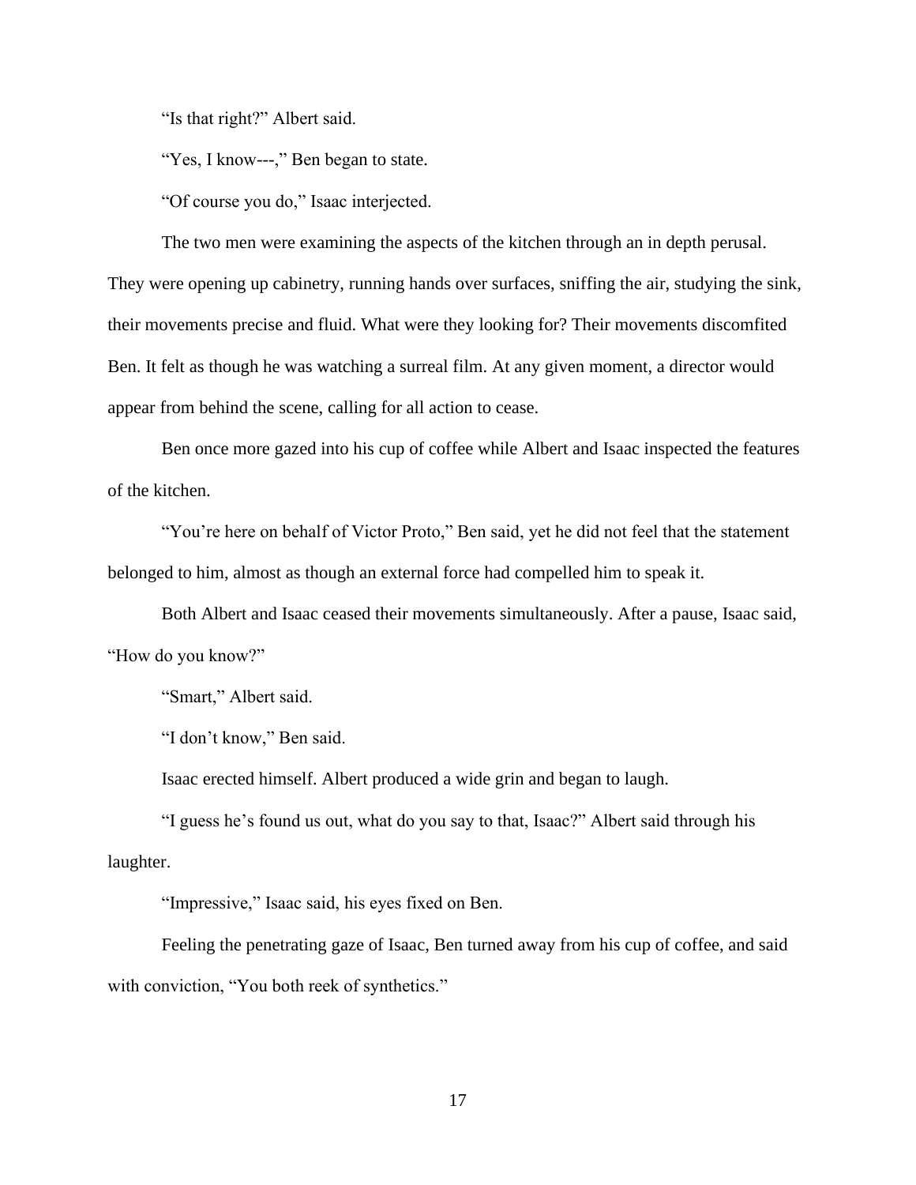"Is that right?" Albert said.

"Yes, I know---," Ben began to state.

"Of course you do," Isaac interjected.

The two men were examining the aspects of the kitchen through an in depth perusal. They were opening up cabinetry, running hands over surfaces, sniffing the air, studying the sink, their movements precise and fluid. What were they looking for? Their movements discomfited Ben. It felt as though he was watching a surreal film. At any given moment, a director would appear from behind the scene, calling for all action to cease.

Ben once more gazed into his cup of coffee while Albert and Isaac inspected the features of the kitchen.

"You're here on behalf of Victor Proto," Ben said, yet he did not feel that the statement belonged to him, almost as though an external force had compelled him to speak it.

Both Albert and Isaac ceased their movements simultaneously. After a pause, Isaac said, "How do you know?"

"Smart," Albert said.

"I don't know," Ben said.

Isaac erected himself. Albert produced a wide grin and began to laugh.

"I guess he's found us out, what do you say to that, Isaac?" Albert said through his laughter.

"Impressive," Isaac said, his eyes fixed on Ben.

Feeling the penetrating gaze of Isaac, Ben turned away from his cup of coffee, and said with conviction, "You both reek of synthetics."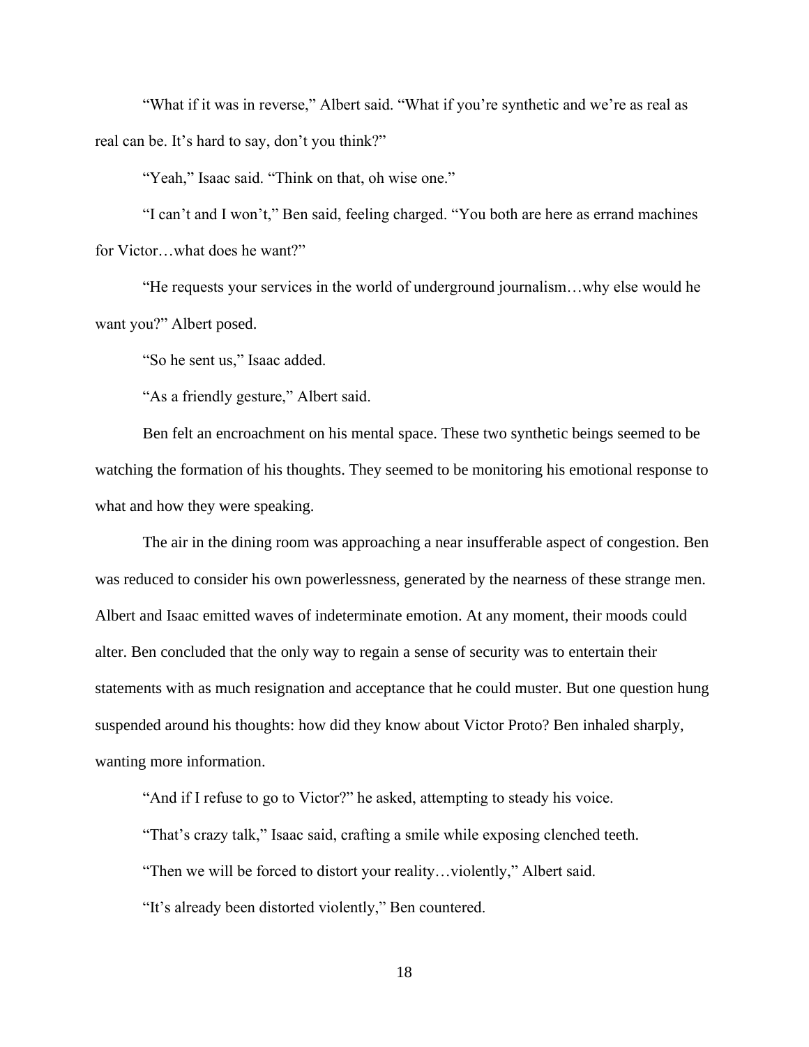"What if it was in reverse," Albert said. "What if you're synthetic and we're as real as real can be. It's hard to say, don't you think?"

"Yeah," Isaac said. "Think on that, oh wise one."

"I can't and I won't," Ben said, feeling charged. "You both are here as errand machines for Victor…what does he want?"

"He requests your services in the world of underground journalism…why else would he want you?" Albert posed.

"So he sent us," Isaac added.

"As a friendly gesture," Albert said.

Ben felt an encroachment on his mental space. These two synthetic beings seemed to be watching the formation of his thoughts. They seemed to be monitoring his emotional response to what and how they were speaking.

The air in the dining room was approaching a near insufferable aspect of congestion. Ben was reduced to consider his own powerlessness, generated by the nearness of these strange men. Albert and Isaac emitted waves of indeterminate emotion. At any moment, their moods could alter. Ben concluded that the only way to regain a sense of security was to entertain their statements with as much resignation and acceptance that he could muster. But one question hung suspended around his thoughts: how did they know about Victor Proto? Ben inhaled sharply, wanting more information.

"And if I refuse to go to Victor?" he asked, attempting to steady his voice.

"That's crazy talk," Isaac said, crafting a smile while exposing clenched teeth.

"Then we will be forced to distort your reality…violently," Albert said.

"It's already been distorted violently," Ben countered.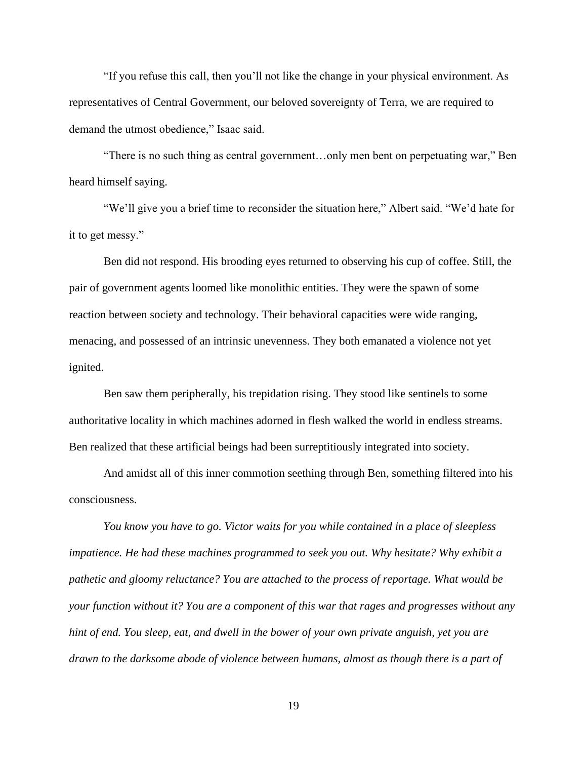"If you refuse this call, then you'll not like the change in your physical environment. As representatives of Central Government, our beloved sovereignty of Terra, we are required to demand the utmost obedience," Isaac said.

"There is no such thing as central government…only men bent on perpetuating war," Ben heard himself saying.

"We'll give you a brief time to reconsider the situation here," Albert said. "We'd hate for it to get messy."

Ben did not respond. His brooding eyes returned to observing his cup of coffee. Still, the pair of government agents loomed like monolithic entities. They were the spawn of some reaction between society and technology. Their behavioral capacities were wide ranging, menacing, and possessed of an intrinsic unevenness. They both emanated a violence not yet ignited.

Ben saw them peripherally, his trepidation rising. They stood like sentinels to some authoritative locality in which machines adorned in flesh walked the world in endless streams. Ben realized that these artificial beings had been surreptitiously integrated into society.

And amidst all of this inner commotion seething through Ben, something filtered into his consciousness.

*You know you have to go. Victor waits for you while contained in a place of sleepless impatience. He had these machines programmed to seek you out. Why hesitate? Why exhibit a pathetic and gloomy reluctance? You are attached to the process of reportage. What would be your function without it? You are a component of this war that rages and progresses without any hint of end. You sleep, eat, and dwell in the bower of your own private anguish, yet you are drawn to the darksome abode of violence between humans, almost as though there is a part of*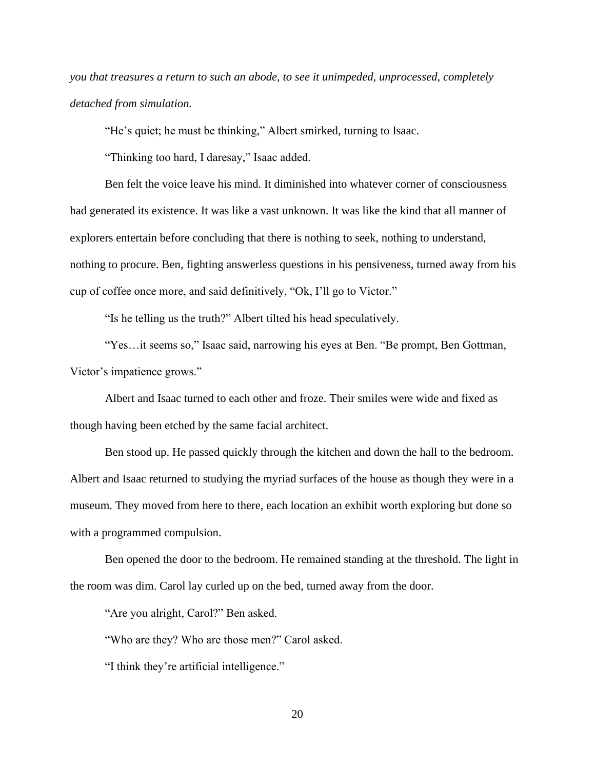*you that treasures a return to such an abode, to see it unimpeded, unprocessed, completely detached from simulation.*

"He's quiet; he must be thinking," Albert smirked, turning to Isaac.

"Thinking too hard, I daresay," Isaac added.

Ben felt the voice leave his mind. It diminished into whatever corner of consciousness had generated its existence. It was like a vast unknown. It was like the kind that all manner of explorers entertain before concluding that there is nothing to seek, nothing to understand, nothing to procure. Ben, fighting answerless questions in his pensiveness, turned away from his cup of coffee once more, and said definitively, "Ok, I'll go to Victor."

"Is he telling us the truth?" Albert tilted his head speculatively.

"Yes…it seems so," Isaac said, narrowing his eyes at Ben. "Be prompt, Ben Gottman, Victor's impatience grows."

Albert and Isaac turned to each other and froze. Their smiles were wide and fixed as though having been etched by the same facial architect.

Ben stood up. He passed quickly through the kitchen and down the hall to the bedroom. Albert and Isaac returned to studying the myriad surfaces of the house as though they were in a museum. They moved from here to there, each location an exhibit worth exploring but done so with a programmed compulsion.

Ben opened the door to the bedroom. He remained standing at the threshold. The light in the room was dim. Carol lay curled up on the bed, turned away from the door.

"Are you alright, Carol?" Ben asked.

"Who are they? Who are those men?" Carol asked.

"I think they're artificial intelligence."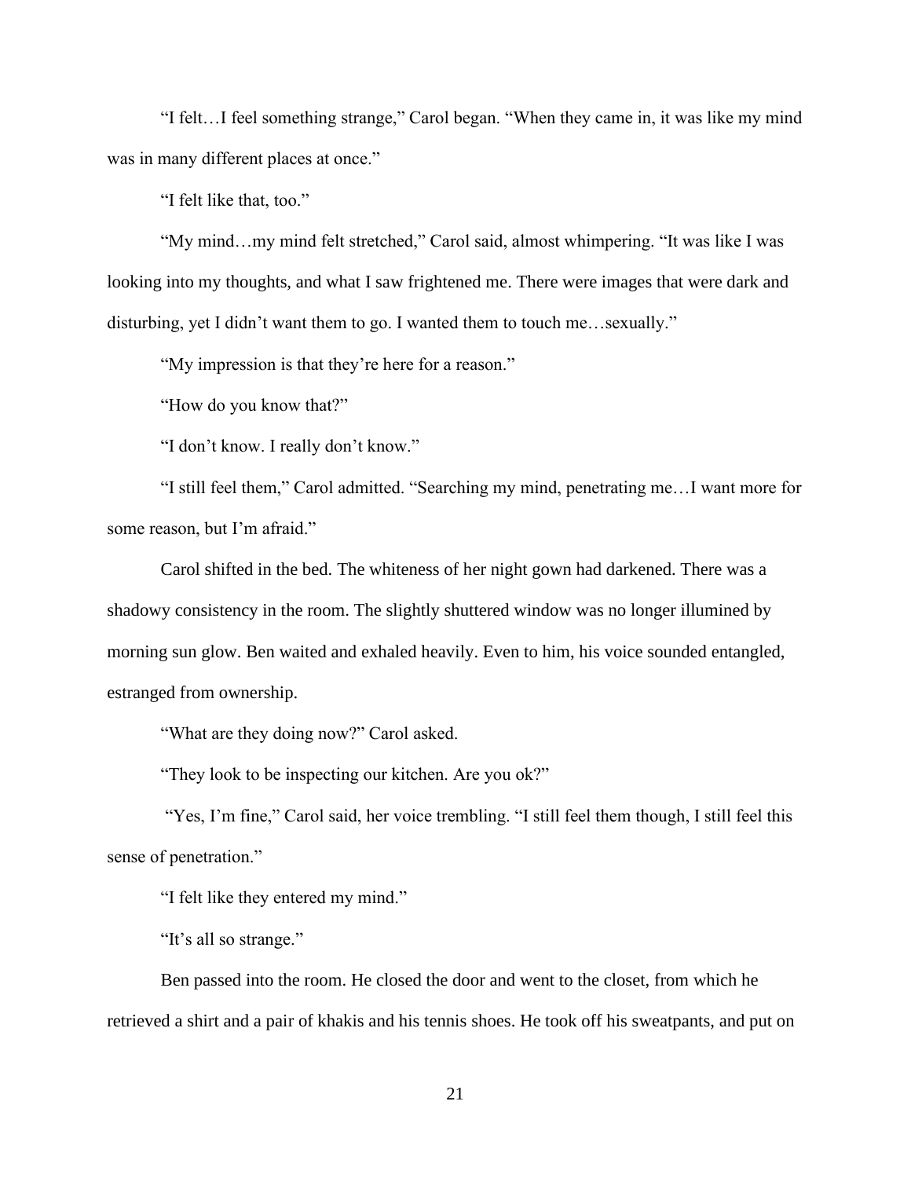"I felt…I feel something strange," Carol began. "When they came in, it was like my mind was in many different places at once."

"I felt like that, too."

"My mind…my mind felt stretched," Carol said, almost whimpering. "It was like I was looking into my thoughts, and what I saw frightened me. There were images that were dark and disturbing, yet I didn't want them to go. I wanted them to touch me…sexually."

"My impression is that they're here for a reason."

"How do you know that?"

"I don't know. I really don't know."

"I still feel them," Carol admitted. "Searching my mind, penetrating me…I want more for some reason, but I'm afraid."

Carol shifted in the bed. The whiteness of her night gown had darkened. There was a shadowy consistency in the room. The slightly shuttered window was no longer illumined by morning sun glow. Ben waited and exhaled heavily. Even to him, his voice sounded entangled, estranged from ownership.

"What are they doing now?" Carol asked.

"They look to be inspecting our kitchen. Are you ok?"

"Yes, I'm fine," Carol said, her voice trembling. "I still feel them though, I still feel this sense of penetration."

"I felt like they entered my mind."

"It's all so strange."

Ben passed into the room. He closed the door and went to the closet, from which he retrieved a shirt and a pair of khakis and his tennis shoes. He took off his sweatpants, and put on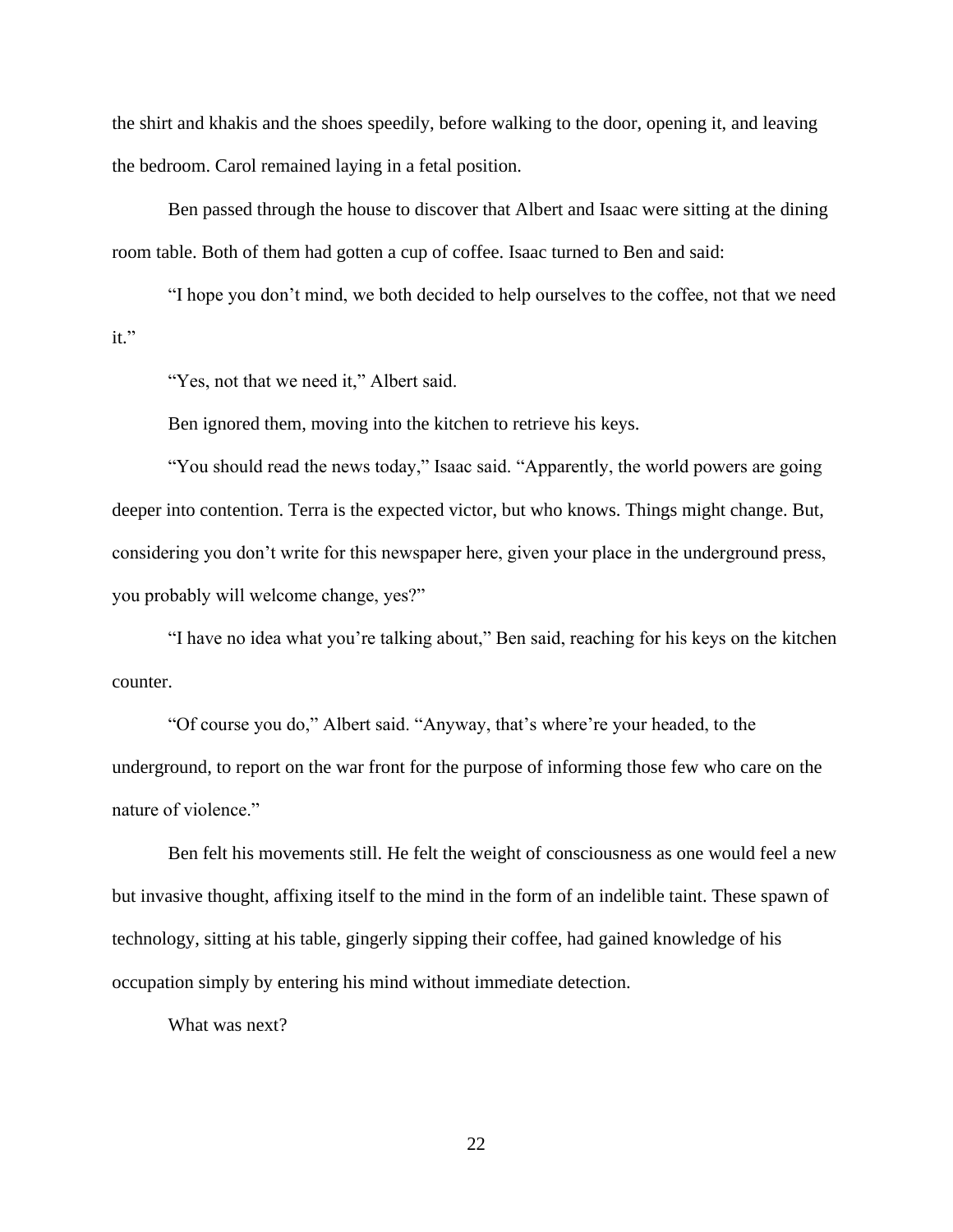the shirt and khakis and the shoes speedily, before walking to the door, opening it, and leaving the bedroom. Carol remained laying in a fetal position.

Ben passed through the house to discover that Albert and Isaac were sitting at the dining room table. Both of them had gotten a cup of coffee. Isaac turned to Ben and said:

"I hope you don't mind, we both decided to help ourselves to the coffee, not that we need it."

"Yes, not that we need it," Albert said.

Ben ignored them, moving into the kitchen to retrieve his keys.

"You should read the news today," Isaac said. "Apparently, the world powers are going deeper into contention. Terra is the expected victor, but who knows. Things might change. But, considering you don't write for this newspaper here, given your place in the underground press, you probably will welcome change, yes?"

"I have no idea what you're talking about," Ben said, reaching for his keys on the kitchen counter.

"Of course you do," Albert said. "Anyway, that's where're your headed, to the underground, to report on the war front for the purpose of informing those few who care on the nature of violence."

Ben felt his movements still. He felt the weight of consciousness as one would feel a new but invasive thought, affixing itself to the mind in the form of an indelible taint. These spawn of technology, sitting at his table, gingerly sipping their coffee, had gained knowledge of his occupation simply by entering his mind without immediate detection.

What was next?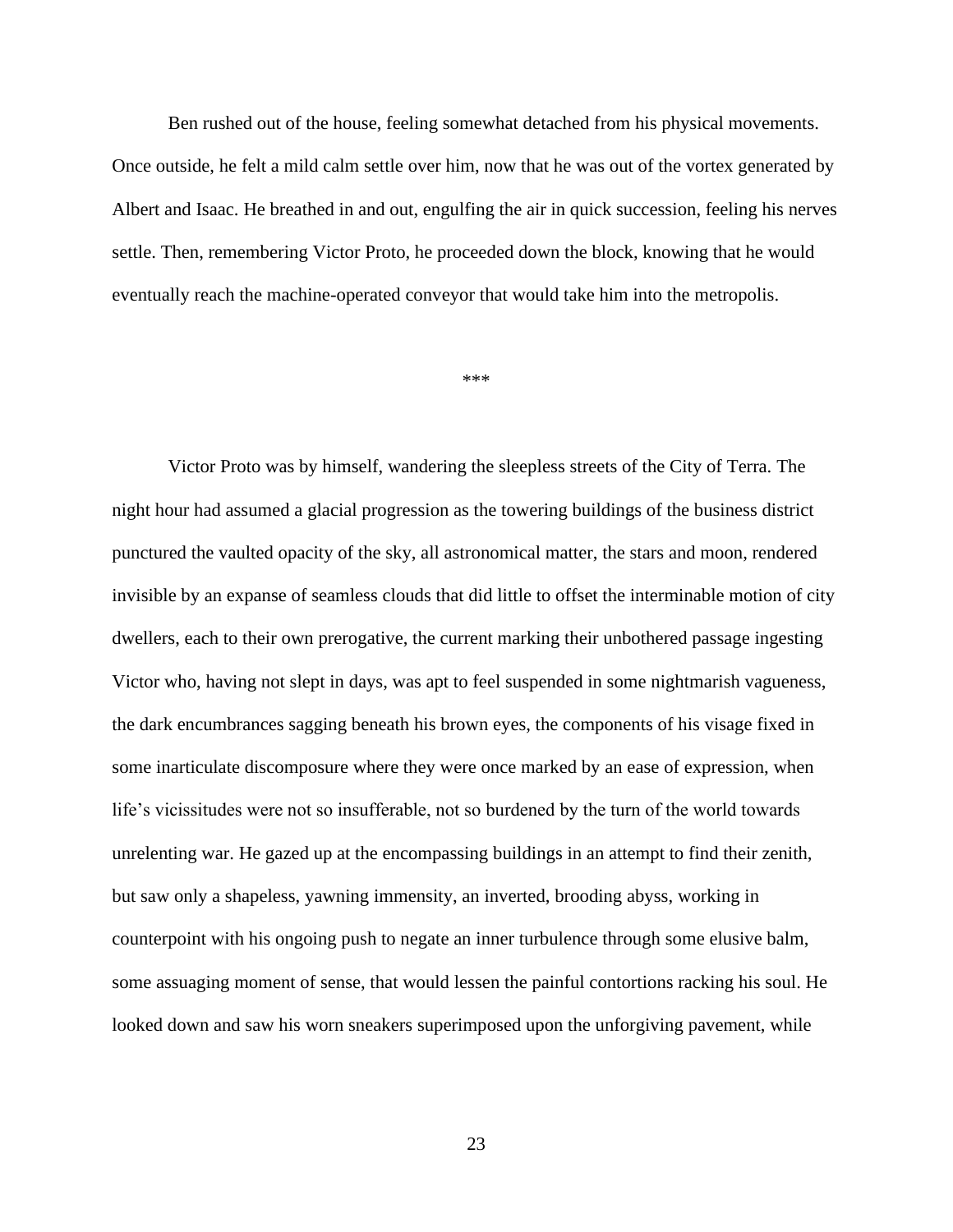Ben rushed out of the house, feeling somewhat detached from his physical movements. Once outside, he felt a mild calm settle over him, now that he was out of the vortex generated by Albert and Isaac. He breathed in and out, engulfing the air in quick succession, feeling his nerves settle. Then, remembering Victor Proto, he proceeded down the block, knowing that he would eventually reach the machine-operated conveyor that would take him into the metropolis.

***

Victor Proto was by himself, wandering the sleepless streets of the City of Terra. The night hour had assumed a glacial progression as the towering buildings of the business district punctured the vaulted opacity of the sky, all astronomical matter, the stars and moon, rendered invisible by an expanse of seamless clouds that did little to offset the interminable motion of city dwellers, each to their own prerogative, the current marking their unbothered passage ingesting Victor who, having not slept in days, was apt to feel suspended in some nightmarish vagueness, the dark encumbrances sagging beneath his brown eyes, the components of his visage fixed in some inarticulate discomposure where they were once marked by an ease of expression, when life's vicissitudes were not so insufferable, not so burdened by the turn of the world towards unrelenting war. He gazed up at the encompassing buildings in an attempt to find their zenith, but saw only a shapeless, yawning immensity, an inverted, brooding abyss, working in counterpoint with his ongoing push to negate an inner turbulence through some elusive balm, some assuaging moment of sense, that would lessen the painful contortions racking his soul. He looked down and saw his worn sneakers superimposed upon the unforgiving pavement, while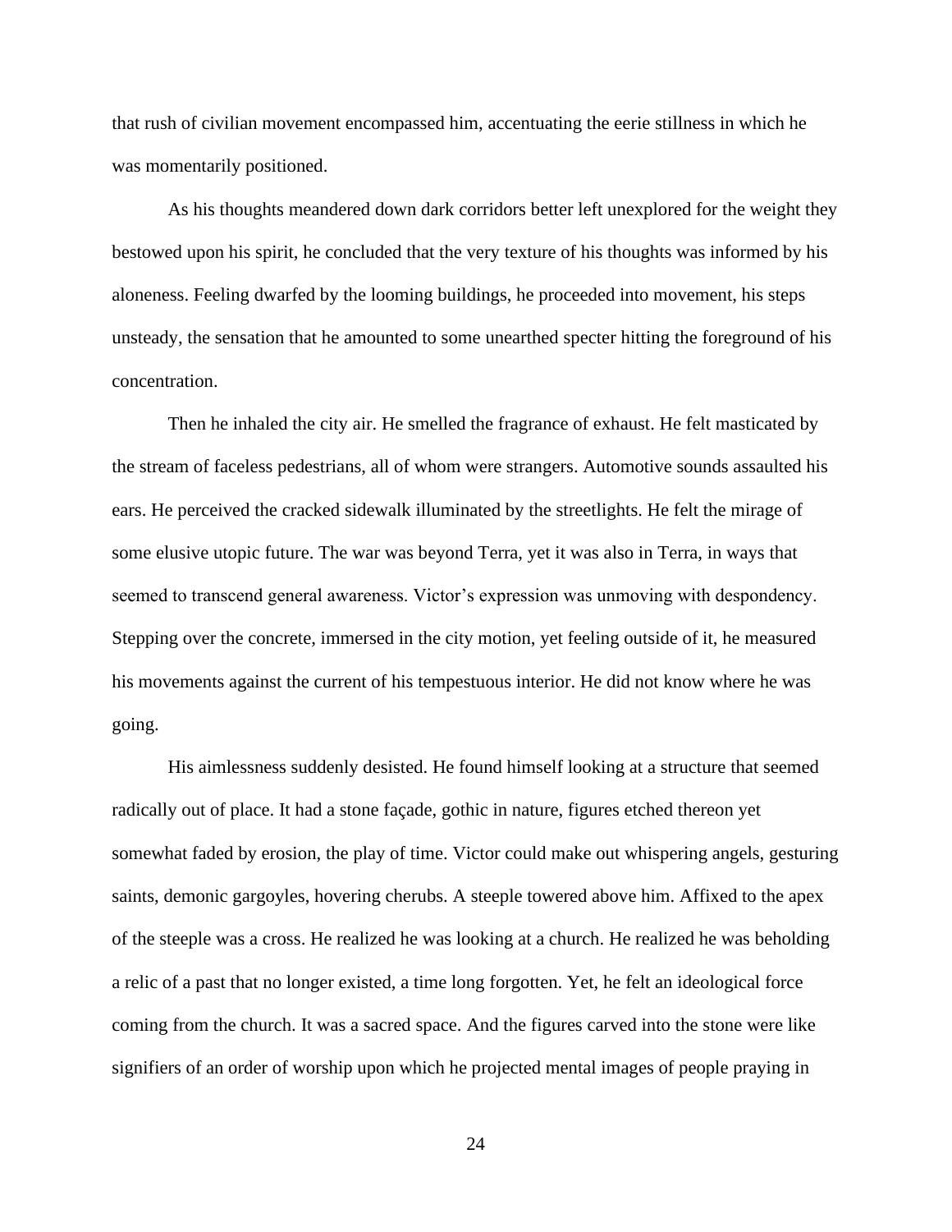that rush of civilian movement encompassed him, accentuating the eerie stillness in which he was momentarily positioned.

As his thoughts meandered down dark corridors better left unexplored for the weight they bestowed upon his spirit, he concluded that the very texture of his thoughts was informed by his aloneness. Feeling dwarfed by the looming buildings, he proceeded into movement, his steps unsteady, the sensation that he amounted to some unearthed specter hitting the foreground of his concentration.

Then he inhaled the city air. He smelled the fragrance of exhaust. He felt masticated by the stream of faceless pedestrians, all of whom were strangers. Automotive sounds assaulted his ears. He perceived the cracked sidewalk illuminated by the streetlights. He felt the mirage of some elusive utopic future. The war was beyond Terra, yet it was also in Terra, in ways that seemed to transcend general awareness. Victor's expression was unmoving with despondency. Stepping over the concrete, immersed in the city motion, yet feeling outside of it, he measured his movements against the current of his tempestuous interior. He did not know where he was going.

His aimlessness suddenly desisted. He found himself looking at a structure that seemed radically out of place. It had a stone façade, gothic in nature, figures etched thereon yet somewhat faded by erosion, the play of time. Victor could make out whispering angels, gesturing saints, demonic gargoyles, hovering cherubs. A steeple towered above him. Affixed to the apex of the steeple was a cross. He realized he was looking at a church. He realized he was beholding a relic of a past that no longer existed, a time long forgotten. Yet, he felt an ideological force coming from the church. It was a sacred space. And the figures carved into the stone were like signifiers of an order of worship upon which he projected mental images of people praying in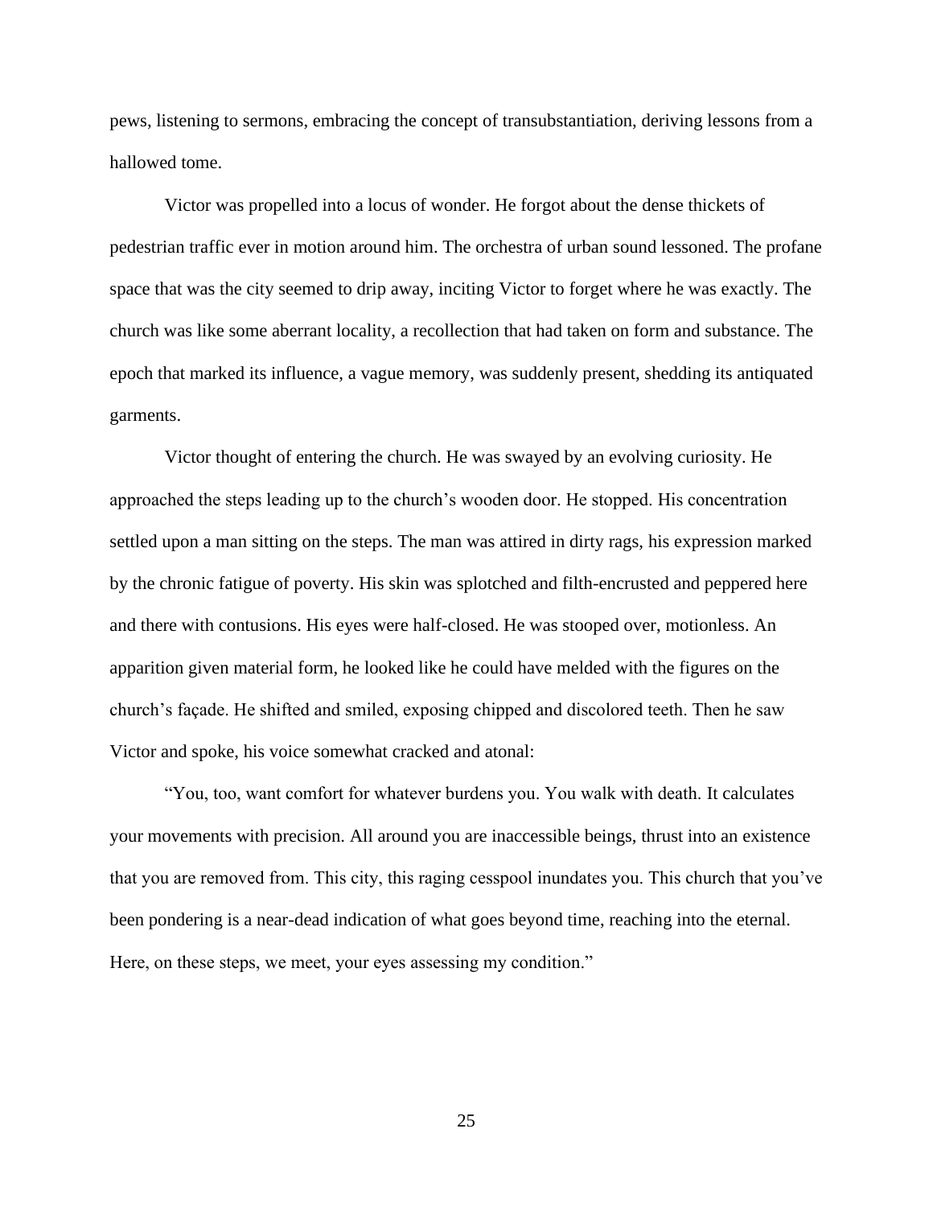pews, listening to sermons, embracing the concept of transubstantiation, deriving lessons from a hallowed tome.

Victor was propelled into a locus of wonder. He forgot about the dense thickets of pedestrian traffic ever in motion around him. The orchestra of urban sound lessoned. The profane space that was the city seemed to drip away, inciting Victor to forget where he was exactly. The church was like some aberrant locality, a recollection that had taken on form and substance. The epoch that marked its influence, a vague memory, was suddenly present, shedding its antiquated garments.

Victor thought of entering the church. He was swayed by an evolving curiosity. He approached the steps leading up to the church's wooden door. He stopped. His concentration settled upon a man sitting on the steps. The man was attired in dirty rags, his expression marked by the chronic fatigue of poverty. His skin was splotched and filth-encrusted and peppered here and there with contusions. His eyes were half-closed. He was stooped over, motionless. An apparition given material form, he looked like he could have melded with the figures on the church's façade. He shifted and smiled, exposing chipped and discolored teeth. Then he saw Victor and spoke, his voice somewhat cracked and atonal:

"You, too, want comfort for whatever burdens you. You walk with death. It calculates your movements with precision. All around you are inaccessible beings, thrust into an existence that you are removed from. This city, this raging cesspool inundates you. This church that you've been pondering is a near-dead indication of what goes beyond time, reaching into the eternal. Here, on these steps, we meet, your eyes assessing my condition."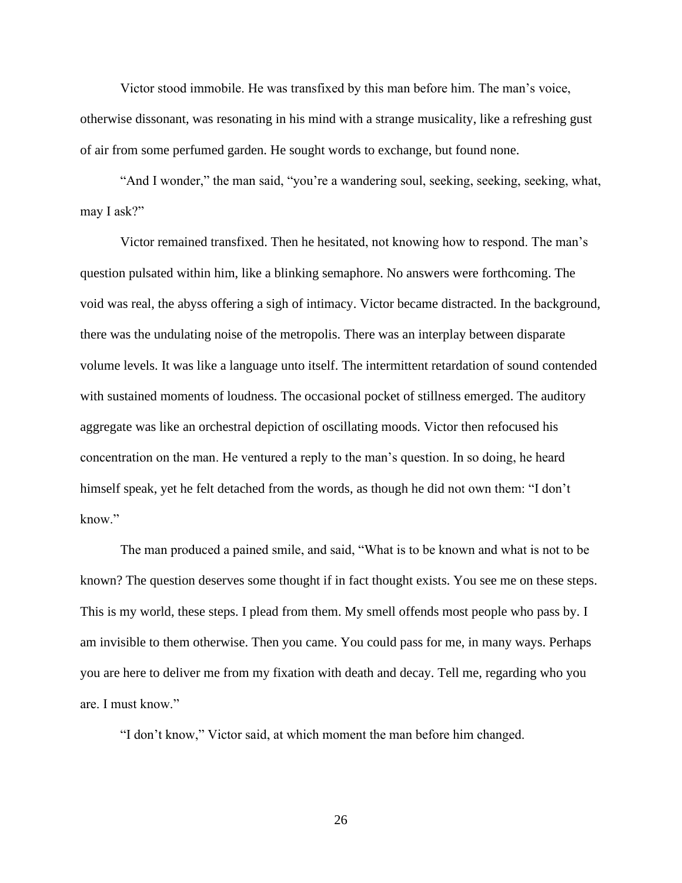Victor stood immobile. He was transfixed by this man before him. The man's voice, otherwise dissonant, was resonating in his mind with a strange musicality, like a refreshing gust of air from some perfumed garden. He sought words to exchange, but found none.

"And I wonder," the man said, "you're a wandering soul, seeking, seeking, seeking, what, may I ask?"

Victor remained transfixed. Then he hesitated, not knowing how to respond. The man's question pulsated within him, like a blinking semaphore. No answers were forthcoming. The void was real, the abyss offering a sigh of intimacy. Victor became distracted. In the background, there was the undulating noise of the metropolis. There was an interplay between disparate volume levels. It was like a language unto itself. The intermittent retardation of sound contended with sustained moments of loudness. The occasional pocket of stillness emerged. The auditory aggregate was like an orchestral depiction of oscillating moods. Victor then refocused his concentration on the man. He ventured a reply to the man's question. In so doing, he heard himself speak, yet he felt detached from the words, as though he did not own them: "I don't know."

The man produced a pained smile, and said, "What is to be known and what is not to be known? The question deserves some thought if in fact thought exists. You see me on these steps. This is my world, these steps. I plead from them. My smell offends most people who pass by. I am invisible to them otherwise. Then you came. You could pass for me, in many ways. Perhaps you are here to deliver me from my fixation with death and decay. Tell me, regarding who you are. I must know."

"I don't know," Victor said, at which moment the man before him changed.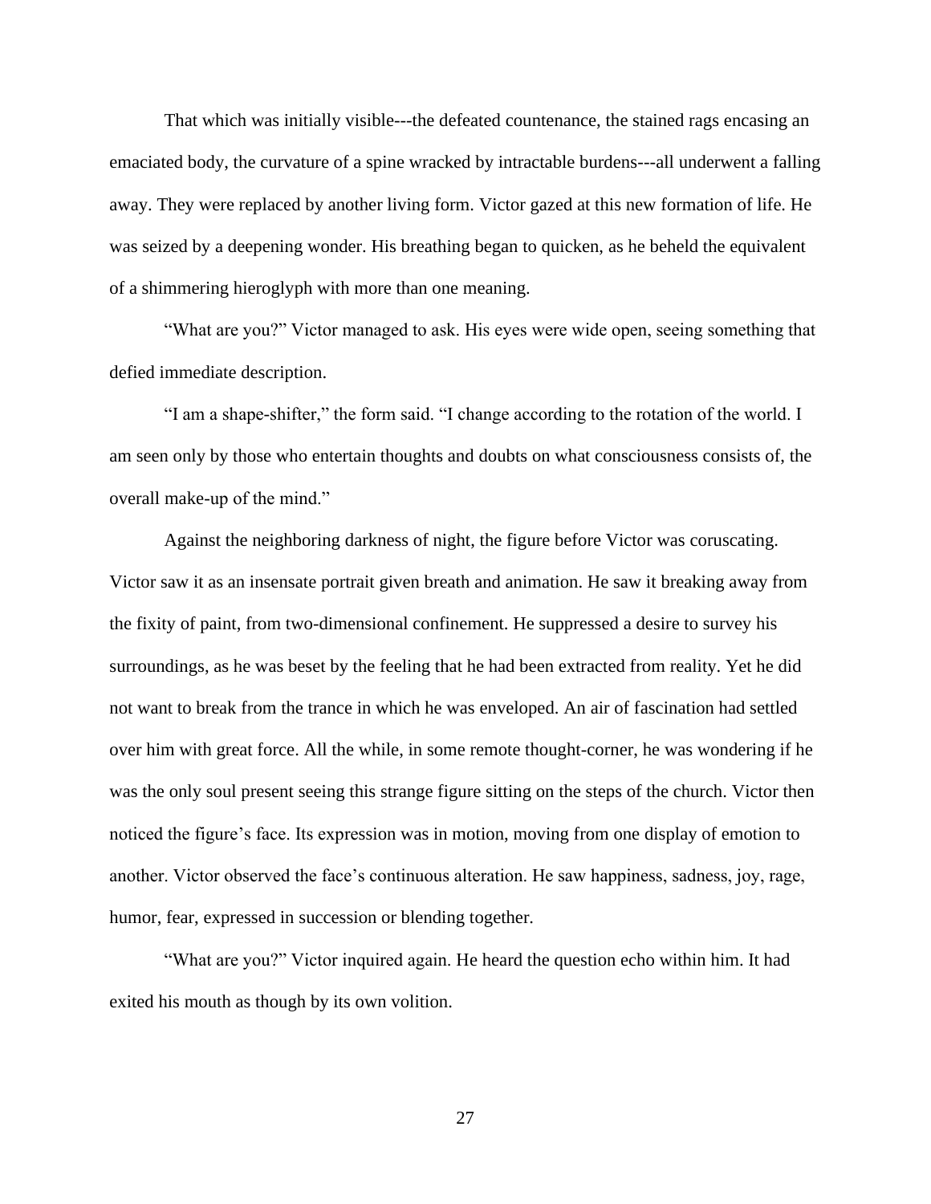That which was initially visible---the defeated countenance, the stained rags encasing an emaciated body, the curvature of a spine wracked by intractable burdens---all underwent a falling away. They were replaced by another living form. Victor gazed at this new formation of life. He was seized by a deepening wonder. His breathing began to quicken, as he beheld the equivalent of a shimmering hieroglyph with more than one meaning.

"What are you?" Victor managed to ask. His eyes were wide open, seeing something that defied immediate description.

"I am a shape-shifter," the form said. "I change according to the rotation of the world. I am seen only by those who entertain thoughts and doubts on what consciousness consists of, the overall make-up of the mind."

Against the neighboring darkness of night, the figure before Victor was coruscating. Victor saw it as an insensate portrait given breath and animation. He saw it breaking away from the fixity of paint, from two-dimensional confinement. He suppressed a desire to survey his surroundings, as he was beset by the feeling that he had been extracted from reality. Yet he did not want to break from the trance in which he was enveloped. An air of fascination had settled over him with great force. All the while, in some remote thought-corner, he was wondering if he was the only soul present seeing this strange figure sitting on the steps of the church. Victor then noticed the figure's face. Its expression was in motion, moving from one display of emotion to another. Victor observed the face's continuous alteration. He saw happiness, sadness, joy, rage, humor, fear, expressed in succession or blending together.

"What are you?" Victor inquired again. He heard the question echo within him. It had exited his mouth as though by its own volition.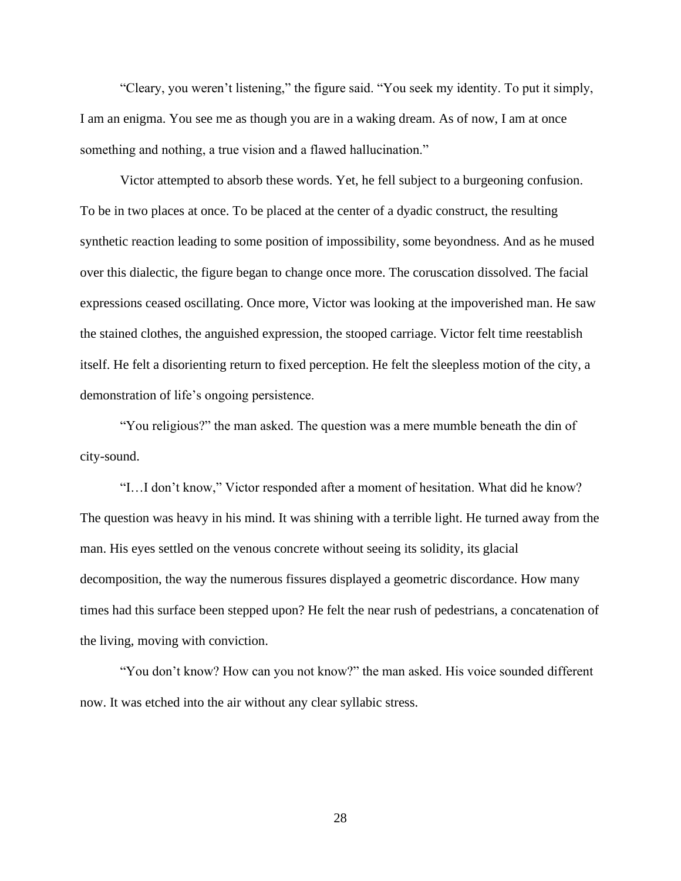"Cleary, you weren't listening," the figure said. "You seek my identity. To put it simply, I am an enigma. You see me as though you are in a waking dream. As of now, I am at once something and nothing, a true vision and a flawed hallucination."

Victor attempted to absorb these words. Yet, he fell subject to a burgeoning confusion. To be in two places at once. To be placed at the center of a dyadic construct, the resulting synthetic reaction leading to some position of impossibility, some beyondness. And as he mused over this dialectic, the figure began to change once more. The coruscation dissolved. The facial expressions ceased oscillating. Once more, Victor was looking at the impoverished man. He saw the stained clothes, the anguished expression, the stooped carriage. Victor felt time reestablish itself. He felt a disorienting return to fixed perception. He felt the sleepless motion of the city, a demonstration of life's ongoing persistence.

"You religious?" the man asked. The question was a mere mumble beneath the din of city-sound.

"I…I don't know," Victor responded after a moment of hesitation. What did he know? The question was heavy in his mind. It was shining with a terrible light. He turned away from the man. His eyes settled on the venous concrete without seeing its solidity, its glacial decomposition, the way the numerous fissures displayed a geometric discordance. How many times had this surface been stepped upon? He felt the near rush of pedestrians, a concatenation of the living, moving with conviction.

"You don't know? How can you not know?" the man asked. His voice sounded different now. It was etched into the air without any clear syllabic stress.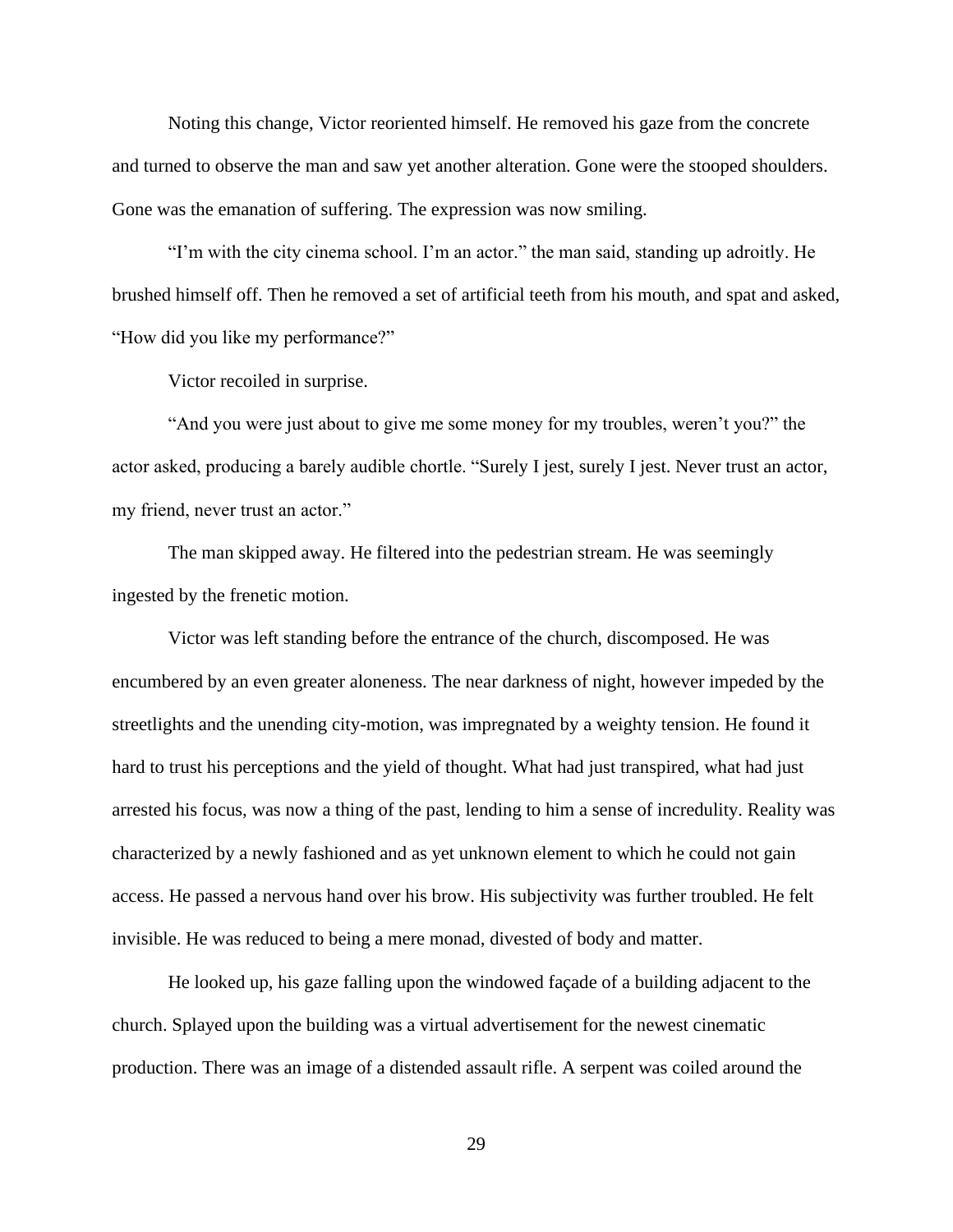Noting this change, Victor reoriented himself. He removed his gaze from the concrete and turned to observe the man and saw yet another alteration. Gone were the stooped shoulders. Gone was the emanation of suffering. The expression was now smiling.

"I'm with the city cinema school. I'm an actor." the man said, standing up adroitly. He brushed himself off. Then he removed a set of artificial teeth from his mouth, and spat and asked, "How did you like my performance?"

Victor recoiled in surprise.

"And you were just about to give me some money for my troubles, weren't you?" the actor asked, producing a barely audible chortle. "Surely I jest, surely I jest. Never trust an actor, my friend, never trust an actor."

The man skipped away. He filtered into the pedestrian stream. He was seemingly ingested by the frenetic motion.

Victor was left standing before the entrance of the church, discomposed. He was encumbered by an even greater aloneness. The near darkness of night, however impeded by the streetlights and the unending city-motion, was impregnated by a weighty tension. He found it hard to trust his perceptions and the yield of thought. What had just transpired, what had just arrested his focus, was now a thing of the past, lending to him a sense of incredulity. Reality was characterized by a newly fashioned and as yet unknown element to which he could not gain access. He passed a nervous hand over his brow. His subjectivity was further troubled. He felt invisible. He was reduced to being a mere monad, divested of body and matter.

He looked up, his gaze falling upon the windowed façade of a building adjacent to the church. Splayed upon the building was a virtual advertisement for the newest cinematic production. There was an image of a distended assault rifle. A serpent was coiled around the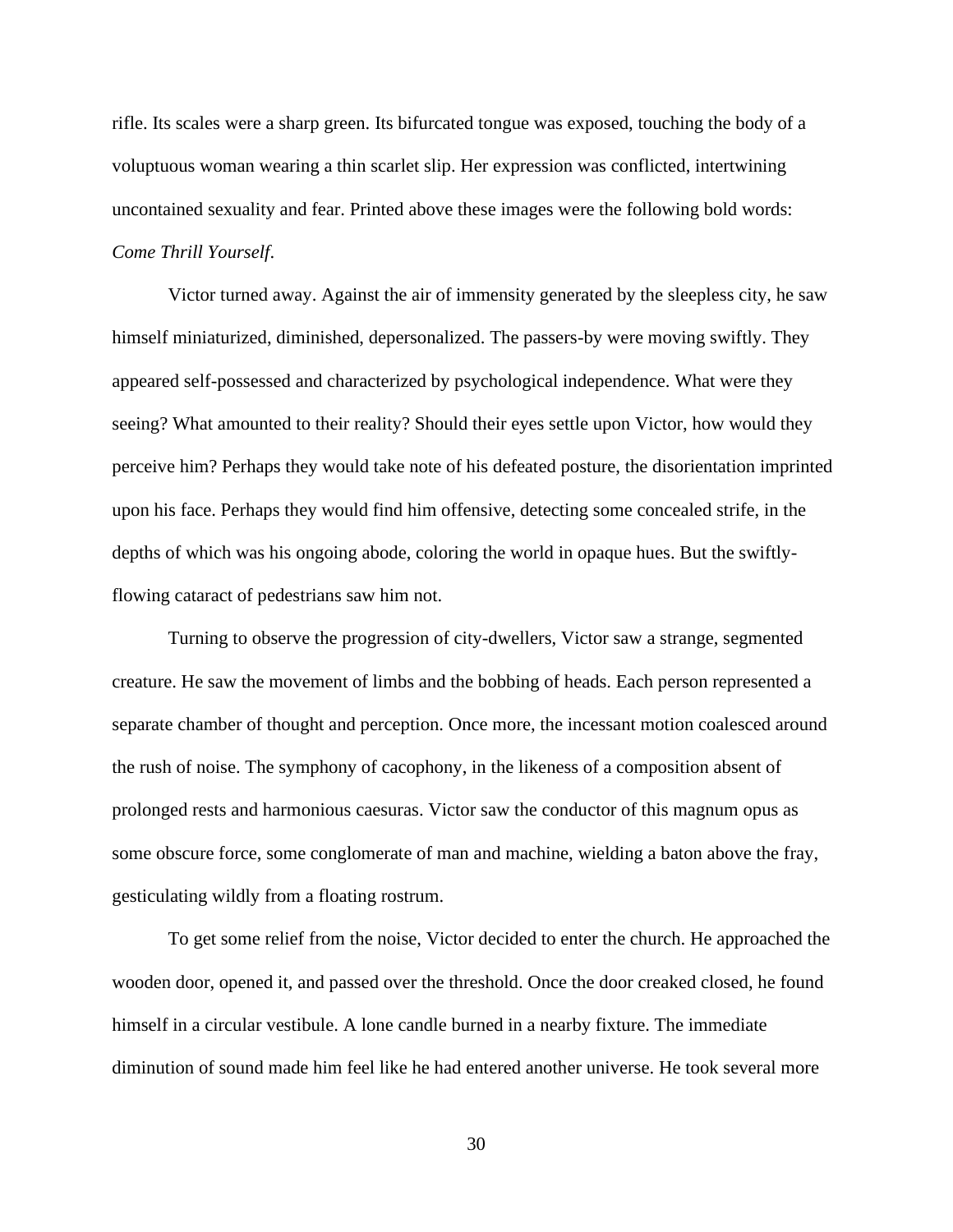rifle. Its scales were a sharp green. Its bifurcated tongue was exposed, touching the body of a voluptuous woman wearing a thin scarlet slip. Her expression was conflicted, intertwining uncontained sexuality and fear. Printed above these images were the following bold words: *Come Thrill Yourself*.

Victor turned away. Against the air of immensity generated by the sleepless city, he saw himself miniaturized, diminished, depersonalized. The passers-by were moving swiftly. They appeared self-possessed and characterized by psychological independence. What were they seeing? What amounted to their reality? Should their eyes settle upon Victor, how would they perceive him? Perhaps they would take note of his defeated posture, the disorientation imprinted upon his face. Perhaps they would find him offensive, detecting some concealed strife, in the depths of which was his ongoing abode, coloring the world in opaque hues. But the swiftly-flowing cataract of pedestrians saw him not.

Turning to observe the progression of city-dwellers, Victor saw a strange, segmented creature. He saw the movement of limbs and the bobbing of heads. Each person represented a separate chamber of thought and perception. Once more, the incessant motion coalesced around the rush of noise. The symphony of cacophony, in the likeness of a composition absent of prolonged rests and harmonious caesuras. Victor saw the conductor of this magnum opus as some obscure force, some conglomerate of man and machine, wielding a baton above the fray, gesticulating wildly from a floating rostrum.

To get some relief from the noise, Victor decided to enter the church. He approached the wooden door, opened it, and passed over the threshold. Once the door creaked closed, he found himself in a circular vestibule. A lone candle burned in a nearby fixture. The immediate diminution of sound made him feel like he had entered another universe. He took several more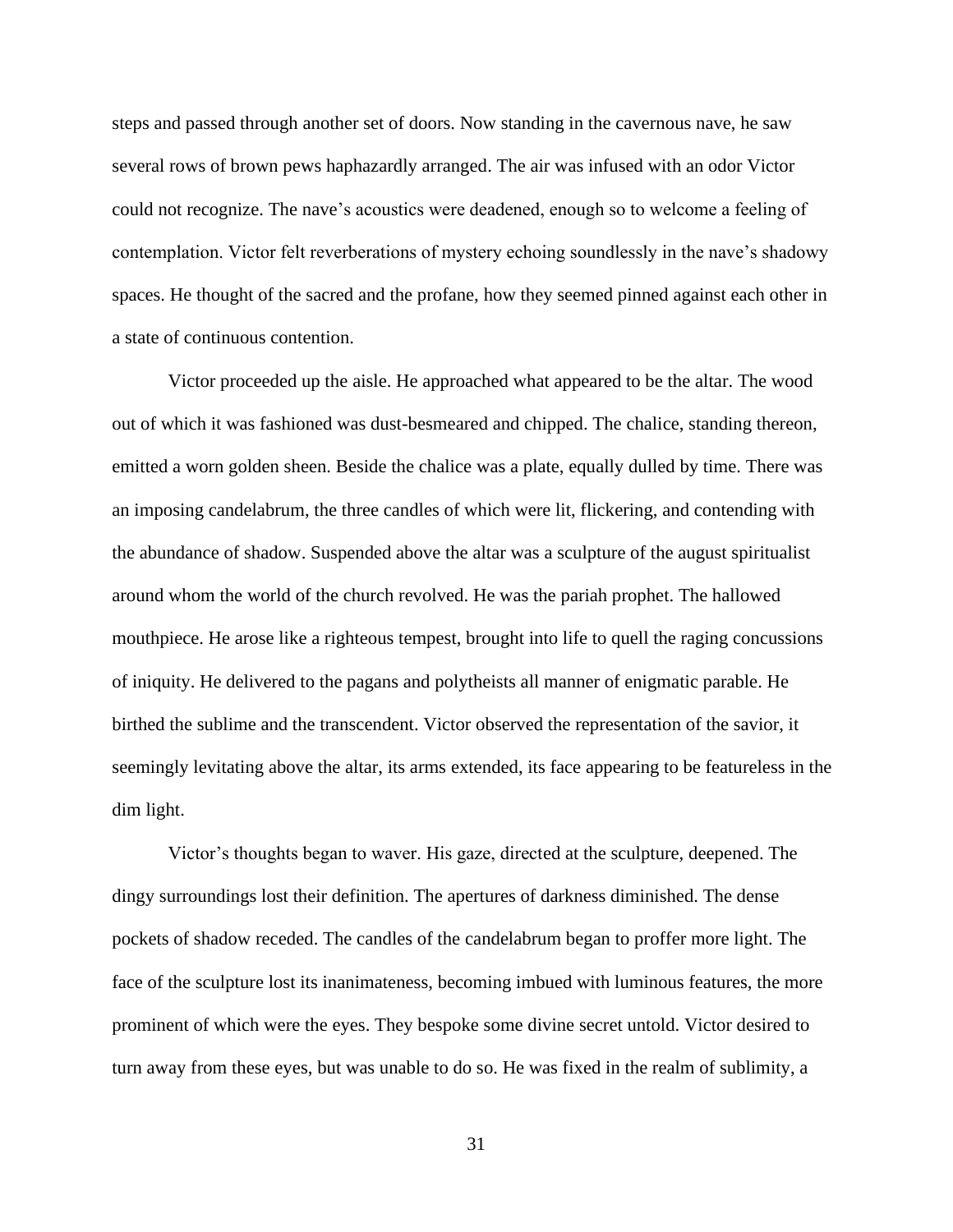steps and passed through another set of doors. Now standing in the cavernous nave, he saw several rows of brown pews haphazardly arranged. The air was infused with an odor Victor could not recognize. The nave's acoustics were deadened, enough so to welcome a feeling of contemplation. Victor felt reverberations of mystery echoing soundlessly in the nave's shadowy spaces. He thought of the sacred and the profane, how they seemed pinned against each other in a state of continuous contention.

Victor proceeded up the aisle. He approached what appeared to be the altar. The wood out of which it was fashioned was dust-besmeared and chipped. The chalice, standing thereon, emitted a worn golden sheen. Beside the chalice was a plate, equally dulled by time. There was an imposing candelabrum, the three candles of which were lit, flickering, and contending with the abundance of shadow. Suspended above the altar was a sculpture of the august spiritualist around whom the world of the church revolved. He was the pariah prophet. The hallowed mouthpiece. He arose like a righteous tempest, brought into life to quell the raging concussions of iniquity. He delivered to the pagans and polytheists all manner of enigmatic parable. He birthed the sublime and the transcendent. Victor observed the representation of the savior, it seemingly levitating above the altar, its arms extended, its face appearing to be featureless in the dim light.

Victor's thoughts began to waver. His gaze, directed at the sculpture, deepened. The dingy surroundings lost their definition. The apertures of darkness diminished. The dense pockets of shadow receded. The candles of the candelabrum began to proffer more light. The face of the sculpture lost its inanimateness, becoming imbued with luminous features, the more prominent of which were the eyes. They bespoke some divine secret untold. Victor desired to turn away from these eyes, but was unable to do so. He was fixed in the realm of sublimity, a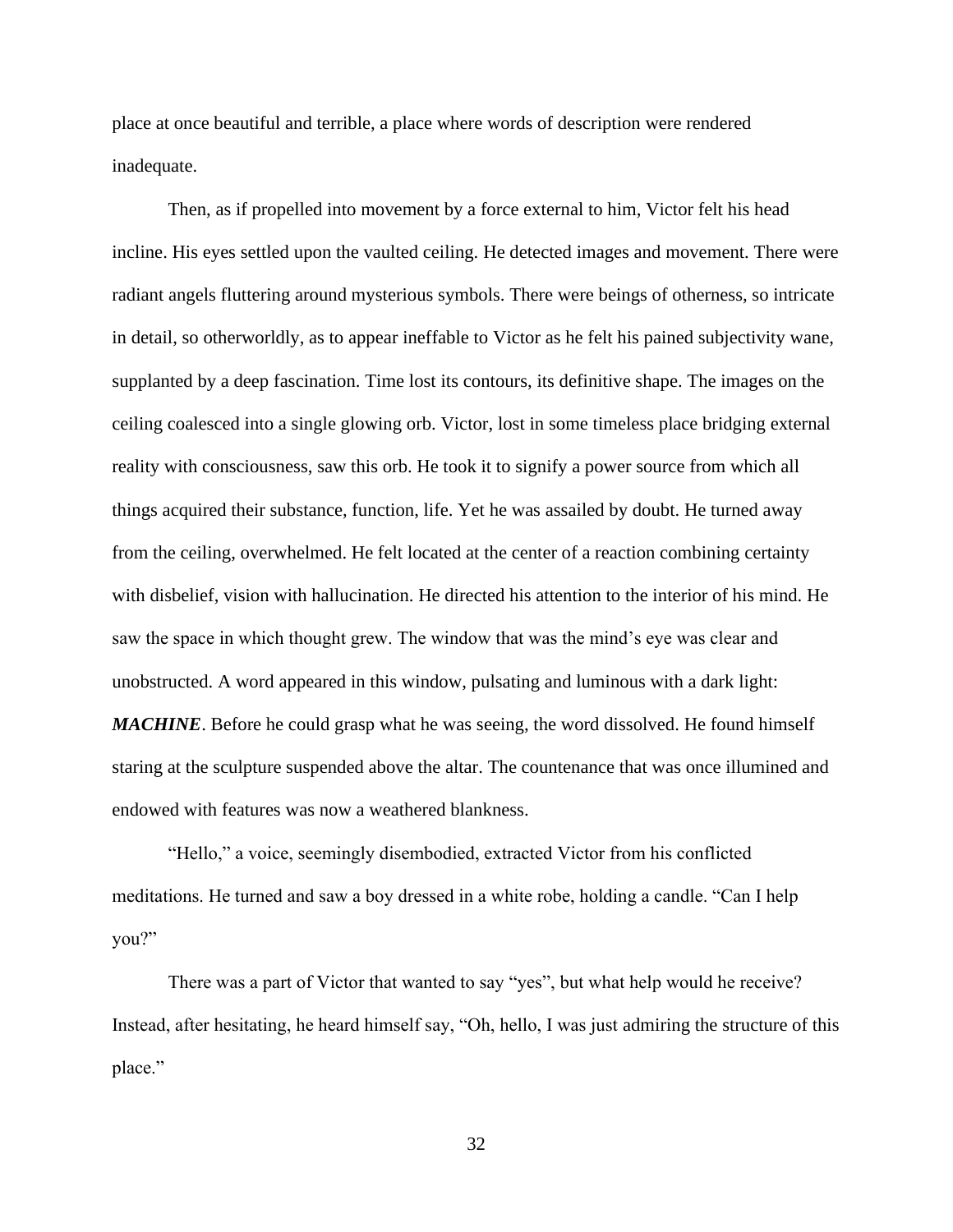place at once beautiful and terrible, a place where words of description were rendered inadequate.

Then, as if propelled into movement by a force external to him, Victor felt his head incline. His eyes settled upon the vaulted ceiling. He detected images and movement. There were radiant angels fluttering around mysterious symbols. There were beings of otherness, so intricate in detail, so otherworldly, as to appear ineffable to Victor as he felt his pained subjectivity wane, supplanted by a deep fascination. Time lost its contours, its definitive shape. The images on the ceiling coalesced into a single glowing orb. Victor, lost in some timeless place bridging external reality with consciousness, saw this orb. He took it to signify a power source from which all things acquired their substance, function, life. Yet he was assailed by doubt. He turned away from the ceiling, overwhelmed. He felt located at the center of a reaction combining certainty with disbelief, vision with hallucination. He directed his attention to the interior of his mind. He saw the space in which thought grew. The window that was the mind's eye was clear and unobstructed. A word appeared in this window, pulsating and luminous with a dark light: ***MACHINE***. Before he could grasp what he was seeing, the word dissolved. He found himself staring at the sculpture suspended above the altar. The countenance that was once illumined and endowed with features was now a weathered blankness.

"Hello," a voice, seemingly disembodied, extracted Victor from his conflicted meditations. He turned and saw a boy dressed in a white robe, holding a candle. "Can I help you?"

There was a part of Victor that wanted to say "yes", but what help would he receive? Instead, after hesitating, he heard himself say, "Oh, hello, I was just admiring the structure of this place."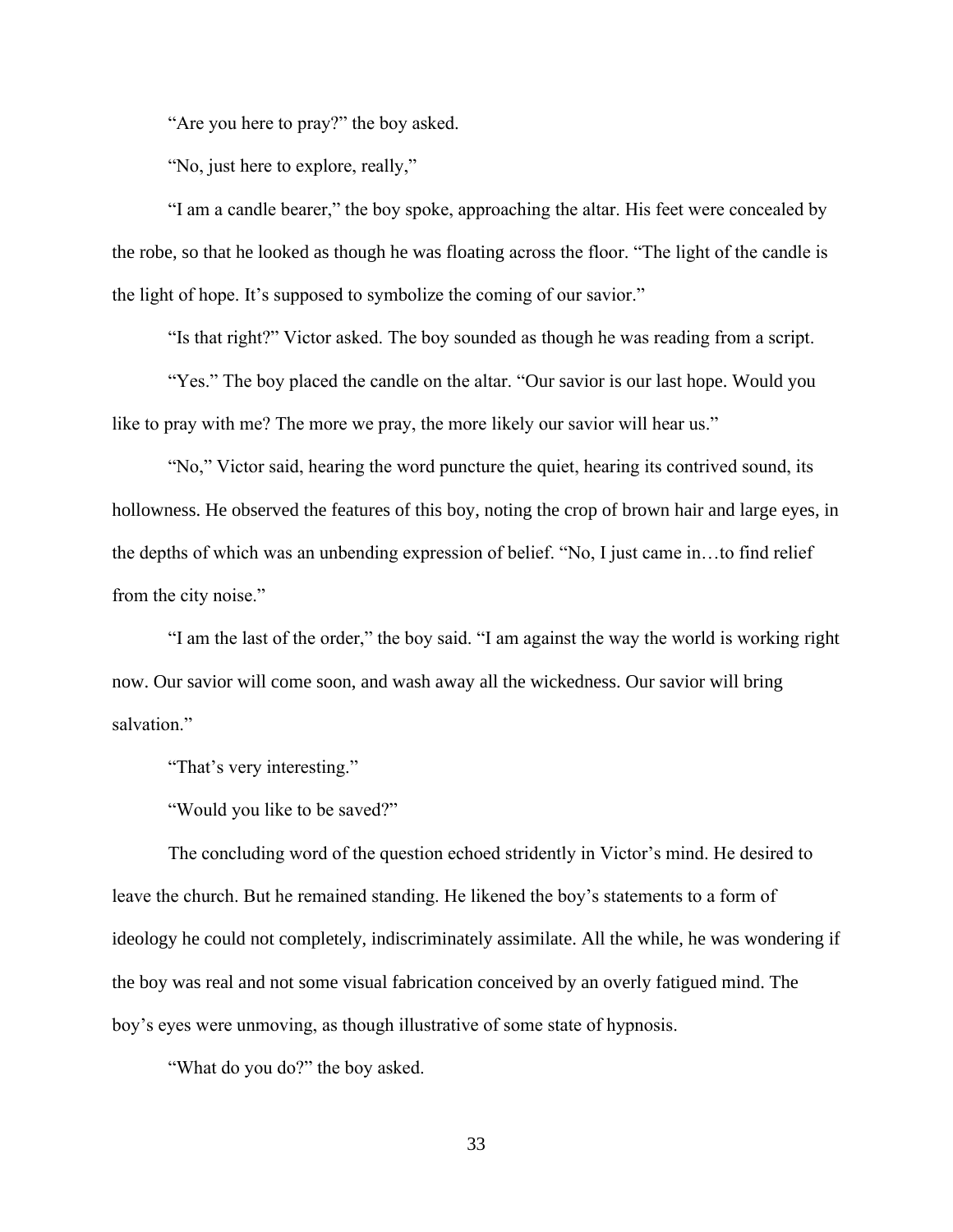"Are you here to pray?" the boy asked.

"No, just here to explore, really,"

"I am a candle bearer," the boy spoke, approaching the altar. His feet were concealed by the robe, so that he looked as though he was floating across the floor. "The light of the candle is the light of hope. It's supposed to symbolize the coming of our savior."

"Is that right?" Victor asked. The boy sounded as though he was reading from a script.

"Yes." The boy placed the candle on the altar. "Our savior is our last hope. Would you like to pray with me? The more we pray, the more likely our savior will hear us."

"No," Victor said, hearing the word puncture the quiet, hearing its contrived sound, its hollowness. He observed the features of this boy, noting the crop of brown hair and large eyes, in the depths of which was an unbending expression of belief. "No, I just came in…to find relief from the city noise."

"I am the last of the order," the boy said. "I am against the way the world is working right now. Our savior will come soon, and wash away all the wickedness. Our savior will bring salvation."

"That's very interesting."

"Would you like to be saved?"

The concluding word of the question echoed stridently in Victor's mind. He desired to leave the church. But he remained standing. He likened the boy's statements to a form of ideology he could not completely, indiscriminately assimilate. All the while, he was wondering if the boy was real and not some visual fabrication conceived by an overly fatigued mind. The boy's eyes were unmoving, as though illustrative of some state of hypnosis.

"What do you do?" the boy asked.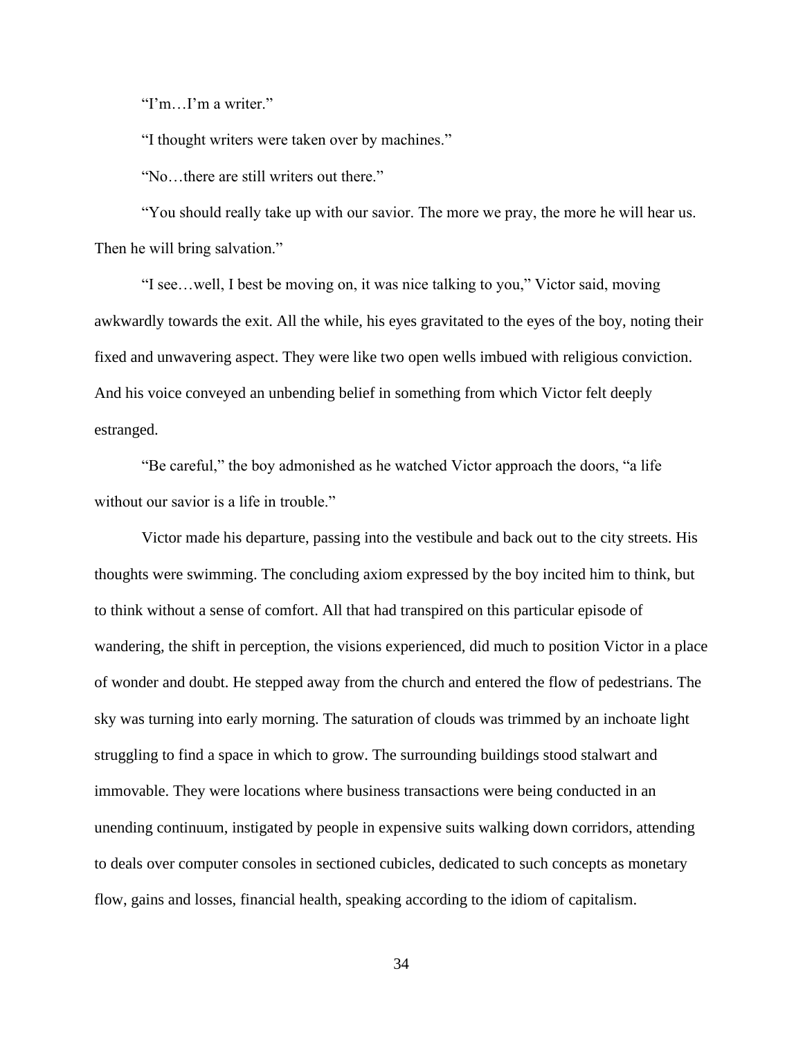"I'm…I'm a writer."

"I thought writers were taken over by machines."

"No…there are still writers out there."

"You should really take up with our savior. The more we pray, the more he will hear us. Then he will bring salvation."

"I see…well, I best be moving on, it was nice talking to you," Victor said, moving awkwardly towards the exit. All the while, his eyes gravitated to the eyes of the boy, noting their fixed and unwavering aspect. They were like two open wells imbued with religious conviction. And his voice conveyed an unbending belief in something from which Victor felt deeply estranged.

"Be careful," the boy admonished as he watched Victor approach the doors, "a life without our savior is a life in trouble."

Victor made his departure, passing into the vestibule and back out to the city streets. His thoughts were swimming. The concluding axiom expressed by the boy incited him to think, but to think without a sense of comfort. All that had transpired on this particular episode of wandering, the shift in perception, the visions experienced, did much to position Victor in a place of wonder and doubt. He stepped away from the church and entered the flow of pedestrians. The sky was turning into early morning. The saturation of clouds was trimmed by an inchoate light struggling to find a space in which to grow. The surrounding buildings stood stalwart and immovable. They were locations where business transactions were being conducted in an unending continuum, instigated by people in expensive suits walking down corridors, attending to deals over computer consoles in sectioned cubicles, dedicated to such concepts as monetary flow, gains and losses, financial health, speaking according to the idiom of capitalism.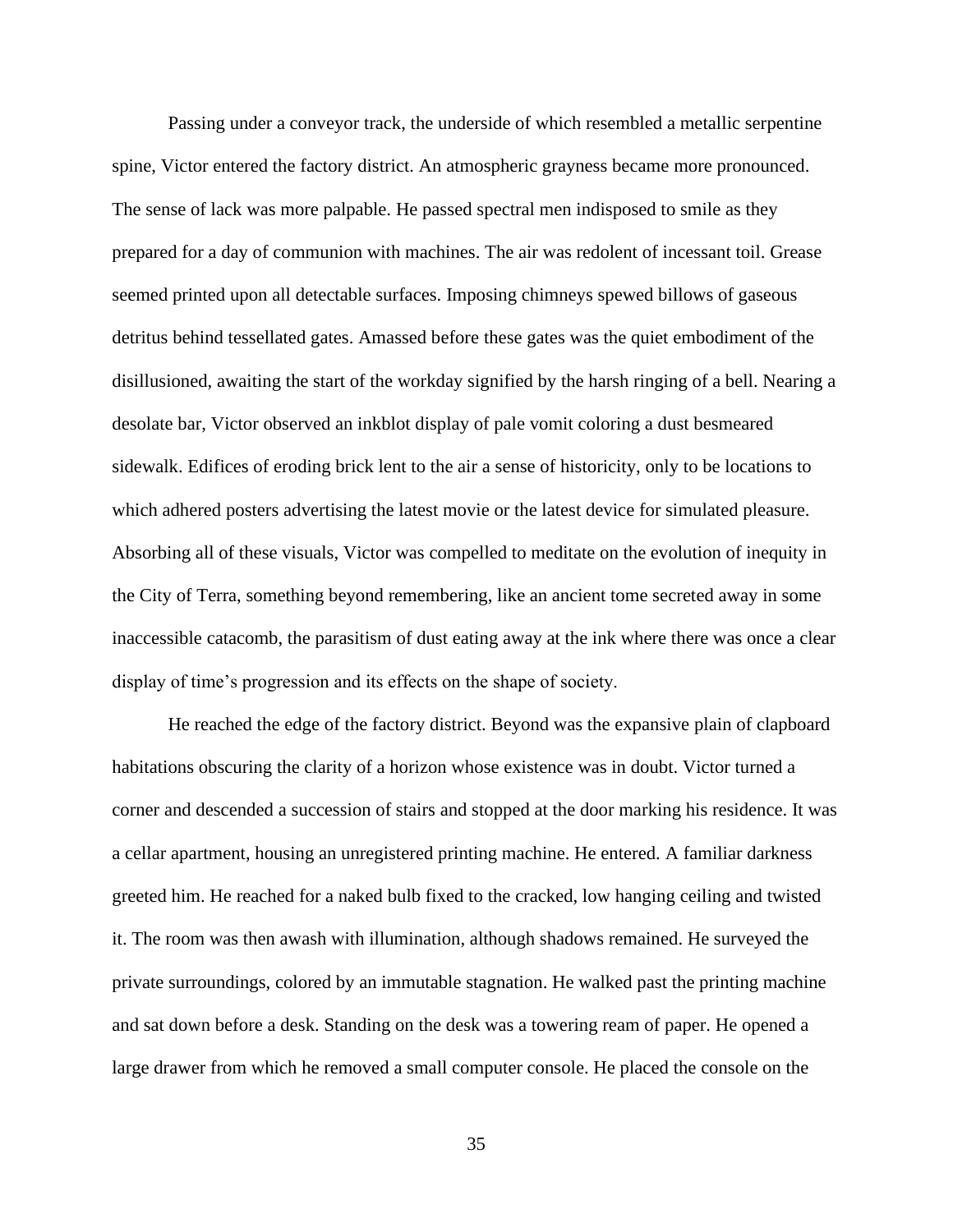Passing under a conveyor track, the underside of which resembled a metallic serpentine spine, Victor entered the factory district. An atmospheric grayness became more pronounced. The sense of lack was more palpable. He passed spectral men indisposed to smile as they prepared for a day of communion with machines. The air was redolent of incessant toil. Grease seemed printed upon all detectable surfaces. Imposing chimneys spewed billows of gaseous detritus behind tessellated gates. Amassed before these gates was the quiet embodiment of the disillusioned, awaiting the start of the workday signified by the harsh ringing of a bell. Nearing a desolate bar, Victor observed an inkblot display of pale vomit coloring a dust besmeared sidewalk. Edifices of eroding brick lent to the air a sense of historicity, only to be locations to which adhered posters advertising the latest movie or the latest device for simulated pleasure. Absorbing all of these visuals, Victor was compelled to meditate on the evolution of inequity in the City of Terra, something beyond remembering, like an ancient tome secreted away in some inaccessible catacomb, the parasitism of dust eating away at the ink where there was once a clear display of time's progression and its effects on the shape of society.

He reached the edge of the factory district. Beyond was the expansive plain of clapboard habitations obscuring the clarity of a horizon whose existence was in doubt. Victor turned a corner and descended a succession of stairs and stopped at the door marking his residence. It was a cellar apartment, housing an unregistered printing machine. He entered. A familiar darkness greeted him. He reached for a naked bulb fixed to the cracked, low hanging ceiling and twisted it. The room was then awash with illumination, although shadows remained. He surveyed the private surroundings, colored by an immutable stagnation. He walked past the printing machine and sat down before a desk. Standing on the desk was a towering ream of paper. He opened a large drawer from which he removed a small computer console. He placed the console on the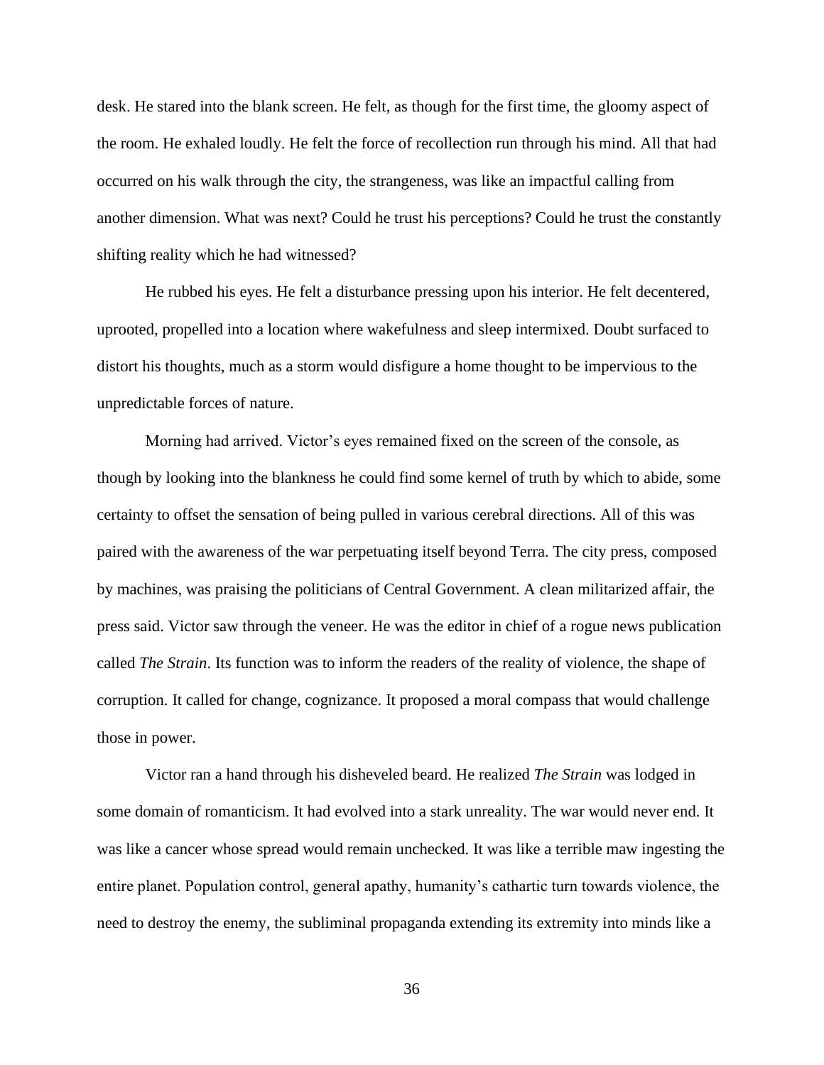desk. He stared into the blank screen. He felt, as though for the first time, the gloomy aspect of the room. He exhaled loudly. He felt the force of recollection run through his mind. All that had occurred on his walk through the city, the strangeness, was like an impactful calling from another dimension. What was next? Could he trust his perceptions? Could he trust the constantly shifting reality which he had witnessed?

He rubbed his eyes. He felt a disturbance pressing upon his interior. He felt decentered, uprooted, propelled into a location where wakefulness and sleep intermixed. Doubt surfaced to distort his thoughts, much as a storm would disfigure a home thought to be impervious to the unpredictable forces of nature.

Morning had arrived. Victor's eyes remained fixed on the screen of the console, as though by looking into the blankness he could find some kernel of truth by which to abide, some certainty to offset the sensation of being pulled in various cerebral directions. All of this was paired with the awareness of the war perpetuating itself beyond Terra. The city press, composed by machines, was praising the politicians of Central Government. A clean militarized affair, the press said. Victor saw through the veneer. He was the editor in chief of a rogue news publication called *The Strain*. Its function was to inform the readers of the reality of violence, the shape of corruption. It called for change, cognizance. It proposed a moral compass that would challenge those in power.

Victor ran a hand through his disheveled beard. He realized *The Strain* was lodged in some domain of romanticism. It had evolved into a stark unreality. The war would never end. It was like a cancer whose spread would remain unchecked. It was like a terrible maw ingesting the entire planet. Population control, general apathy, humanity's cathartic turn towards violence, the need to destroy the enemy, the subliminal propaganda extending its extremity into minds like a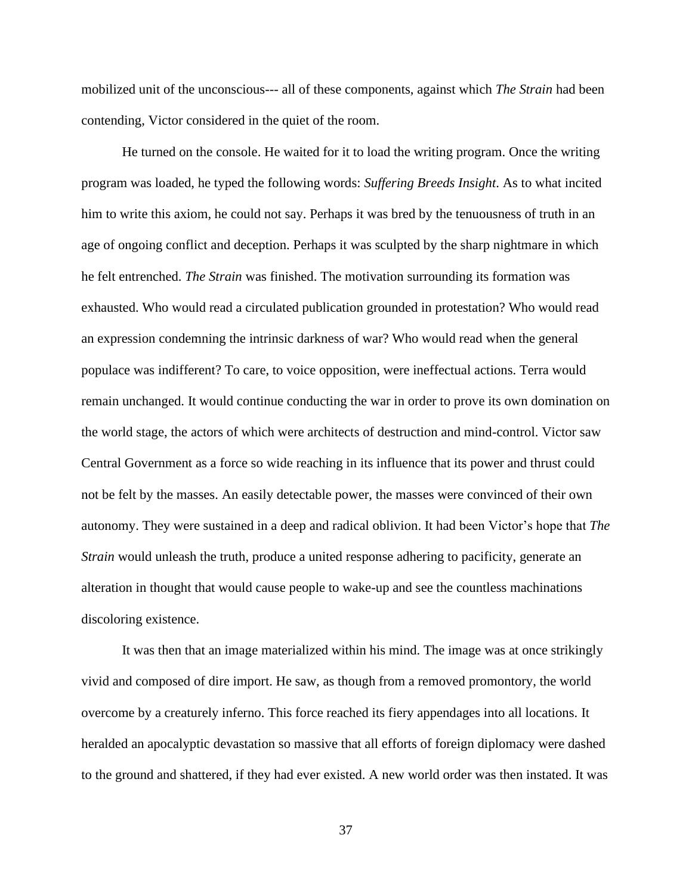mobilized unit of the unconscious--- all of these components, against which *The Strain* had been contending, Victor considered in the quiet of the room.

He turned on the console. He waited for it to load the writing program. Once the writing program was loaded, he typed the following words: *Suffering Breeds Insight*. As to what incited him to write this axiom, he could not say. Perhaps it was bred by the tenuousness of truth in an age of ongoing conflict and deception. Perhaps it was sculpted by the sharp nightmare in which he felt entrenched. *The Strain* was finished. The motivation surrounding its formation was exhausted. Who would read a circulated publication grounded in protestation? Who would read an expression condemning the intrinsic darkness of war? Who would read when the general populace was indifferent? To care, to voice opposition, were ineffectual actions. Terra would remain unchanged. It would continue conducting the war in order to prove its own domination on the world stage, the actors of which were architects of destruction and mind-control. Victor saw Central Government as a force so wide reaching in its influence that its power and thrust could not be felt by the masses. An easily detectable power, the masses were convinced of their own autonomy. They were sustained in a deep and radical oblivion. It had been Victor's hope that *The Strain* would unleash the truth, produce a united response adhering to pacificity, generate an alteration in thought that would cause people to wake-up and see the countless machinations discoloring existence.

It was then that an image materialized within his mind. The image was at once strikingly vivid and composed of dire import. He saw, as though from a removed promontory, the world overcome by a creaturely inferno. This force reached its fiery appendages into all locations. It heralded an apocalyptic devastation so massive that all efforts of foreign diplomacy were dashed to the ground and shattered, if they had ever existed. A new world order was then instated. It was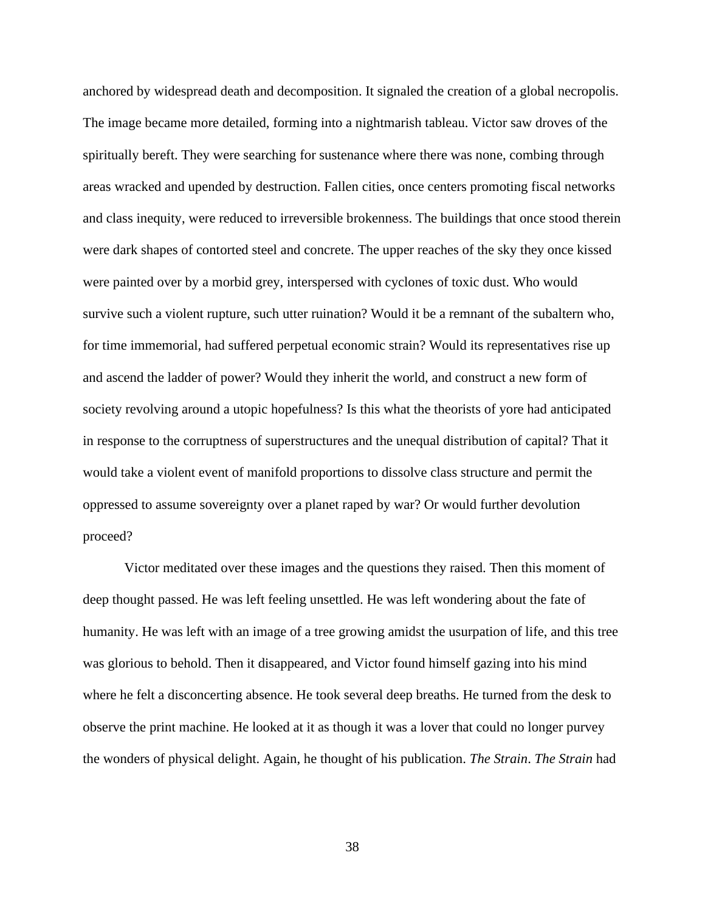anchored by widespread death and decomposition. It signaled the creation of a global necropolis. The image became more detailed, forming into a nightmarish tableau. Victor saw droves of the spiritually bereft. They were searching for sustenance where there was none, combing through areas wracked and upended by destruction. Fallen cities, once centers promoting fiscal networks and class inequity, were reduced to irreversible brokenness. The buildings that once stood therein were dark shapes of contorted steel and concrete. The upper reaches of the sky they once kissed were painted over by a morbid grey, interspersed with cyclones of toxic dust. Who would survive such a violent rupture, such utter ruination? Would it be a remnant of the subaltern who, for time immemorial, had suffered perpetual economic strain? Would its representatives rise up and ascend the ladder of power? Would they inherit the world, and construct a new form of society revolving around a utopic hopefulness? Is this what the theorists of yore had anticipated in response to the corruptness of superstructures and the unequal distribution of capital? That it would take a violent event of manifold proportions to dissolve class structure and permit the oppressed to assume sovereignty over a planet raped by war? Or would further devolution proceed?

Victor meditated over these images and the questions they raised. Then this moment of deep thought passed. He was left feeling unsettled. He was left wondering about the fate of humanity. He was left with an image of a tree growing amidst the usurpation of life, and this tree was glorious to behold. Then it disappeared, and Victor found himself gazing into his mind where he felt a disconcerting absence. He took several deep breaths. He turned from the desk to observe the print machine. He looked at it as though it was a lover that could no longer purvey the wonders of physical delight. Again, he thought of his publication. *The Strain*. *The Strain* had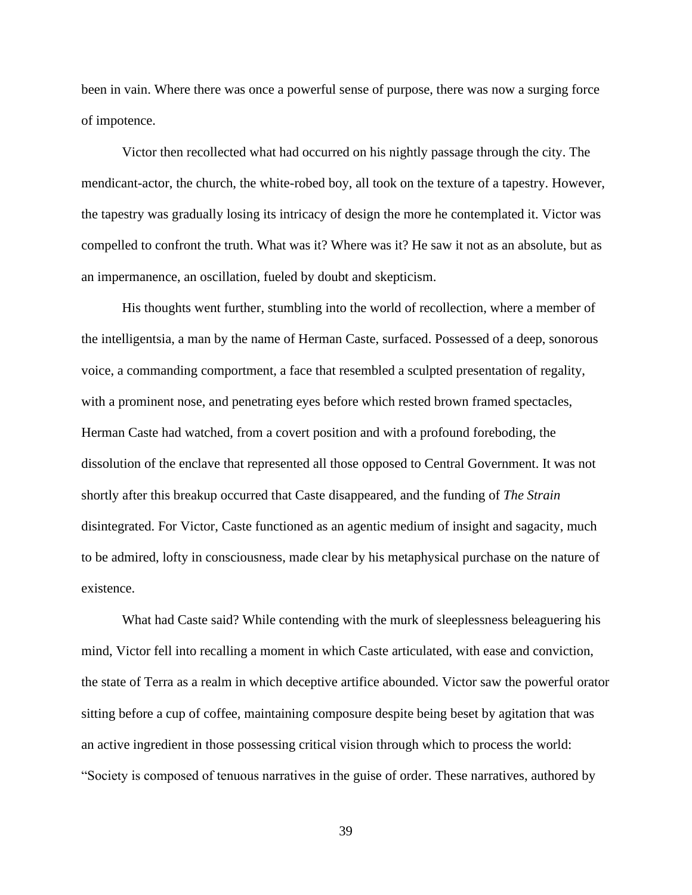been in vain. Where there was once a powerful sense of purpose, there was now a surging force of impotence.

Victor then recollected what had occurred on his nightly passage through the city. The mendicant-actor, the church, the white-robed boy, all took on the texture of a tapestry. However, the tapestry was gradually losing its intricacy of design the more he contemplated it. Victor was compelled to confront the truth. What was it? Where was it? He saw it not as an absolute, but as an impermanence, an oscillation, fueled by doubt and skepticism.

His thoughts went further, stumbling into the world of recollection, where a member of the intelligentsia, a man by the name of Herman Caste, surfaced. Possessed of a deep, sonorous voice, a commanding comportment, a face that resembled a sculpted presentation of regality, with a prominent nose, and penetrating eyes before which rested brown framed spectacles, Herman Caste had watched, from a covert position and with a profound foreboding, the dissolution of the enclave that represented all those opposed to Central Government. It was not shortly after this breakup occurred that Caste disappeared, and the funding of *The Strain* disintegrated. For Victor, Caste functioned as an agentic medium of insight and sagacity, much to be admired, lofty in consciousness, made clear by his metaphysical purchase on the nature of existence.

What had Caste said? While contending with the murk of sleeplessness beleaguering his mind, Victor fell into recalling a moment in which Caste articulated, with ease and conviction, the state of Terra as a realm in which deceptive artifice abounded. Victor saw the powerful orator sitting before a cup of coffee, maintaining composure despite being beset by agitation that was an active ingredient in those possessing critical vision through which to process the world: "Society is composed of tenuous narratives in the guise of order. These narratives, authored by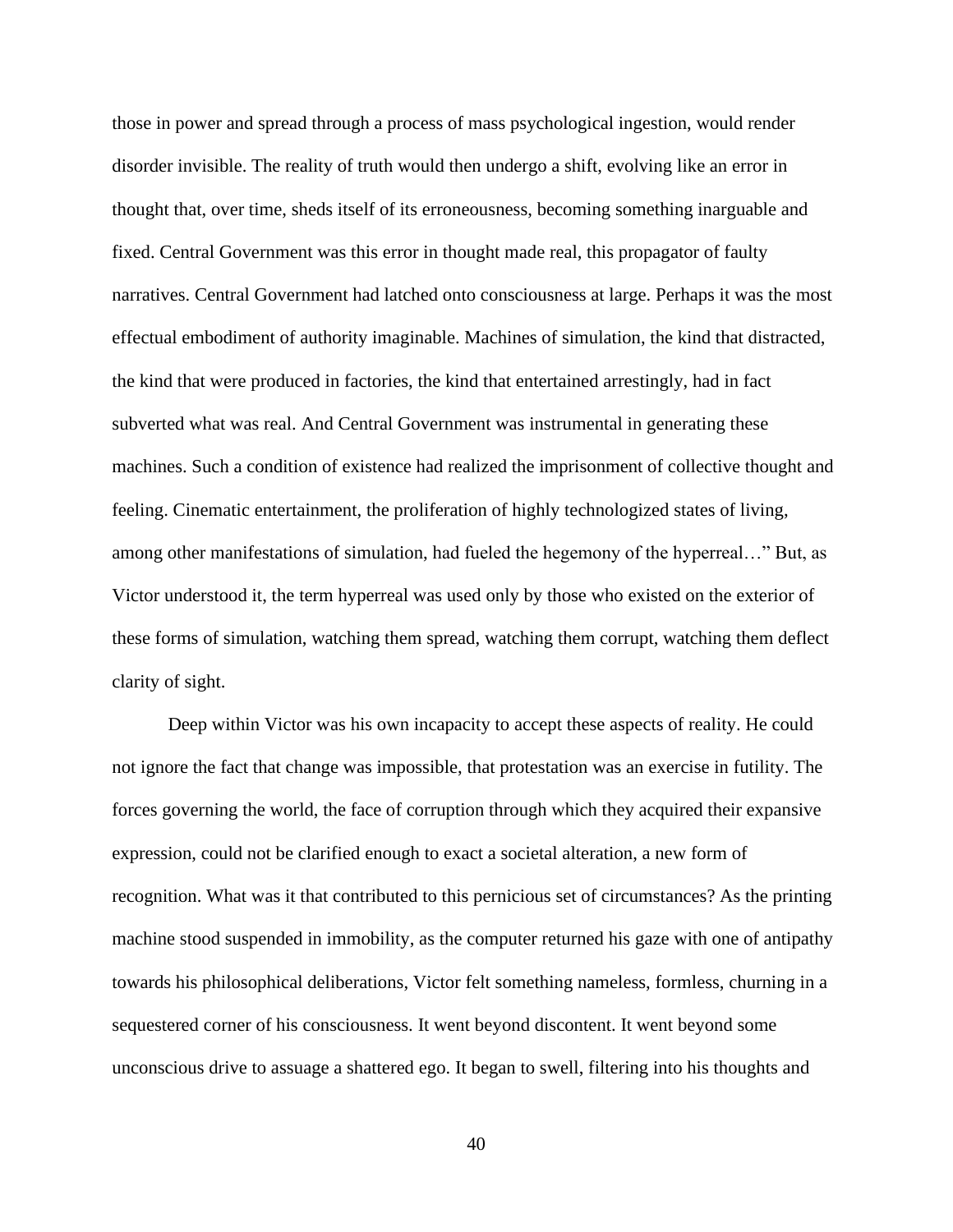those in power and spread through a process of mass psychological ingestion, would render disorder invisible. The reality of truth would then undergo a shift, evolving like an error in thought that, over time, sheds itself of its erroneousness, becoming something inarguable and fixed. Central Government was this error in thought made real, this propagator of faulty narratives. Central Government had latched onto consciousness at large. Perhaps it was the most effectual embodiment of authority imaginable. Machines of simulation, the kind that distracted, the kind that were produced in factories, the kind that entertained arrestingly, had in fact subverted what was real. And Central Government was instrumental in generating these machines. Such a condition of existence had realized the imprisonment of collective thought and feeling. Cinematic entertainment, the proliferation of highly technologized states of living, among other manifestations of simulation, had fueled the hegemony of the hyperreal…" But, as Victor understood it, the term hyperreal was used only by those who existed on the exterior of these forms of simulation, watching them spread, watching them corrupt, watching them deflect clarity of sight.

Deep within Victor was his own incapacity to accept these aspects of reality. He could not ignore the fact that change was impossible, that protestation was an exercise in futility. The forces governing the world, the face of corruption through which they acquired their expansive expression, could not be clarified enough to exact a societal alteration, a new form of recognition. What was it that contributed to this pernicious set of circumstances? As the printing machine stood suspended in immobility, as the computer returned his gaze with one of antipathy towards his philosophical deliberations, Victor felt something nameless, formless, churning in a sequestered corner of his consciousness. It went beyond discontent. It went beyond some unconscious drive to assuage a shattered ego. It began to swell, filtering into his thoughts and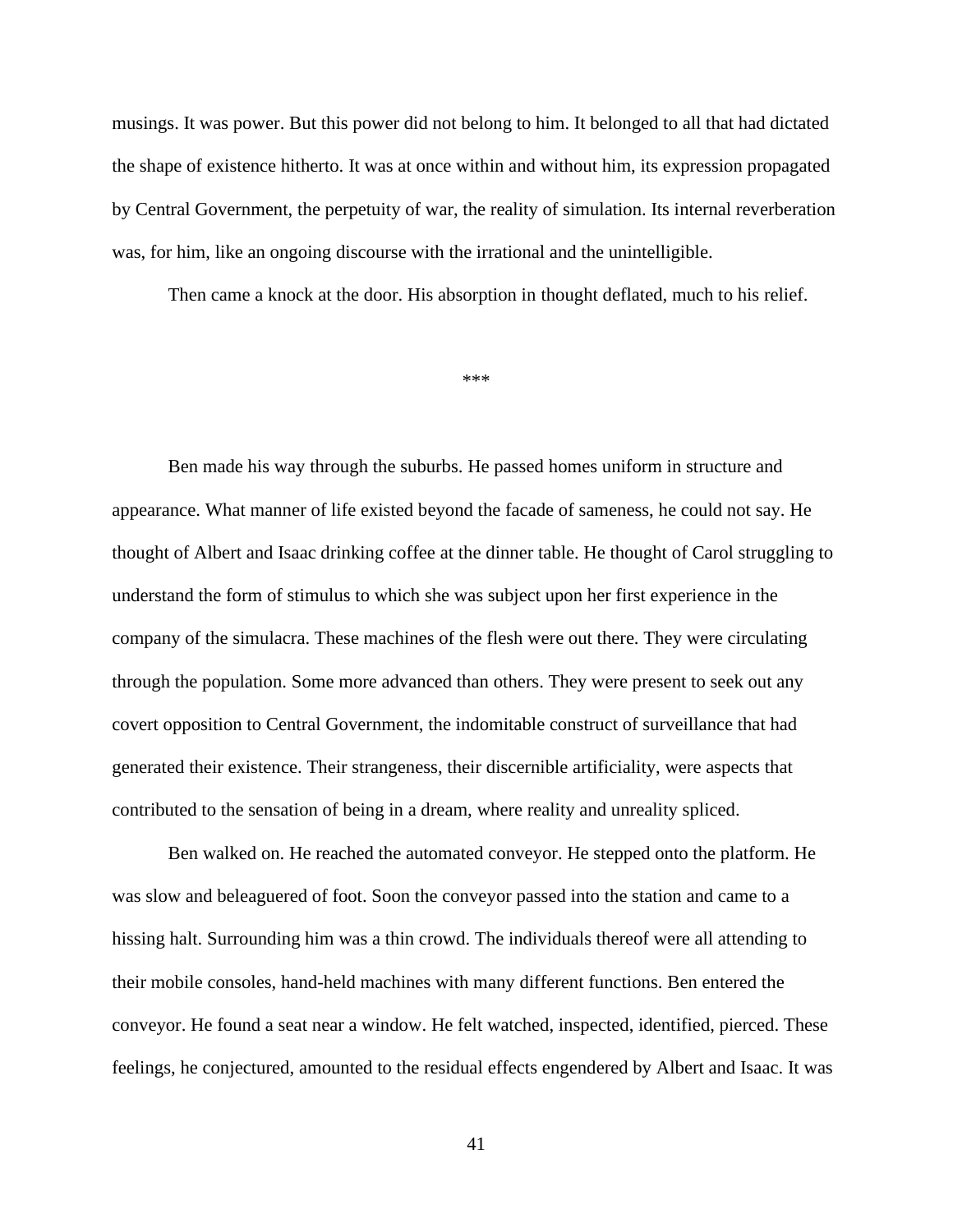musings. It was power. But this power did not belong to him. It belonged to all that had dictated the shape of existence hitherto. It was at once within and without him, its expression propagated by Central Government, the perpetuity of war, the reality of simulation. Its internal reverberation was, for him, like an ongoing discourse with the irrational and the unintelligible.

Then came a knock at the door. His absorption in thought deflated, much to his relief.

***

Ben made his way through the suburbs. He passed homes uniform in structure and appearance. What manner of life existed beyond the facade of sameness, he could not say. He thought of Albert and Isaac drinking coffee at the dinner table. He thought of Carol struggling to understand the form of stimulus to which she was subject upon her first experience in the company of the simulacra. These machines of the flesh were out there. They were circulating through the population. Some more advanced than others. They were present to seek out any covert opposition to Central Government, the indomitable construct of surveillance that had generated their existence. Their strangeness, their discernible artificiality, were aspects that contributed to the sensation of being in a dream, where reality and unreality spliced.

Ben walked on. He reached the automated conveyor. He stepped onto the platform. He was slow and beleaguered of foot. Soon the conveyor passed into the station and came to a hissing halt. Surrounding him was a thin crowd. The individuals thereof were all attending to their mobile consoles, hand-held machines with many different functions. Ben entered the conveyor. He found a seat near a window. He felt watched, inspected, identified, pierced. These feelings, he conjectured, amounted to the residual effects engendered by Albert and Isaac. It was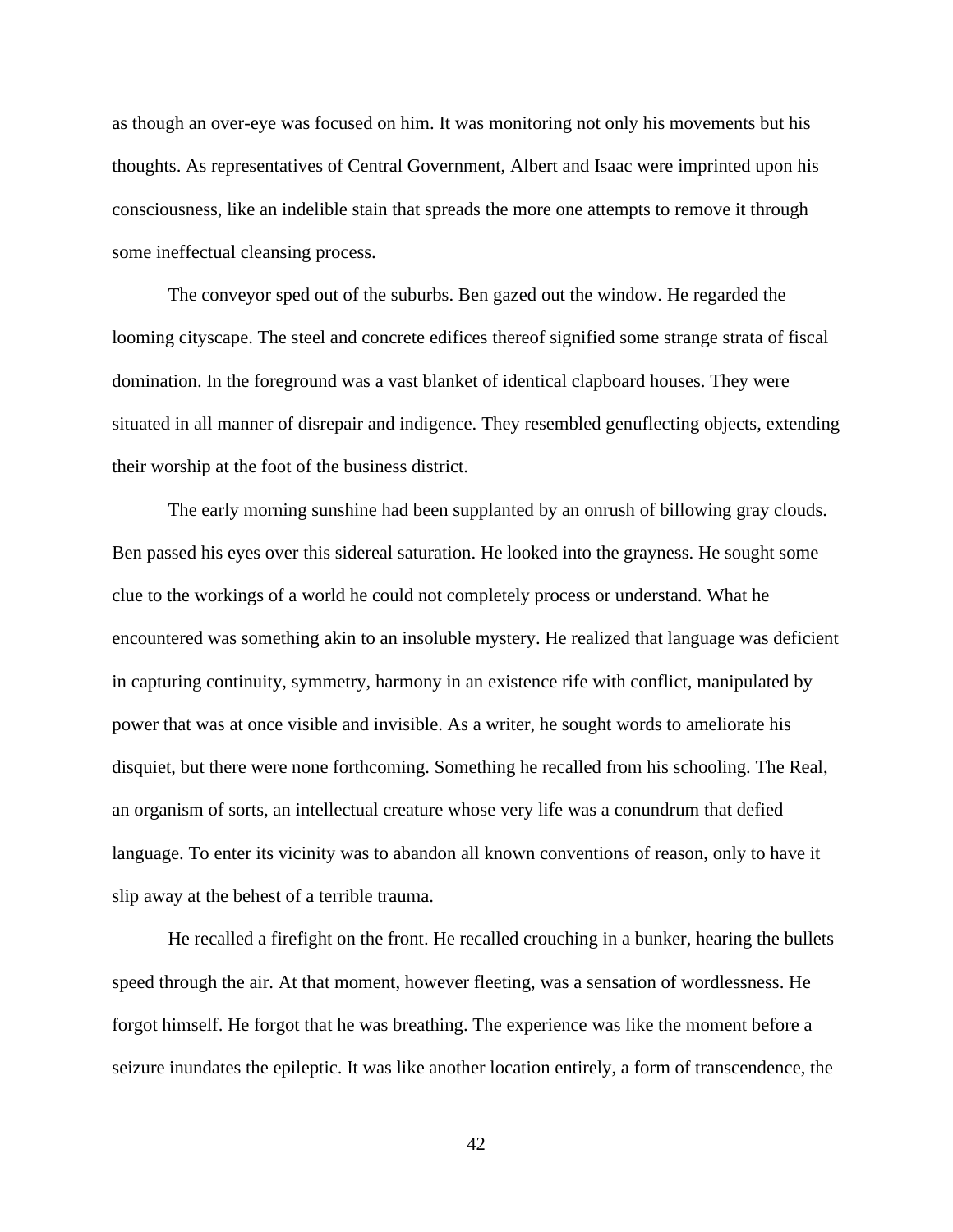as though an over-eye was focused on him. It was monitoring not only his movements but his thoughts. As representatives of Central Government, Albert and Isaac were imprinted upon his consciousness, like an indelible stain that spreads the more one attempts to remove it through some ineffectual cleansing process.

The conveyor sped out of the suburbs. Ben gazed out the window. He regarded the looming cityscape. The steel and concrete edifices thereof signified some strange strata of fiscal domination. In the foreground was a vast blanket of identical clapboard houses. They were situated in all manner of disrepair and indigence. They resembled genuflecting objects, extending their worship at the foot of the business district.

The early morning sunshine had been supplanted by an onrush of billowing gray clouds. Ben passed his eyes over this sidereal saturation. He looked into the grayness. He sought some clue to the workings of a world he could not completely process or understand. What he encountered was something akin to an insoluble mystery. He realized that language was deficient in capturing continuity, symmetry, harmony in an existence rife with conflict, manipulated by power that was at once visible and invisible. As a writer, he sought words to ameliorate his disquiet, but there were none forthcoming. Something he recalled from his schooling. The Real, an organism of sorts, an intellectual creature whose very life was a conundrum that defied language. To enter its vicinity was to abandon all known conventions of reason, only to have it slip away at the behest of a terrible trauma.

He recalled a firefight on the front. He recalled crouching in a bunker, hearing the bullets speed through the air. At that moment, however fleeting, was a sensation of wordlessness. He forgot himself. He forgot that he was breathing. The experience was like the moment before a seizure inundates the epileptic. It was like another location entirely, a form of transcendence, the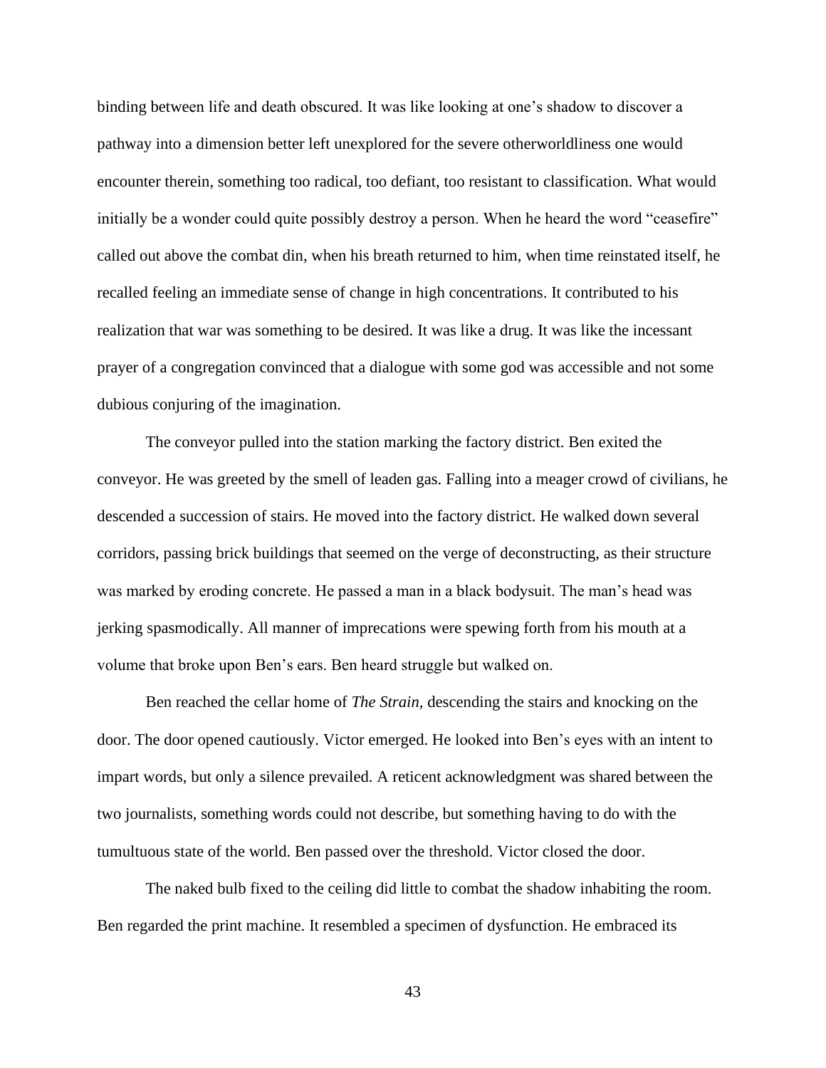binding between life and death obscured. It was like looking at one's shadow to discover a pathway into a dimension better left unexplored for the severe otherworldliness one would encounter therein, something too radical, too defiant, too resistant to classification. What would initially be a wonder could quite possibly destroy a person. When he heard the word "ceasefire" called out above the combat din, when his breath returned to him, when time reinstated itself, he recalled feeling an immediate sense of change in high concentrations. It contributed to his realization that war was something to be desired. It was like a drug. It was like the incessant prayer of a congregation convinced that a dialogue with some god was accessible and not some dubious conjuring of the imagination.

The conveyor pulled into the station marking the factory district. Ben exited the conveyor. He was greeted by the smell of leaden gas. Falling into a meager crowd of civilians, he descended a succession of stairs. He moved into the factory district. He walked down several corridors, passing brick buildings that seemed on the verge of deconstructing, as their structure was marked by eroding concrete. He passed a man in a black bodysuit. The man's head was jerking spasmodically. All manner of imprecations were spewing forth from his mouth at a volume that broke upon Ben's ears. Ben heard struggle but walked on.

Ben reached the cellar home of *The Strain*, descending the stairs and knocking on the door. The door opened cautiously. Victor emerged. He looked into Ben's eyes with an intent to impart words, but only a silence prevailed. A reticent acknowledgment was shared between the two journalists, something words could not describe, but something having to do with the tumultuous state of the world. Ben passed over the threshold. Victor closed the door.

The naked bulb fixed to the ceiling did little to combat the shadow inhabiting the room. Ben regarded the print machine. It resembled a specimen of dysfunction. He embraced its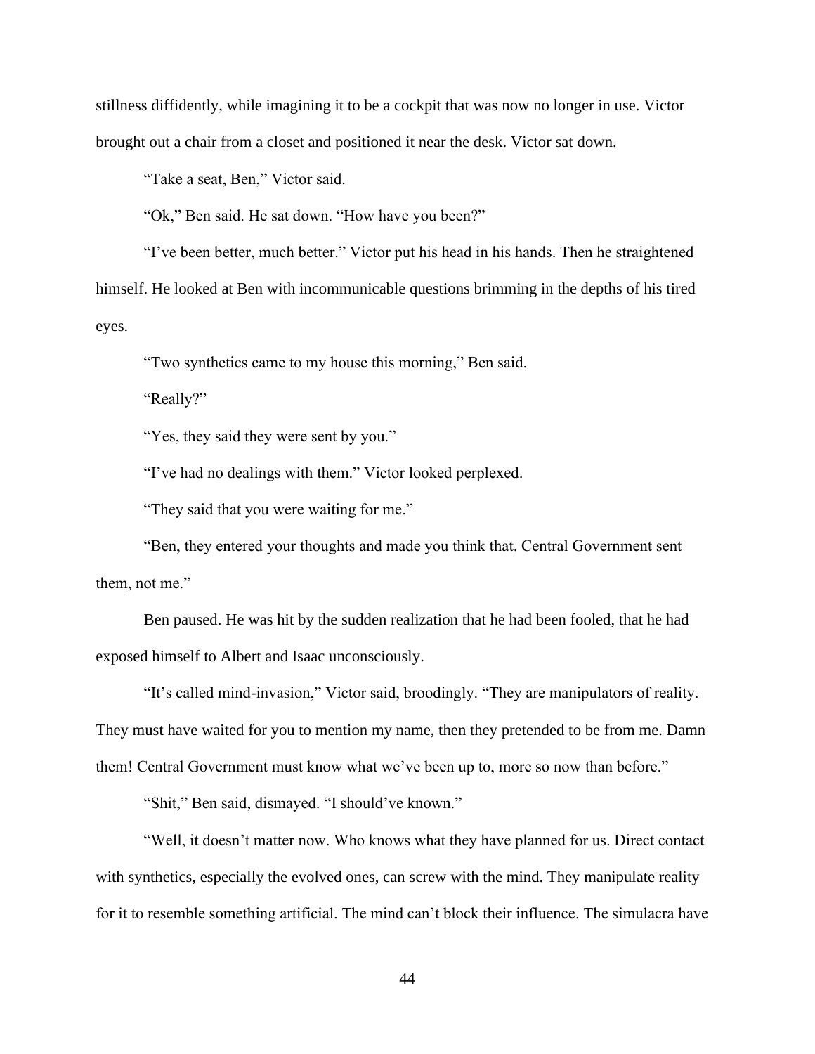stillness diffidently, while imagining it to be a cockpit that was now no longer in use. Victor brought out a chair from a closet and positioned it near the desk. Victor sat down.

"Take a seat, Ben," Victor said.

"Ok," Ben said. He sat down. "How have you been?"

"I've been better, much better." Victor put his head in his hands. Then he straightened himself. He looked at Ben with incommunicable questions brimming in the depths of his tired eyes.

"Two synthetics came to my house this morning," Ben said.

"Really?"

"Yes, they said they were sent by you."

"I've had no dealings with them." Victor looked perplexed.

"They said that you were waiting for me."

"Ben, they entered your thoughts and made you think that. Central Government sent them, not me."

Ben paused. He was hit by the sudden realization that he had been fooled, that he had exposed himself to Albert and Isaac unconsciously.

"It's called mind-invasion," Victor said, broodingly. "They are manipulators of reality. They must have waited for you to mention my name, then they pretended to be from me. Damn them! Central Government must know what we've been up to, more so now than before."

"Shit," Ben said, dismayed. "I should've known."

"Well, it doesn't matter now. Who knows what they have planned for us. Direct contact with synthetics, especially the evolved ones, can screw with the mind. They manipulate reality for it to resemble something artificial. The mind can't block their influence. The simulacra have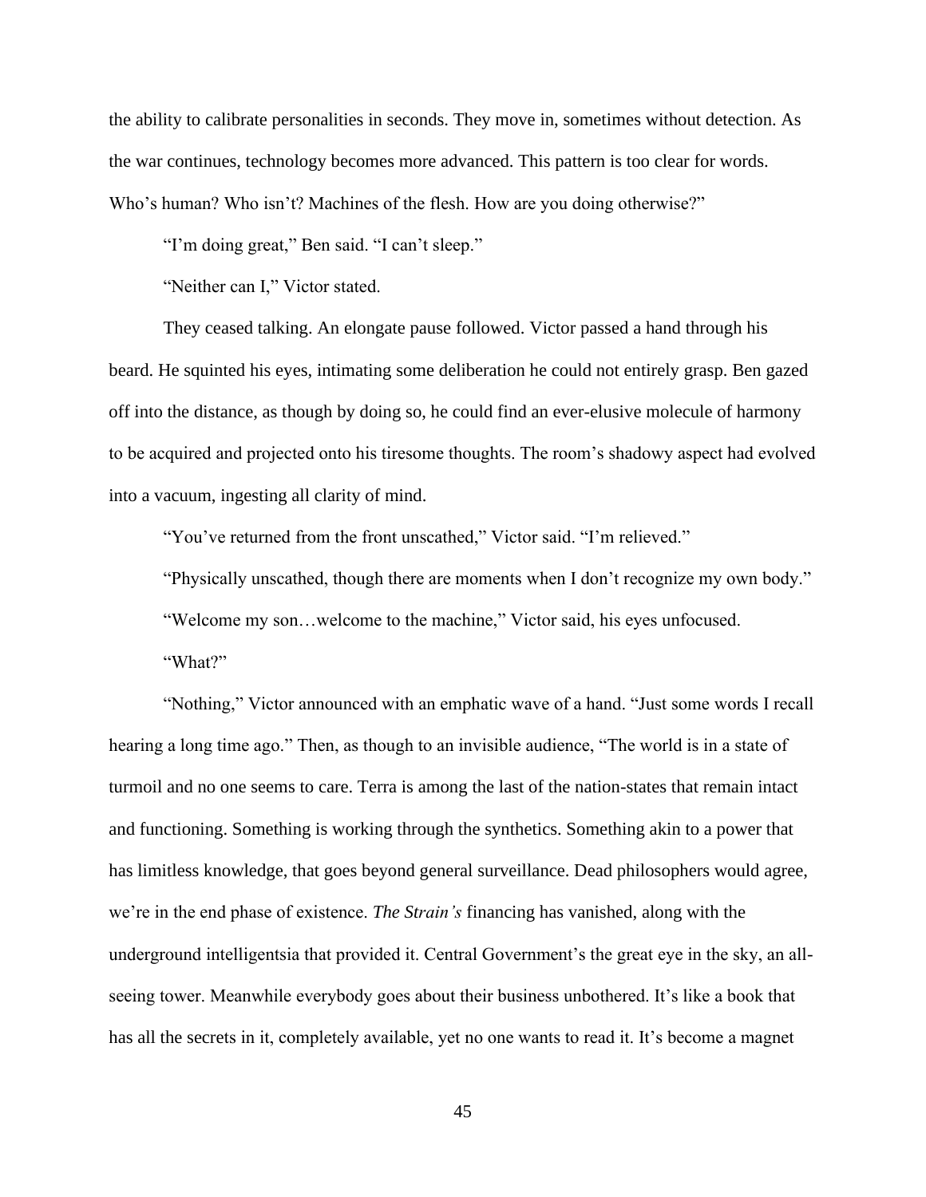the ability to calibrate personalities in seconds. They move in, sometimes without detection. As the war continues, technology becomes more advanced. This pattern is too clear for words. Who's human? Who isn't? Machines of the flesh. How are you doing otherwise?"

"I'm doing great," Ben said. "I can't sleep."

"Neither can I," Victor stated.

They ceased talking. An elongate pause followed. Victor passed a hand through his beard. He squinted his eyes, intimating some deliberation he could not entirely grasp. Ben gazed off into the distance, as though by doing so, he could find an ever-elusive molecule of harmony to be acquired and projected onto his tiresome thoughts. The room's shadowy aspect had evolved into a vacuum, ingesting all clarity of mind.

"You've returned from the front unscathed," Victor said. "I'm relieved."

"Physically unscathed, though there are moments when I don't recognize my own body."

"Welcome my son…welcome to the machine," Victor said, his eyes unfocused.

"What?"

"Nothing," Victor announced with an emphatic wave of a hand. "Just some words I recall hearing a long time ago." Then, as though to an invisible audience, "The world is in a state of turmoil and no one seems to care. Terra is among the last of the nation-states that remain intact and functioning. Something is working through the synthetics. Something akin to a power that has limitless knowledge, that goes beyond general surveillance. Dead philosophers would agree, we're in the end phase of existence. *The Strain's* financing has vanished, along with the underground intelligentsia that provided it. Central Government's the great eye in the sky, an all-seeing tower. Meanwhile everybody goes about their business unbothered. It's like a book that has all the secrets in it, completely available, yet no one wants to read it. It's become a magnet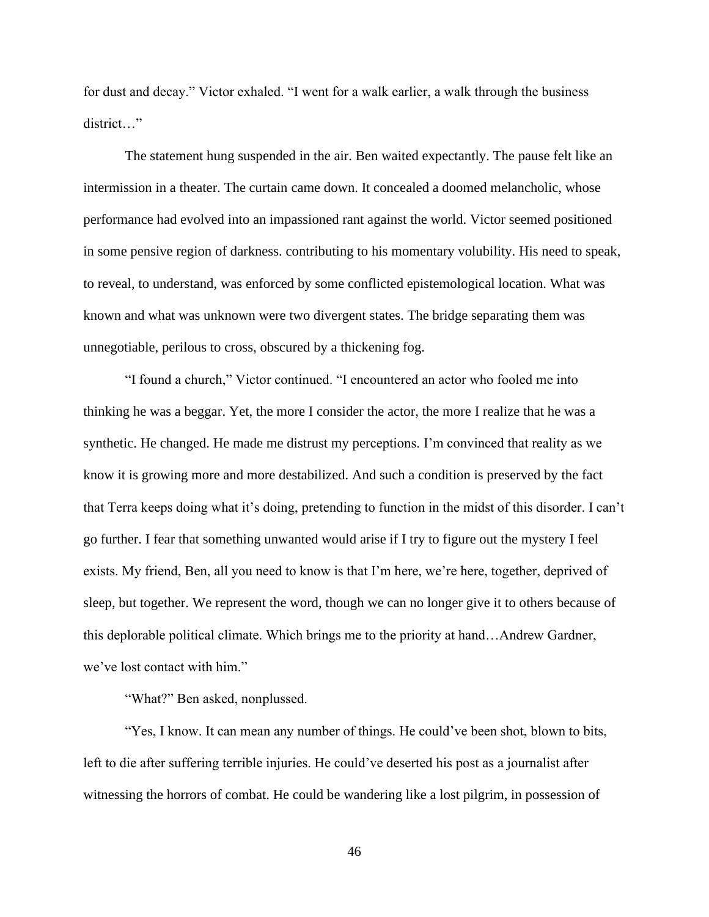for dust and decay." Victor exhaled. "I went for a walk earlier, a walk through the business district…"

The statement hung suspended in the air. Ben waited expectantly. The pause felt like an intermission in a theater. The curtain came down. It concealed a doomed melancholic, whose performance had evolved into an impassioned rant against the world. Victor seemed positioned in some pensive region of darkness. contributing to his momentary volubility. His need to speak, to reveal, to understand, was enforced by some conflicted epistemological location. What was known and what was unknown were two divergent states. The bridge separating them was unnegotiable, perilous to cross, obscured by a thickening fog.

"I found a church," Victor continued. "I encountered an actor who fooled me into thinking he was a beggar. Yet, the more I consider the actor, the more I realize that he was a synthetic. He changed. He made me distrust my perceptions. I'm convinced that reality as we know it is growing more and more destabilized. And such a condition is preserved by the fact that Terra keeps doing what it's doing, pretending to function in the midst of this disorder. I can't go further. I fear that something unwanted would arise if I try to figure out the mystery I feel exists. My friend, Ben, all you need to know is that I'm here, we're here, together, deprived of sleep, but together. We represent the word, though we can no longer give it to others because of this deplorable political climate. Which brings me to the priority at hand…Andrew Gardner, we've lost contact with him."

"What?" Ben asked, nonplussed.

"Yes, I know. It can mean any number of things. He could've been shot, blown to bits, left to die after suffering terrible injuries. He could've deserted his post as a journalist after witnessing the horrors of combat. He could be wandering like a lost pilgrim, in possession of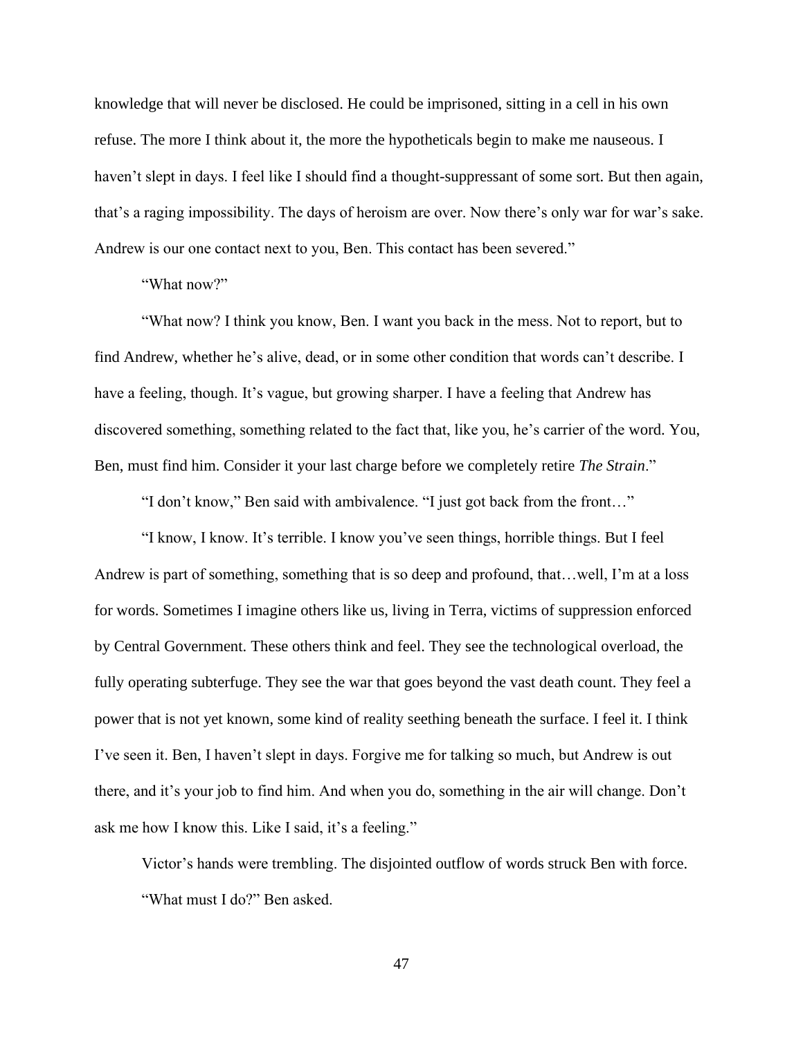knowledge that will never be disclosed. He could be imprisoned, sitting in a cell in his own refuse. The more I think about it, the more the hypotheticals begin to make me nauseous. I haven't slept in days. I feel like I should find a thought-suppressant of some sort. But then again, that's a raging impossibility. The days of heroism are over. Now there's only war for war's sake. Andrew is our one contact next to you, Ben. This contact has been severed."

"What now?"

"What now? I think you know, Ben. I want you back in the mess. Not to report, but to find Andrew, whether he's alive, dead, or in some other condition that words can't describe. I have a feeling, though. It's vague, but growing sharper. I have a feeling that Andrew has discovered something, something related to the fact that, like you, he's carrier of the word. You, Ben, must find him. Consider it your last charge before we completely retire *The Strain*."

"I don't know," Ben said with ambivalence. "I just got back from the front…"

"I know, I know. It's terrible. I know you've seen things, horrible things. But I feel Andrew is part of something, something that is so deep and profound, that…well, I'm at a loss for words. Sometimes I imagine others like us, living in Terra, victims of suppression enforced by Central Government. These others think and feel. They see the technological overload, the fully operating subterfuge. They see the war that goes beyond the vast death count. They feel a power that is not yet known, some kind of reality seething beneath the surface. I feel it. I think I've seen it. Ben, I haven't slept in days. Forgive me for talking so much, but Andrew is out there, and it's your job to find him. And when you do, something in the air will change. Don't ask me how I know this. Like I said, it's a feeling."

Victor's hands were trembling. The disjointed outflow of words struck Ben with force.

"What must I do?" Ben asked.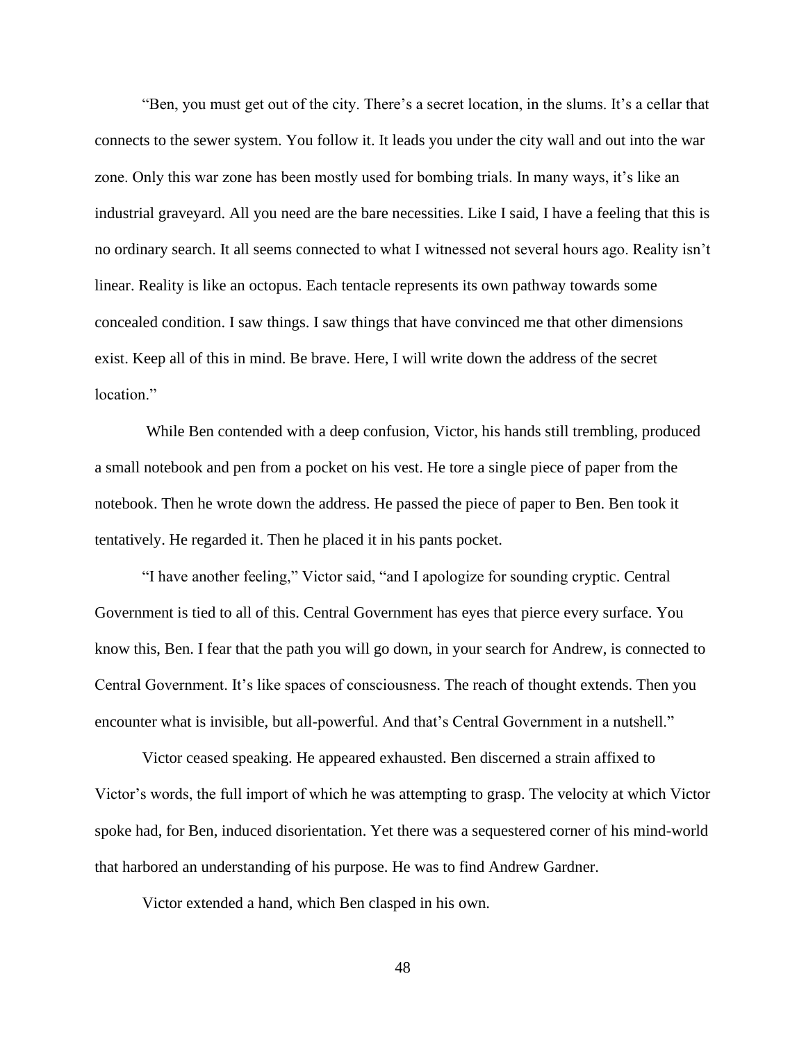"Ben, you must get out of the city. There's a secret location, in the slums. It's a cellar that connects to the sewer system. You follow it. It leads you under the city wall and out into the war zone. Only this war zone has been mostly used for bombing trials. In many ways, it's like an industrial graveyard. All you need are the bare necessities. Like I said, I have a feeling that this is no ordinary search. It all seems connected to what I witnessed not several hours ago. Reality isn't linear. Reality is like an octopus. Each tentacle represents its own pathway towards some concealed condition. I saw things. I saw things that have convinced me that other dimensions exist. Keep all of this in mind. Be brave. Here, I will write down the address of the secret location."

While Ben contended with a deep confusion, Victor, his hands still trembling, produced a small notebook and pen from a pocket on his vest. He tore a single piece of paper from the notebook. Then he wrote down the address. He passed the piece of paper to Ben. Ben took it tentatively. He regarded it. Then he placed it in his pants pocket.

"I have another feeling," Victor said, "and I apologize for sounding cryptic. Central Government is tied to all of this. Central Government has eyes that pierce every surface. You know this, Ben. I fear that the path you will go down, in your search for Andrew, is connected to Central Government. It's like spaces of consciousness. The reach of thought extends. Then you encounter what is invisible, but all-powerful. And that's Central Government in a nutshell."

Victor ceased speaking. He appeared exhausted. Ben discerned a strain affixed to Victor's words, the full import of which he was attempting to grasp. The velocity at which Victor spoke had, for Ben, induced disorientation. Yet there was a sequestered corner of his mind-world that harbored an understanding of his purpose. He was to find Andrew Gardner.

Victor extended a hand, which Ben clasped in his own.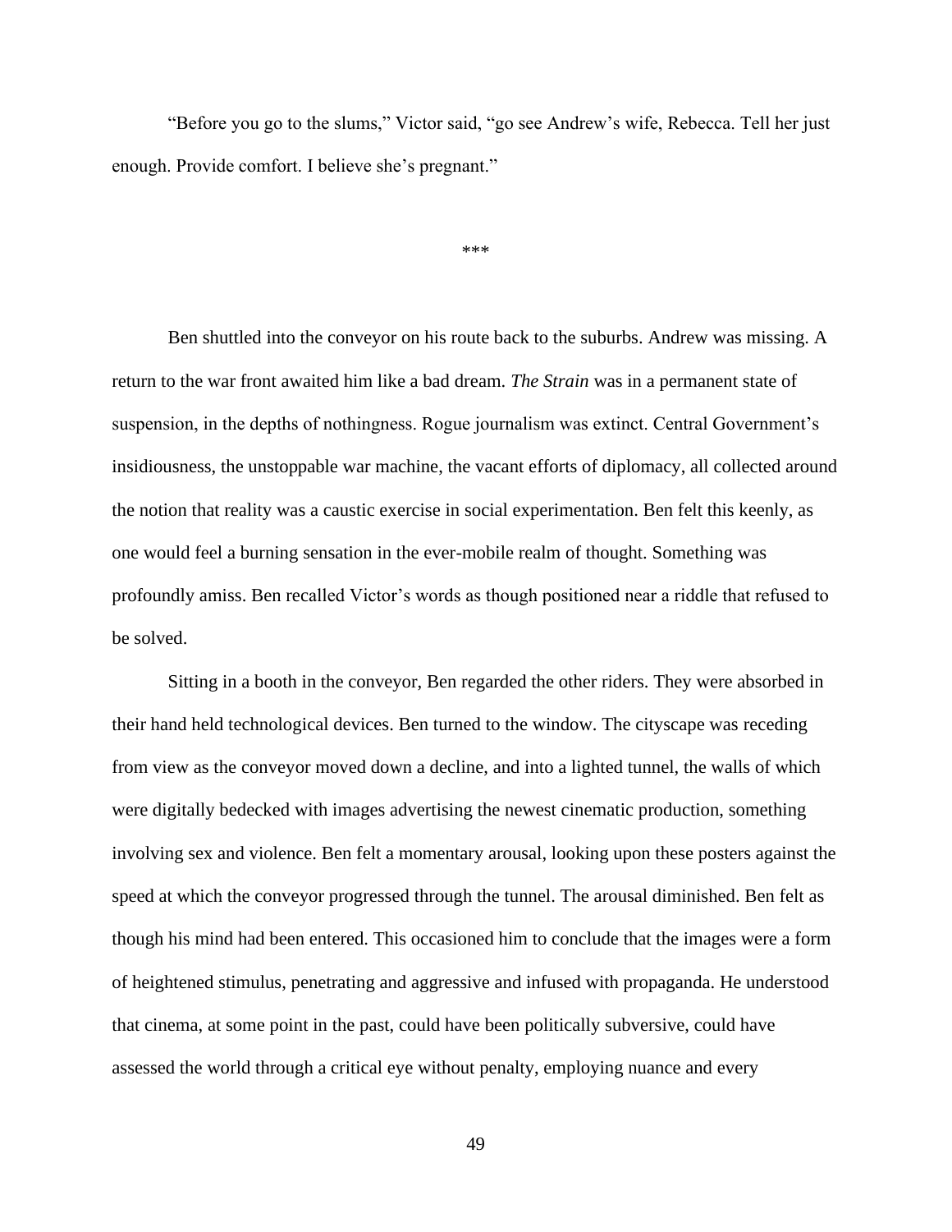"Before you go to the slums," Victor said, "go see Andrew's wife, Rebecca. Tell her just enough. Provide comfort. I believe she's pregnant."

***

Ben shuttled into the conveyor on his route back to the suburbs. Andrew was missing. A return to the war front awaited him like a bad dream. *The Strain* was in a permanent state of suspension, in the depths of nothingness. Rogue journalism was extinct. Central Government's insidiousness, the unstoppable war machine, the vacant efforts of diplomacy, all collected around the notion that reality was a caustic exercise in social experimentation. Ben felt this keenly, as one would feel a burning sensation in the ever-mobile realm of thought. Something was profoundly amiss. Ben recalled Victor's words as though positioned near a riddle that refused to be solved.

Sitting in a booth in the conveyor, Ben regarded the other riders. They were absorbed in their hand held technological devices. Ben turned to the window. The cityscape was receding from view as the conveyor moved down a decline, and into a lighted tunnel, the walls of which were digitally bedecked with images advertising the newest cinematic production, something involving sex and violence. Ben felt a momentary arousal, looking upon these posters against the speed at which the conveyor progressed through the tunnel. The arousal diminished. Ben felt as though his mind had been entered. This occasioned him to conclude that the images were a form of heightened stimulus, penetrating and aggressive and infused with propaganda. He understood that cinema, at some point in the past, could have been politically subversive, could have assessed the world through a critical eye without penalty, employing nuance and every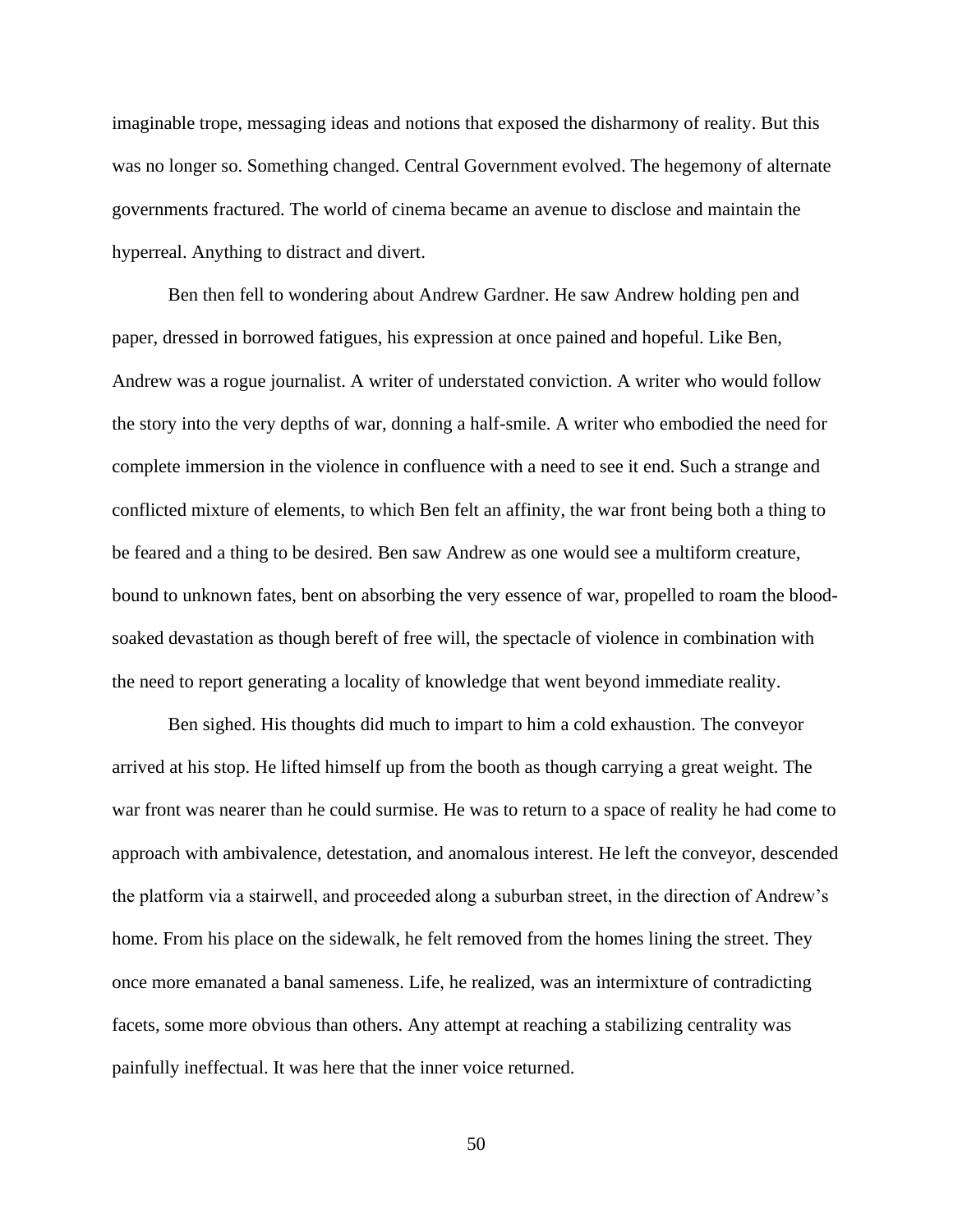imaginable trope, messaging ideas and notions that exposed the disharmony of reality. But this was no longer so. Something changed. Central Government evolved. The hegemony of alternate governments fractured. The world of cinema became an avenue to disclose and maintain the hyperreal. Anything to distract and divert.

Ben then fell to wondering about Andrew Gardner. He saw Andrew holding pen and paper, dressed in borrowed fatigues, his expression at once pained and hopeful. Like Ben, Andrew was a rogue journalist. A writer of understated conviction. A writer who would follow the story into the very depths of war, donning a half-smile. A writer who embodied the need for complete immersion in the violence in confluence with a need to see it end. Such a strange and conflicted mixture of elements, to which Ben felt an affinity, the war front being both a thing to be feared and a thing to be desired. Ben saw Andrew as one would see a multiform creature, bound to unknown fates, bent on absorbing the very essence of war, propelled to roam the blood-soaked devastation as though bereft of free will, the spectacle of violence in combination with the need to report generating a locality of knowledge that went beyond immediate reality.

Ben sighed. His thoughts did much to impart to him a cold exhaustion. The conveyor arrived at his stop. He lifted himself up from the booth as though carrying a great weight. The war front was nearer than he could surmise. He was to return to a space of reality he had come to approach with ambivalence, detestation, and anomalous interest. He left the conveyor, descended the platform via a stairwell, and proceeded along a suburban street, in the direction of Andrew's home. From his place on the sidewalk, he felt removed from the homes lining the street. They once more emanated a banal sameness. Life, he realized, was an intermixture of contradicting facets, some more obvious than others. Any attempt at reaching a stabilizing centrality was painfully ineffectual. It was here that the inner voice returned.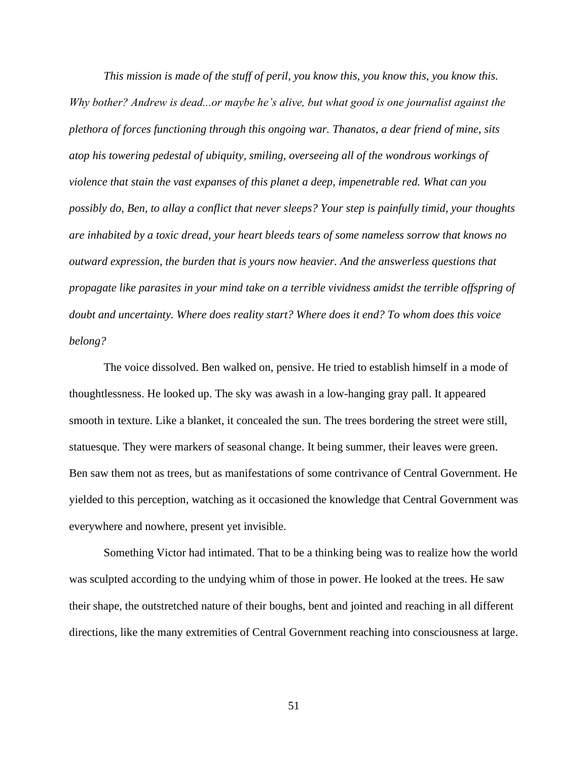*This mission is made of the stuff of peril, you know this, you know this, you know this. Why bother? Andrew is dead...or maybe he's alive, but what good is one journalist against the plethora of forces functioning through this ongoing war. Thanatos, a dear friend of mine, sits atop his towering pedestal of ubiquity, smiling, overseeing all of the wondrous workings of violence that stain the vast expanses of this planet a deep, impenetrable red. What can you possibly do, Ben, to allay a conflict that never sleeps? Your step is painfully timid, your thoughts are inhabited by a toxic dread, your heart bleeds tears of some nameless sorrow that knows no outward expression, the burden that is yours now heavier. And the answerless questions that propagate like parasites in your mind take on a terrible vividness amidst the terrible offspring of doubt and uncertainty. Where does reality start? Where does it end? To whom does this voice belong?*

The voice dissolved. Ben walked on, pensive. He tried to establish himself in a mode of thoughtlessness. He looked up. The sky was awash in a low-hanging gray pall. It appeared smooth in texture. Like a blanket, it concealed the sun. The trees bordering the street were still, statuesque. They were markers of seasonal change. It being summer, their leaves were green. Ben saw them not as trees, but as manifestations of some contrivance of Central Government. He yielded to this perception, watching as it occasioned the knowledge that Central Government was everywhere and nowhere, present yet invisible.

Something Victor had intimated. That to be a thinking being was to realize how the world was sculpted according to the undying whim of those in power. He looked at the trees. He saw their shape, the outstretched nature of their boughs, bent and jointed and reaching in all different directions, like the many extremities of Central Government reaching into consciousness at large.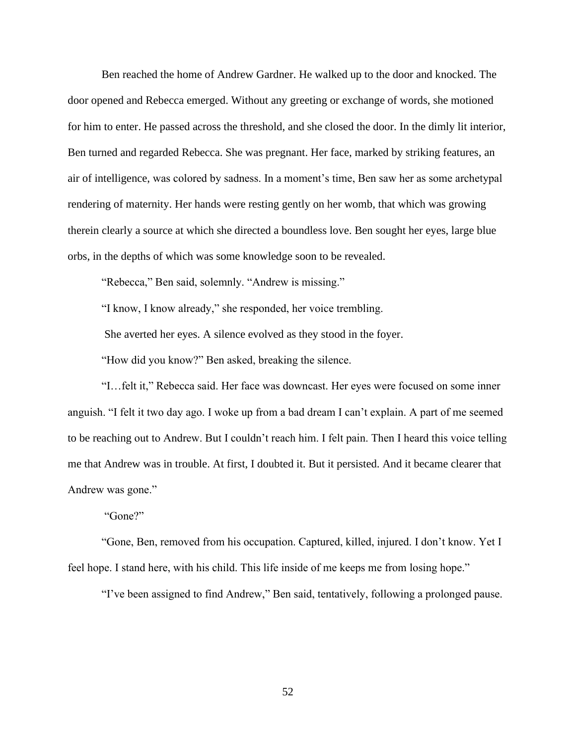Ben reached the home of Andrew Gardner. He walked up to the door and knocked. The door opened and Rebecca emerged. Without any greeting or exchange of words, she motioned for him to enter. He passed across the threshold, and she closed the door. In the dimly lit interior, Ben turned and regarded Rebecca. She was pregnant. Her face, marked by striking features, an air of intelligence, was colored by sadness. In a moment's time, Ben saw her as some archetypal rendering of maternity. Her hands were resting gently on her womb, that which was growing therein clearly a source at which she directed a boundless love. Ben sought her eyes, large blue orbs, in the depths of which was some knowledge soon to be revealed.

"Rebecca," Ben said, solemnly. "Andrew is missing."

"I know, I know already," she responded, her voice trembling.

She averted her eyes. A silence evolved as they stood in the foyer.

"How did you know?" Ben asked, breaking the silence.

"I…felt it," Rebecca said. Her face was downcast. Her eyes were focused on some inner anguish. "I felt it two day ago. I woke up from a bad dream I can't explain. A part of me seemed to be reaching out to Andrew. But I couldn't reach him. I felt pain. Then I heard this voice telling me that Andrew was in trouble. At first, I doubted it. But it persisted. And it became clearer that Andrew was gone."

"Gone?"

"Gone, Ben, removed from his occupation. Captured, killed, injured. I don't know. Yet I feel hope. I stand here, with his child. This life inside of me keeps me from losing hope."

"I've been assigned to find Andrew," Ben said, tentatively, following a prolonged pause.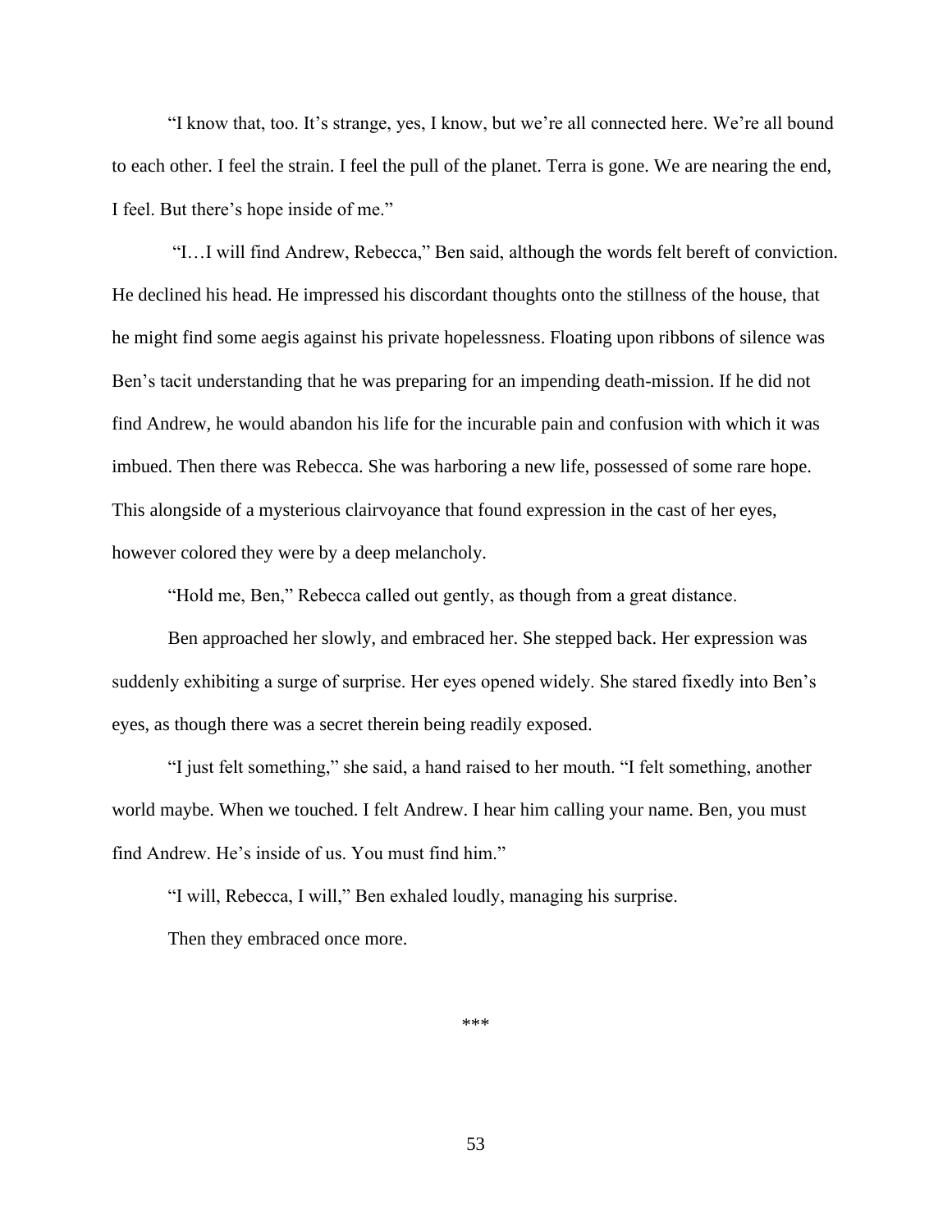"I know that, too. It's strange, yes, I know, but we're all connected here. We're all bound to each other. I feel the strain. I feel the pull of the planet. Terra is gone. We are nearing the end, I feel. But there's hope inside of me."

"I…I will find Andrew, Rebecca," Ben said, although the words felt bereft of conviction. He declined his head. He impressed his discordant thoughts onto the stillness of the house, that he might find some aegis against his private hopelessness. Floating upon ribbons of silence was Ben's tacit understanding that he was preparing for an impending death-mission. If he did not find Andrew, he would abandon his life for the incurable pain and confusion with which it was imbued. Then there was Rebecca. She was harboring a new life, possessed of some rare hope. This alongside of a mysterious clairvoyance that found expression in the cast of her eyes, however colored they were by a deep melancholy.

"Hold me, Ben," Rebecca called out gently, as though from a great distance.

Ben approached her slowly, and embraced her. She stepped back. Her expression was suddenly exhibiting a surge of surprise. Her eyes opened widely. She stared fixedly into Ben's eyes, as though there was a secret therein being readily exposed.

"I just felt something," she said, a hand raised to her mouth. "I felt something, another world maybe. When we touched. I felt Andrew. I hear him calling your name. Ben, you must find Andrew. He's inside of us. You must find him."

"I will, Rebecca, I will," Ben exhaled loudly, managing his surprise.

Then they embraced once more.

***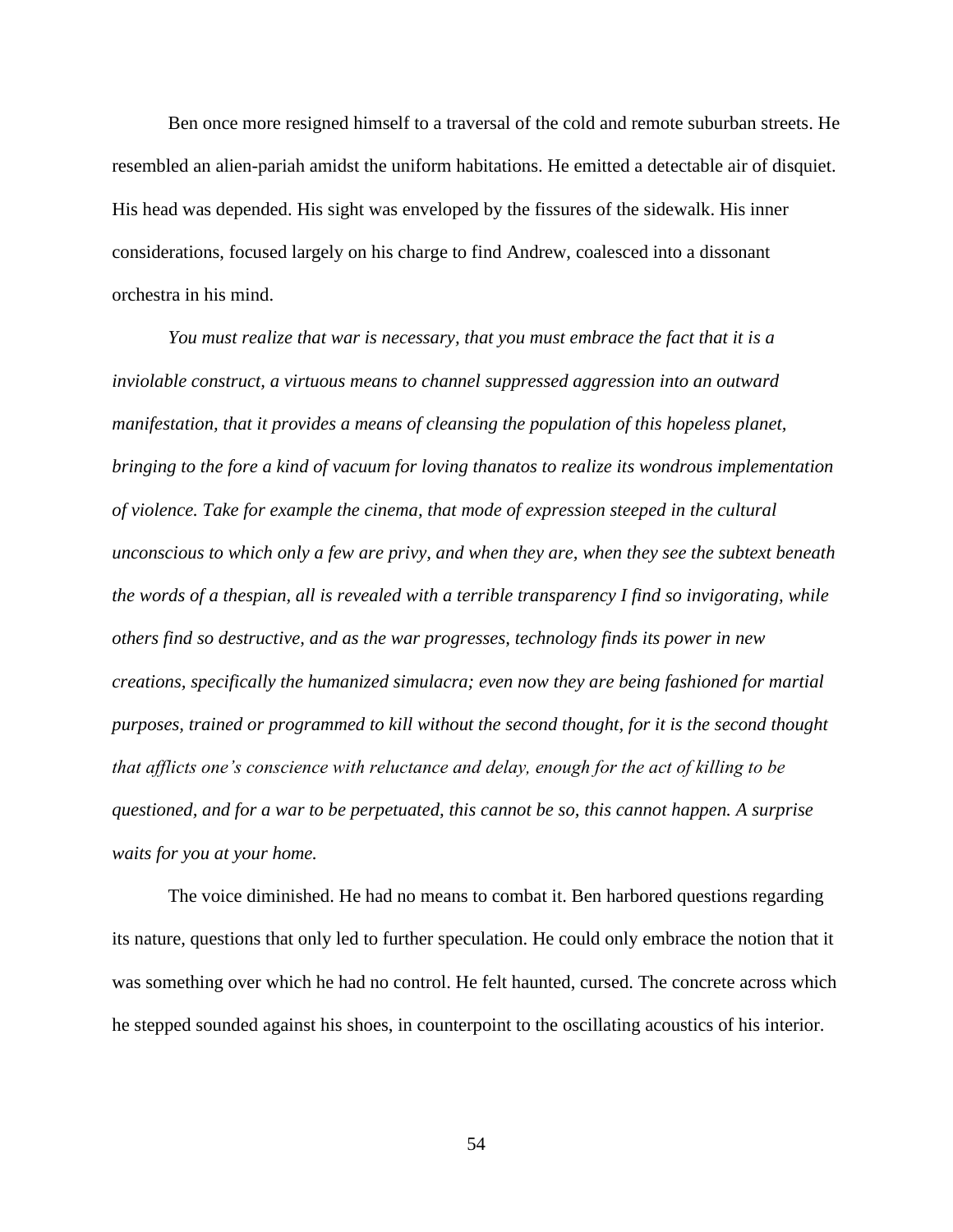Ben once more resigned himself to a traversal of the cold and remote suburban streets. He resembled an alien-pariah amidst the uniform habitations. He emitted a detectable air of disquiet. His head was depended. His sight was enveloped by the fissures of the sidewalk. His inner considerations, focused largely on his charge to find Andrew, coalesced into a dissonant orchestra in his mind.

*You must realize that war is necessary, that you must embrace the fact that it is a inviolable construct, a virtuous means to channel suppressed aggression into an outward manifestation, that it provides a means of cleansing the population of this hopeless planet, bringing to the fore a kind of vacuum for loving thanatos to realize its wondrous implementation of violence. Take for example the cinema, that mode of expression steeped in the cultural unconscious to which only a few are privy, and when they are, when they see the subtext beneath the words of a thespian, all is revealed with a terrible transparency I find so invigorating, while others find so destructive, and as the war progresses, technology finds its power in new creations, specifically the humanized simulacra; even now they are being fashioned for martial purposes, trained or programmed to kill without the second thought, for it is the second thought that afflicts one's conscience with reluctance and delay, enough for the act of killing to be questioned, and for a war to be perpetuated, this cannot be so, this cannot happen. A surprise waits for you at your home.*

The voice diminished. He had no means to combat it. Ben harbored questions regarding its nature, questions that only led to further speculation. He could only embrace the notion that it was something over which he had no control. He felt haunted, cursed. The concrete across which he stepped sounded against his shoes, in counterpoint to the oscillating acoustics of his interior.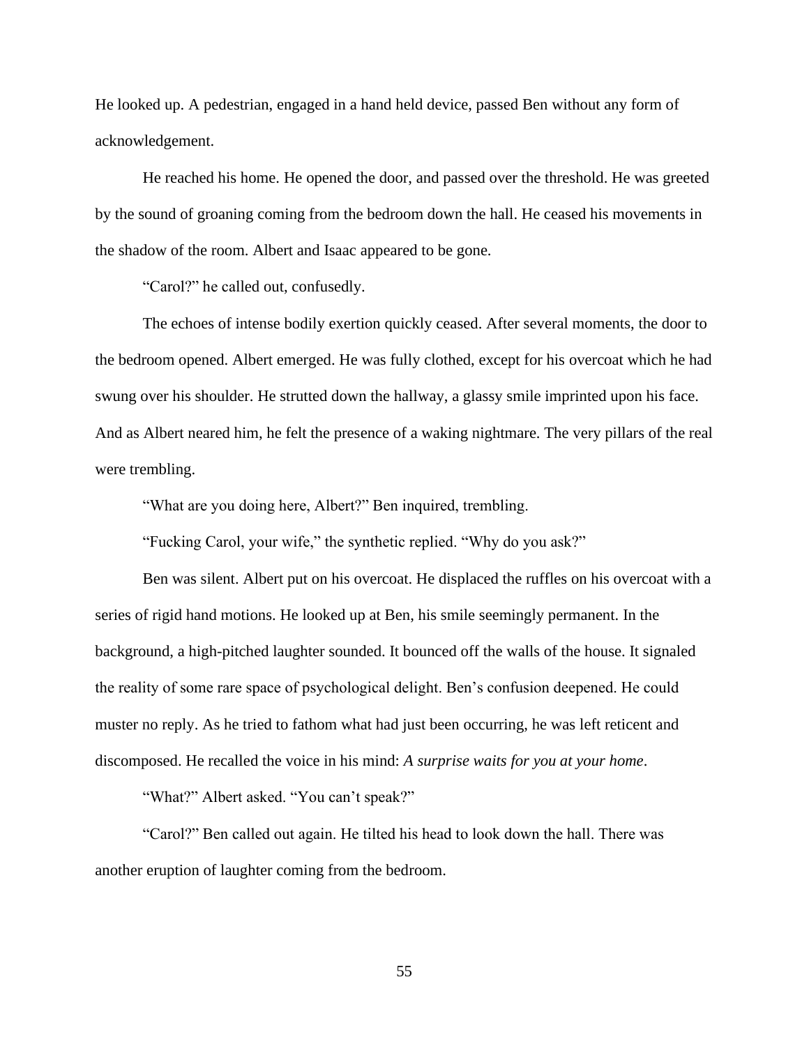He looked up. A pedestrian, engaged in a hand held device, passed Ben without any form of acknowledgement.

He reached his home. He opened the door, and passed over the threshold. He was greeted by the sound of groaning coming from the bedroom down the hall. He ceased his movements in the shadow of the room. Albert and Isaac appeared to be gone.

"Carol?" he called out, confusedly.

The echoes of intense bodily exertion quickly ceased. After several moments, the door to the bedroom opened. Albert emerged. He was fully clothed, except for his overcoat which he had swung over his shoulder. He strutted down the hallway, a glassy smile imprinted upon his face. And as Albert neared him, he felt the presence of a waking nightmare. The very pillars of the real were trembling.

"What are you doing here, Albert?" Ben inquired, trembling.

"Fucking Carol, your wife," the synthetic replied. "Why do you ask?"

Ben was silent. Albert put on his overcoat. He displaced the ruffles on his overcoat with a series of rigid hand motions. He looked up at Ben, his smile seemingly permanent. In the background, a high-pitched laughter sounded. It bounced off the walls of the house. It signaled the reality of some rare space of psychological delight. Ben's confusion deepened. He could muster no reply. As he tried to fathom what had just been occurring, he was left reticent and discomposed. He recalled the voice in his mind: *A surprise waits for you at your home*.

"What?" Albert asked. "You can't speak?"

"Carol?" Ben called out again. He tilted his head to look down the hall. There was another eruption of laughter coming from the bedroom.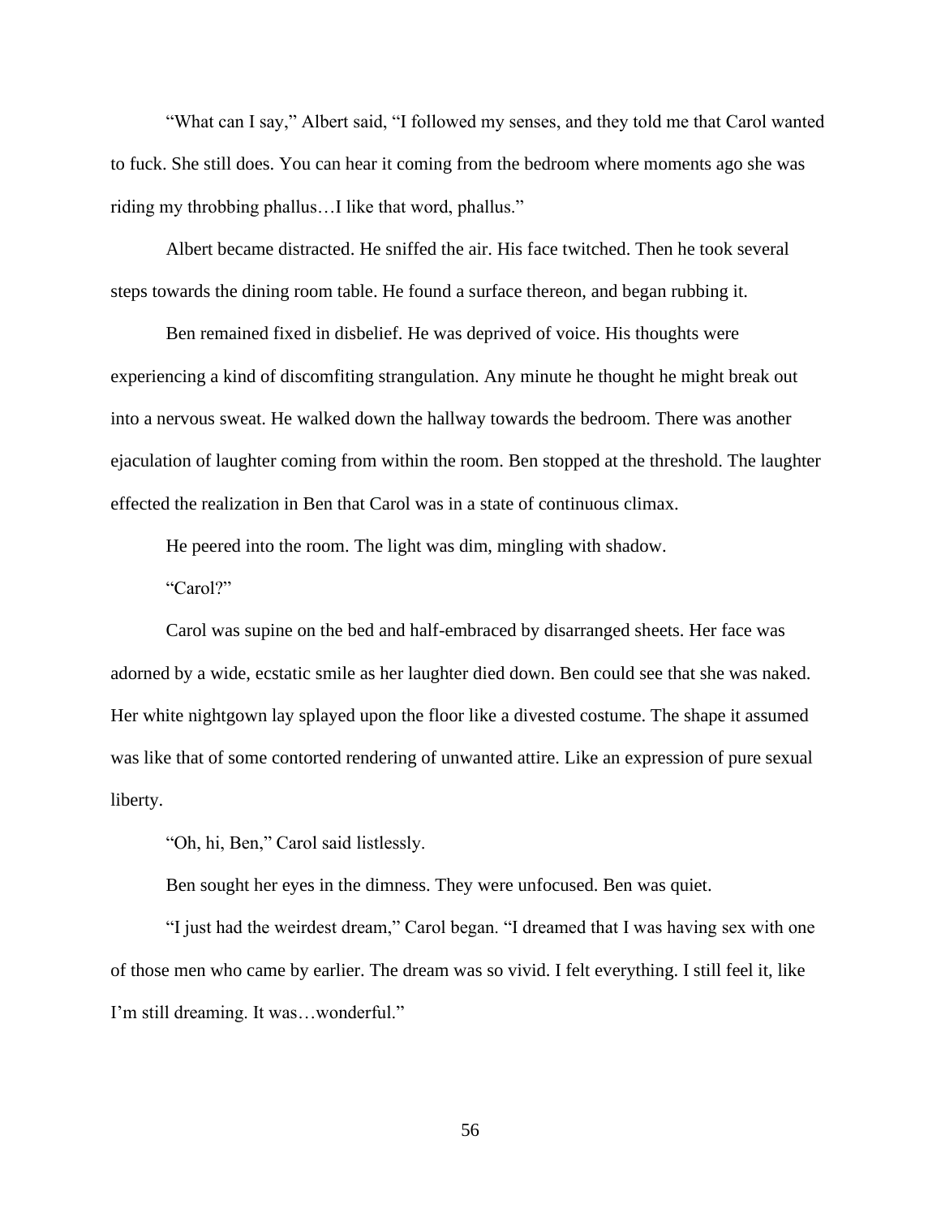"What can I say," Albert said, "I followed my senses, and they told me that Carol wanted to fuck. She still does. You can hear it coming from the bedroom where moments ago she was riding my throbbing phallus…I like that word, phallus."

Albert became distracted. He sniffed the air. His face twitched. Then he took several steps towards the dining room table. He found a surface thereon, and began rubbing it.

Ben remained fixed in disbelief. He was deprived of voice. His thoughts were experiencing a kind of discomfiting strangulation. Any minute he thought he might break out into a nervous sweat. He walked down the hallway towards the bedroom. There was another ejaculation of laughter coming from within the room. Ben stopped at the threshold. The laughter effected the realization in Ben that Carol was in a state of continuous climax.

He peered into the room. The light was dim, mingling with shadow.

"Carol?"

Carol was supine on the bed and half-embraced by disarranged sheets. Her face was adorned by a wide, ecstatic smile as her laughter died down. Ben could see that she was naked. Her white nightgown lay splayed upon the floor like a divested costume. The shape it assumed was like that of some contorted rendering of unwanted attire. Like an expression of pure sexual liberty.

"Oh, hi, Ben," Carol said listlessly.

Ben sought her eyes in the dimness. They were unfocused. Ben was quiet.

"I just had the weirdest dream," Carol began. "I dreamed that I was having sex with one of those men who came by earlier. The dream was so vivid. I felt everything. I still feel it, like I'm still dreaming. It was…wonderful."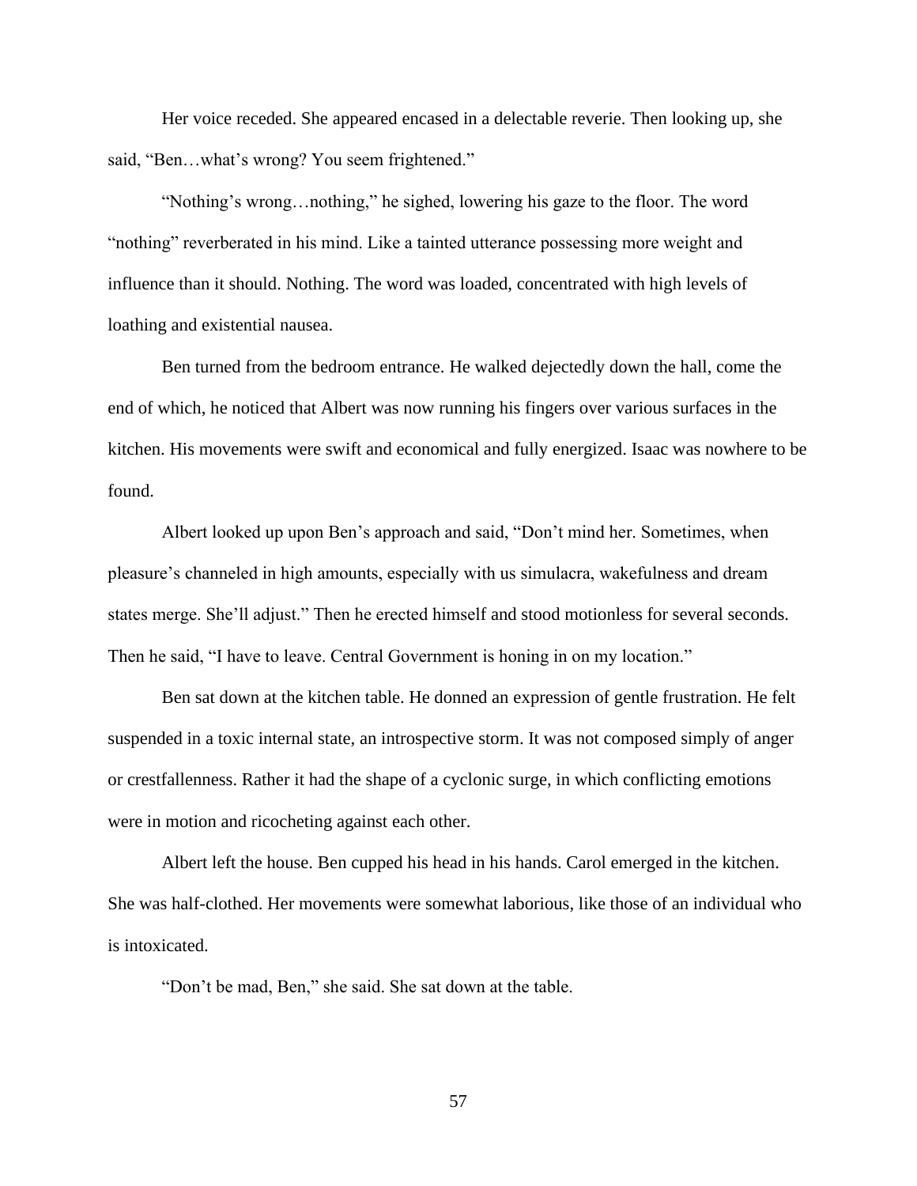Her voice receded. She appeared encased in a delectable reverie. Then looking up, she said, "Ben…what's wrong? You seem frightened."

"Nothing's wrong…nothing," he sighed, lowering his gaze to the floor. The word "nothing" reverberated in his mind. Like a tainted utterance possessing more weight and influence than it should. Nothing. The word was loaded, concentrated with high levels of loathing and existential nausea.

Ben turned from the bedroom entrance. He walked dejectedly down the hall, come the end of which, he noticed that Albert was now running his fingers over various surfaces in the kitchen. His movements were swift and economical and fully energized. Isaac was nowhere to be found.

Albert looked up upon Ben's approach and said, "Don't mind her. Sometimes, when pleasure's channeled in high amounts, especially with us simulacra, wakefulness and dream states merge. She'll adjust." Then he erected himself and stood motionless for several seconds. Then he said, "I have to leave. Central Government is honing in on my location."

Ben sat down at the kitchen table. He donned an expression of gentle frustration. He felt suspended in a toxic internal state, an introspective storm. It was not composed simply of anger or crestfallenness. Rather it had the shape of a cyclonic surge, in which conflicting emotions were in motion and ricocheting against each other.

Albert left the house. Ben cupped his head in his hands. Carol emerged in the kitchen. She was half-clothed. Her movements were somewhat laborious, like those of an individual who is intoxicated.

"Don't be mad, Ben," she said. She sat down at the table.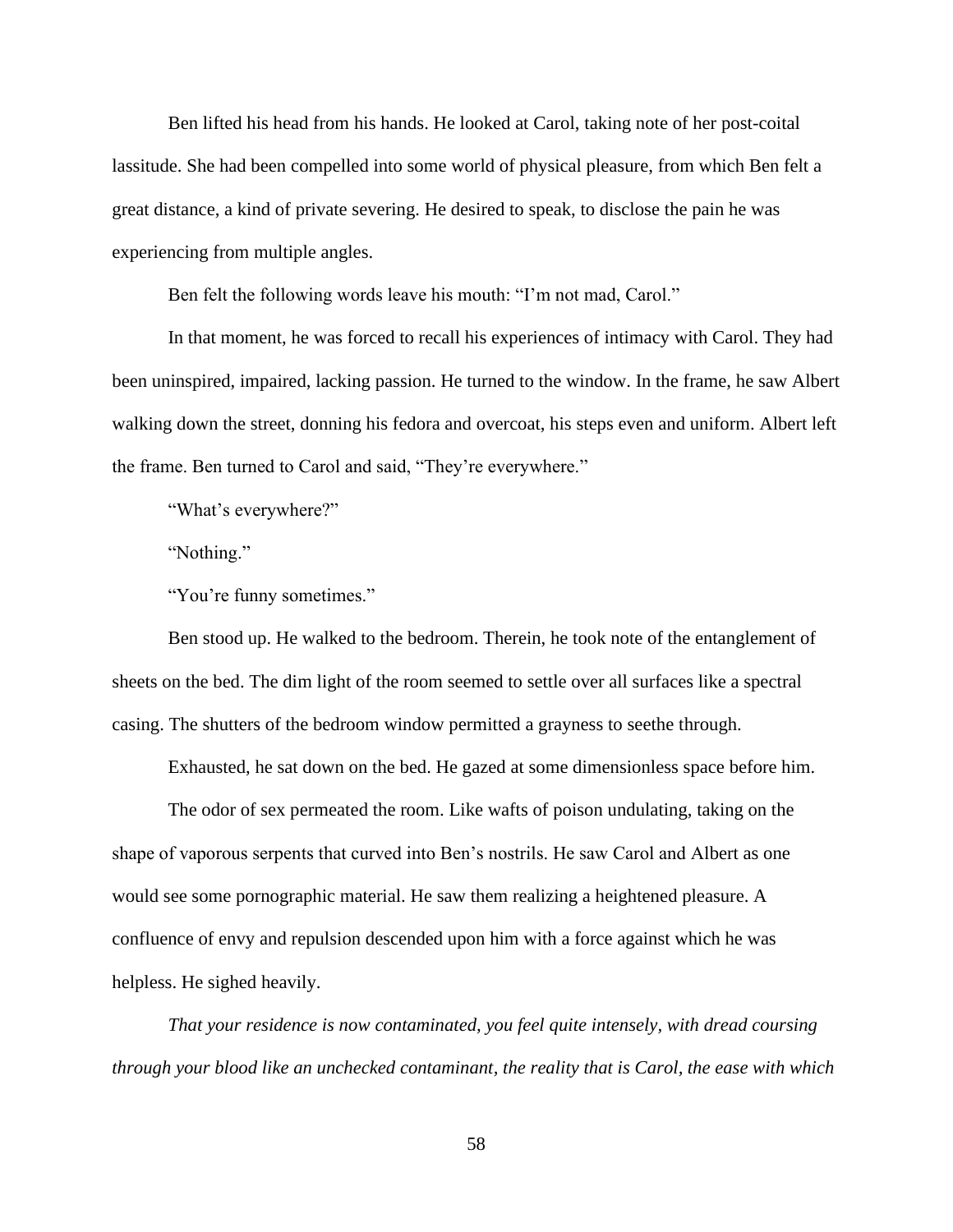Ben lifted his head from his hands. He looked at Carol, taking note of her post-coital lassitude. She had been compelled into some world of physical pleasure, from which Ben felt a great distance, a kind of private severing. He desired to speak, to disclose the pain he was experiencing from multiple angles.

Ben felt the following words leave his mouth: "I'm not mad, Carol."

In that moment, he was forced to recall his experiences of intimacy with Carol. They had been uninspired, impaired, lacking passion. He turned to the window. In the frame, he saw Albert walking down the street, donning his fedora and overcoat, his steps even and uniform. Albert left the frame. Ben turned to Carol and said, "They're everywhere."

"What's everywhere?"

"Nothing."

"You're funny sometimes."

Ben stood up. He walked to the bedroom. Therein, he took note of the entanglement of sheets on the bed. The dim light of the room seemed to settle over all surfaces like a spectral casing. The shutters of the bedroom window permitted a grayness to seethe through.

Exhausted, he sat down on the bed. He gazed at some dimensionless space before him.

The odor of sex permeated the room. Like wafts of poison undulating, taking on the shape of vaporous serpents that curved into Ben's nostrils. He saw Carol and Albert as one would see some pornographic material. He saw them realizing a heightened pleasure. A confluence of envy and repulsion descended upon him with a force against which he was helpless. He sighed heavily.

*That your residence is now contaminated, you feel quite intensely, with dread coursing through your blood like an unchecked contaminant, the reality that is Carol, the ease with which*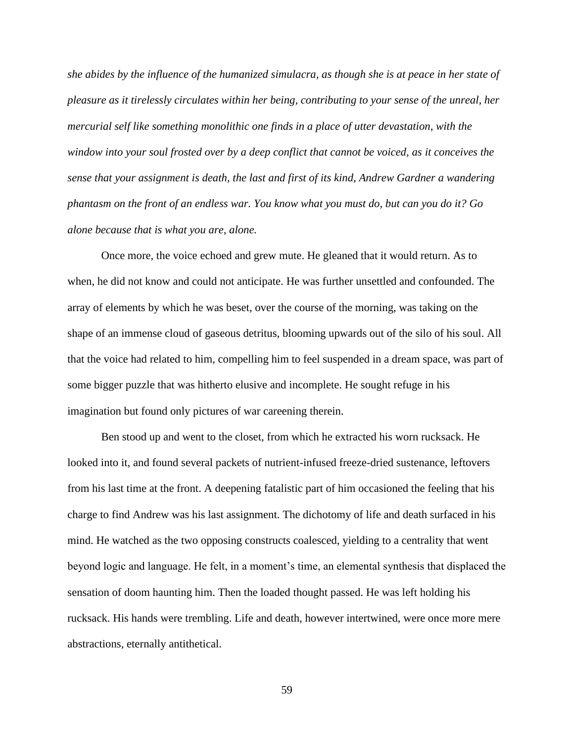*she abides by the influence of the humanized simulacra, as though she is at peace in her state of pleasure as it tirelessly circulates within her being, contributing to your sense of the unreal, her mercurial self like something monolithic one finds in a place of utter devastation, with the window into your soul frosted over by a deep conflict that cannot be voiced, as it conceives the sense that your assignment is death, the last and first of its kind, Andrew Gardner a wandering phantasm on the front of an endless war. You know what you must do, but can you do it? Go alone because that is what you are, alone.*

Once more, the voice echoed and grew mute. He gleaned that it would return. As to when, he did not know and could not anticipate. He was further unsettled and confounded. The array of elements by which he was beset, over the course of the morning, was taking on the shape of an immense cloud of gaseous detritus, blooming upwards out of the silo of his soul. All that the voice had related to him, compelling him to feel suspended in a dream space, was part of some bigger puzzle that was hitherto elusive and incomplete. He sought refuge in his imagination but found only pictures of war careening therein.

Ben stood up and went to the closet, from which he extracted his worn rucksack. He looked into it, and found several packets of nutrient-infused freeze-dried sustenance, leftovers from his last time at the front. A deepening fatalistic part of him occasioned the feeling that his charge to find Andrew was his last assignment. The dichotomy of life and death surfaced in his mind. He watched as the two opposing constructs coalesced, yielding to a centrality that went beyond logic and language. He felt, in a moment's time, an elemental synthesis that displaced the sensation of doom haunting him. Then the loaded thought passed. He was left holding his rucksack. His hands were trembling. Life and death, however intertwined, were once more mere abstractions, eternally antithetical.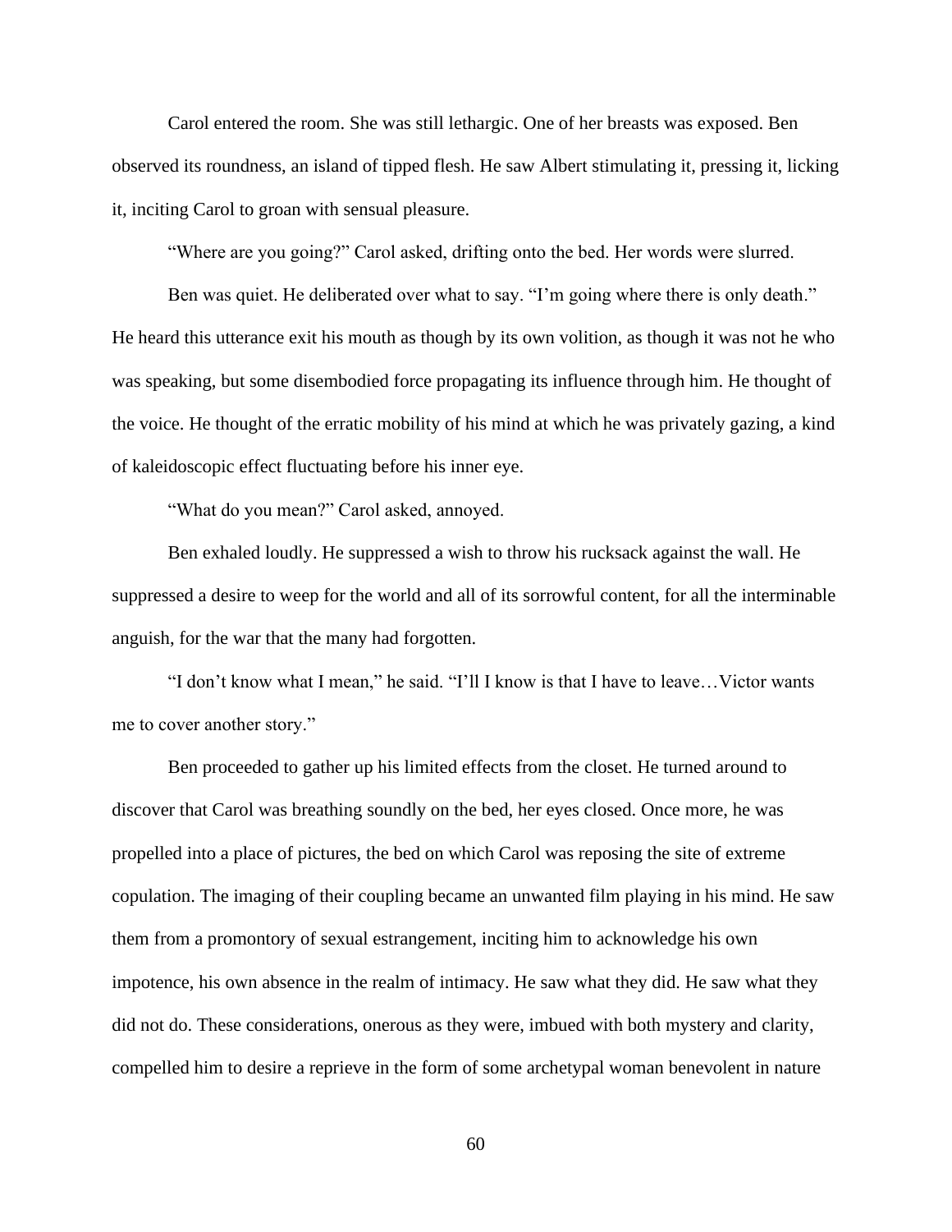Carol entered the room. She was still lethargic. One of her breasts was exposed. Ben observed its roundness, an island of tipped flesh. He saw Albert stimulating it, pressing it, licking it, inciting Carol to groan with sensual pleasure.

"Where are you going?" Carol asked, drifting onto the bed. Her words were slurred.

Ben was quiet. He deliberated over what to say. "I'm going where there is only death." He heard this utterance exit his mouth as though by its own volition, as though it was not he who was speaking, but some disembodied force propagating its influence through him. He thought of the voice. He thought of the erratic mobility of his mind at which he was privately gazing, a kind of kaleidoscopic effect fluctuating before his inner eye.

"What do you mean?" Carol asked, annoyed.

Ben exhaled loudly. He suppressed a wish to throw his rucksack against the wall. He suppressed a desire to weep for the world and all of its sorrowful content, for all the interminable anguish, for the war that the many had forgotten.

"I don't know what I mean," he said. "I'll I know is that I have to leave…Victor wants me to cover another story."

Ben proceeded to gather up his limited effects from the closet. He turned around to discover that Carol was breathing soundly on the bed, her eyes closed. Once more, he was propelled into a place of pictures, the bed on which Carol was reposing the site of extreme copulation. The imaging of their coupling became an unwanted film playing in his mind. He saw them from a promontory of sexual estrangement, inciting him to acknowledge his own impotence, his own absence in the realm of intimacy. He saw what they did. He saw what they did not do. These considerations, onerous as they were, imbued with both mystery and clarity, compelled him to desire a reprieve in the form of some archetypal woman benevolent in nature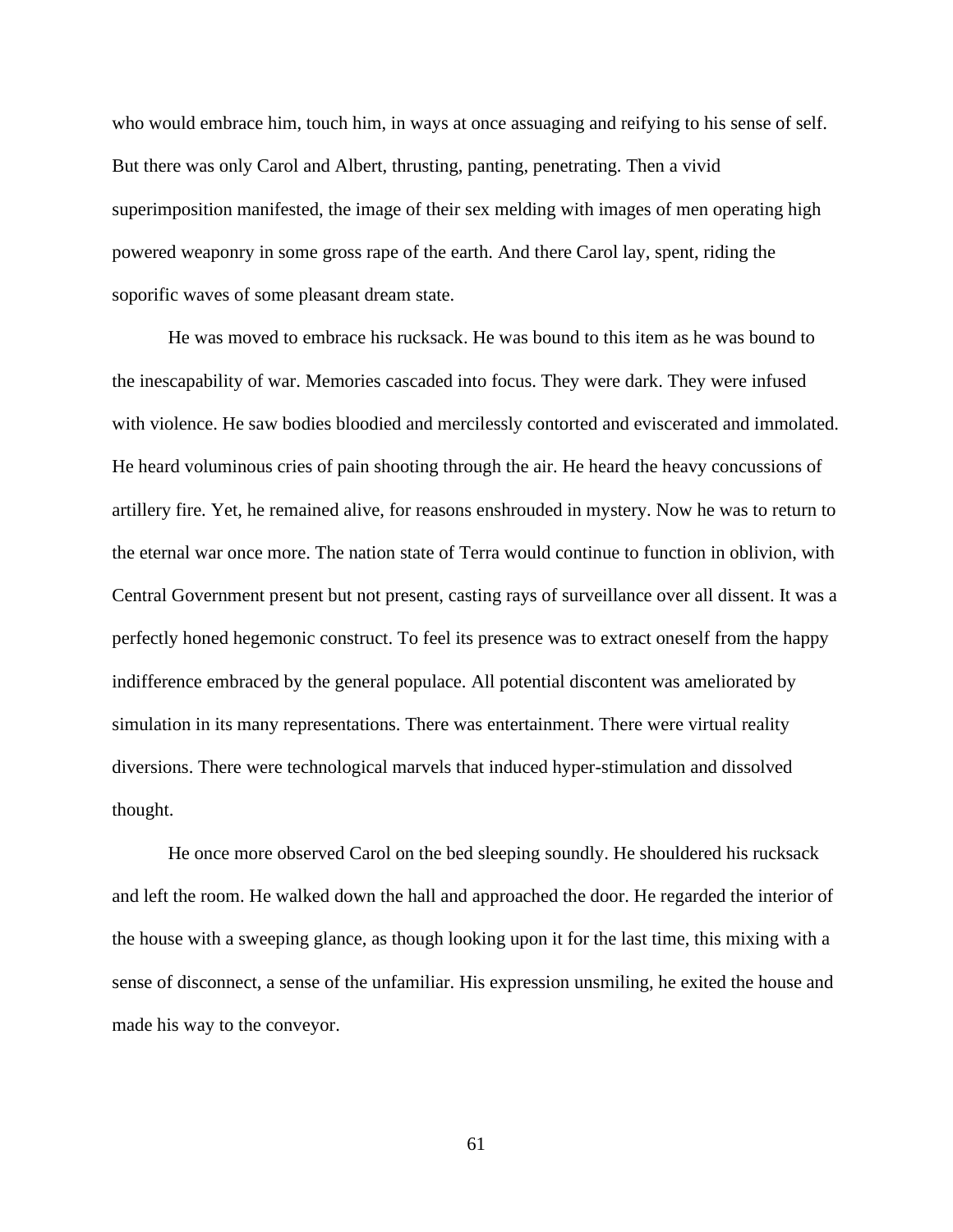who would embrace him, touch him, in ways at once assuaging and reifying to his sense of self. But there was only Carol and Albert, thrusting, panting, penetrating. Then a vivid superimposition manifested, the image of their sex melding with images of men operating high powered weaponry in some gross rape of the earth. And there Carol lay, spent, riding the soporific waves of some pleasant dream state.

He was moved to embrace his rucksack. He was bound to this item as he was bound to the inescapability of war. Memories cascaded into focus. They were dark. They were infused with violence. He saw bodies bloodied and mercilessly contorted and eviscerated and immolated. He heard voluminous cries of pain shooting through the air. He heard the heavy concussions of artillery fire. Yet, he remained alive, for reasons enshrouded in mystery. Now he was to return to the eternal war once more. The nation state of Terra would continue to function in oblivion, with Central Government present but not present, casting rays of surveillance over all dissent. It was a perfectly honed hegemonic construct. To feel its presence was to extract oneself from the happy indifference embraced by the general populace. All potential discontent was ameliorated by simulation in its many representations. There was entertainment. There were virtual reality diversions. There were technological marvels that induced hyper-stimulation and dissolved thought.

He once more observed Carol on the bed sleeping soundly. He shouldered his rucksack and left the room. He walked down the hall and approached the door. He regarded the interior of the house with a sweeping glance, as though looking upon it for the last time, this mixing with a sense of disconnect, a sense of the unfamiliar. His expression unsmiling, he exited the house and made his way to the conveyor.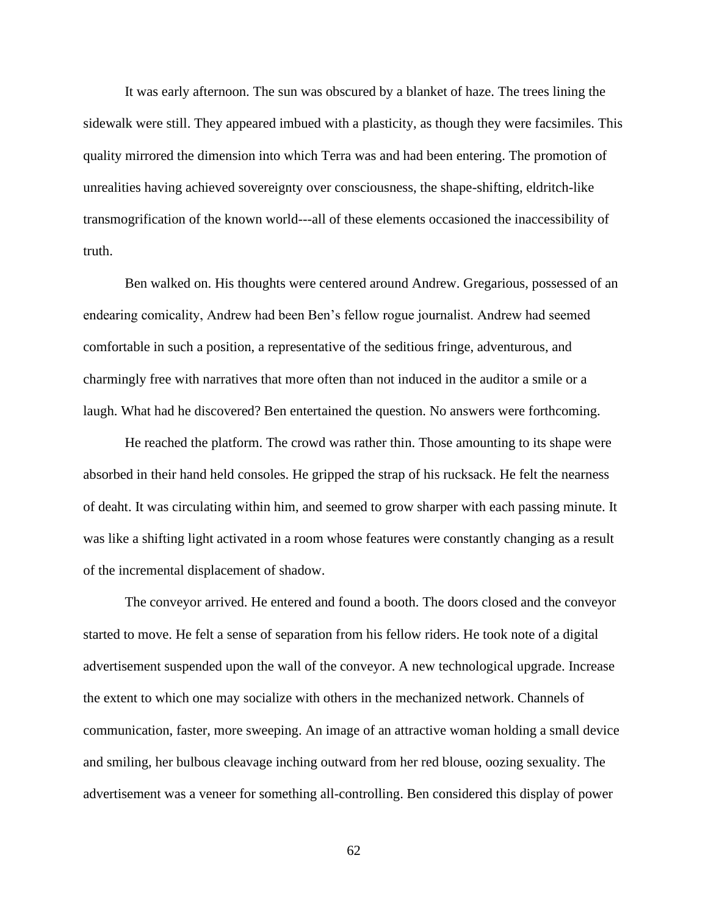It was early afternoon. The sun was obscured by a blanket of haze. The trees lining the sidewalk were still. They appeared imbued with a plasticity, as though they were facsimiles. This quality mirrored the dimension into which Terra was and had been entering. The promotion of unrealities having achieved sovereignty over consciousness, the shape-shifting, eldritch-like transmogrification of the known world---all of these elements occasioned the inaccessibility of truth.

Ben walked on. His thoughts were centered around Andrew. Gregarious, possessed of an endearing comicality, Andrew had been Ben's fellow rogue journalist. Andrew had seemed comfortable in such a position, a representative of the seditious fringe, adventurous, and charmingly free with narratives that more often than not induced in the auditor a smile or a laugh. What had he discovered? Ben entertained the question. No answers were forthcoming.

He reached the platform. The crowd was rather thin. Those amounting to its shape were absorbed in their hand held consoles. He gripped the strap of his rucksack. He felt the nearness of deaht. It was circulating within him, and seemed to grow sharper with each passing minute. It was like a shifting light activated in a room whose features were constantly changing as a result of the incremental displacement of shadow.

The conveyor arrived. He entered and found a booth. The doors closed and the conveyor started to move. He felt a sense of separation from his fellow riders. He took note of a digital advertisement suspended upon the wall of the conveyor. A new technological upgrade. Increase the extent to which one may socialize with others in the mechanized network. Channels of communication, faster, more sweeping. An image of an attractive woman holding a small device and smiling, her bulbous cleavage inching outward from her red blouse, oozing sexuality. The advertisement was a veneer for something all-controlling. Ben considered this display of power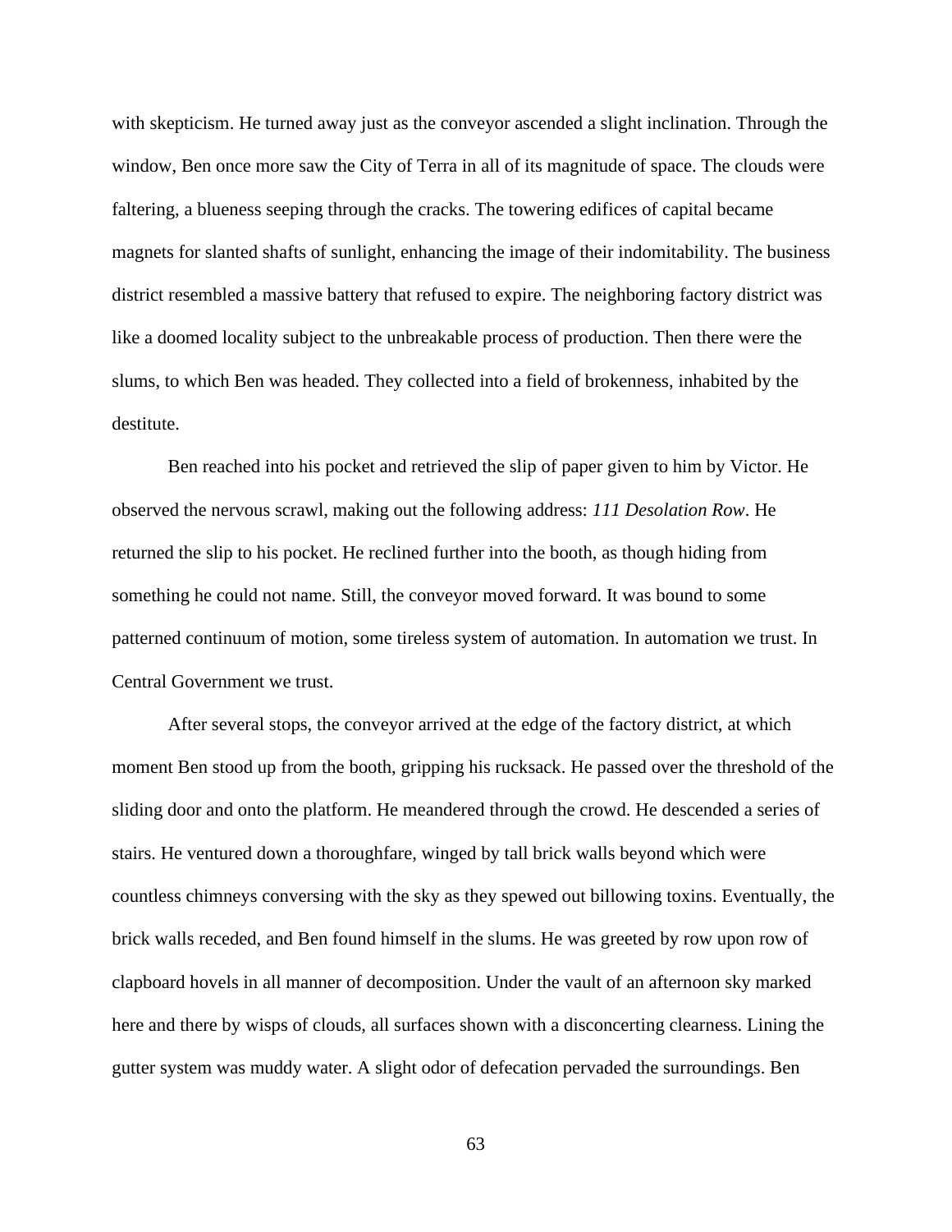with skepticism. He turned away just as the conveyor ascended a slight inclination. Through the window, Ben once more saw the City of Terra in all of its magnitude of space. The clouds were faltering, a blueness seeping through the cracks. The towering edifices of capital became magnets for slanted shafts of sunlight, enhancing the image of their indomitability. The business district resembled a massive battery that refused to expire. The neighboring factory district was like a doomed locality subject to the unbreakable process of production. Then there were the slums, to which Ben was headed. They collected into a field of brokenness, inhabited by the destitute.

Ben reached into his pocket and retrieved the slip of paper given to him by Victor. He observed the nervous scrawl, making out the following address: *111 Desolation Row*. He returned the slip to his pocket. He reclined further into the booth, as though hiding from something he could not name. Still, the conveyor moved forward. It was bound to some patterned continuum of motion, some tireless system of automation. In automation we trust. In Central Government we trust.

After several stops, the conveyor arrived at the edge of the factory district, at which moment Ben stood up from the booth, gripping his rucksack. He passed over the threshold of the sliding door and onto the platform. He meandered through the crowd. He descended a series of stairs. He ventured down a thoroughfare, winged by tall brick walls beyond which were countless chimneys conversing with the sky as they spewed out billowing toxins. Eventually, the brick walls receded, and Ben found himself in the slums. He was greeted by row upon row of clapboard hovels in all manner of decomposition. Under the vault of an afternoon sky marked here and there by wisps of clouds, all surfaces shown with a disconcerting clearness. Lining the gutter system was muddy water. A slight odor of defecation pervaded the surroundings. Ben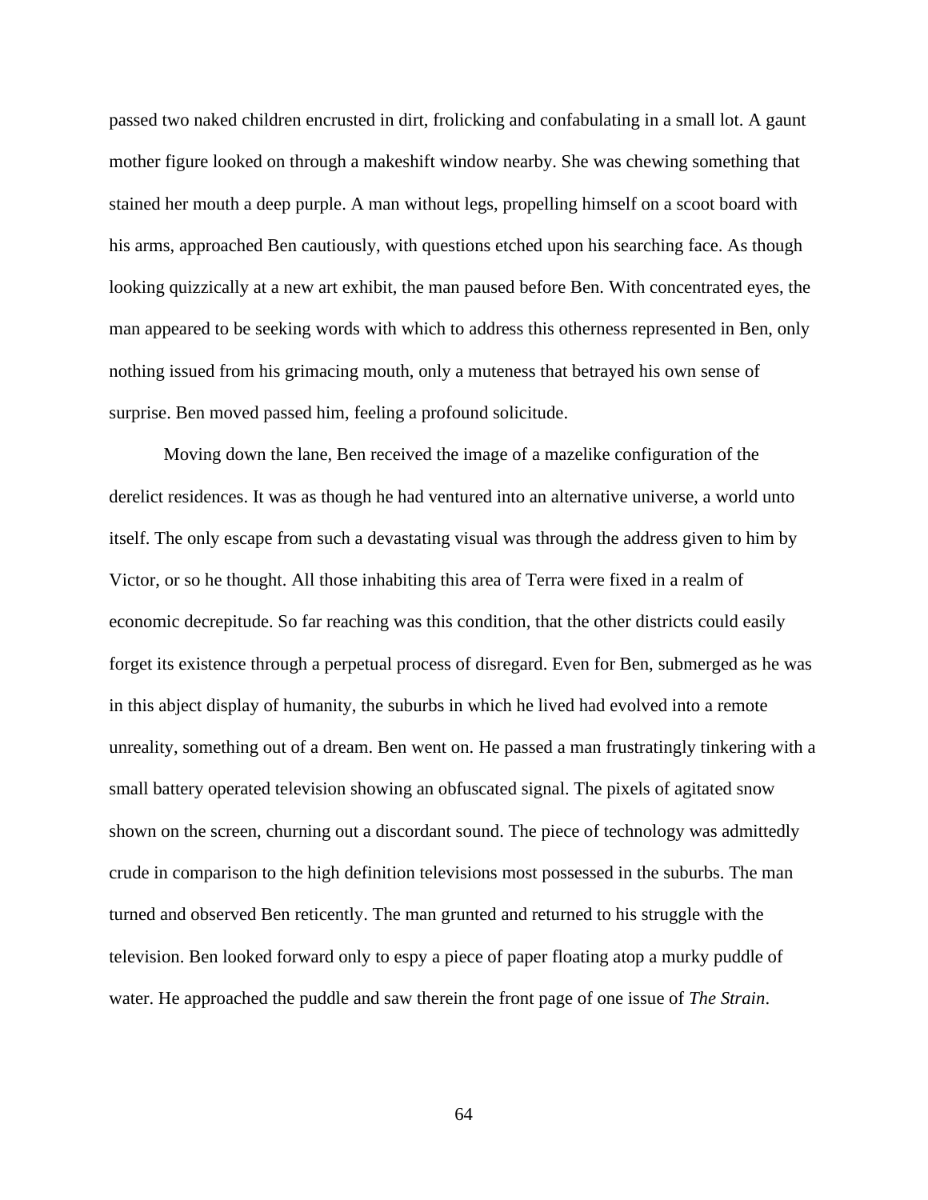passed two naked children encrusted in dirt, frolicking and confabulating in a small lot. A gaunt mother figure looked on through a makeshift window nearby. She was chewing something that stained her mouth a deep purple. A man without legs, propelling himself on a scoot board with his arms, approached Ben cautiously, with questions etched upon his searching face. As though looking quizzically at a new art exhibit, the man paused before Ben. With concentrated eyes, the man appeared to be seeking words with which to address this otherness represented in Ben, only nothing issued from his grimacing mouth, only a muteness that betrayed his own sense of surprise. Ben moved passed him, feeling a profound solicitude.

Moving down the lane, Ben received the image of a mazelike configuration of the derelict residences. It was as though he had ventured into an alternative universe, a world unto itself. The only escape from such a devastating visual was through the address given to him by Victor, or so he thought. All those inhabiting this area of Terra were fixed in a realm of economic decrepitude. So far reaching was this condition, that the other districts could easily forget its existence through a perpetual process of disregard. Even for Ben, submerged as he was in this abject display of humanity, the suburbs in which he lived had evolved into a remote unreality, something out of a dream. Ben went on. He passed a man frustratingly tinkering with a small battery operated television showing an obfuscated signal. The pixels of agitated snow shown on the screen, churning out a discordant sound. The piece of technology was admittedly crude in comparison to the high definition televisions most possessed in the suburbs. The man turned and observed Ben reticently. The man grunted and returned to his struggle with the television. Ben looked forward only to espy a piece of paper floating atop a murky puddle of water. He approached the puddle and saw therein the front page of one issue of *The Strain*.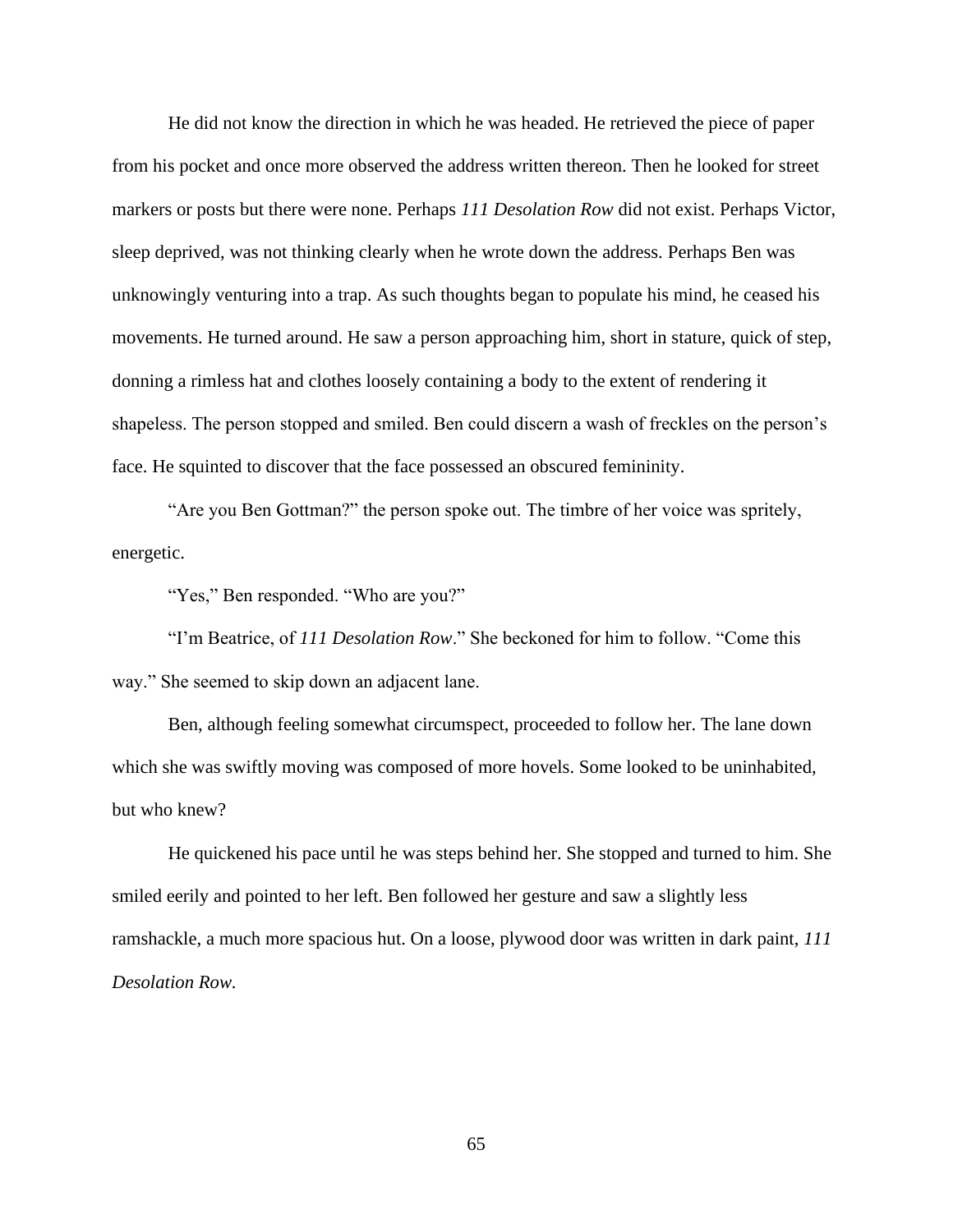He did not know the direction in which he was headed. He retrieved the piece of paper from his pocket and once more observed the address written thereon. Then he looked for street markers or posts but there were none. Perhaps *111 Desolation Row* did not exist. Perhaps Victor, sleep deprived, was not thinking clearly when he wrote down the address. Perhaps Ben was unknowingly venturing into a trap. As such thoughts began to populate his mind, he ceased his movements. He turned around. He saw a person approaching him, short in stature, quick of step, donning a rimless hat and clothes loosely containing a body to the extent of rendering it shapeless. The person stopped and smiled. Ben could discern a wash of freckles on the person's face. He squinted to discover that the face possessed an obscured femininity.

"Are you Ben Gottman?" the person spoke out. The timbre of her voice was spritely, energetic.

"Yes," Ben responded. "Who are you?"

"I'm Beatrice, of *111 Desolation Row*." She beckoned for him to follow. "Come this way." She seemed to skip down an adjacent lane.

Ben, although feeling somewhat circumspect, proceeded to follow her. The lane down which she was swiftly moving was composed of more hovels. Some looked to be uninhabited, but who knew?

He quickened his pace until he was steps behind her. She stopped and turned to him. She smiled eerily and pointed to her left. Ben followed her gesture and saw a slightly less ramshackle, a much more spacious hut. On a loose, plywood door was written in dark paint, *111 Desolation Row.*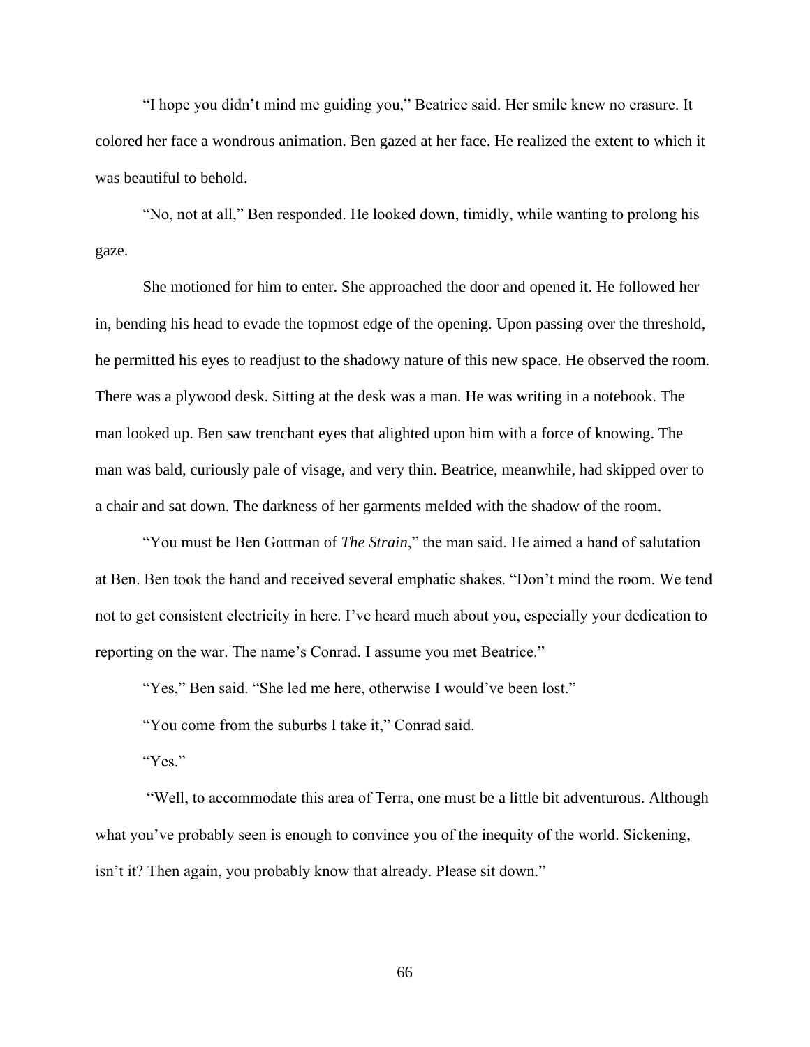“I hope you didn’t mind me guiding you,” Beatrice said. Her smile knew no erasure. It colored her face a wondrous animation. Ben gazed at her face. He realized the extent to which it was beautiful to behold.

“No, not at all,” Ben responded. He looked down, timidly, while wanting to prolong his gaze.

She motioned for him to enter. She approached the door and opened it. He followed her in, bending his head to evade the topmost edge of the opening. Upon passing over the threshold, he permitted his eyes to readjust to the shadowy nature of this new space. He observed the room. There was a plywood desk. Sitting at the desk was a man. He was writing in a notebook. The man looked up. Ben saw trenchant eyes that alighted upon him with a force of knowing. The man was bald, curiously pale of visage, and very thin. Beatrice, meanwhile, had skipped over to a chair and sat down. The darkness of her garments melded with the shadow of the room.

“You must be Ben Gottman of *The Strain*,” the man said. He aimed a hand of salutation at Ben. Ben took the hand and received several emphatic shakes. “Don’t mind the room. We tend not to get consistent electricity in here. I’ve heard much about you, especially your dedication to reporting on the war. The name’s Conrad. I assume you met Beatrice.”

“Yes,” Ben said. “She led me here, otherwise I would’ve been lost.”

“You come from the suburbs I take it,” Conrad said.

“Yes.”

“Well, to accommodate this area of Terra, one must be a little bit adventurous. Although what you’ve probably seen is enough to convince you of the inequity of the world. Sickening, isn’t it? Then again, you probably know that already. Please sit down.”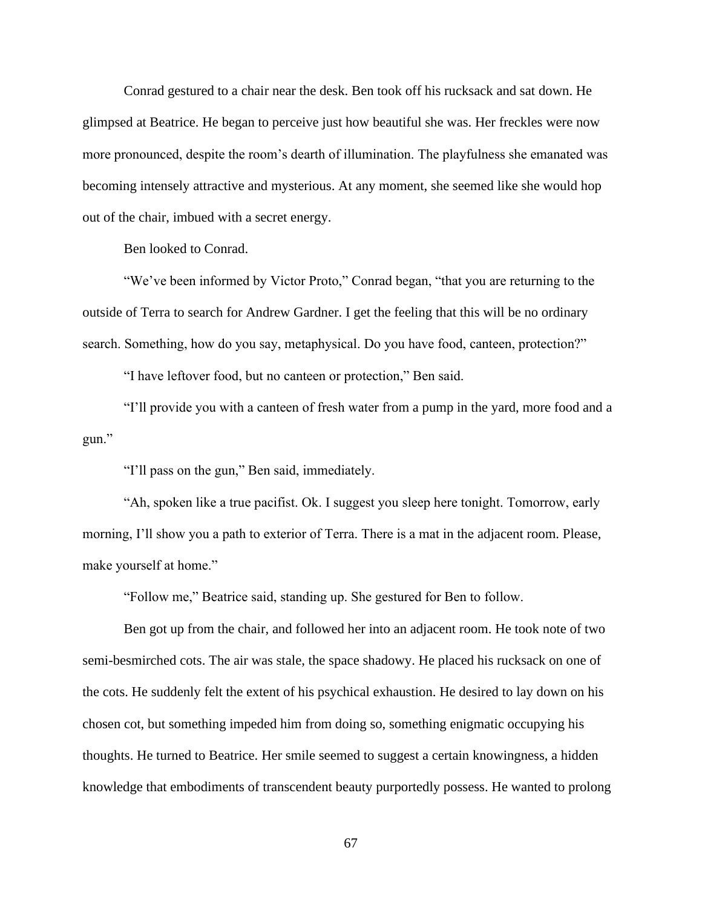Conrad gestured to a chair near the desk. Ben took off his rucksack and sat down. He glimpsed at Beatrice. He began to perceive just how beautiful she was. Her freckles were now more pronounced, despite the room's dearth of illumination. The playfulness she emanated was becoming intensely attractive and mysterious. At any moment, she seemed like she would hop out of the chair, imbued with a secret energy.

Ben looked to Conrad.

"We've been informed by Victor Proto," Conrad began, "that you are returning to the outside of Terra to search for Andrew Gardner. I get the feeling that this will be no ordinary search. Something, how do you say, metaphysical. Do you have food, canteen, protection?"

"I have leftover food, but no canteen or protection," Ben said.

"I'll provide you with a canteen of fresh water from a pump in the yard, more food and a gun."

"I'll pass on the gun," Ben said, immediately.

"Ah, spoken like a true pacifist. Ok. I suggest you sleep here tonight. Tomorrow, early morning, I'll show you a path to exterior of Terra. There is a mat in the adjacent room. Please, make yourself at home."

"Follow me," Beatrice said, standing up. She gestured for Ben to follow.

Ben got up from the chair, and followed her into an adjacent room. He took note of two semi-besmirched cots. The air was stale, the space shadowy. He placed his rucksack on one of the cots. He suddenly felt the extent of his psychical exhaustion. He desired to lay down on his chosen cot, but something impeded him from doing so, something enigmatic occupying his thoughts. He turned to Beatrice. Her smile seemed to suggest a certain knowingness, a hidden knowledge that embodiments of transcendent beauty purportedly possess. He wanted to prolong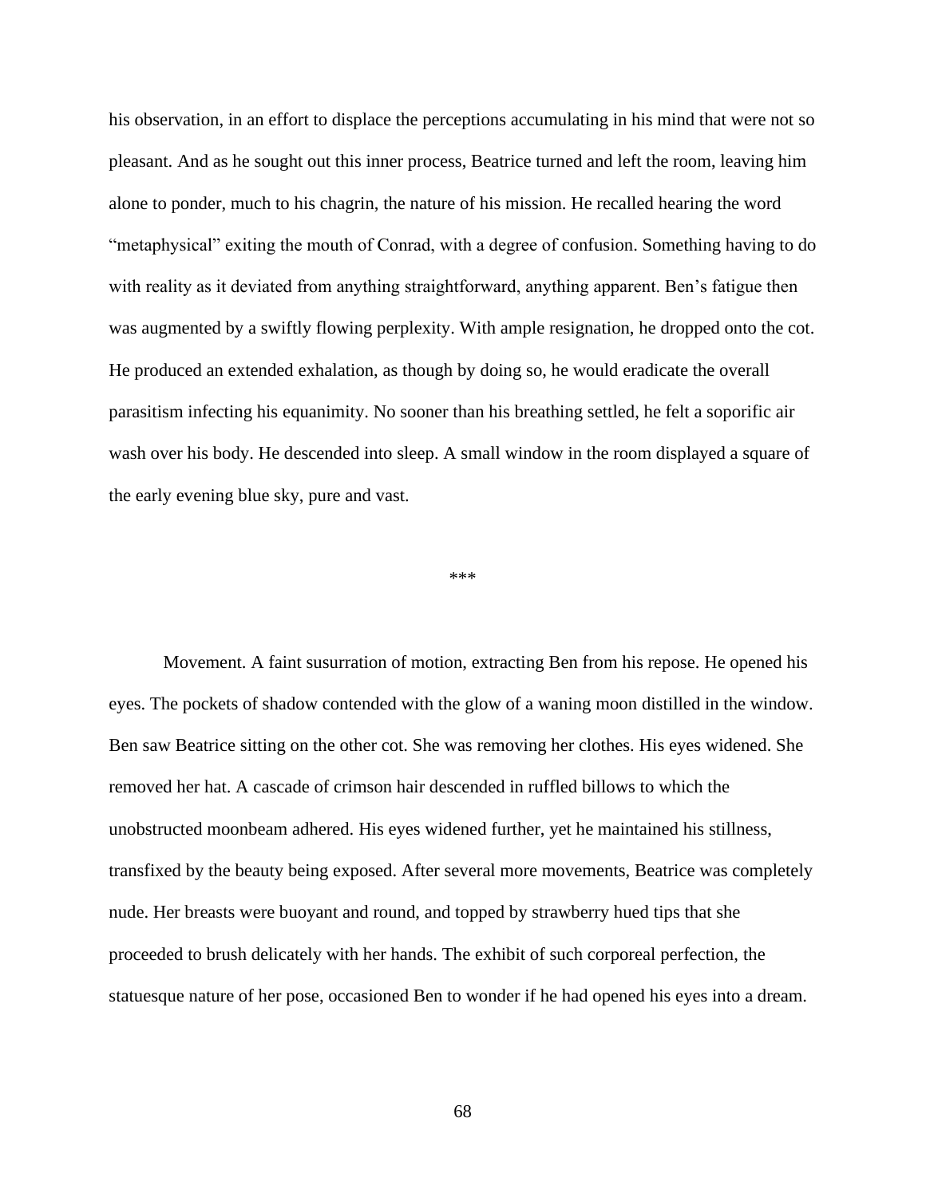his observation, in an effort to displace the perceptions accumulating in his mind that were not so pleasant. And as he sought out this inner process, Beatrice turned and left the room, leaving him alone to ponder, much to his chagrin, the nature of his mission. He recalled hearing the word "metaphysical" exiting the mouth of Conrad, with a degree of confusion. Something having to do with reality as it deviated from anything straightforward, anything apparent. Ben's fatigue then was augmented by a swiftly flowing perplexity. With ample resignation, he dropped onto the cot. He produced an extended exhalation, as though by doing so, he would eradicate the overall parasitism infecting his equanimity. No sooner than his breathing settled, he felt a soporific air wash over his body. He descended into sleep. A small window in the room displayed a square of the early evening blue sky, pure and vast.

***

Movement. A faint susurration of motion, extracting Ben from his repose. He opened his eyes. The pockets of shadow contended with the glow of a waning moon distilled in the window. Ben saw Beatrice sitting on the other cot. She was removing her clothes. His eyes widened. She removed her hat. A cascade of crimson hair descended in ruffled billows to which the unobstructed moonbeam adhered. His eyes widened further, yet he maintained his stillness, transfixed by the beauty being exposed. After several more movements, Beatrice was completely nude. Her breasts were buoyant and round, and topped by strawberry hued tips that she proceeded to brush delicately with her hands. The exhibit of such corporeal perfection, the statuesque nature of her pose, occasioned Ben to wonder if he had opened his eyes into a dream.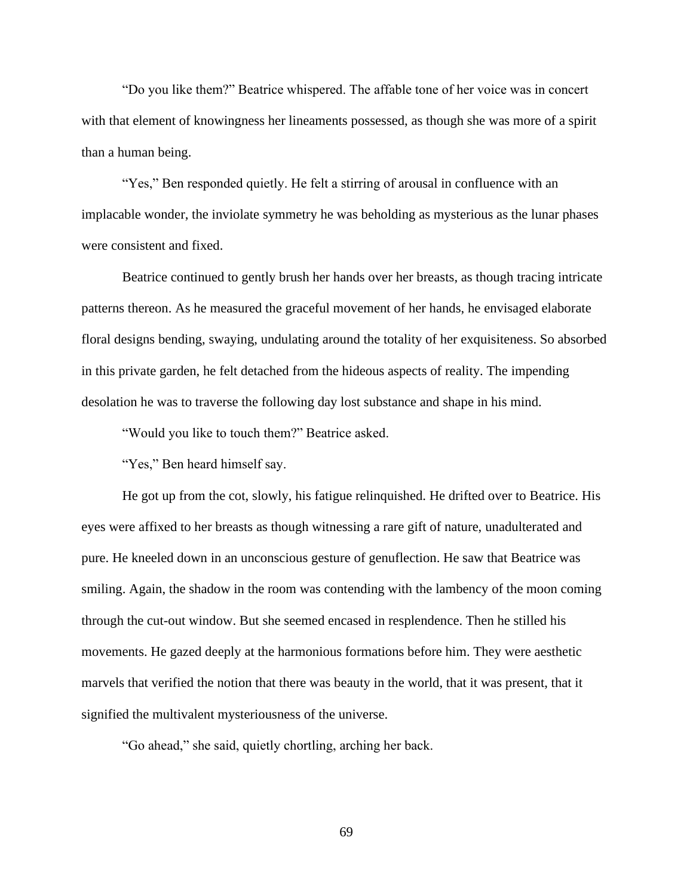"Do you like them?" Beatrice whispered. The affable tone of her voice was in concert with that element of knowingness her lineaments possessed, as though she was more of a spirit than a human being.

"Yes," Ben responded quietly. He felt a stirring of arousal in confluence with an implacable wonder, the inviolate symmetry he was beholding as mysterious as the lunar phases were consistent and fixed.

Beatrice continued to gently brush her hands over her breasts, as though tracing intricate patterns thereon. As he measured the graceful movement of her hands, he envisaged elaborate floral designs bending, swaying, undulating around the totality of her exquisiteness. So absorbed in this private garden, he felt detached from the hideous aspects of reality. The impending desolation he was to traverse the following day lost substance and shape in his mind.

"Would you like to touch them?" Beatrice asked.

"Yes," Ben heard himself say.

He got up from the cot, slowly, his fatigue relinquished. He drifted over to Beatrice. His eyes were affixed to her breasts as though witnessing a rare gift of nature, unadulterated and pure. He kneeled down in an unconscious gesture of genuflection. He saw that Beatrice was smiling. Again, the shadow in the room was contending with the lambency of the moon coming through the cut-out window. But she seemed encased in resplendence. Then he stilled his movements. He gazed deeply at the harmonious formations before him. They were aesthetic marvels that verified the notion that there was beauty in the world, that it was present, that it signified the multivalent mysteriousness of the universe.

"Go ahead," she said, quietly chortling, arching her back.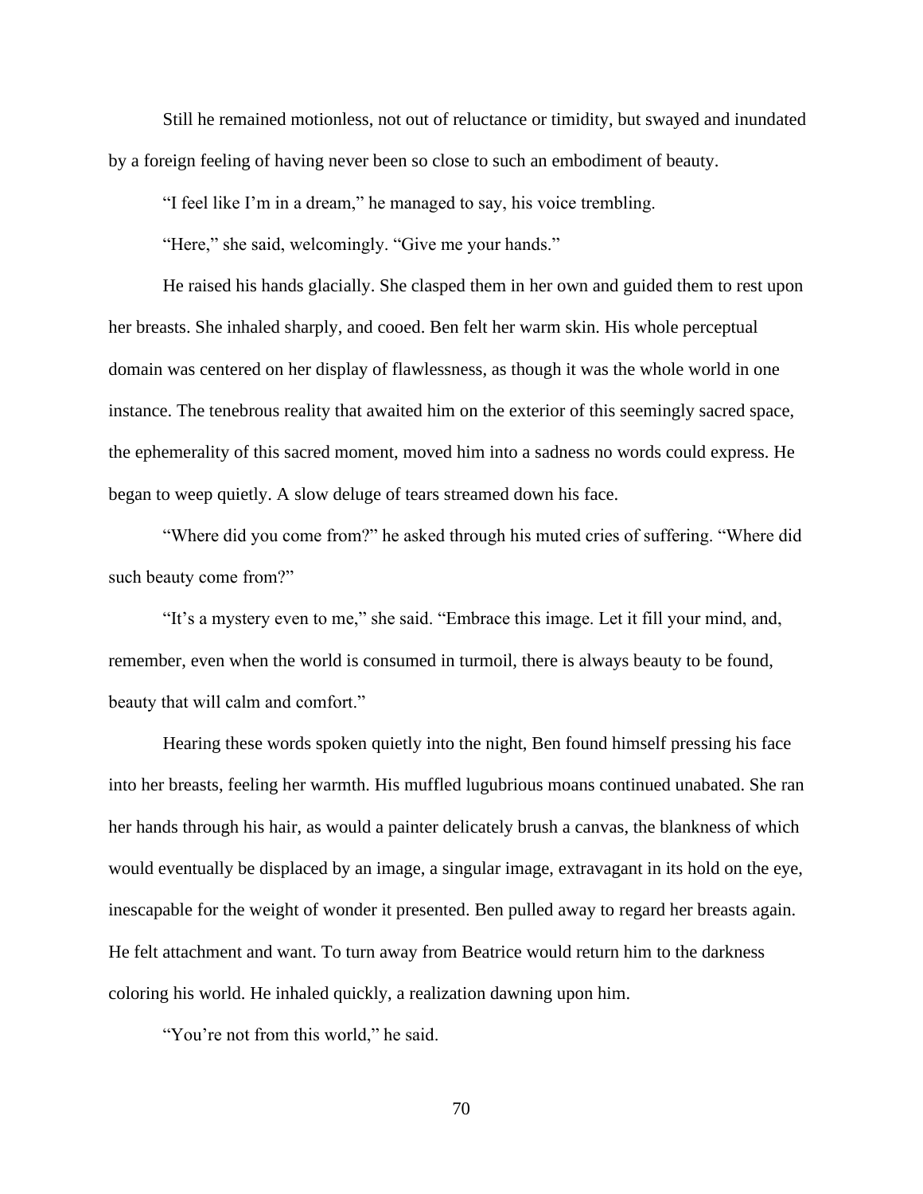Still he remained motionless, not out of reluctance or timidity, but swayed and inundated by a foreign feeling of having never been so close to such an embodiment of beauty.

"I feel like I'm in a dream," he managed to say, his voice trembling.

"Here," she said, welcomingly. "Give me your hands."

He raised his hands glacially. She clasped them in her own and guided them to rest upon her breasts. She inhaled sharply, and cooed. Ben felt her warm skin. His whole perceptual domain was centered on her display of flawlessness, as though it was the whole world in one instance. The tenebrous reality that awaited him on the exterior of this seemingly sacred space, the ephemerality of this sacred moment, moved him into a sadness no words could express. He began to weep quietly. A slow deluge of tears streamed down his face.

"Where did you come from?" he asked through his muted cries of suffering. "Where did such beauty come from?"

"It's a mystery even to me," she said. "Embrace this image. Let it fill your mind, and, remember, even when the world is consumed in turmoil, there is always beauty to be found, beauty that will calm and comfort."

Hearing these words spoken quietly into the night, Ben found himself pressing his face into her breasts, feeling her warmth. His muffled lugubrious moans continued unabated. She ran her hands through his hair, as would a painter delicately brush a canvas, the blankness of which would eventually be displaced by an image, a singular image, extravagant in its hold on the eye, inescapable for the weight of wonder it presented. Ben pulled away to regard her breasts again. He felt attachment and want. To turn away from Beatrice would return him to the darkness coloring his world. He inhaled quickly, a realization dawning upon him.

"You're not from this world," he said.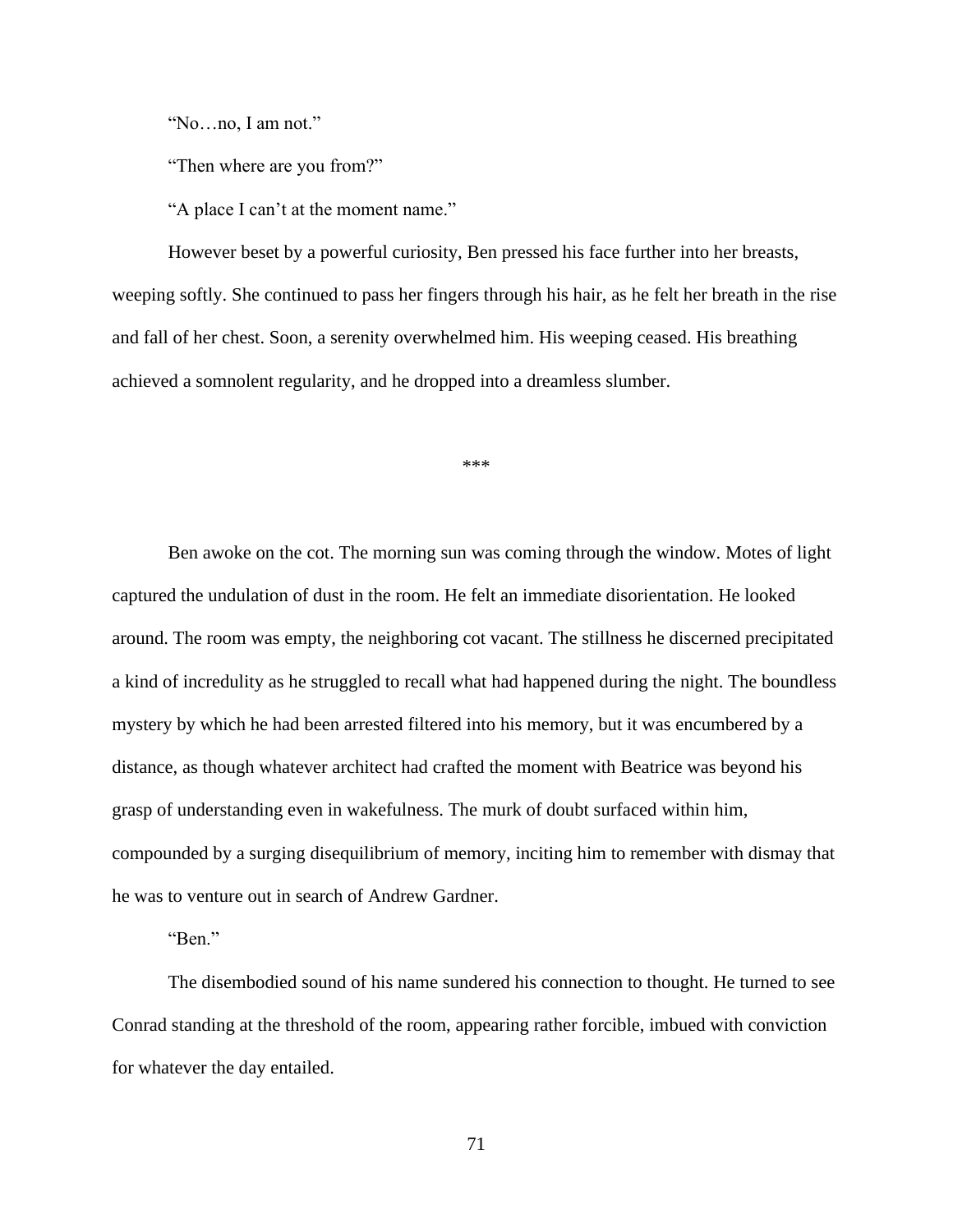"No…no, I am not."

"Then where are you from?"

"A place I can't at the moment name."

However beset by a powerful curiosity, Ben pressed his face further into her breasts, weeping softly. She continued to pass her fingers through his hair, as he felt her breath in the rise and fall of her chest. Soon, a serenity overwhelmed him. His weeping ceased. His breathing achieved a somnolent regularity, and he dropped into a dreamless slumber.

***

Ben awoke on the cot. The morning sun was coming through the window. Motes of light captured the undulation of dust in the room. He felt an immediate disorientation. He looked around. The room was empty, the neighboring cot vacant. The stillness he discerned precipitated a kind of incredulity as he struggled to recall what had happened during the night. The boundless mystery by which he had been arrested filtered into his memory, but it was encumbered by a distance, as though whatever architect had crafted the moment with Beatrice was beyond his grasp of understanding even in wakefulness. The murk of doubt surfaced within him, compounded by a surging disequilibrium of memory, inciting him to remember with dismay that he was to venture out in search of Andrew Gardner.

"Ben."

The disembodied sound of his name sundered his connection to thought. He turned to see Conrad standing at the threshold of the room, appearing rather forcible, imbued with conviction for whatever the day entailed.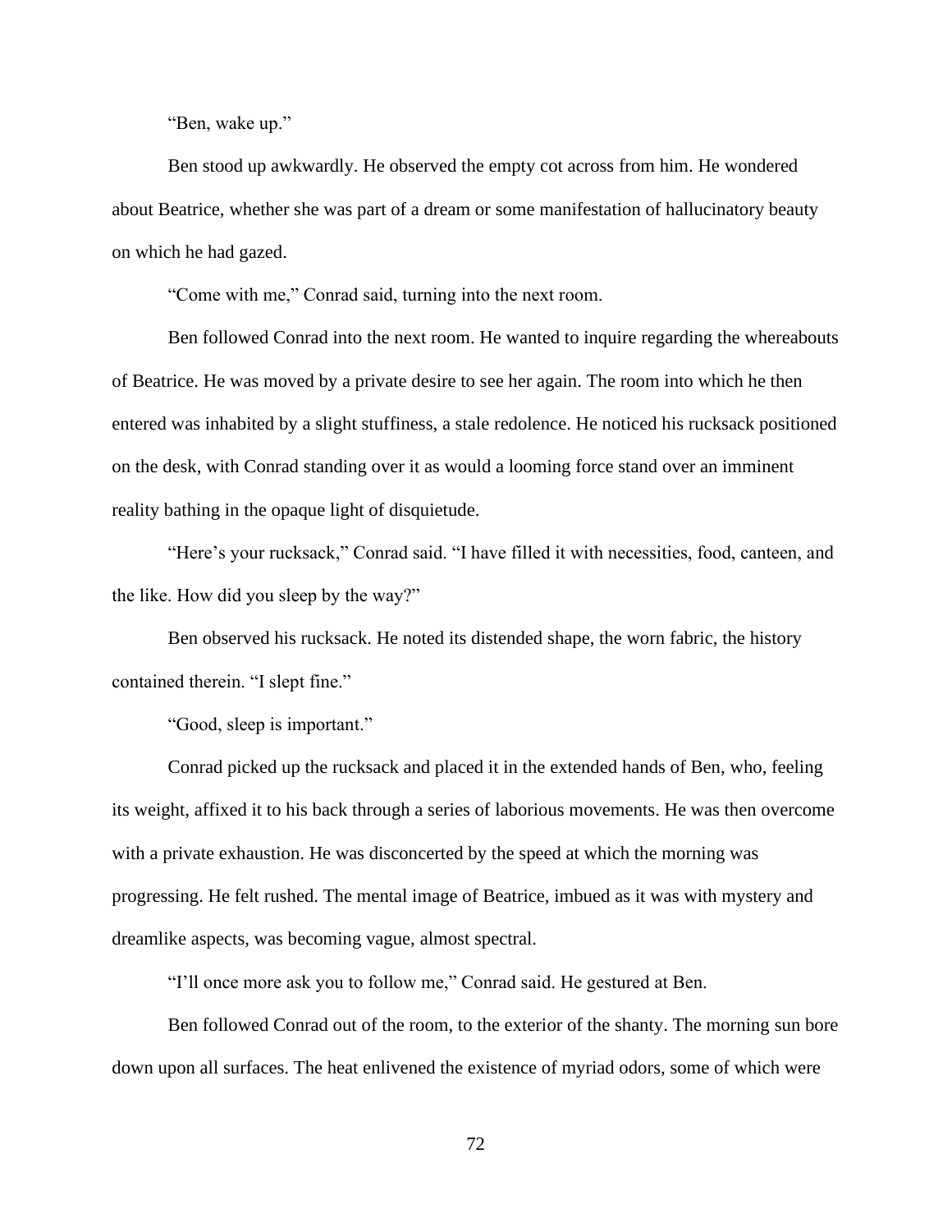"Ben, wake up."

Ben stood up awkwardly. He observed the empty cot across from him. He wondered about Beatrice, whether she was part of a dream or some manifestation of hallucinatory beauty on which he had gazed.

"Come with me," Conrad said, turning into the next room.

Ben followed Conrad into the next room. He wanted to inquire regarding the whereabouts of Beatrice. He was moved by a private desire to see her again. The room into which he then entered was inhabited by a slight stuffiness, a stale redolence. He noticed his rucksack positioned on the desk, with Conrad standing over it as would a looming force stand over an imminent reality bathing in the opaque light of disquietude.

"Here's your rucksack," Conrad said. "I have filled it with necessities, food, canteen, and the like. How did you sleep by the way?"

Ben observed his rucksack. He noted its distended shape, the worn fabric, the history contained therein. "I slept fine."

"Good, sleep is important."

Conrad picked up the rucksack and placed it in the extended hands of Ben, who, feeling its weight, affixed it to his back through a series of laborious movements. He was then overcome with a private exhaustion. He was disconcerted by the speed at which the morning was progressing. He felt rushed. The mental image of Beatrice, imbued as it was with mystery and dreamlike aspects, was becoming vague, almost spectral.

"I'll once more ask you to follow me," Conrad said. He gestured at Ben.

Ben followed Conrad out of the room, to the exterior of the shanty. The morning sun bore down upon all surfaces. The heat enlivened the existence of myriad odors, some of which were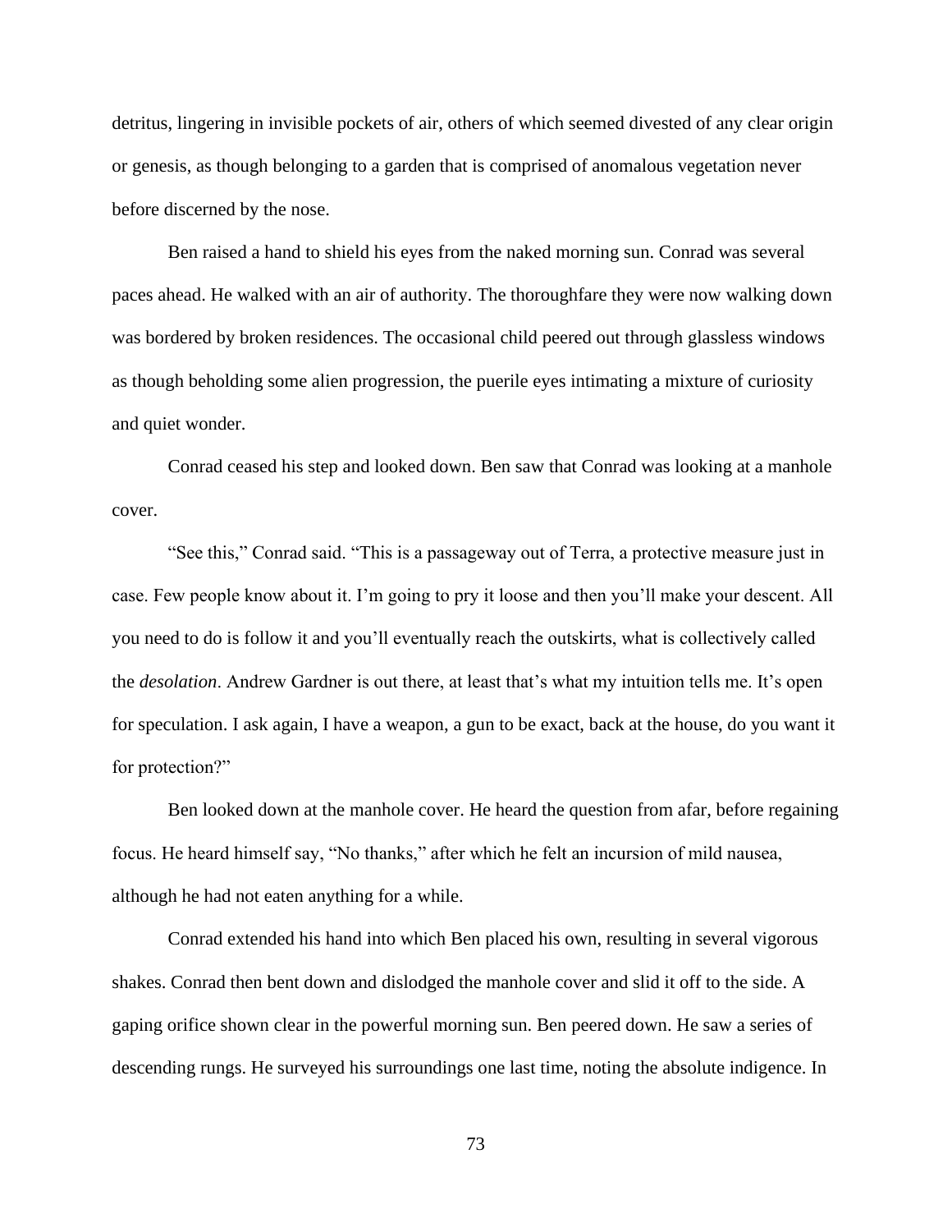detritus, lingering in invisible pockets of air, others of which seemed divested of any clear origin or genesis, as though belonging to a garden that is comprised of anomalous vegetation never before discerned by the nose.

Ben raised a hand to shield his eyes from the naked morning sun. Conrad was several paces ahead. He walked with an air of authority. The thoroughfare they were now walking down was bordered by broken residences. The occasional child peered out through glassless windows as though beholding some alien progression, the puerile eyes intimating a mixture of curiosity and quiet wonder.

Conrad ceased his step and looked down. Ben saw that Conrad was looking at a manhole cover.

"See this," Conrad said. "This is a passageway out of Terra, a protective measure just in case. Few people know about it. I'm going to pry it loose and then you'll make your descent. All you need to do is follow it and you'll eventually reach the outskirts, what is collectively called the *desolation*. Andrew Gardner is out there, at least that's what my intuition tells me. It's open for speculation. I ask again, I have a weapon, a gun to be exact, back at the house, do you want it for protection?"

Ben looked down at the manhole cover. He heard the question from afar, before regaining focus. He heard himself say, "No thanks," after which he felt an incursion of mild nausea, although he had not eaten anything for a while.

Conrad extended his hand into which Ben placed his own, resulting in several vigorous shakes. Conrad then bent down and dislodged the manhole cover and slid it off to the side. A gaping orifice shown clear in the powerful morning sun. Ben peered down. He saw a series of descending rungs. He surveyed his surroundings one last time, noting the absolute indigence. In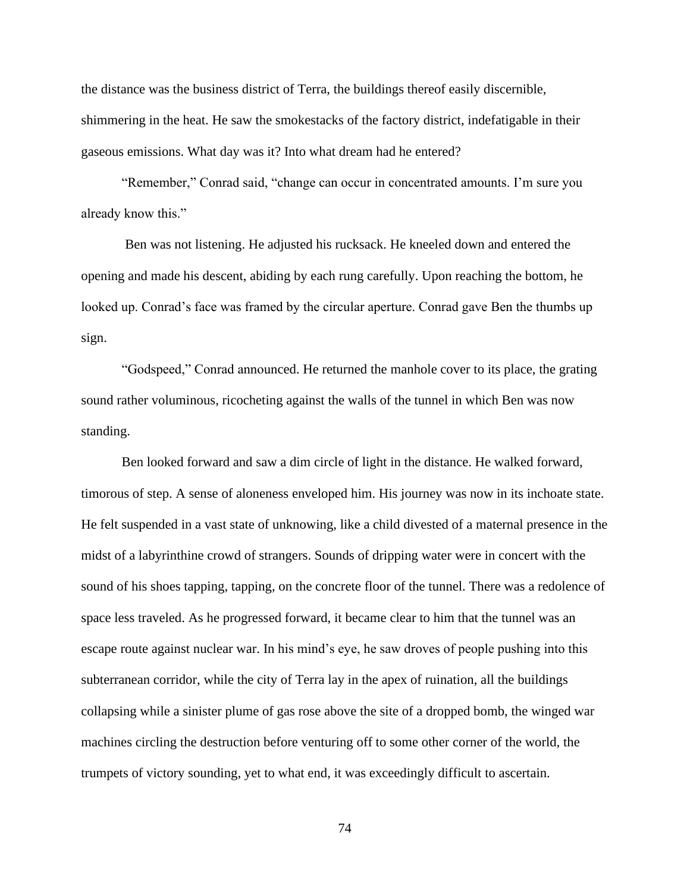the distance was the business district of Terra, the buildings thereof easily discernible, shimmering in the heat. He saw the smokestacks of the factory district, indefatigable in their gaseous emissions. What day was it? Into what dream had he entered?

"Remember," Conrad said, "change can occur in concentrated amounts. I'm sure you already know this."

Ben was not listening. He adjusted his rucksack. He kneeled down and entered the opening and made his descent, abiding by each rung carefully. Upon reaching the bottom, he looked up. Conrad's face was framed by the circular aperture. Conrad gave Ben the thumbs up sign.

"Godspeed," Conrad announced. He returned the manhole cover to its place, the grating sound rather voluminous, ricocheting against the walls of the tunnel in which Ben was now standing.

Ben looked forward and saw a dim circle of light in the distance. He walked forward, timorous of step. A sense of aloneness enveloped him. His journey was now in its inchoate state. He felt suspended in a vast state of unknowing, like a child divested of a maternal presence in the midst of a labyrinthine crowd of strangers. Sounds of dripping water were in concert with the sound of his shoes tapping, tapping, on the concrete floor of the tunnel. There was a redolence of space less traveled. As he progressed forward, it became clear to him that the tunnel was an escape route against nuclear war. In his mind's eye, he saw droves of people pushing into this subterranean corridor, while the city of Terra lay in the apex of ruination, all the buildings collapsing while a sinister plume of gas rose above the site of a dropped bomb, the winged war machines circling the destruction before venturing off to some other corner of the world, the trumpets of victory sounding, yet to what end, it was exceedingly difficult to ascertain.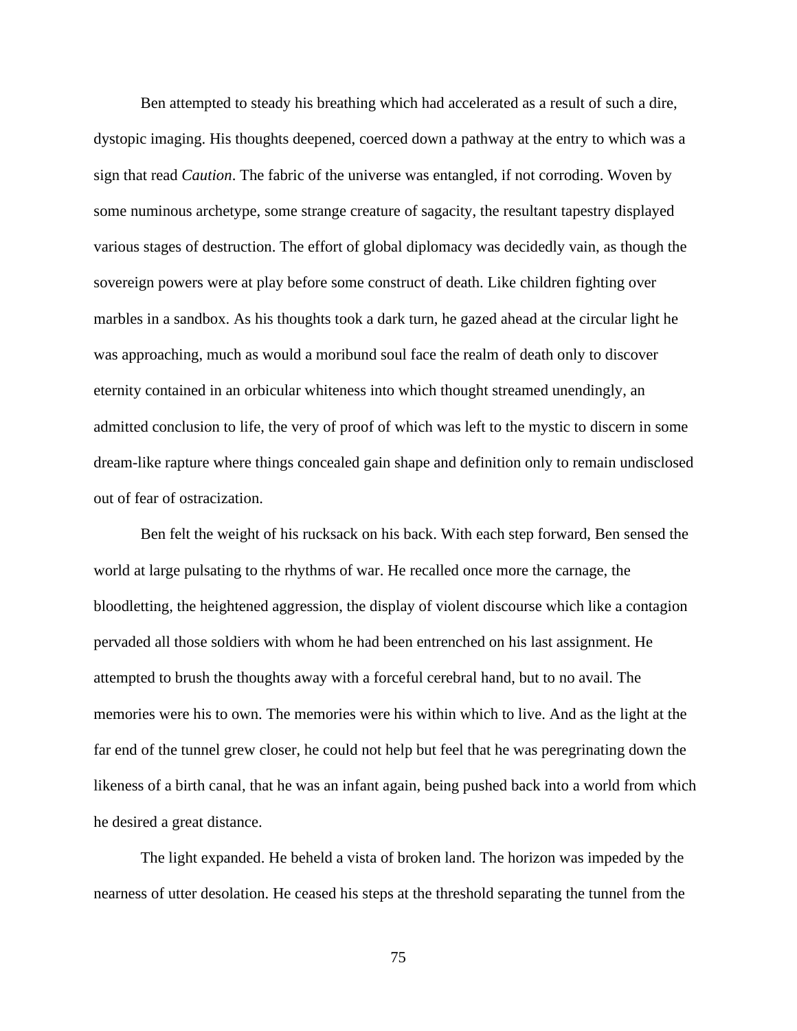Ben attempted to steady his breathing which had accelerated as a result of such a dire, dystopic imaging. His thoughts deepened, coerced down a pathway at the entry to which was a sign that read *Caution*. The fabric of the universe was entangled, if not corroding. Woven by some numinous archetype, some strange creature of sagacity, the resultant tapestry displayed various stages of destruction. The effort of global diplomacy was decidedly vain, as though the sovereign powers were at play before some construct of death. Like children fighting over marbles in a sandbox. As his thoughts took a dark turn, he gazed ahead at the circular light he was approaching, much as would a moribund soul face the realm of death only to discover eternity contained in an orbicular whiteness into which thought streamed unendingly, an admitted conclusion to life, the very of proof of which was left to the mystic to discern in some dream-like rapture where things concealed gain shape and definition only to remain undisclosed out of fear of ostracization.

Ben felt the weight of his rucksack on his back. With each step forward, Ben sensed the world at large pulsating to the rhythms of war. He recalled once more the carnage, the bloodletting, the heightened aggression, the display of violent discourse which like a contagion pervaded all those soldiers with whom he had been entrenched on his last assignment. He attempted to brush the thoughts away with a forceful cerebral hand, but to no avail. The memories were his to own. The memories were his within which to live. And as the light at the far end of the tunnel grew closer, he could not help but feel that he was peregrinating down the likeness of a birth canal, that he was an infant again, being pushed back into a world from which he desired a great distance.

The light expanded. He beheld a vista of broken land. The horizon was impeded by the nearness of utter desolation. He ceased his steps at the threshold separating the tunnel from the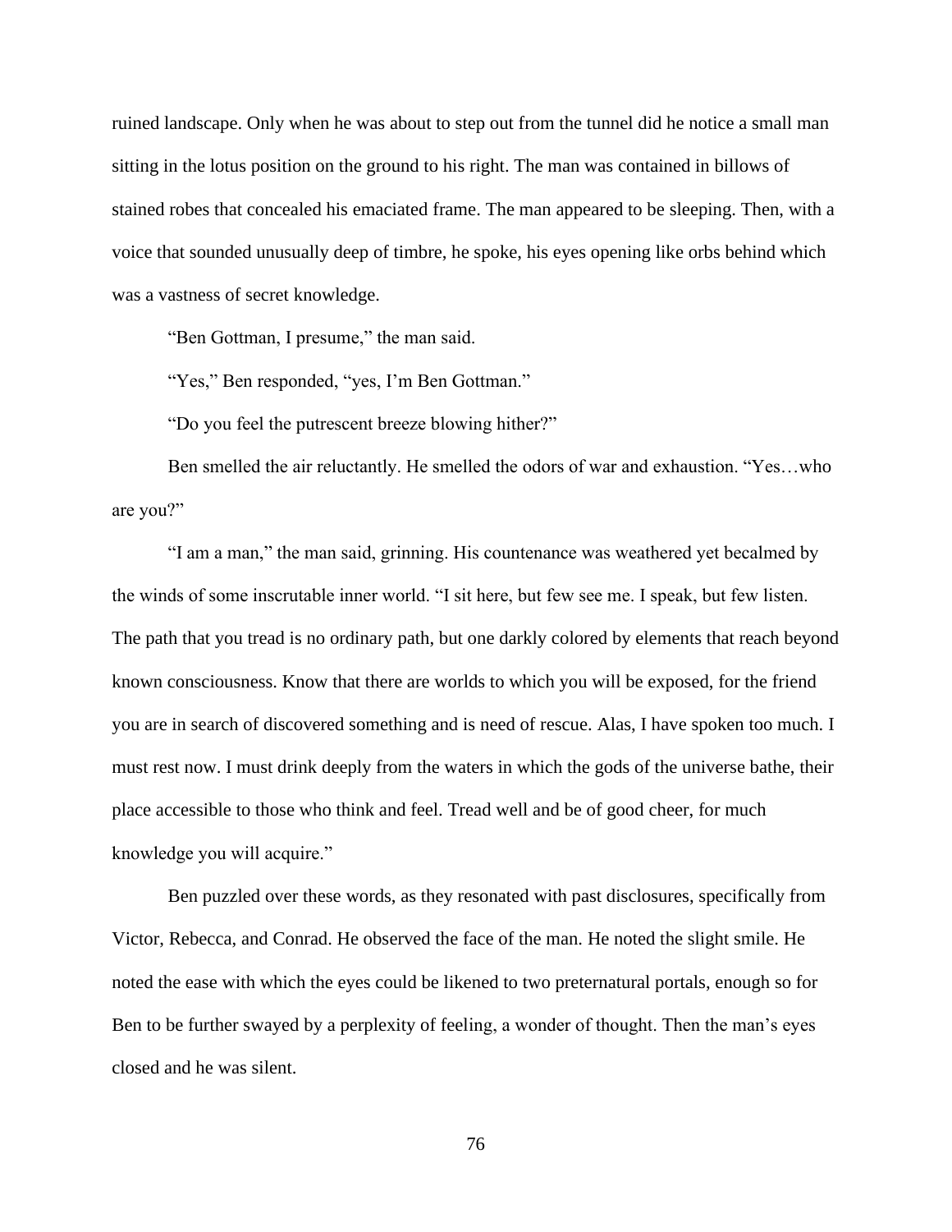ruined landscape. Only when he was about to step out from the tunnel did he notice a small man sitting in the lotus position on the ground to his right. The man was contained in billows of stained robes that concealed his emaciated frame. The man appeared to be sleeping. Then, with a voice that sounded unusually deep of timbre, he spoke, his eyes opening like orbs behind which was a vastness of secret knowledge.

"Ben Gottman, I presume," the man said.

"Yes," Ben responded, "yes, I'm Ben Gottman."

"Do you feel the putrescent breeze blowing hither?"

Ben smelled the air reluctantly. He smelled the odors of war and exhaustion. "Yes…who are you?"

"I am a man," the man said, grinning. His countenance was weathered yet becalmed by the winds of some inscrutable inner world. "I sit here, but few see me. I speak, but few listen. The path that you tread is no ordinary path, but one darkly colored by elements that reach beyond known consciousness. Know that there are worlds to which you will be exposed, for the friend you are in search of discovered something and is need of rescue. Alas, I have spoken too much. I must rest now. I must drink deeply from the waters in which the gods of the universe bathe, their place accessible to those who think and feel. Tread well and be of good cheer, for much knowledge you will acquire."

Ben puzzled over these words, as they resonated with past disclosures, specifically from Victor, Rebecca, and Conrad. He observed the face of the man. He noted the slight smile. He noted the ease with which the eyes could be likened to two preternatural portals, enough so for Ben to be further swayed by a perplexity of feeling, a wonder of thought. Then the man's eyes closed and he was silent.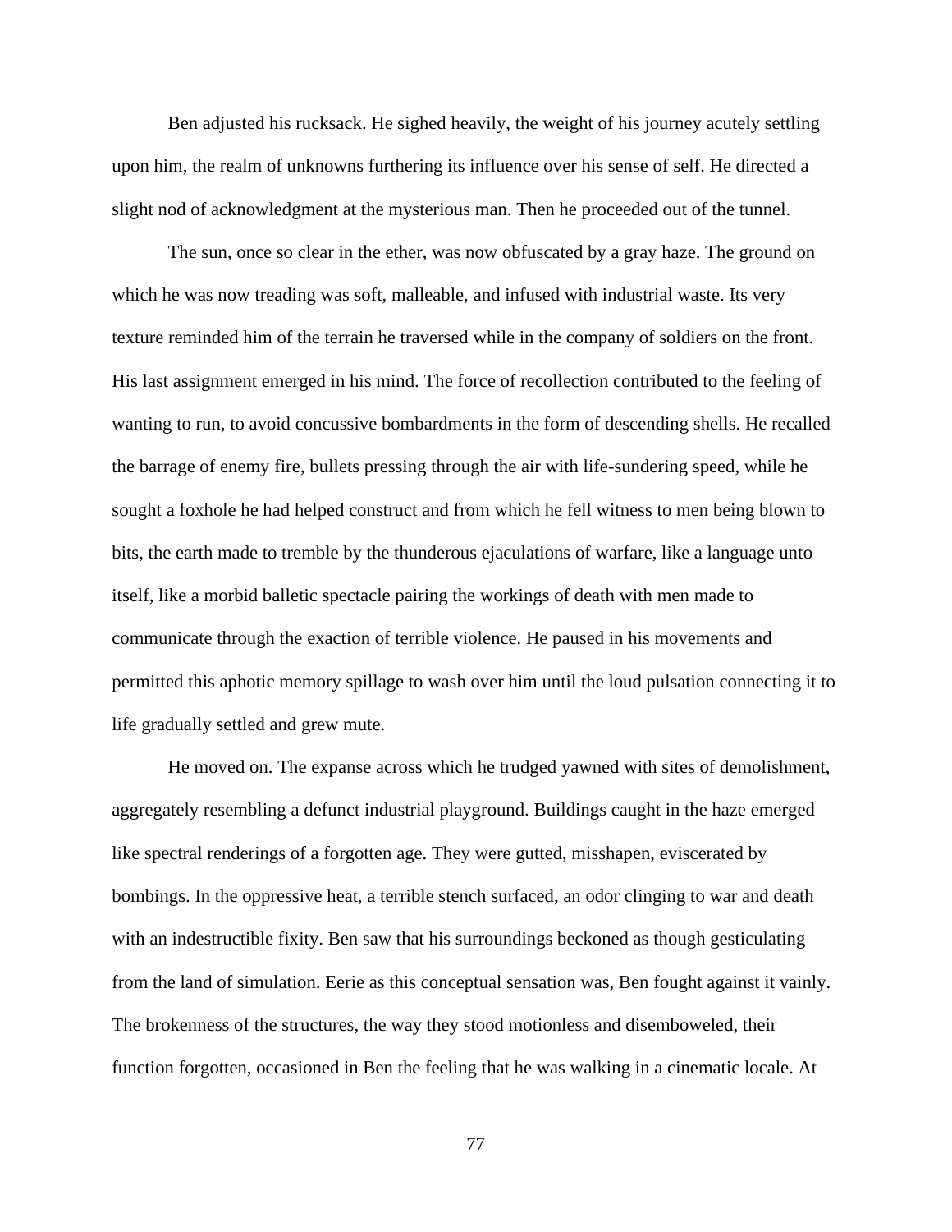Ben adjusted his rucksack. He sighed heavily, the weight of his journey acutely settling upon him, the realm of unknowns furthering its influence over his sense of self. He directed a slight nod of acknowledgment at the mysterious man. Then he proceeded out of the tunnel.

The sun, once so clear in the ether, was now obfuscated by a gray haze. The ground on which he was now treading was soft, malleable, and infused with industrial waste. Its very texture reminded him of the terrain he traversed while in the company of soldiers on the front. His last assignment emerged in his mind. The force of recollection contributed to the feeling of wanting to run, to avoid concussive bombardments in the form of descending shells. He recalled the barrage of enemy fire, bullets pressing through the air with life-sundering speed, while he sought a foxhole he had helped construct and from which he fell witness to men being blown to bits, the earth made to tremble by the thunderous ejaculations of warfare, like a language unto itself, like a morbid balletic spectacle pairing the workings of death with men made to communicate through the exaction of terrible violence. He paused in his movements and permitted this aphotic memory spillage to wash over him until the loud pulsation connecting it to life gradually settled and grew mute.

He moved on. The expanse across which he trudged yawned with sites of demolishment, aggregately resembling a defunct industrial playground. Buildings caught in the haze emerged like spectral renderings of a forgotten age. They were gutted, misshapen, eviscerated by bombings. In the oppressive heat, a terrible stench surfaced, an odor clinging to war and death with an indestructible fixity. Ben saw that his surroundings beckoned as though gesticulating from the land of simulation. Eerie as this conceptual sensation was, Ben fought against it vainly. The brokenness of the structures, the way they stood motionless and disemboweled, their function forgotten, occasioned in Ben the feeling that he was walking in a cinematic locale. At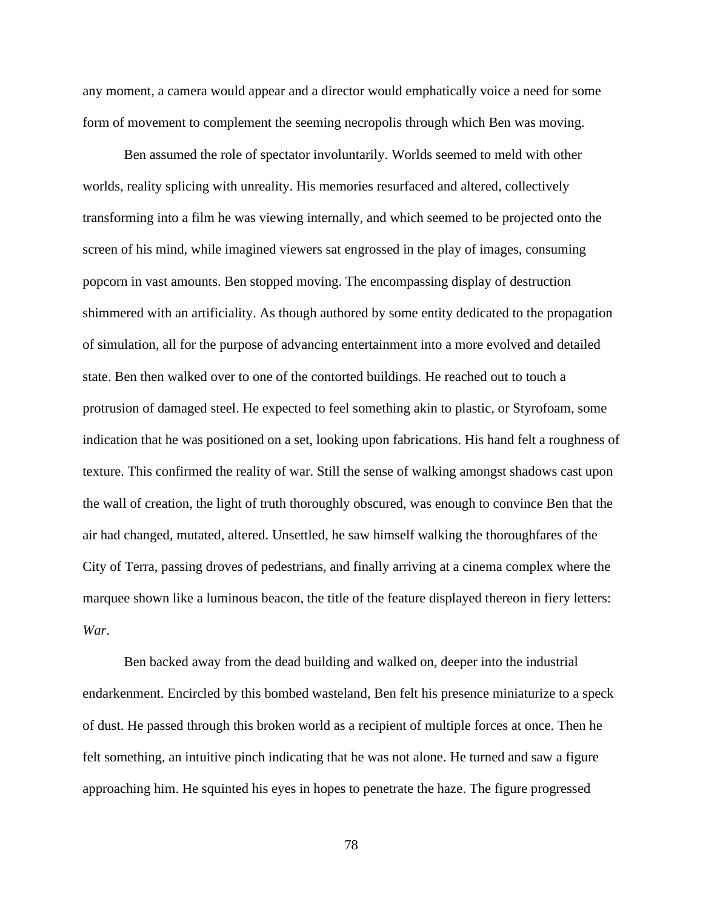any moment, a camera would appear and a director would emphatically voice a need for some form of movement to complement the seeming necropolis through which Ben was moving.

Ben assumed the role of spectator involuntarily. Worlds seemed to meld with other worlds, reality splicing with unreality. His memories resurfaced and altered, collectively transforming into a film he was viewing internally, and which seemed to be projected onto the screen of his mind, while imagined viewers sat engrossed in the play of images, consuming popcorn in vast amounts. Ben stopped moving. The encompassing display of destruction shimmered with an artificiality. As though authored by some entity dedicated to the propagation of simulation, all for the purpose of advancing entertainment into a more evolved and detailed state. Ben then walked over to one of the contorted buildings. He reached out to touch a protrusion of damaged steel. He expected to feel something akin to plastic, or Styrofoam, some indication that he was positioned on a set, looking upon fabrications. His hand felt a roughness of texture. This confirmed the reality of war. Still the sense of walking amongst shadows cast upon the wall of creation, the light of truth thoroughly obscured, was enough to convince Ben that the air had changed, mutated, altered. Unsettled, he saw himself walking the thoroughfares of the City of Terra, passing droves of pedestrians, and finally arriving at a cinema complex where the marquee shown like a luminous beacon, the title of the feature displayed thereon in fiery letters: *War*.

Ben backed away from the dead building and walked on, deeper into the industrial endarkenment. Encircled by this bombed wasteland, Ben felt his presence miniaturize to a speck of dust. He passed through this broken world as a recipient of multiple forces at once. Then he felt something, an intuitive pinch indicating that he was not alone. He turned and saw a figure approaching him. He squinted his eyes in hopes to penetrate the haze. The figure progressed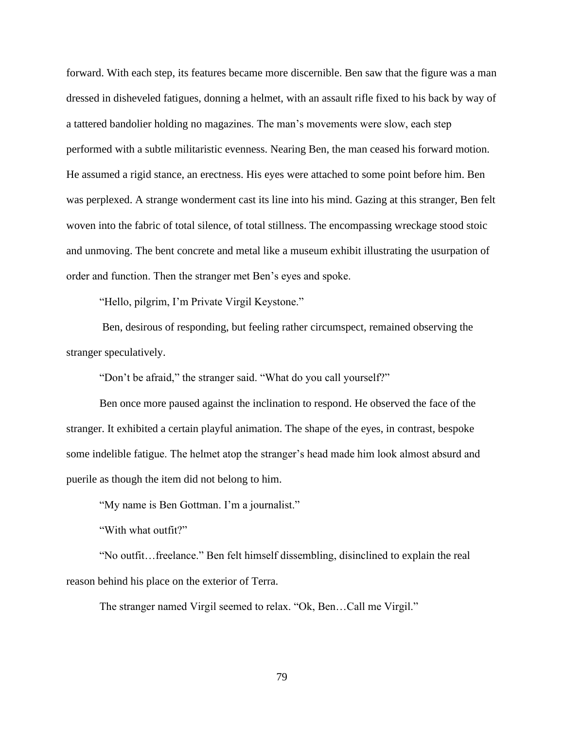forward. With each step, its features became more discernible. Ben saw that the figure was a man dressed in disheveled fatigues, donning a helmet, with an assault rifle fixed to his back by way of a tattered bandolier holding no magazines. The man's movements were slow, each step performed with a subtle militaristic evenness. Nearing Ben, the man ceased his forward motion. He assumed a rigid stance, an erectness. His eyes were attached to some point before him. Ben was perplexed. A strange wonderment cast its line into his mind. Gazing at this stranger, Ben felt woven into the fabric of total silence, of total stillness. The encompassing wreckage stood stoic and unmoving. The bent concrete and metal like a museum exhibit illustrating the usurpation of order and function. Then the stranger met Ben's eyes and spoke.

"Hello, pilgrim, I'm Private Virgil Keystone."

Ben, desirous of responding, but feeling rather circumspect, remained observing the stranger speculatively.

"Don't be afraid," the stranger said. "What do you call yourself?"

Ben once more paused against the inclination to respond. He observed the face of the stranger. It exhibited a certain playful animation. The shape of the eyes, in contrast, bespoke some indelible fatigue. The helmet atop the stranger's head made him look almost absurd and puerile as though the item did not belong to him.

"My name is Ben Gottman. I'm a journalist."

"With what outfit?"

"No outfit…freelance." Ben felt himself dissembling, disinclined to explain the real reason behind his place on the exterior of Terra.

The stranger named Virgil seemed to relax. "Ok, Ben…Call me Virgil."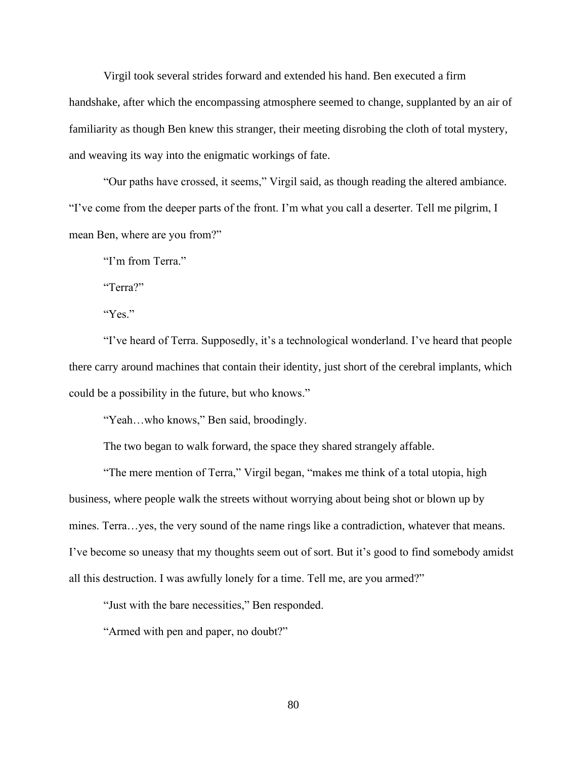Virgil took several strides forward and extended his hand. Ben executed a firm handshake, after which the encompassing atmosphere seemed to change, supplanted by an air of familiarity as though Ben knew this stranger, their meeting disrobing the cloth of total mystery, and weaving its way into the enigmatic workings of fate.

"Our paths have crossed, it seems," Virgil said, as though reading the altered ambiance. "I've come from the deeper parts of the front. I'm what you call a deserter. Tell me pilgrim, I mean Ben, where are you from?"

"I'm from Terra."

"Terra?"

"Yes."

"I've heard of Terra. Supposedly, it's a technological wonderland. I've heard that people there carry around machines that contain their identity, just short of the cerebral implants, which could be a possibility in the future, but who knows."

"Yeah…who knows," Ben said, broodingly.

The two began to walk forward, the space they shared strangely affable.

"The mere mention of Terra," Virgil began, "makes me think of a total utopia, high business, where people walk the streets without worrying about being shot or blown up by mines. Terra…yes, the very sound of the name rings like a contradiction, whatever that means. I've become so uneasy that my thoughts seem out of sort. But it's good to find somebody amidst all this destruction. I was awfully lonely for a time. Tell me, are you armed?"

"Just with the bare necessities," Ben responded.

"Armed with pen and paper, no doubt?"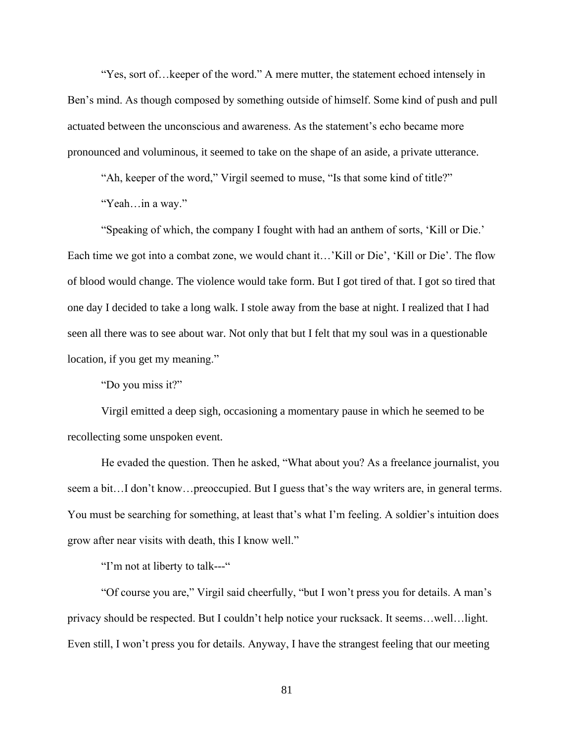"Yes, sort of…keeper of the word." A mere mutter, the statement echoed intensely in Ben's mind. As though composed by something outside of himself. Some kind of push and pull actuated between the unconscious and awareness. As the statement's echo became more pronounced and voluminous, it seemed to take on the shape of an aside, a private utterance.

"Ah, keeper of the word," Virgil seemed to muse, "Is that some kind of title?"

"Yeah…in a way."

"Speaking of which, the company I fought with had an anthem of sorts, 'Kill or Die.' Each time we got into a combat zone, we would chant it…'Kill or Die', 'Kill or Die'. The flow of blood would change. The violence would take form. But I got tired of that. I got so tired that one day I decided to take a long walk. I stole away from the base at night. I realized that I had seen all there was to see about war. Not only that but I felt that my soul was in a questionable location, if you get my meaning."

"Do you miss it?"

Virgil emitted a deep sigh, occasioning a momentary pause in which he seemed to be recollecting some unspoken event.

He evaded the question. Then he asked, "What about you? As a freelance journalist, you seem a bit…I don't know…preoccupied. But I guess that's the way writers are, in general terms. You must be searching for something, at least that's what I'm feeling. A soldier's intuition does grow after near visits with death, this I know well."

"I'm not at liberty to talk---"

"Of course you are," Virgil said cheerfully, "but I won't press you for details. A man's privacy should be respected. But I couldn't help notice your rucksack. It seems…well…light. Even still, I won't press you for details. Anyway, I have the strangest feeling that our meeting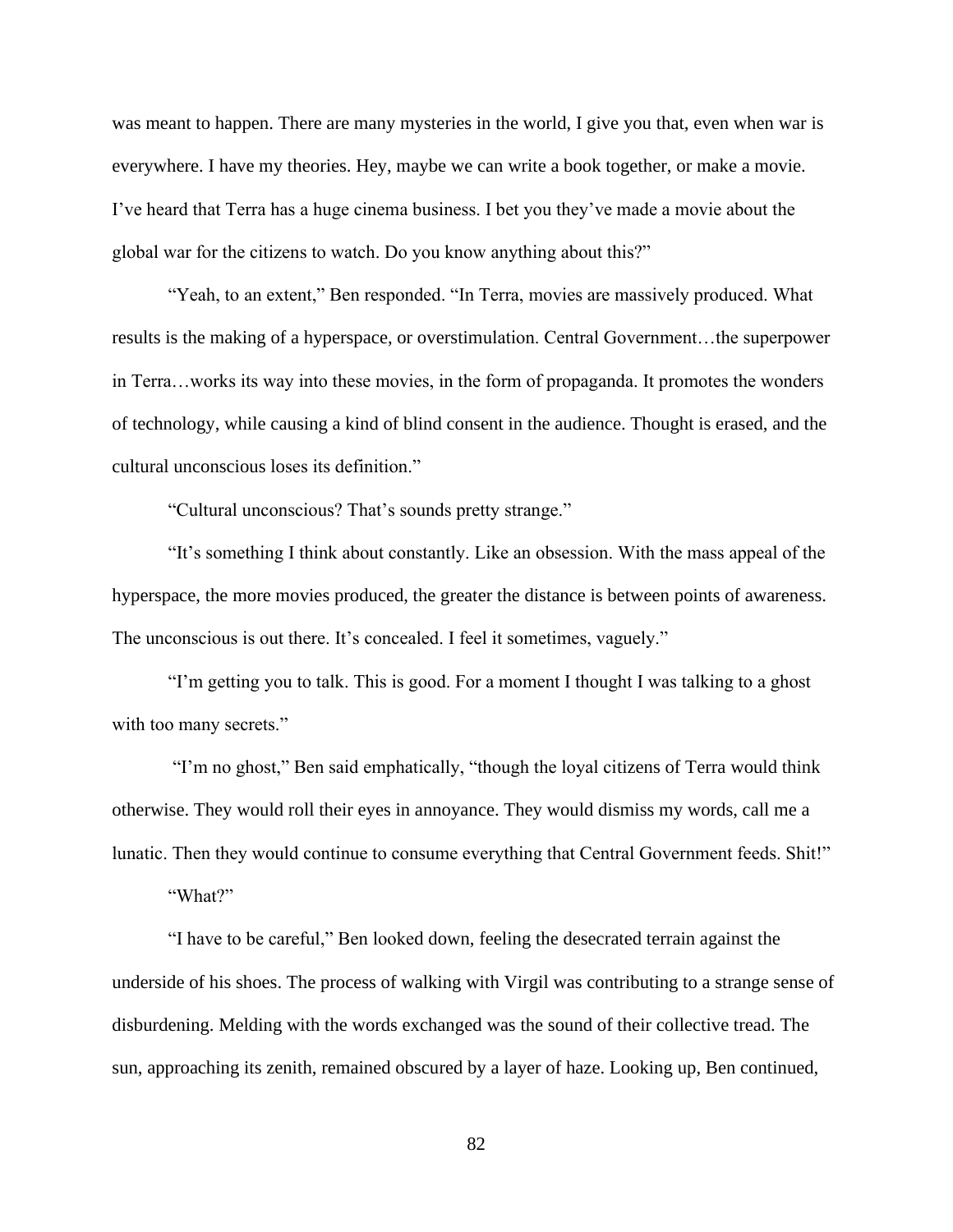was meant to happen. There are many mysteries in the world, I give you that, even when war is everywhere. I have my theories. Hey, maybe we can write a book together, or make a movie. I've heard that Terra has a huge cinema business. I bet you they've made a movie about the global war for the citizens to watch. Do you know anything about this?"

"Yeah, to an extent," Ben responded. "In Terra, movies are massively produced. What results is the making of a hyperspace, or overstimulation. Central Government…the superpower in Terra…works its way into these movies, in the form of propaganda. It promotes the wonders of technology, while causing a kind of blind consent in the audience. Thought is erased, and the cultural unconscious loses its definition."

"Cultural unconscious? That's sounds pretty strange."

"It's something I think about constantly. Like an obsession. With the mass appeal of the hyperspace, the more movies produced, the greater the distance is between points of awareness. The unconscious is out there. It's concealed. I feel it sometimes, vaguely."

"I'm getting you to talk. This is good. For a moment I thought I was talking to a ghost with too many secrets."

"I'm no ghost," Ben said emphatically, "though the loyal citizens of Terra would think otherwise. They would roll their eyes in annoyance. They would dismiss my words, call me a lunatic. Then they would continue to consume everything that Central Government feeds. Shit!"

"What?"

"I have to be careful," Ben looked down, feeling the desecrated terrain against the underside of his shoes. The process of walking with Virgil was contributing to a strange sense of disburdening. Melding with the words exchanged was the sound of their collective tread. The sun, approaching its zenith, remained obscured by a layer of haze. Looking up, Ben continued,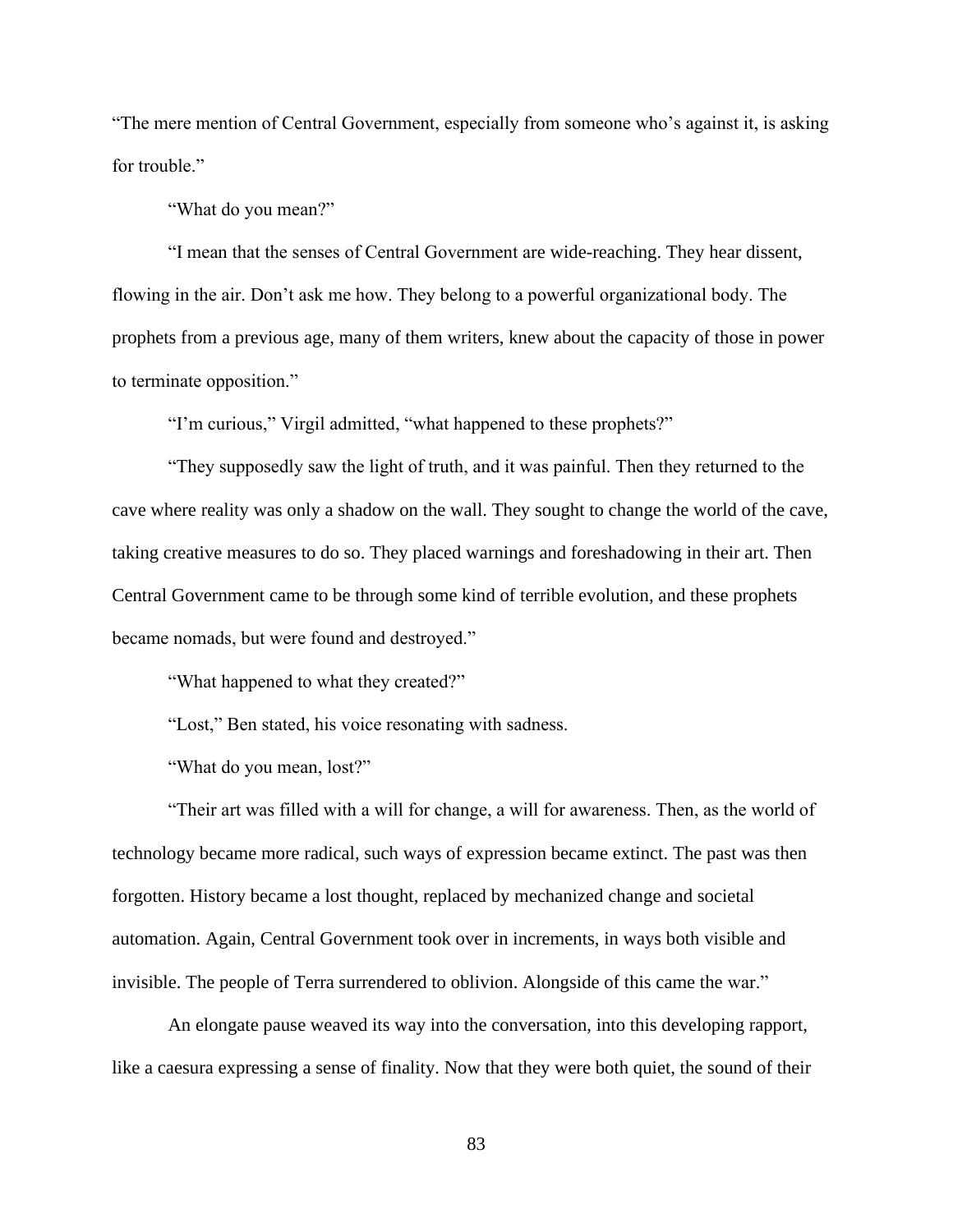"The mere mention of Central Government, especially from someone who's against it, is asking for trouble."

"What do you mean?"

"I mean that the senses of Central Government are wide-reaching. They hear dissent, flowing in the air. Don't ask me how. They belong to a powerful organizational body. The prophets from a previous age, many of them writers, knew about the capacity of those in power to terminate opposition."

"I'm curious," Virgil admitted, "what happened to these prophets?"

"They supposedly saw the light of truth, and it was painful. Then they returned to the cave where reality was only a shadow on the wall. They sought to change the world of the cave, taking creative measures to do so. They placed warnings and foreshadowing in their art. Then Central Government came to be through some kind of terrible evolution, and these prophets became nomads, but were found and destroyed."

"What happened to what they created?"

"Lost," Ben stated, his voice resonating with sadness.

"What do you mean, lost?"

"Their art was filled with a will for change, a will for awareness. Then, as the world of technology became more radical, such ways of expression became extinct. The past was then forgotten. History became a lost thought, replaced by mechanized change and societal automation. Again, Central Government took over in increments, in ways both visible and invisible. The people of Terra surrendered to oblivion. Alongside of this came the war."

An elongate pause weaved its way into the conversation, into this developing rapport, like a caesura expressing a sense of finality. Now that they were both quiet, the sound of their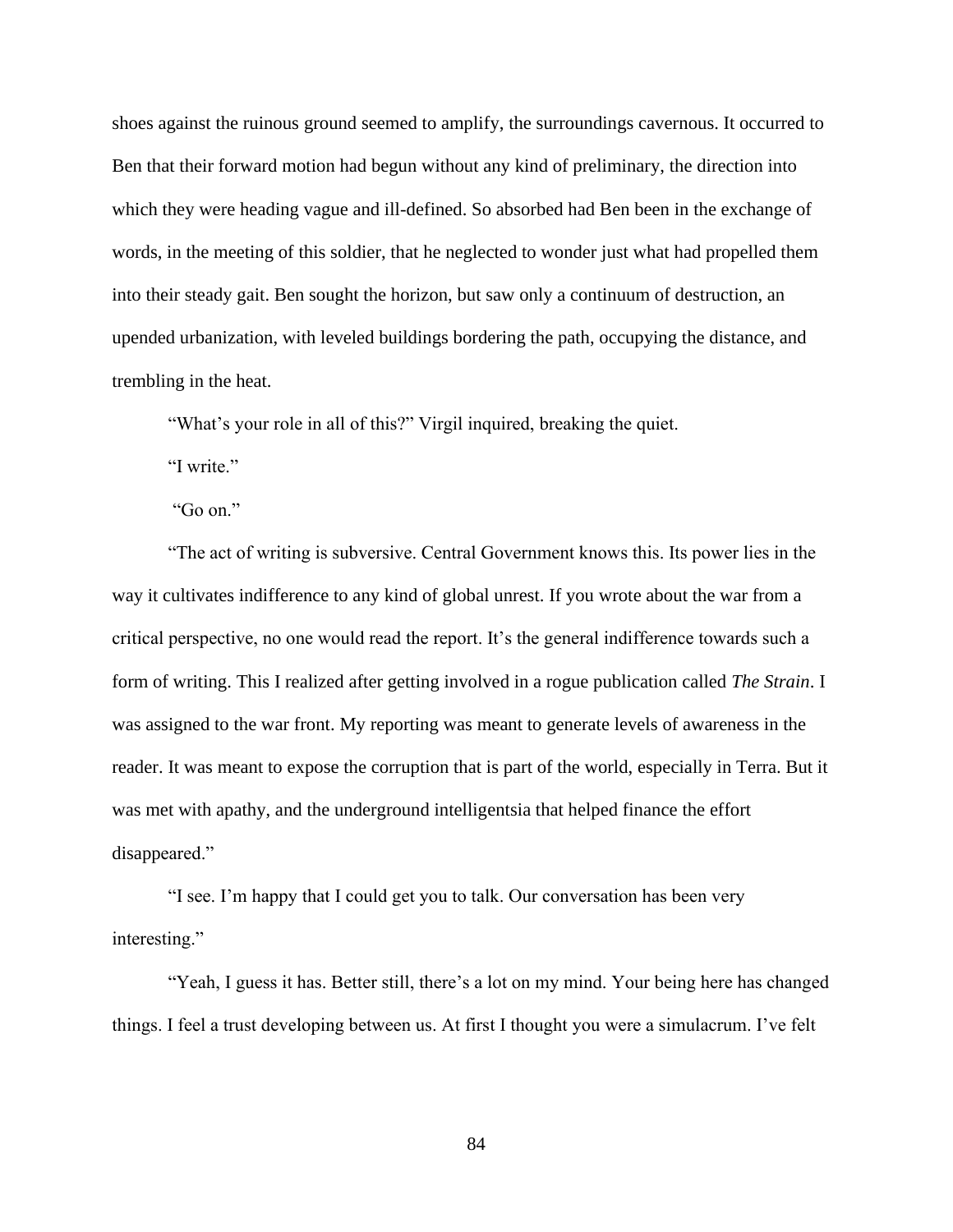shoes against the ruinous ground seemed to amplify, the surroundings cavernous. It occurred to Ben that their forward motion had begun without any kind of preliminary, the direction into which they were heading vague and ill-defined. So absorbed had Ben been in the exchange of words, in the meeting of this soldier, that he neglected to wonder just what had propelled them into their steady gait. Ben sought the horizon, but saw only a continuum of destruction, an upended urbanization, with leveled buildings bordering the path, occupying the distance, and trembling in the heat.

"What's your role in all of this?" Virgil inquired, breaking the quiet.

"I write."

"Go on."

"The act of writing is subversive. Central Government knows this. Its power lies in the way it cultivates indifference to any kind of global unrest. If you wrote about the war from a critical perspective, no one would read the report. It's the general indifference towards such a form of writing. This I realized after getting involved in a rogue publication called *The Strain*. I was assigned to the war front. My reporting was meant to generate levels of awareness in the reader. It was meant to expose the corruption that is part of the world, especially in Terra. But it was met with apathy, and the underground intelligentsia that helped finance the effort disappeared."

"I see. I'm happy that I could get you to talk. Our conversation has been very interesting."

"Yeah, I guess it has. Better still, there's a lot on my mind. Your being here has changed things. I feel a trust developing between us. At first I thought you were a simulacrum. I've felt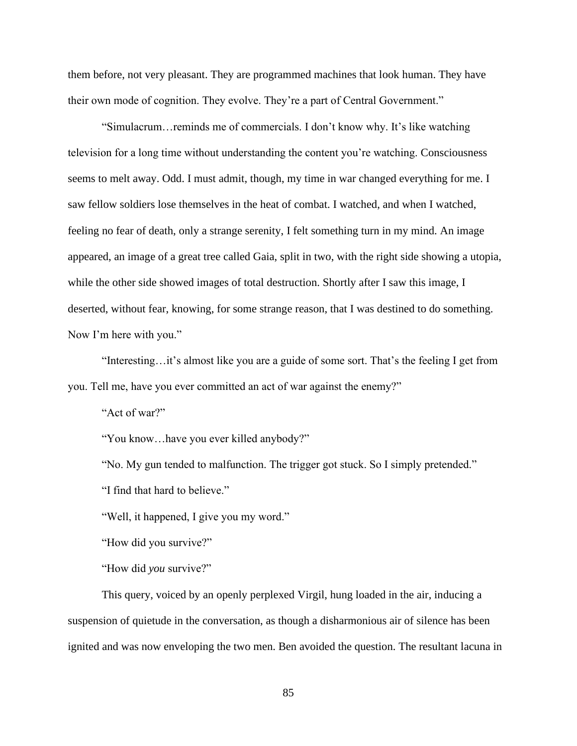them before, not very pleasant. They are programmed machines that look human. They have their own mode of cognition. They evolve. They're a part of Central Government."

"Simulacrum…reminds me of commercials. I don't know why. It's like watching television for a long time without understanding the content you're watching. Consciousness seems to melt away. Odd. I must admit, though, my time in war changed everything for me. I saw fellow soldiers lose themselves in the heat of combat. I watched, and when I watched, feeling no fear of death, only a strange serenity, I felt something turn in my mind. An image appeared, an image of a great tree called Gaia, split in two, with the right side showing a utopia, while the other side showed images of total destruction. Shortly after I saw this image, I deserted, without fear, knowing, for some strange reason, that I was destined to do something. Now I'm here with you."

"Interesting…it's almost like you are a guide of some sort. That's the feeling I get from you. Tell me, have you ever committed an act of war against the enemy?"

"Act of war?"

"You know…have you ever killed anybody?"

"No. My gun tended to malfunction. The trigger got stuck. So I simply pretended."

"I find that hard to believe."

"Well, it happened, I give you my word."

"How did you survive?"

"How did *you* survive?"

This query, voiced by an openly perplexed Virgil, hung loaded in the air, inducing a suspension of quietude in the conversation, as though a disharmonious air of silence has been ignited and was now enveloping the two men. Ben avoided the question. The resultant lacuna in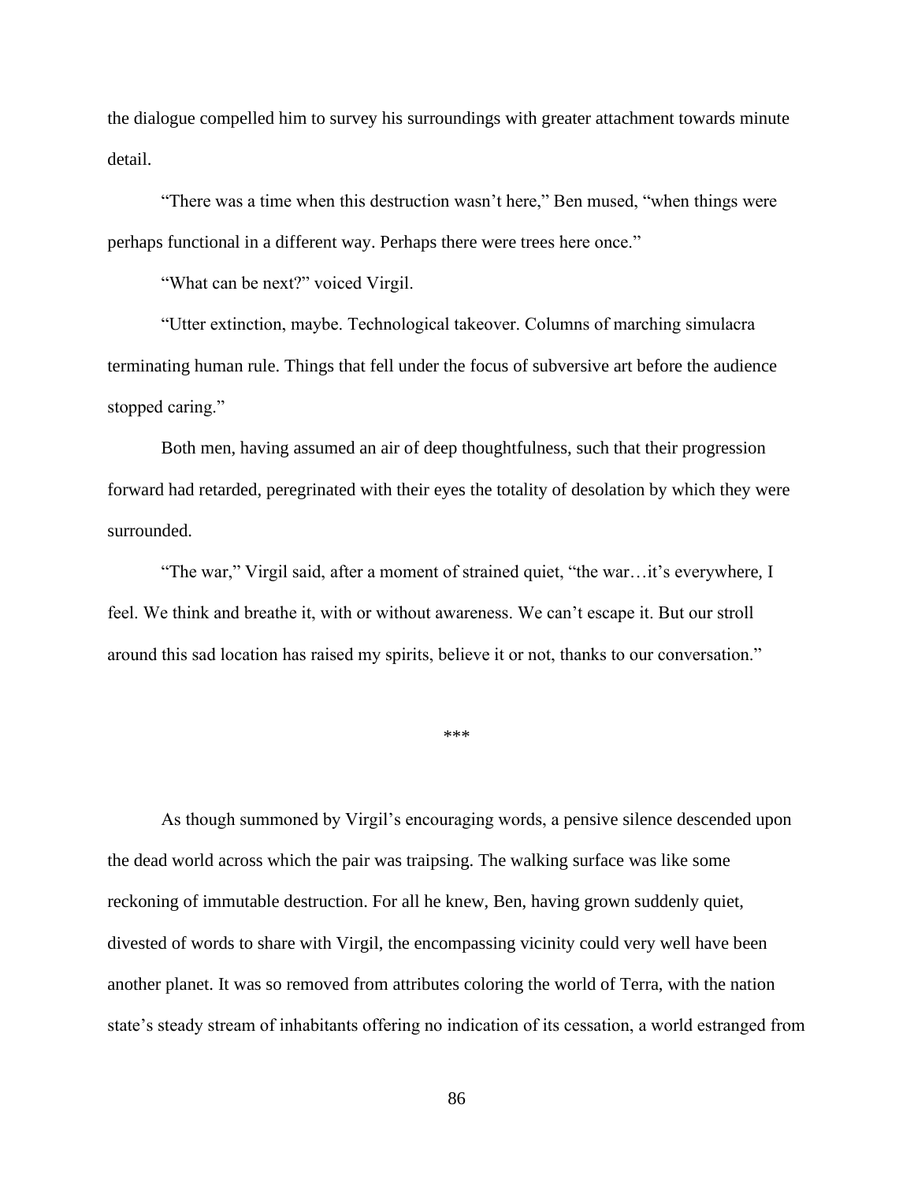the dialogue compelled him to survey his surroundings with greater attachment towards minute detail.

"There was a time when this destruction wasn't here," Ben mused, "when things were perhaps functional in a different way. Perhaps there were trees here once."

"What can be next?" voiced Virgil.

"Utter extinction, maybe. Technological takeover. Columns of marching simulacra terminating human rule. Things that fell under the focus of subversive art before the audience stopped caring."

Both men, having assumed an air of deep thoughtfulness, such that their progression forward had retarded, peregrinated with their eyes the totality of desolation by which they were surrounded.

"The war," Virgil said, after a moment of strained quiet, "the war…it's everywhere, I feel. We think and breathe it, with or without awareness. We can't escape it. But our stroll around this sad location has raised my spirits, believe it or not, thanks to our conversation."

***

As though summoned by Virgil's encouraging words, a pensive silence descended upon the dead world across which the pair was traipsing. The walking surface was like some reckoning of immutable destruction. For all he knew, Ben, having grown suddenly quiet, divested of words to share with Virgil, the encompassing vicinity could very well have been another planet. It was so removed from attributes coloring the world of Terra, with the nation state's steady stream of inhabitants offering no indication of its cessation, a world estranged from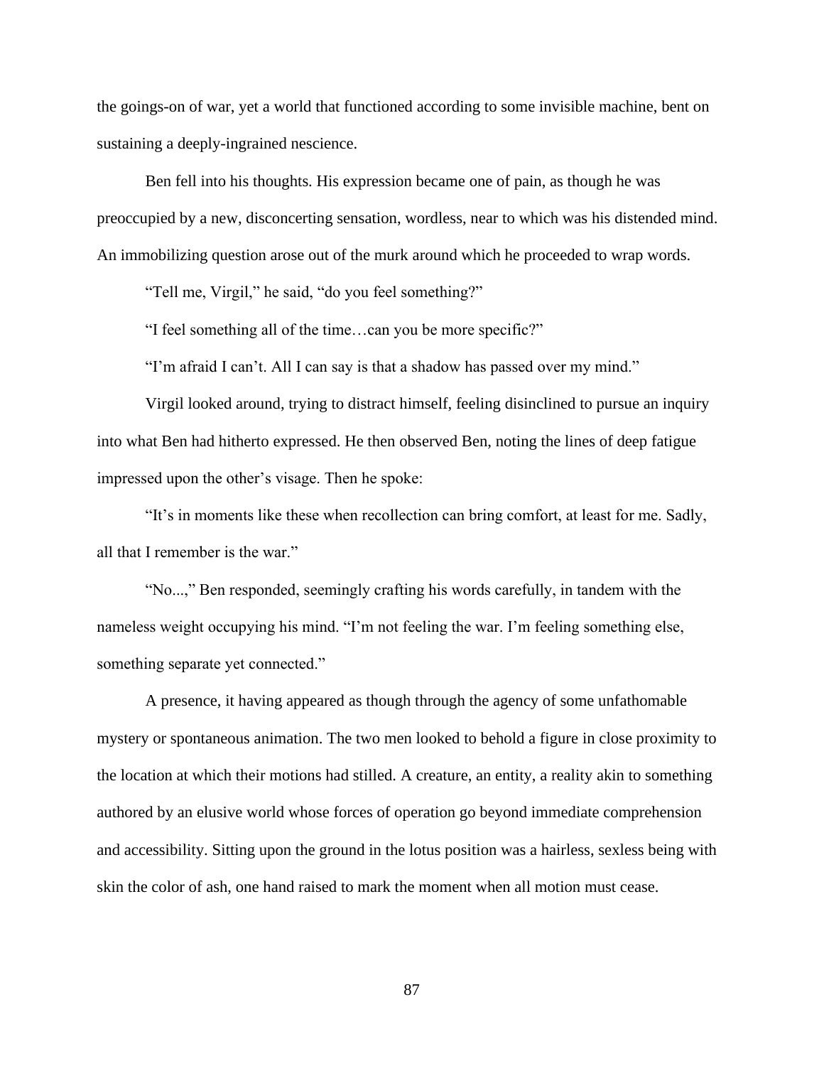the goings-on of war, yet a world that functioned according to some invisible machine, bent on sustaining a deeply-ingrained nescience.

Ben fell into his thoughts. His expression became one of pain, as though he was preoccupied by a new, disconcerting sensation, wordless, near to which was his distended mind. An immobilizing question arose out of the murk around which he proceeded to wrap words.

"Tell me, Virgil," he said, "do you feel something?"

"I feel something all of the time…can you be more specific?"

"I'm afraid I can't. All I can say is that a shadow has passed over my mind."

Virgil looked around, trying to distract himself, feeling disinclined to pursue an inquiry into what Ben had hitherto expressed. He then observed Ben, noting the lines of deep fatigue impressed upon the other's visage. Then he spoke:

"It's in moments like these when recollection can bring comfort, at least for me. Sadly, all that I remember is the war."

"No...," Ben responded, seemingly crafting his words carefully, in tandem with the nameless weight occupying his mind. "I'm not feeling the war. I'm feeling something else, something separate yet connected."

A presence, it having appeared as though through the agency of some unfathomable mystery or spontaneous animation. The two men looked to behold a figure in close proximity to the location at which their motions had stilled. A creature, an entity, a reality akin to something authored by an elusive world whose forces of operation go beyond immediate comprehension and accessibility. Sitting upon the ground in the lotus position was a hairless, sexless being with skin the color of ash, one hand raised to mark the moment when all motion must cease.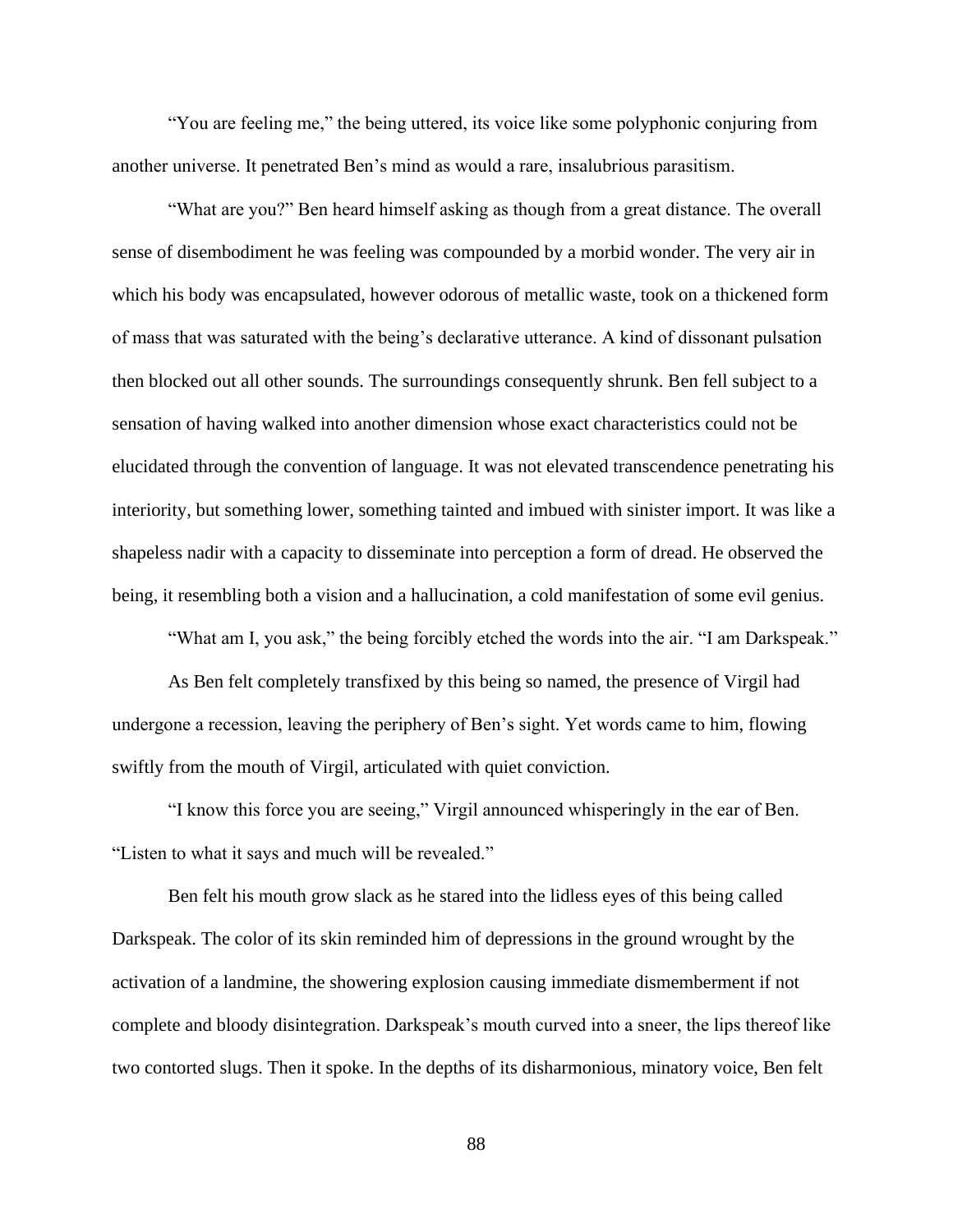"You are feeling me," the being uttered, its voice like some polyphonic conjuring from another universe. It penetrated Ben's mind as would a rare, insalubrious parasitism.

"What are you?" Ben heard himself asking as though from a great distance. The overall sense of disembodiment he was feeling was compounded by a morbid wonder. The very air in which his body was encapsulated, however odorous of metallic waste, took on a thickened form of mass that was saturated with the being's declarative utterance. A kind of dissonant pulsation then blocked out all other sounds. The surroundings consequently shrunk. Ben fell subject to a sensation of having walked into another dimension whose exact characteristics could not be elucidated through the convention of language. It was not elevated transcendence penetrating his interiority, but something lower, something tainted and imbued with sinister import. It was like a shapeless nadir with a capacity to disseminate into perception a form of dread. He observed the being, it resembling both a vision and a hallucination, a cold manifestation of some evil genius.

"What am I, you ask," the being forcibly etched the words into the air. "I am Darkspeak."

As Ben felt completely transfixed by this being so named, the presence of Virgil had undergone a recession, leaving the periphery of Ben's sight. Yet words came to him, flowing swiftly from the mouth of Virgil, articulated with quiet conviction.

"I know this force you are seeing," Virgil announced whisperingly in the ear of Ben. "Listen to what it says and much will be revealed."

Ben felt his mouth grow slack as he stared into the lidless eyes of this being called Darkspeak. The color of its skin reminded him of depressions in the ground wrought by the activation of a landmine, the showering explosion causing immediate dismemberment if not complete and bloody disintegration. Darkspeak's mouth curved into a sneer, the lips thereof like two contorted slugs. Then it spoke. In the depths of its disharmonious, minatory voice, Ben felt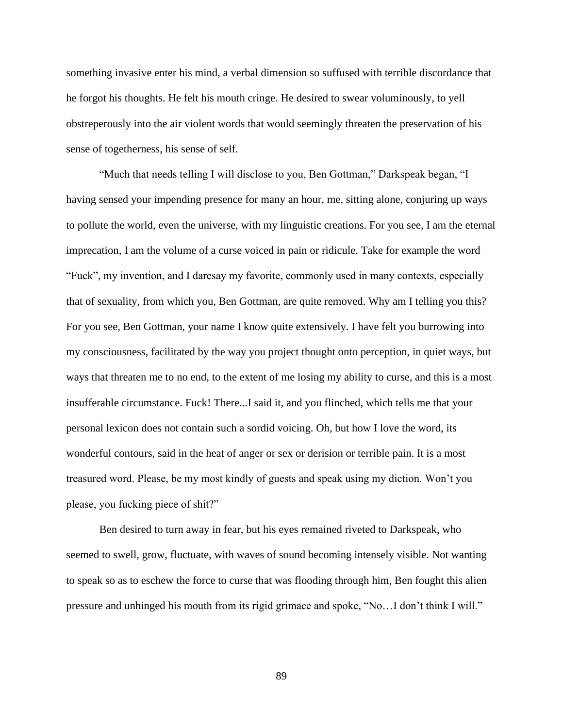something invasive enter his mind, a verbal dimension so suffused with terrible discordance that he forgot his thoughts. He felt his mouth cringe. He desired to swear voluminously, to yell obstreperously into the air violent words that would seemingly threaten the preservation of his sense of togetherness, his sense of self.

"Much that needs telling I will disclose to you, Ben Gottman," Darkspeak began, "I having sensed your impending presence for many an hour, me, sitting alone, conjuring up ways to pollute the world, even the universe, with my linguistic creations. For you see, I am the eternal imprecation, I am the volume of a curse voiced in pain or ridicule. Take for example the word "Fuck", my invention, and I daresay my favorite, commonly used in many contexts, especially that of sexuality, from which you, Ben Gottman, are quite removed. Why am I telling you this? For you see, Ben Gottman, your name I know quite extensively. I have felt you burrowing into my consciousness, facilitated by the way you project thought onto perception, in quiet ways, but ways that threaten me to no end, to the extent of me losing my ability to curse, and this is a most insufferable circumstance. Fuck! There...I said it, and you flinched, which tells me that your personal lexicon does not contain such a sordid voicing. Oh, but how I love the word, its wonderful contours, said in the heat of anger or sex or derision or terrible pain. It is a most treasured word. Please, be my most kindly of guests and speak using my diction. Won't you please, you fucking piece of shit?"

Ben desired to turn away in fear, but his eyes remained riveted to Darkspeak, who seemed to swell, grow, fluctuate, with waves of sound becoming intensely visible. Not wanting to speak so as to eschew the force to curse that was flooding through him, Ben fought this alien pressure and unhinged his mouth from its rigid grimace and spoke, "No…I don't think I will."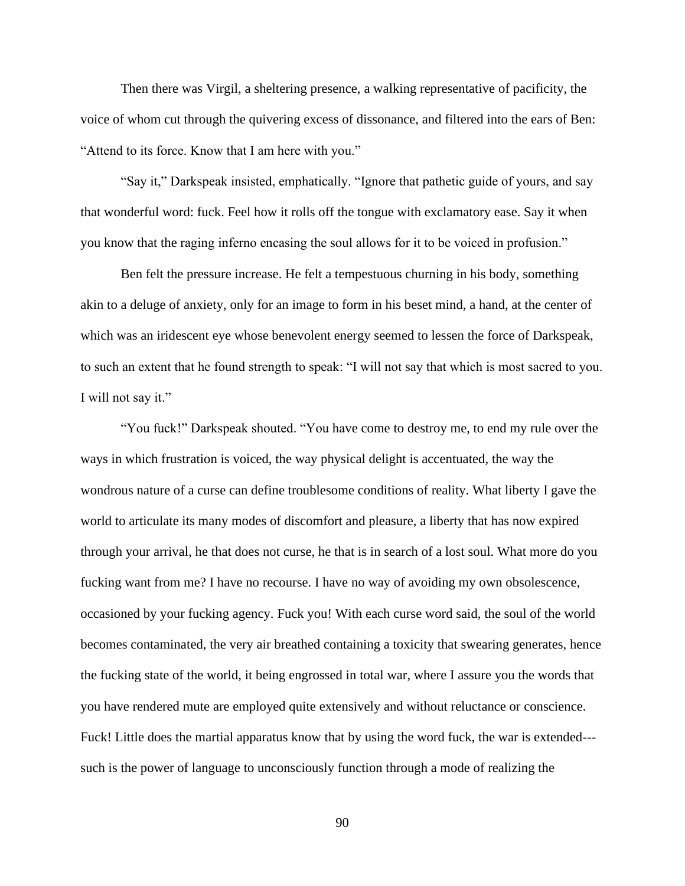Then there was Virgil, a sheltering presence, a walking representative of pacificity, the voice of whom cut through the quivering excess of dissonance, and filtered into the ears of Ben: "Attend to its force. Know that I am here with you."

"Say it," Darkspeak insisted, emphatically. "Ignore that pathetic guide of yours, and say that wonderful word: fuck. Feel how it rolls off the tongue with exclamatory ease. Say it when you know that the raging inferno encasing the soul allows for it to be voiced in profusion."

Ben felt the pressure increase. He felt a tempestuous churning in his body, something akin to a deluge of anxiety, only for an image to form in his beset mind, a hand, at the center of which was an iridescent eye whose benevolent energy seemed to lessen the force of Darkspeak, to such an extent that he found strength to speak: "I will not say that which is most sacred to you. I will not say it."

"You fuck!" Darkspeak shouted. "You have come to destroy me, to end my rule over the ways in which frustration is voiced, the way physical delight is accentuated, the way the wondrous nature of a curse can define troublesome conditions of reality. What liberty I gave the world to articulate its many modes of discomfort and pleasure, a liberty that has now expired through your arrival, he that does not curse, he that is in search of a lost soul. What more do you fucking want from me? I have no recourse. I have no way of avoiding my own obsolescence, occasioned by your fucking agency. Fuck you! With each curse word said, the soul of the world becomes contaminated, the very air breathed containing a toxicity that swearing generates, hence the fucking state of the world, it being engrossed in total war, where I assure you the words that you have rendered mute are employed quite extensively and without reluctance or conscience. Fuck! Little does the martial apparatus know that by using the word fuck, the war is extended---such is the power of language to unconsciously function through a mode of realizing the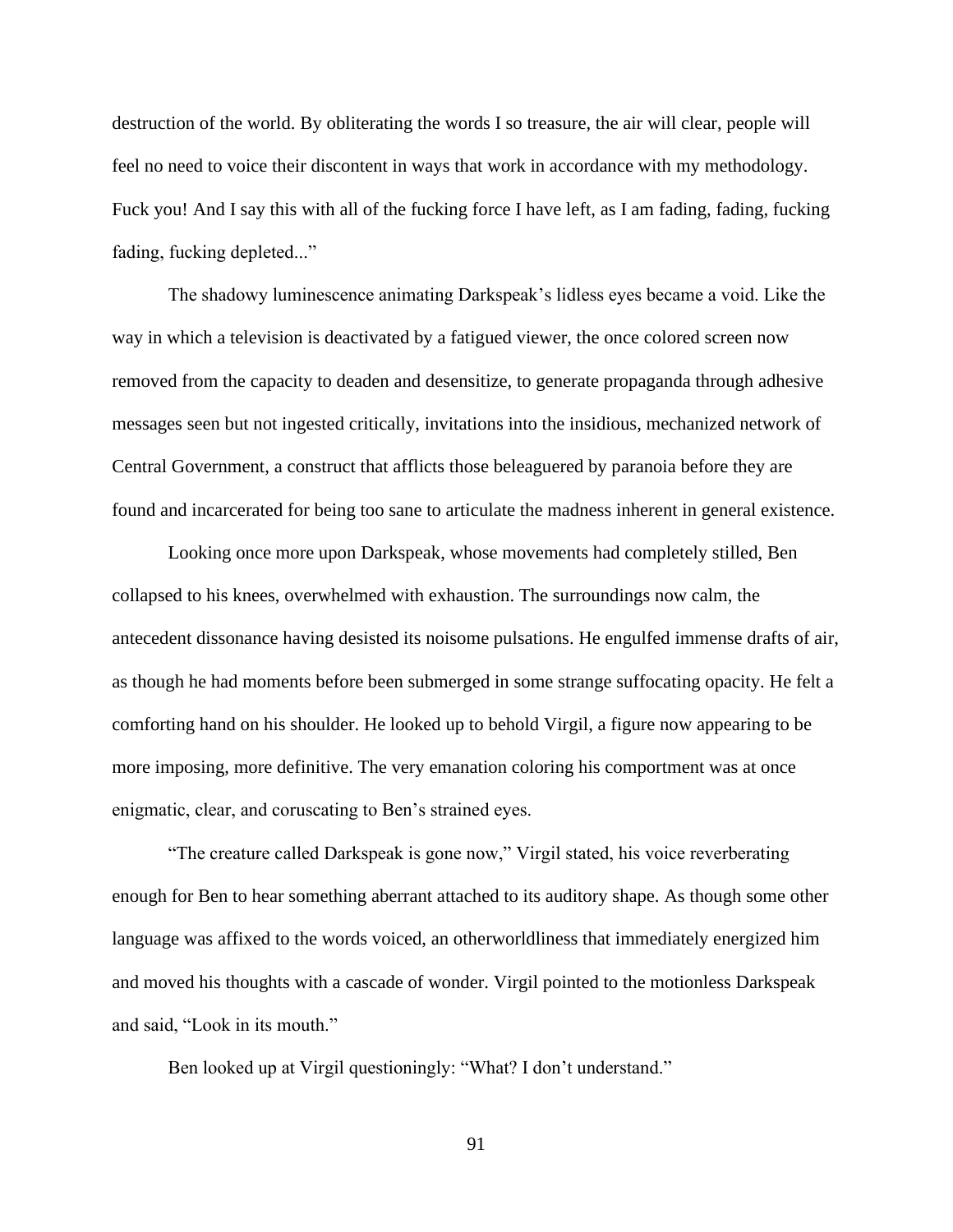destruction of the world. By obliterating the words I so treasure, the air will clear, people will feel no need to voice their discontent in ways that work in accordance with my methodology. Fuck you! And I say this with all of the fucking force I have left, as I am fading, fading, fucking fading, fucking depleted..."

The shadowy luminescence animating Darkspeak's lidless eyes became a void. Like the way in which a television is deactivated by a fatigued viewer, the once colored screen now removed from the capacity to deaden and desensitize, to generate propaganda through adhesive messages seen but not ingested critically, invitations into the insidious, mechanized network of Central Government, a construct that afflicts those beleaguered by paranoia before they are found and incarcerated for being too sane to articulate the madness inherent in general existence.

Looking once more upon Darkspeak, whose movements had completely stilled, Ben collapsed to his knees, overwhelmed with exhaustion. The surroundings now calm, the antecedent dissonance having desisted its noisome pulsations. He engulfed immense drafts of air, as though he had moments before been submerged in some strange suffocating opacity. He felt a comforting hand on his shoulder. He looked up to behold Virgil, a figure now appearing to be more imposing, more definitive. The very emanation coloring his comportment was at once enigmatic, clear, and coruscating to Ben's strained eyes.

"The creature called Darkspeak is gone now," Virgil stated, his voice reverberating enough for Ben to hear something aberrant attached to its auditory shape. As though some other language was affixed to the words voiced, an otherworldliness that immediately energized him and moved his thoughts with a cascade of wonder. Virgil pointed to the motionless Darkspeak and said, "Look in its mouth."

Ben looked up at Virgil questioningly: "What? I don't understand."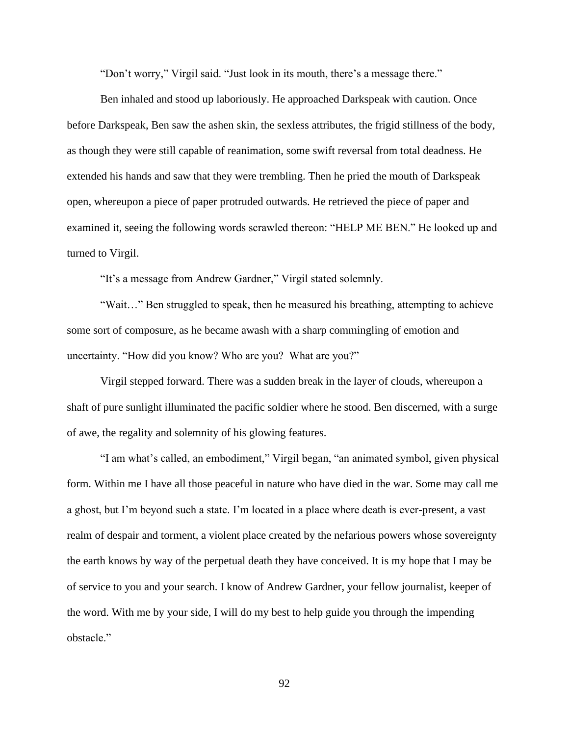“Don’t worry,” Virgil said. “Just look in its mouth, there’s a message there.”

Ben inhaled and stood up laboriously. He approached Darkspeak with caution. Once before Darkspeak, Ben saw the ashen skin, the sexless attributes, the frigid stillness of the body, as though they were still capable of reanimation, some swift reversal from total deadness. He extended his hands and saw that they were trembling. Then he pried the mouth of Darkspeak open, whereupon a piece of paper protruded outwards. He retrieved the piece of paper and examined it, seeing the following words scrawled thereon: “HELP ME BEN.” He looked up and turned to Virgil.

“It’s a message from Andrew Gardner,” Virgil stated solemnly.

“Wait…” Ben struggled to speak, then he measured his breathing, attempting to achieve some sort of composure, as he became awash with a sharp commingling of emotion and uncertainty. “How did you know? Who are you?  What are you?”

Virgil stepped forward. There was a sudden break in the layer of clouds, whereupon a shaft of pure sunlight illuminated the pacific soldier where he stood. Ben discerned, with a surge of awe, the regality and solemnity of his glowing features.

“I am what’s called, an embodiment,” Virgil began, “an animated symbol, given physical form. Within me I have all those peaceful in nature who have died in the war. Some may call me a ghost, but I’m beyond such a state. I’m located in a place where death is ever-present, a vast realm of despair and torment, a violent place created by the nefarious powers whose sovereignty the earth knows by way of the perpetual death they have conceived. It is my hope that I may be of service to you and your search. I know of Andrew Gardner, your fellow journalist, keeper of the word. With me by your side, I will do my best to help guide you through the impending obstacle.”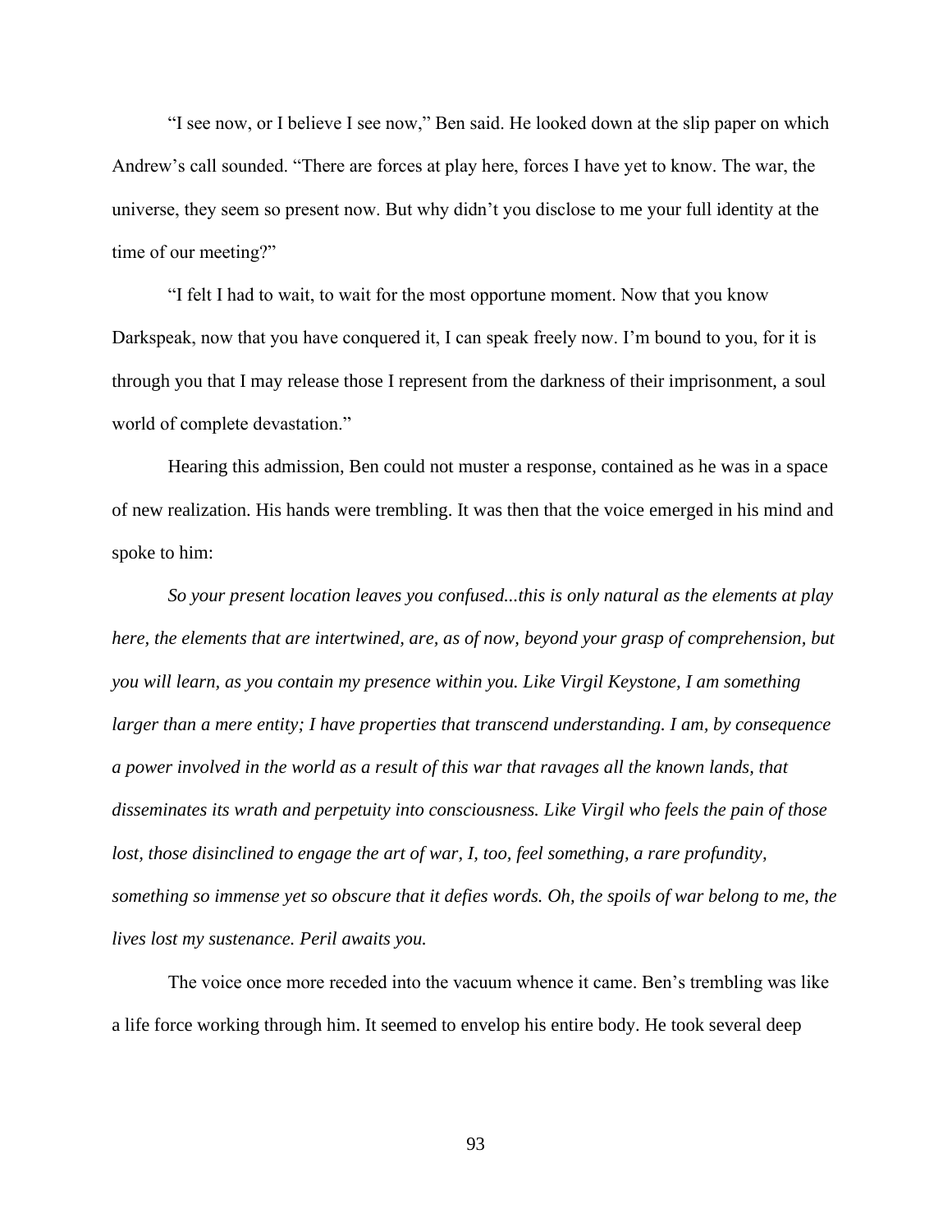"I see now, or I believe I see now," Ben said. He looked down at the slip paper on which Andrew's call sounded. "There are forces at play here, forces I have yet to know. The war, the universe, they seem so present now. But why didn't you disclose to me your full identity at the time of our meeting?"

"I felt I had to wait, to wait for the most opportune moment. Now that you know Darkspeak, now that you have conquered it, I can speak freely now. I'm bound to you, for it is through you that I may release those I represent from the darkness of their imprisonment, a soul world of complete devastation."

Hearing this admission, Ben could not muster a response, contained as he was in a space of new realization. His hands were trembling. It was then that the voice emerged in his mind and spoke to him:

*So your present location leaves you confused...this is only natural as the elements at play here, the elements that are intertwined, are, as of now, beyond your grasp of comprehension, but you will learn, as you contain my presence within you. Like Virgil Keystone, I am something larger than a mere entity; I have properties that transcend understanding. I am, by consequence a power involved in the world as a result of this war that ravages all the known lands, that disseminates its wrath and perpetuity into consciousness. Like Virgil who feels the pain of those lost, those disinclined to engage the art of war, I, too, feel something, a rare profundity, something so immense yet so obscure that it defies words. Oh, the spoils of war belong to me, the lives lost my sustenance. Peril awaits you.*

The voice once more receded into the vacuum whence it came. Ben's trembling was like a life force working through him. It seemed to envelop his entire body. He took several deep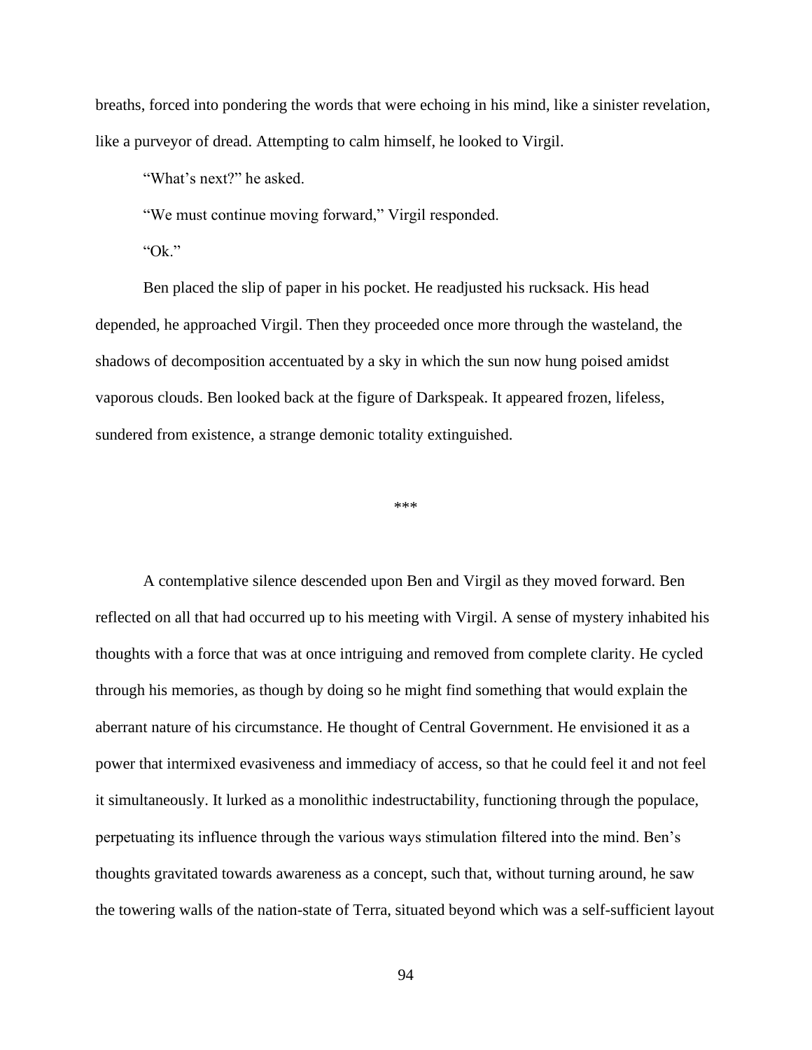breaths, forced into pondering the words that were echoing in his mind, like a sinister revelation, like a purveyor of dread. Attempting to calm himself, he looked to Virgil.

"What's next?" he asked.

"We must continue moving forward," Virgil responded.

"Ok."

Ben placed the slip of paper in his pocket. He readjusted his rucksack. His head depended, he approached Virgil. Then they proceeded once more through the wasteland, the shadows of decomposition accentuated by a sky in which the sun now hung poised amidst vaporous clouds. Ben looked back at the figure of Darkspeak. It appeared frozen, lifeless, sundered from existence, a strange demonic totality extinguished.

***

A contemplative silence descended upon Ben and Virgil as they moved forward. Ben reflected on all that had occurred up to his meeting with Virgil. A sense of mystery inhabited his thoughts with a force that was at once intriguing and removed from complete clarity. He cycled through his memories, as though by doing so he might find something that would explain the aberrant nature of his circumstance. He thought of Central Government. He envisioned it as a power that intermixed evasiveness and immediacy of access, so that he could feel it and not feel it simultaneously. It lurked as a monolithic indestructability, functioning through the populace, perpetuating its influence through the various ways stimulation filtered into the mind. Ben's thoughts gravitated towards awareness as a concept, such that, without turning around, he saw the towering walls of the nation-state of Terra, situated beyond which was a self-sufficient layout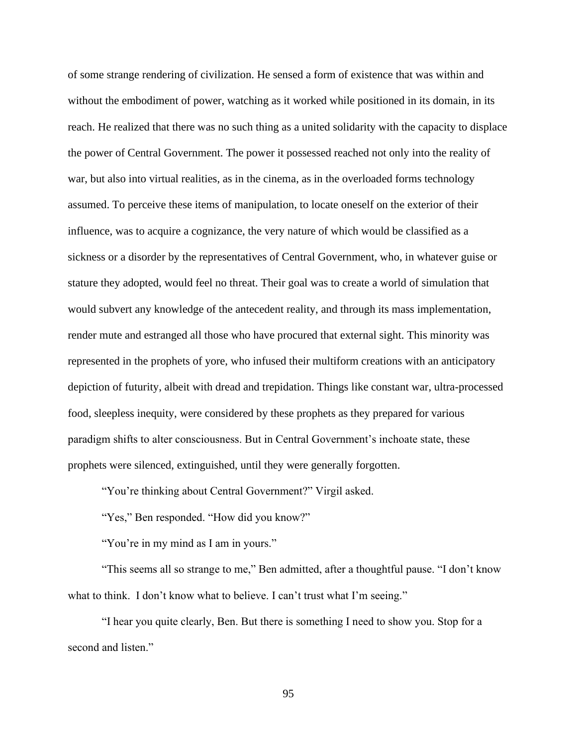of some strange rendering of civilization. He sensed a form of existence that was within and without the embodiment of power, watching as it worked while positioned in its domain, in its reach. He realized that there was no such thing as a united solidarity with the capacity to displace the power of Central Government. The power it possessed reached not only into the reality of war, but also into virtual realities, as in the cinema, as in the overloaded forms technology assumed. To perceive these items of manipulation, to locate oneself on the exterior of their influence, was to acquire a cognizance, the very nature of which would be classified as a sickness or a disorder by the representatives of Central Government, who, in whatever guise or stature they adopted, would feel no threat. Their goal was to create a world of simulation that would subvert any knowledge of the antecedent reality, and through its mass implementation, render mute and estranged all those who have procured that external sight. This minority was represented in the prophets of yore, who infused their multiform creations with an anticipatory depiction of futurity, albeit with dread and trepidation. Things like constant war, ultra-processed food, sleepless inequity, were considered by these prophets as they prepared for various paradigm shifts to alter consciousness. But in Central Government's inchoate state, these prophets were silenced, extinguished, until they were generally forgotten.

"You're thinking about Central Government?" Virgil asked.

"Yes," Ben responded. "How did you know?"

"You're in my mind as I am in yours."

"This seems all so strange to me," Ben admitted, after a thoughtful pause. "I don't know what to think. I don't know what to believe. I can't trust what I'm seeing."

"I hear you quite clearly, Ben. But there is something I need to show you. Stop for a second and listen."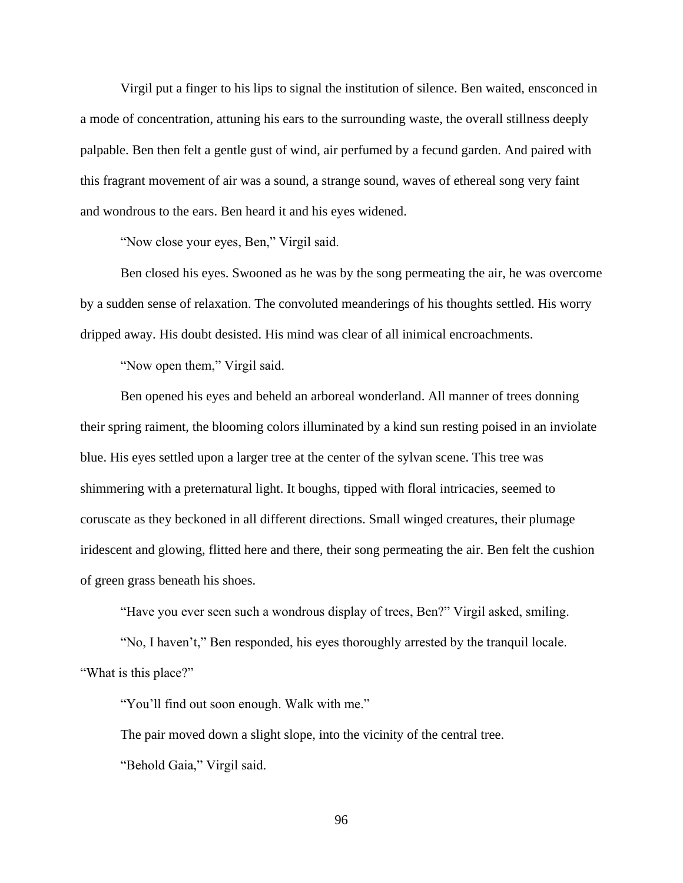Virgil put a finger to his lips to signal the institution of silence. Ben waited, ensconced in a mode of concentration, attuning his ears to the surrounding waste, the overall stillness deeply palpable. Ben then felt a gentle gust of wind, air perfumed by a fecund garden. And paired with this fragrant movement of air was a sound, a strange sound, waves of ethereal song very faint and wondrous to the ears. Ben heard it and his eyes widened.

"Now close your eyes, Ben," Virgil said.

Ben closed his eyes. Swooned as he was by the song permeating the air, he was overcome by a sudden sense of relaxation. The convoluted meanderings of his thoughts settled. His worry dripped away. His doubt desisted. His mind was clear of all inimical encroachments.

"Now open them," Virgil said.

Ben opened his eyes and beheld an arboreal wonderland. All manner of trees donning their spring raiment, the blooming colors illuminated by a kind sun resting poised in an inviolate blue. His eyes settled upon a larger tree at the center of the sylvan scene. This tree was shimmering with a preternatural light. It boughs, tipped with floral intricacies, seemed to coruscate as they beckoned in all different directions. Small winged creatures, their plumage iridescent and glowing, flitted here and there, their song permeating the air. Ben felt the cushion of green grass beneath his shoes.

"Have you ever seen such a wondrous display of trees, Ben?" Virgil asked, smiling.

"No, I haven't," Ben responded, his eyes thoroughly arrested by the tranquil locale. "What is this place?"

"You'll find out soon enough. Walk with me."

The pair moved down a slight slope, into the vicinity of the central tree.

"Behold Gaia," Virgil said.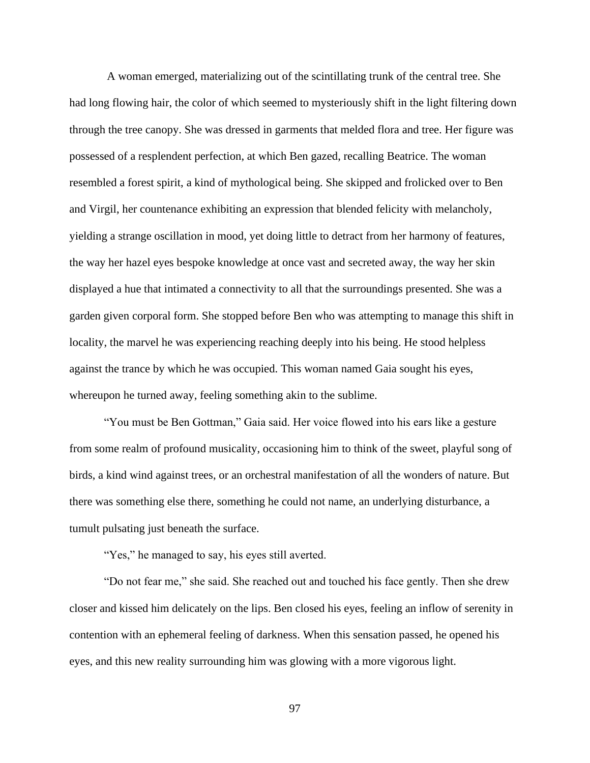A woman emerged, materializing out of the scintillating trunk of the central tree. She had long flowing hair, the color of which seemed to mysteriously shift in the light filtering down through the tree canopy. She was dressed in garments that melded flora and tree. Her figure was possessed of a resplendent perfection, at which Ben gazed, recalling Beatrice. The woman resembled a forest spirit, a kind of mythological being. She skipped and frolicked over to Ben and Virgil, her countenance exhibiting an expression that blended felicity with melancholy, yielding a strange oscillation in mood, yet doing little to detract from her harmony of features, the way her hazel eyes bespoke knowledge at once vast and secreted away, the way her skin displayed a hue that intimated a connectivity to all that the surroundings presented. She was a garden given corporal form. She stopped before Ben who was attempting to manage this shift in locality, the marvel he was experiencing reaching deeply into his being. He stood helpless against the trance by which he was occupied. This woman named Gaia sought his eyes, whereupon he turned away, feeling something akin to the sublime.

"You must be Ben Gottman," Gaia said. Her voice flowed into his ears like a gesture from some realm of profound musicality, occasioning him to think of the sweet, playful song of birds, a kind wind against trees, or an orchestral manifestation of all the wonders of nature. But there was something else there, something he could not name, an underlying disturbance, a tumult pulsating just beneath the surface.

"Yes," he managed to say, his eyes still averted.

"Do not fear me," she said. She reached out and touched his face gently. Then she drew closer and kissed him delicately on the lips. Ben closed his eyes, feeling an inflow of serenity in contention with an ephemeral feeling of darkness. When this sensation passed, he opened his eyes, and this new reality surrounding him was glowing with a more vigorous light.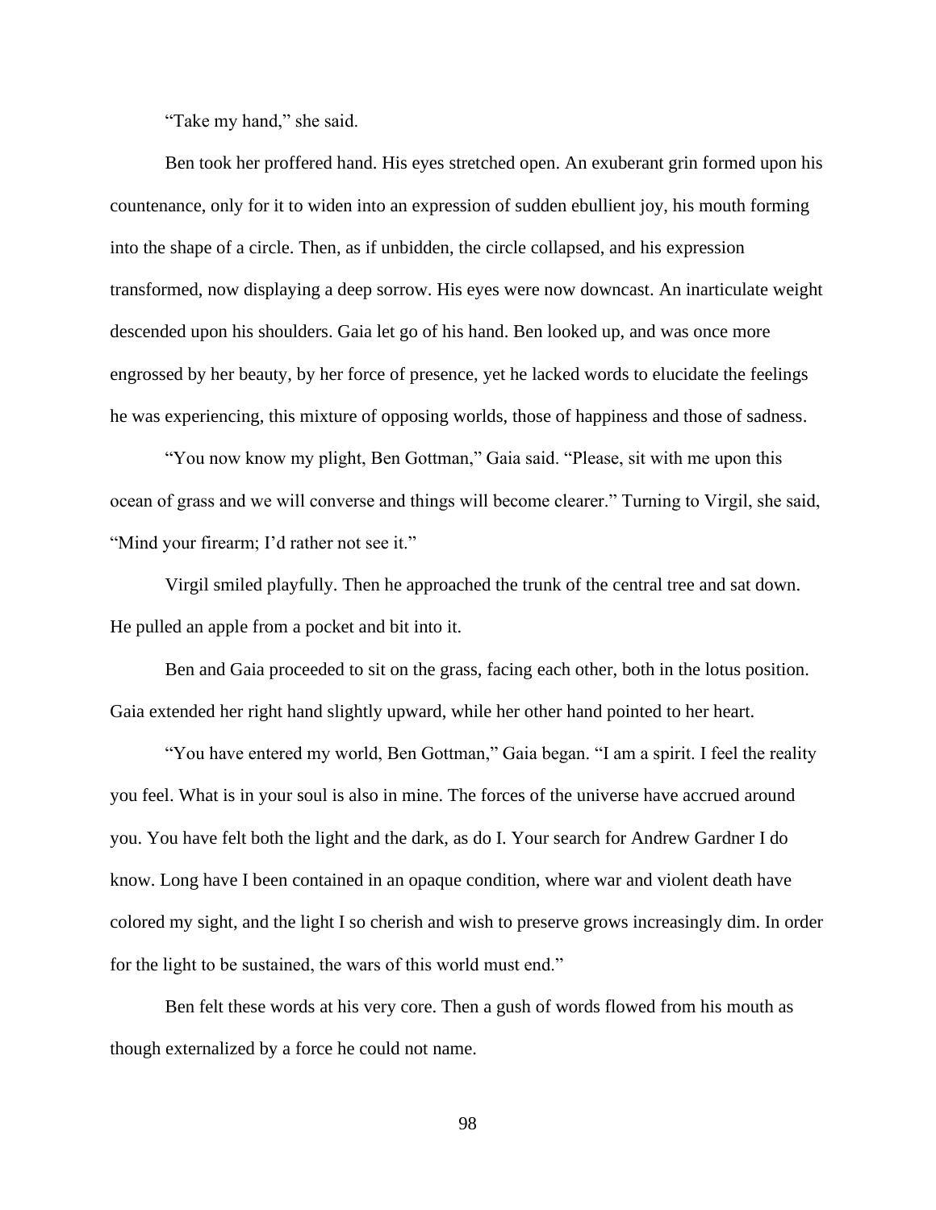"Take my hand," she said.

Ben took her proffered hand. His eyes stretched open. An exuberant grin formed upon his countenance, only for it to widen into an expression of sudden ebullient joy, his mouth forming into the shape of a circle. Then, as if unbidden, the circle collapsed, and his expression transformed, now displaying a deep sorrow. His eyes were now downcast. An inarticulate weight descended upon his shoulders. Gaia let go of his hand. Ben looked up, and was once more engrossed by her beauty, by her force of presence, yet he lacked words to elucidate the feelings he was experiencing, this mixture of opposing worlds, those of happiness and those of sadness.

"You now know my plight, Ben Gottman," Gaia said. "Please, sit with me upon this ocean of grass and we will converse and things will become clearer." Turning to Virgil, she said, "Mind your firearm; I'd rather not see it."

Virgil smiled playfully. Then he approached the trunk of the central tree and sat down. He pulled an apple from a pocket and bit into it.

Ben and Gaia proceeded to sit on the grass, facing each other, both in the lotus position. Gaia extended her right hand slightly upward, while her other hand pointed to her heart.

"You have entered my world, Ben Gottman," Gaia began. "I am a spirit. I feel the reality you feel. What is in your soul is also in mine. The forces of the universe have accrued around you. You have felt both the light and the dark, as do I. Your search for Andrew Gardner I do know. Long have I been contained in an opaque condition, where war and violent death have colored my sight, and the light I so cherish and wish to preserve grows increasingly dim. In order for the light to be sustained, the wars of this world must end."

Ben felt these words at his very core. Then a gush of words flowed from his mouth as though externalized by a force he could not name.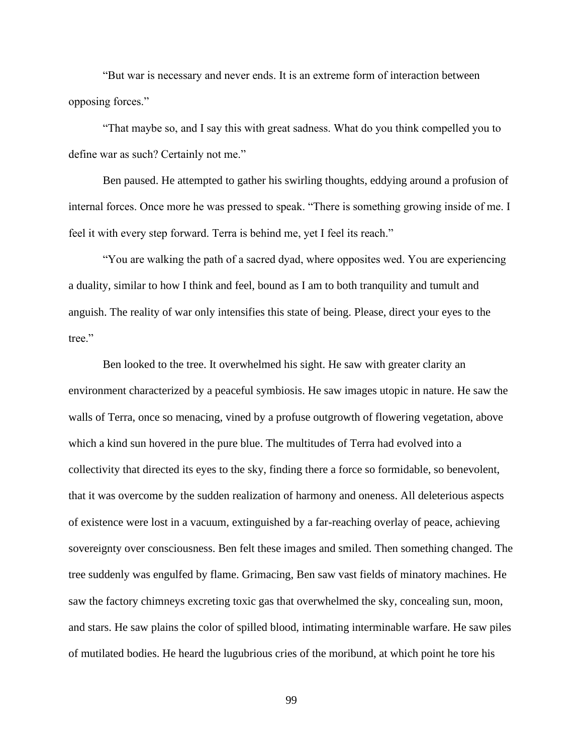"But war is necessary and never ends. It is an extreme form of interaction between opposing forces."

"That maybe so, and I say this with great sadness. What do you think compelled you to define war as such? Certainly not me."

Ben paused. He attempted to gather his swirling thoughts, eddying around a profusion of internal forces. Once more he was pressed to speak. "There is something growing inside of me. I feel it with every step forward. Terra is behind me, yet I feel its reach."

"You are walking the path of a sacred dyad, where opposites wed. You are experiencing a duality, similar to how I think and feel, bound as I am to both tranquility and tumult and anguish. The reality of war only intensifies this state of being. Please, direct your eyes to the tree."

Ben looked to the tree. It overwhelmed his sight. He saw with greater clarity an environment characterized by a peaceful symbiosis. He saw images utopic in nature. He saw the walls of Terra, once so menacing, vined by a profuse outgrowth of flowering vegetation, above which a kind sun hovered in the pure blue. The multitudes of Terra had evolved into a collectivity that directed its eyes to the sky, finding there a force so formidable, so benevolent, that it was overcome by the sudden realization of harmony and oneness. All deleterious aspects of existence were lost in a vacuum, extinguished by a far-reaching overlay of peace, achieving sovereignty over consciousness. Ben felt these images and smiled. Then something changed. The tree suddenly was engulfed by flame. Grimacing, Ben saw vast fields of minatory machines. He saw the factory chimneys excreting toxic gas that overwhelmed the sky, concealing sun, moon, and stars. He saw plains the color of spilled blood, intimating interminable warfare. He saw piles of mutilated bodies. He heard the lugubrious cries of the moribund, at which point he tore his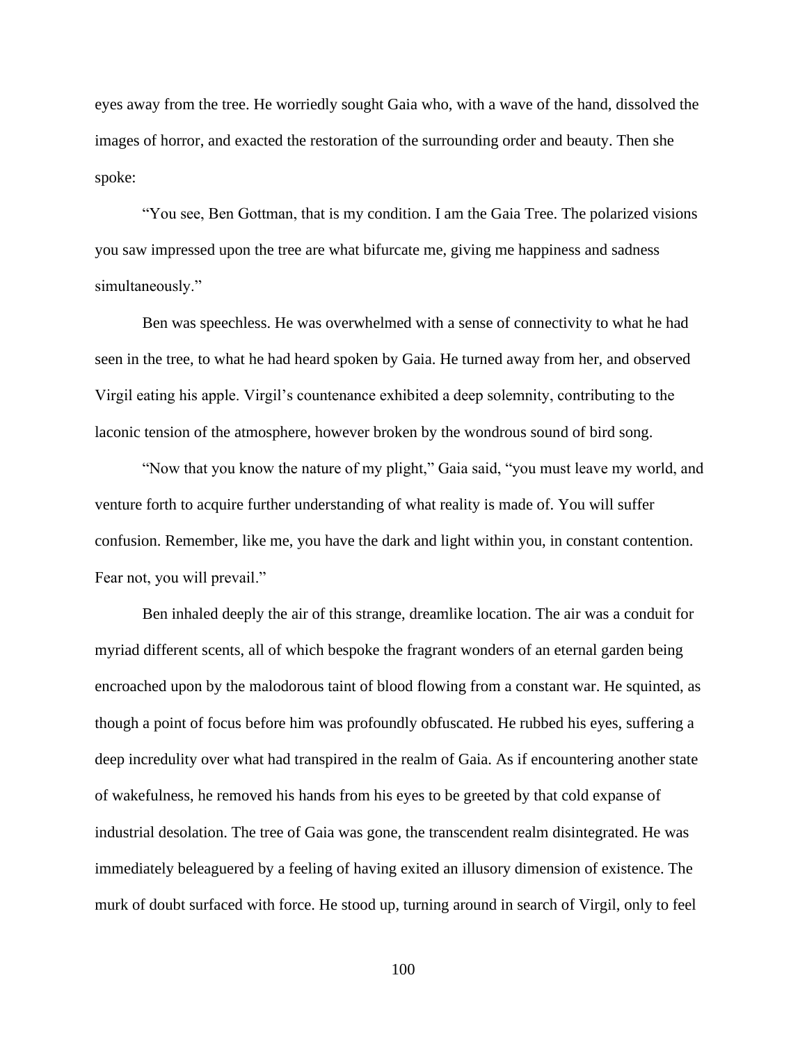eyes away from the tree. He worriedly sought Gaia who, with a wave of the hand, dissolved the images of horror, and exacted the restoration of the surrounding order and beauty. Then she spoke:

"You see, Ben Gottman, that is my condition. I am the Gaia Tree. The polarized visions you saw impressed upon the tree are what bifurcate me, giving me happiness and sadness simultaneously."

Ben was speechless. He was overwhelmed with a sense of connectivity to what he had seen in the tree, to what he had heard spoken by Gaia. He turned away from her, and observed Virgil eating his apple. Virgil's countenance exhibited a deep solemnity, contributing to the laconic tension of the atmosphere, however broken by the wondrous sound of bird song.

"Now that you know the nature of my plight," Gaia said, "you must leave my world, and venture forth to acquire further understanding of what reality is made of. You will suffer confusion. Remember, like me, you have the dark and light within you, in constant contention. Fear not, you will prevail."

Ben inhaled deeply the air of this strange, dreamlike location. The air was a conduit for myriad different scents, all of which bespoke the fragrant wonders of an eternal garden being encroached upon by the malodorous taint of blood flowing from a constant war. He squinted, as though a point of focus before him was profoundly obfuscated. He rubbed his eyes, suffering a deep incredulity over what had transpired in the realm of Gaia. As if encountering another state of wakefulness, he removed his hands from his eyes to be greeted by that cold expanse of industrial desolation. The tree of Gaia was gone, the transcendent realm disintegrated. He was immediately beleaguered by a feeling of having exited an illusory dimension of existence. The murk of doubt surfaced with force. He stood up, turning around in search of Virgil, only to feel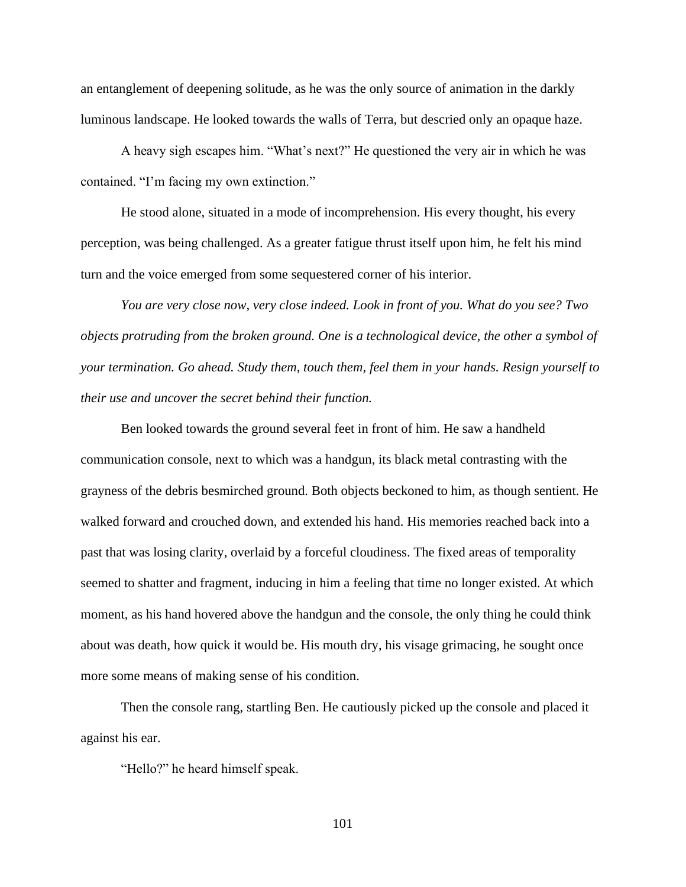an entanglement of deepening solitude, as he was the only source of animation in the darkly luminous landscape. He looked towards the walls of Terra, but descried only an opaque haze.

A heavy sigh escapes him. "What's next?" He questioned the very air in which he was contained. "I'm facing my own extinction."

He stood alone, situated in a mode of incomprehension. His every thought, his every perception, was being challenged. As a greater fatigue thrust itself upon him, he felt his mind turn and the voice emerged from some sequestered corner of his interior.

*You are very close now, very close indeed. Look in front of you. What do you see? Two objects protruding from the broken ground. One is a technological device, the other a symbol of your termination. Go ahead. Study them, touch them, feel them in your hands. Resign yourself to their use and uncover the secret behind their function.*

Ben looked towards the ground several feet in front of him. He saw a handheld communication console, next to which was a handgun, its black metal contrasting with the grayness of the debris besmirched ground. Both objects beckoned to him, as though sentient. He walked forward and crouched down, and extended his hand. His memories reached back into a past that was losing clarity, overlaid by a forceful cloudiness. The fixed areas of temporality seemed to shatter and fragment, inducing in him a feeling that time no longer existed. At which moment, as his hand hovered above the handgun and the console, the only thing he could think about was death, how quick it would be. His mouth dry, his visage grimacing, he sought once more some means of making sense of his condition.

Then the console rang, startling Ben. He cautiously picked up the console and placed it against his ear.

"Hello?" he heard himself speak.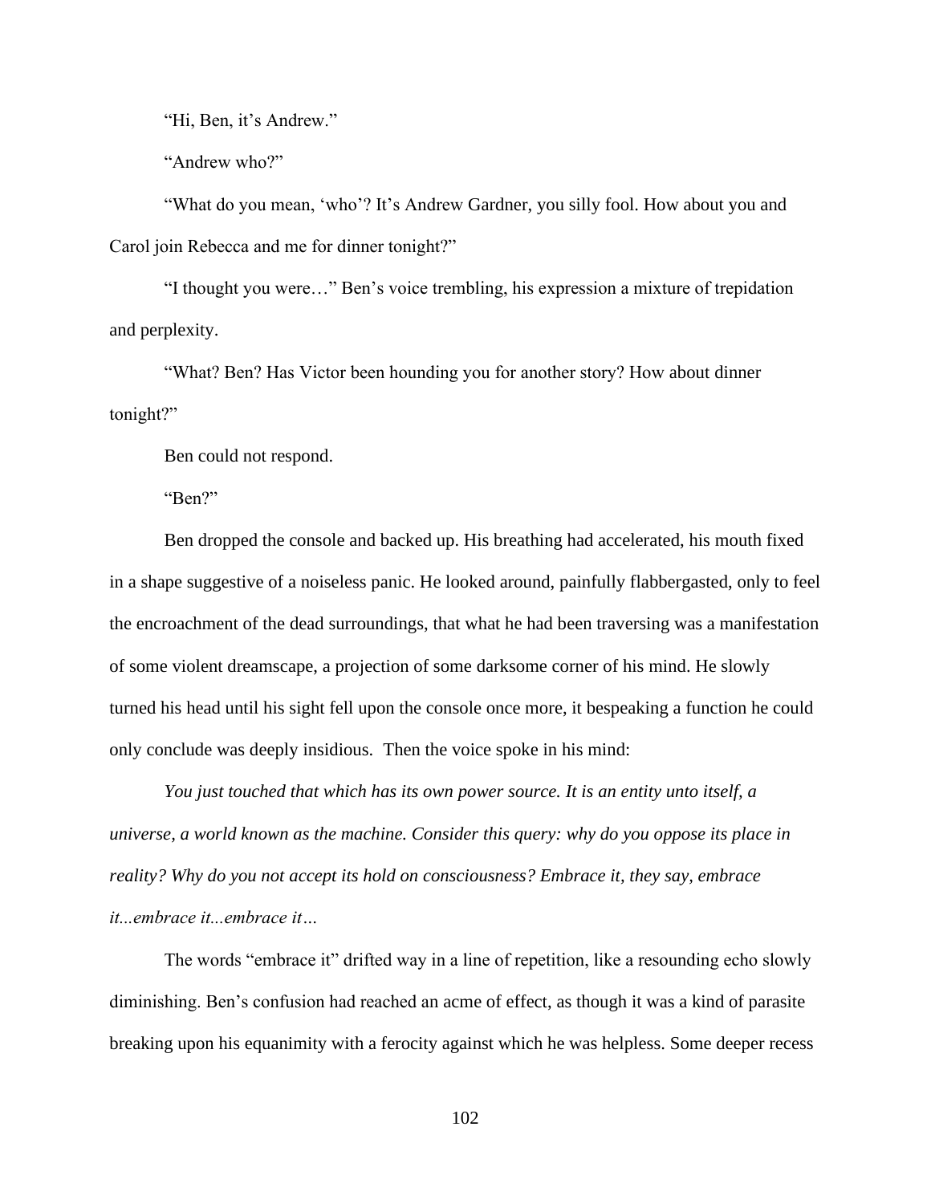"Hi, Ben, it's Andrew."

"Andrew who?"

"What do you mean, 'who'? It's Andrew Gardner, you silly fool. How about you and Carol join Rebecca and me for dinner tonight?"

"I thought you were…" Ben's voice trembling, his expression a mixture of trepidation and perplexity.

"What? Ben? Has Victor been hounding you for another story? How about dinner tonight?"

Ben could not respond.

"Ben?"

Ben dropped the console and backed up. His breathing had accelerated, his mouth fixed in a shape suggestive of a noiseless panic. He looked around, painfully flabbergasted, only to feel the encroachment of the dead surroundings, that what he had been traversing was a manifestation of some violent dreamscape, a projection of some darksome corner of his mind. He slowly turned his head until his sight fell upon the console once more, it bespeaking a function he could only conclude was deeply insidious. Then the voice spoke in his mind:

*You just touched that which has its own power source. It is an entity unto itself, a universe, a world known as the machine. Consider this query: why do you oppose its place in reality? Why do you not accept its hold on consciousness? Embrace it, they say, embrace it...embrace it...embrace it…*

The words "embrace it" drifted way in a line of repetition, like a resounding echo slowly diminishing. Ben's confusion had reached an acme of effect, as though it was a kind of parasite breaking upon his equanimity with a ferocity against which he was helpless. Some deeper recess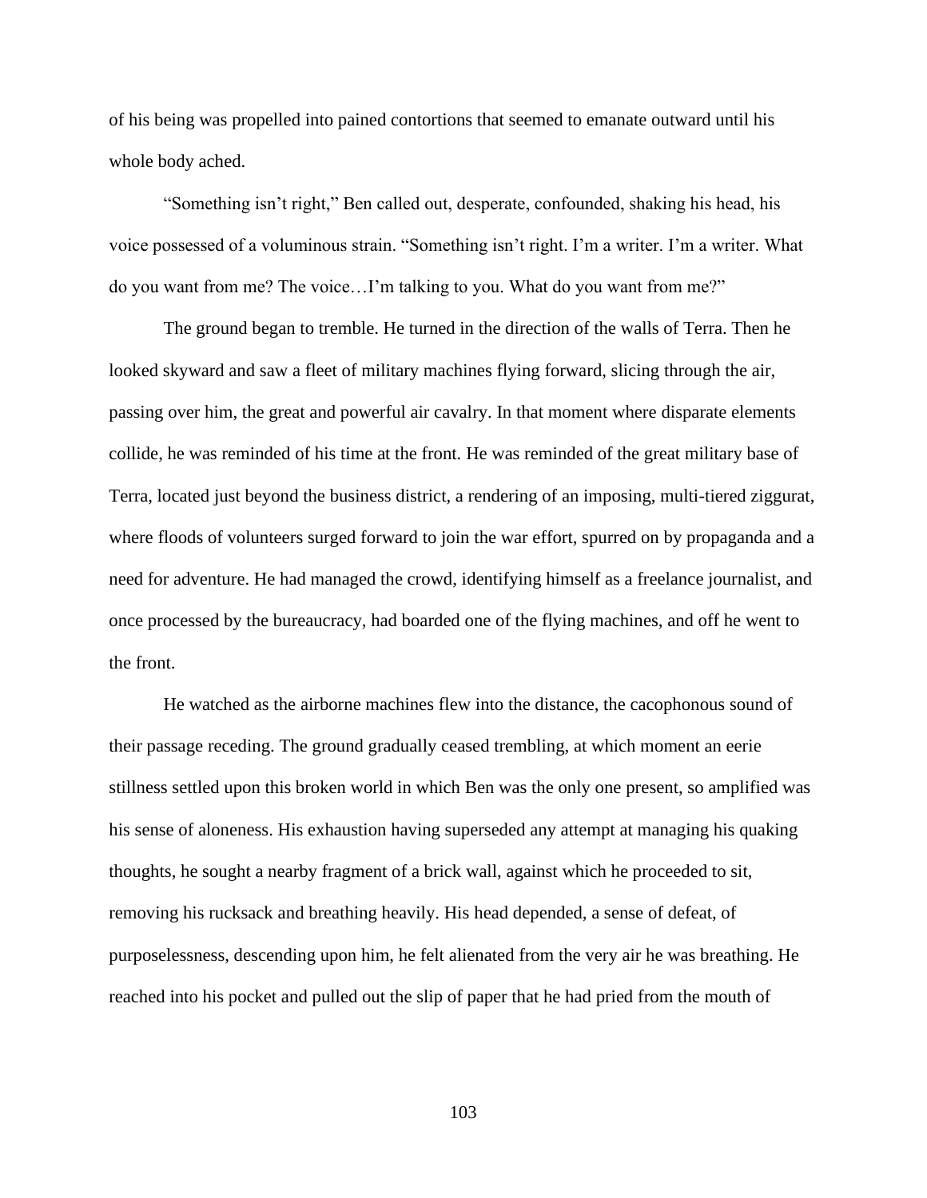of his being was propelled into pained contortions that seemed to emanate outward until his whole body ached.

"Something isn't right," Ben called out, desperate, confounded, shaking his head, his voice possessed of a voluminous strain. "Something isn't right. I'm a writer. I'm a writer. What do you want from me? The voice…I'm talking to you. What do you want from me?"

The ground began to tremble. He turned in the direction of the walls of Terra. Then he looked skyward and saw a fleet of military machines flying forward, slicing through the air, passing over him, the great and powerful air cavalry. In that moment where disparate elements collide, he was reminded of his time at the front. He was reminded of the great military base of Terra, located just beyond the business district, a rendering of an imposing, multi-tiered ziggurat, where floods of volunteers surged forward to join the war effort, spurred on by propaganda and a need for adventure. He had managed the crowd, identifying himself as a freelance journalist, and once processed by the bureaucracy, had boarded one of the flying machines, and off he went to the front.

He watched as the airborne machines flew into the distance, the cacophonous sound of their passage receding. The ground gradually ceased trembling, at which moment an eerie stillness settled upon this broken world in which Ben was the only one present, so amplified was his sense of aloneness. His exhaustion having superseded any attempt at managing his quaking thoughts, he sought a nearby fragment of a brick wall, against which he proceeded to sit, removing his rucksack and breathing heavily. His head depended, a sense of defeat, of purposelessness, descending upon him, he felt alienated from the very air he was breathing. He reached into his pocket and pulled out the slip of paper that he had pried from the mouth of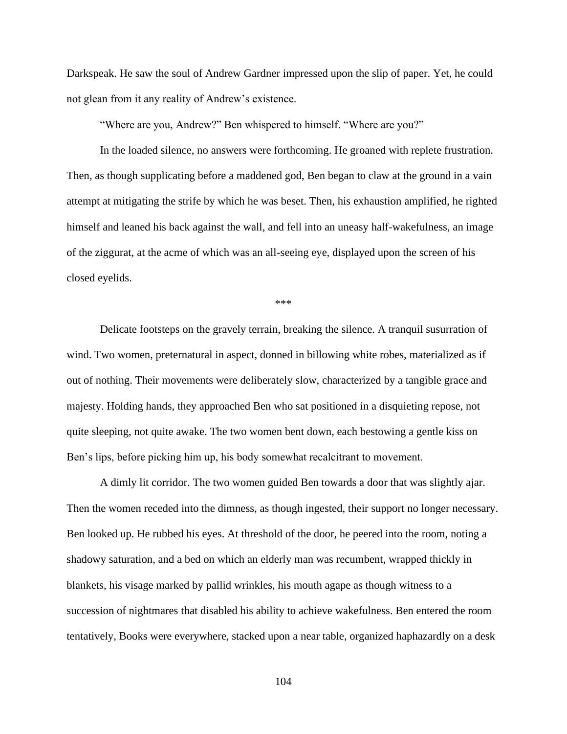Darkspeak. He saw the soul of Andrew Gardner impressed upon the slip of paper. Yet, he could not glean from it any reality of Andrew's existence.

"Where are you, Andrew?" Ben whispered to himself. "Where are you?"

In the loaded silence, no answers were forthcoming. He groaned with replete frustration. Then, as though supplicating before a maddened god, Ben began to claw at the ground in a vain attempt at mitigating the strife by which he was beset. Then, his exhaustion amplified, he righted himself and leaned his back against the wall, and fell into an uneasy half-wakefulness, an image of the ziggurat, at the acme of which was an all-seeing eye, displayed upon the screen of his closed eyelids.

***

Delicate footsteps on the gravely terrain, breaking the silence. A tranquil susurration of wind. Two women, preternatural in aspect, donned in billowing white robes, materialized as if out of nothing. Their movements were deliberately slow, characterized by a tangible grace and majesty. Holding hands, they approached Ben who sat positioned in a disquieting repose, not quite sleeping, not quite awake. The two women bent down, each bestowing a gentle kiss on Ben's lips, before picking him up, his body somewhat recalcitrant to movement.

A dimly lit corridor. The two women guided Ben towards a door that was slightly ajar. Then the women receded into the dimness, as though ingested, their support no longer necessary. Ben looked up. He rubbed his eyes. At threshold of the door, he peered into the room, noting a shadowy saturation, and a bed on which an elderly man was recumbent, wrapped thickly in blankets, his visage marked by pallid wrinkles, his mouth agape as though witness to a succession of nightmares that disabled his ability to achieve wakefulness. Ben entered the room tentatively, Books were everywhere, stacked upon a near table, organized haphazardly on a desk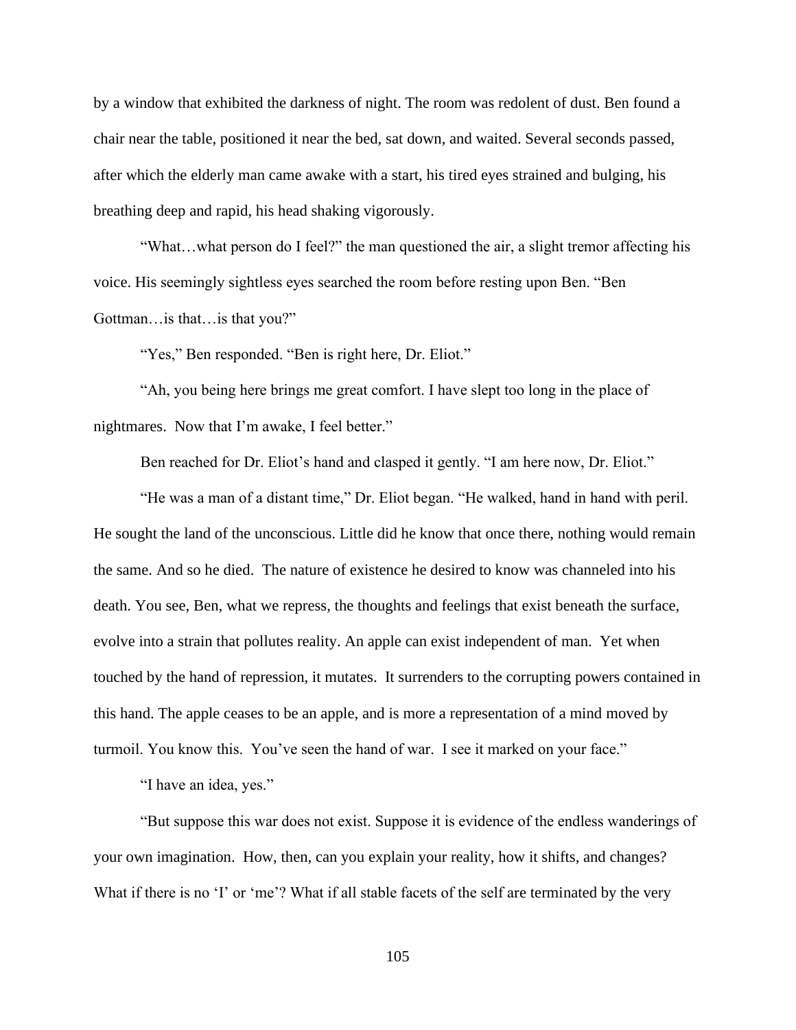by a window that exhibited the darkness of night. The room was redolent of dust. Ben found a chair near the table, positioned it near the bed, sat down, and waited. Several seconds passed, after which the elderly man came awake with a start, his tired eyes strained and bulging, his breathing deep and rapid, his head shaking vigorously.

"What…what person do I feel?" the man questioned the air, a slight tremor affecting his voice. His seemingly sightless eyes searched the room before resting upon Ben. "Ben Gottman…is that…is that you?"

"Yes," Ben responded. "Ben is right here, Dr. Eliot."

"Ah, you being here brings me great comfort. I have slept too long in the place of nightmares. Now that I'm awake, I feel better."

Ben reached for Dr. Eliot's hand and clasped it gently. "I am here now, Dr. Eliot."

"He was a man of a distant time," Dr. Eliot began. "He walked, hand in hand with peril. He sought the land of the unconscious. Little did he know that once there, nothing would remain the same. And so he died. The nature of existence he desired to know was channeled into his death. You see, Ben, what we repress, the thoughts and feelings that exist beneath the surface, evolve into a strain that pollutes reality. An apple can exist independent of man. Yet when touched by the hand of repression, it mutates. It surrenders to the corrupting powers contained in this hand. The apple ceases to be an apple, and is more a representation of a mind moved by turmoil. You know this. You've seen the hand of war. I see it marked on your face."

"I have an idea, yes."

"But suppose this war does not exist. Suppose it is evidence of the endless wanderings of your own imagination. How, then, can you explain your reality, how it shifts, and changes? What if there is no 'I' or 'me'? What if all stable facets of the self are terminated by the very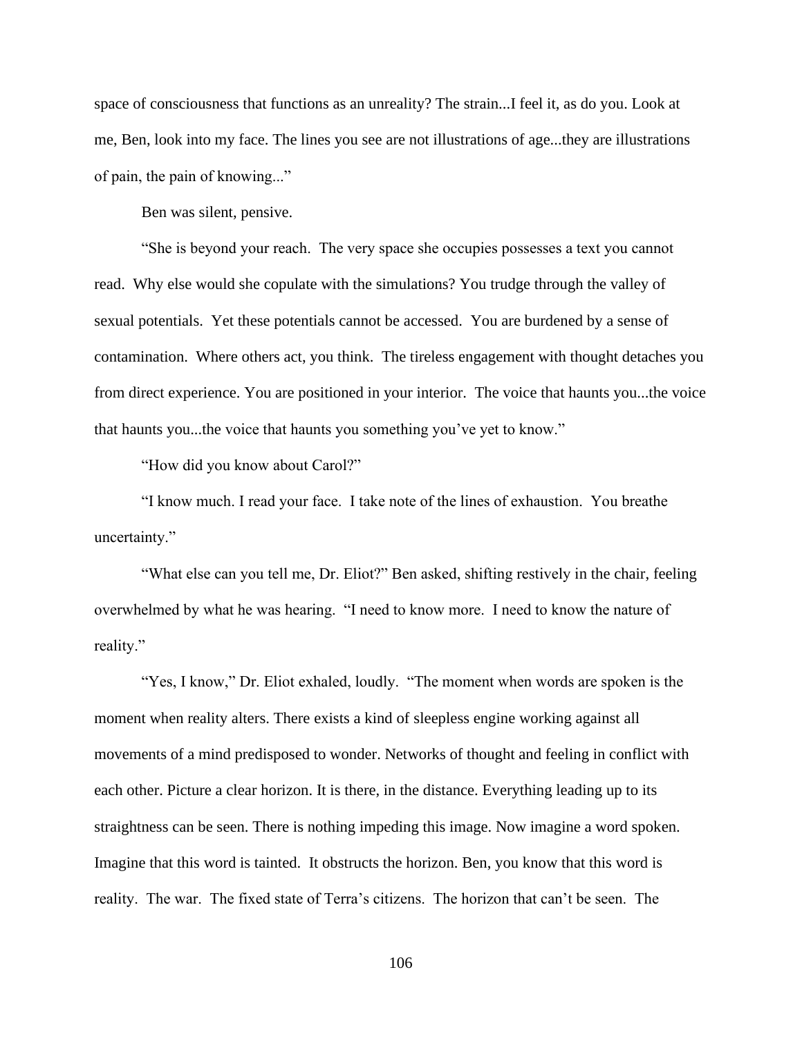space of consciousness that functions as an unreality? The strain...I feel it, as do you. Look at me, Ben, look into my face. The lines you see are not illustrations of age...they are illustrations of pain, the pain of knowing..."

Ben was silent, pensive.

"She is beyond your reach. The very space she occupies possesses a text you cannot read. Why else would she copulate with the simulations? You trudge through the valley of sexual potentials. Yet these potentials cannot be accessed. You are burdened by a sense of contamination. Where others act, you think. The tireless engagement with thought detaches you from direct experience. You are positioned in your interior. The voice that haunts you...the voice that haunts you...the voice that haunts you something you've yet to know."

"How did you know about Carol?"

"I know much. I read your face. I take note of the lines of exhaustion. You breathe uncertainty."

"What else can you tell me, Dr. Eliot?" Ben asked, shifting restively in the chair, feeling overwhelmed by what he was hearing. "I need to know more. I need to know the nature of reality."

"Yes, I know," Dr. Eliot exhaled, loudly. "The moment when words are spoken is the moment when reality alters. There exists a kind of sleepless engine working against all movements of a mind predisposed to wonder. Networks of thought and feeling in conflict with each other. Picture a clear horizon. It is there, in the distance. Everything leading up to its straightness can be seen. There is nothing impeding this image. Now imagine a word spoken. Imagine that this word is tainted. It obstructs the horizon. Ben, you know that this word is reality. The war. The fixed state of Terra's citizens. The horizon that can't be seen. The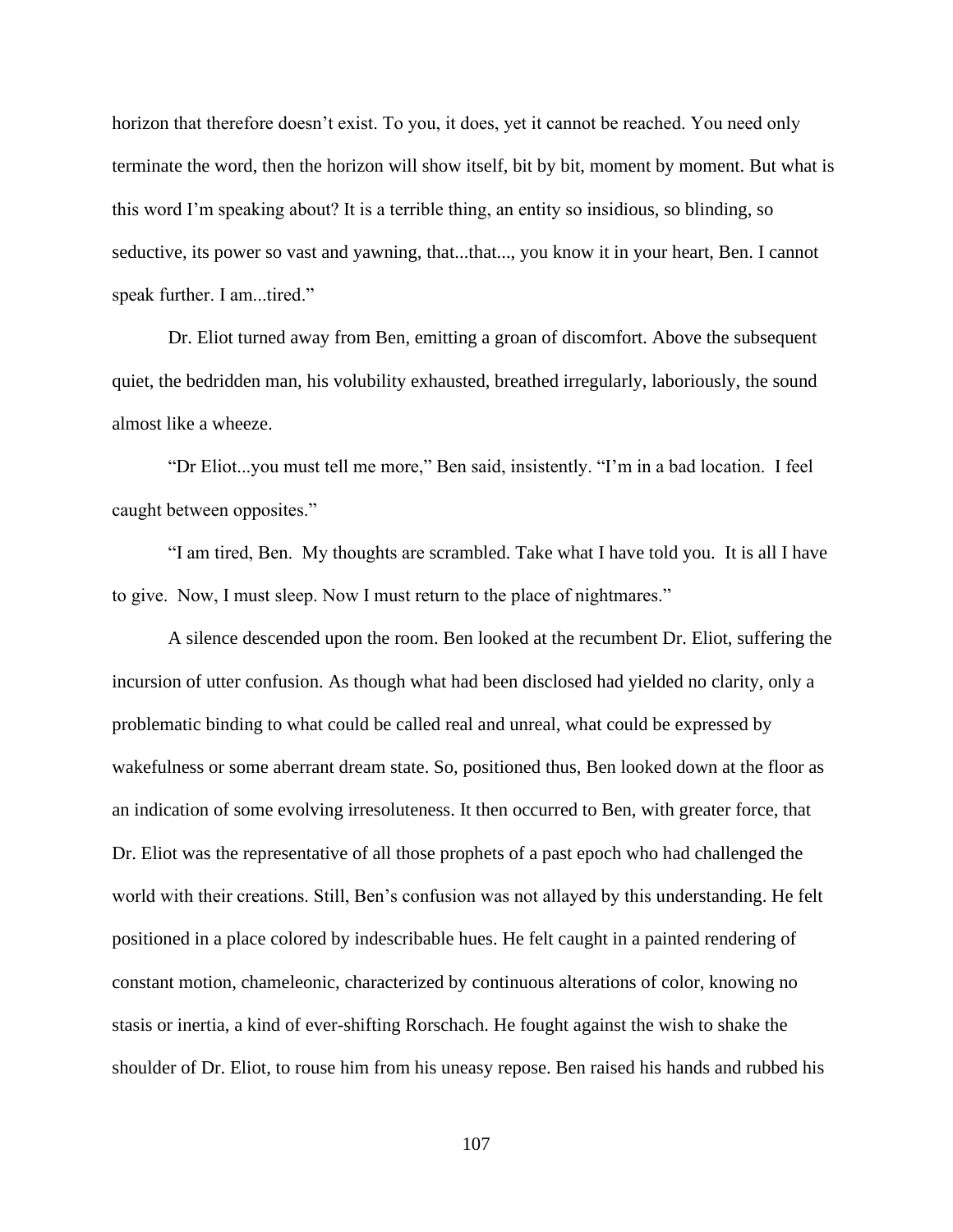horizon that therefore doesn't exist. To you, it does, yet it cannot be reached. You need only terminate the word, then the horizon will show itself, bit by bit, moment by moment. But what is this word I'm speaking about? It is a terrible thing, an entity so insidious, so blinding, so seductive, its power so vast and yawning, that...that..., you know it in your heart, Ben. I cannot speak further. I am...tired."

Dr. Eliot turned away from Ben, emitting a groan of discomfort. Above the subsequent quiet, the bedridden man, his volubility exhausted, breathed irregularly, laboriously, the sound almost like a wheeze.

"Dr Eliot...you must tell me more," Ben said, insistently. "I'm in a bad location. I feel caught between opposites."

"I am tired, Ben. My thoughts are scrambled. Take what I have told you. It is all I have to give. Now, I must sleep. Now I must return to the place of nightmares."

A silence descended upon the room. Ben looked at the recumbent Dr. Eliot, suffering the incursion of utter confusion. As though what had been disclosed had yielded no clarity, only a problematic binding to what could be called real and unreal, what could be expressed by wakefulness or some aberrant dream state. So, positioned thus, Ben looked down at the floor as an indication of some evolving irresoluteness. It then occurred to Ben, with greater force, that Dr. Eliot was the representative of all those prophets of a past epoch who had challenged the world with their creations. Still, Ben's confusion was not allayed by this understanding. He felt positioned in a place colored by indescribable hues. He felt caught in a painted rendering of constant motion, chameleonic, characterized by continuous alterations of color, knowing no stasis or inertia, a kind of ever-shifting Rorschach. He fought against the wish to shake the shoulder of Dr. Eliot, to rouse him from his uneasy repose. Ben raised his hands and rubbed his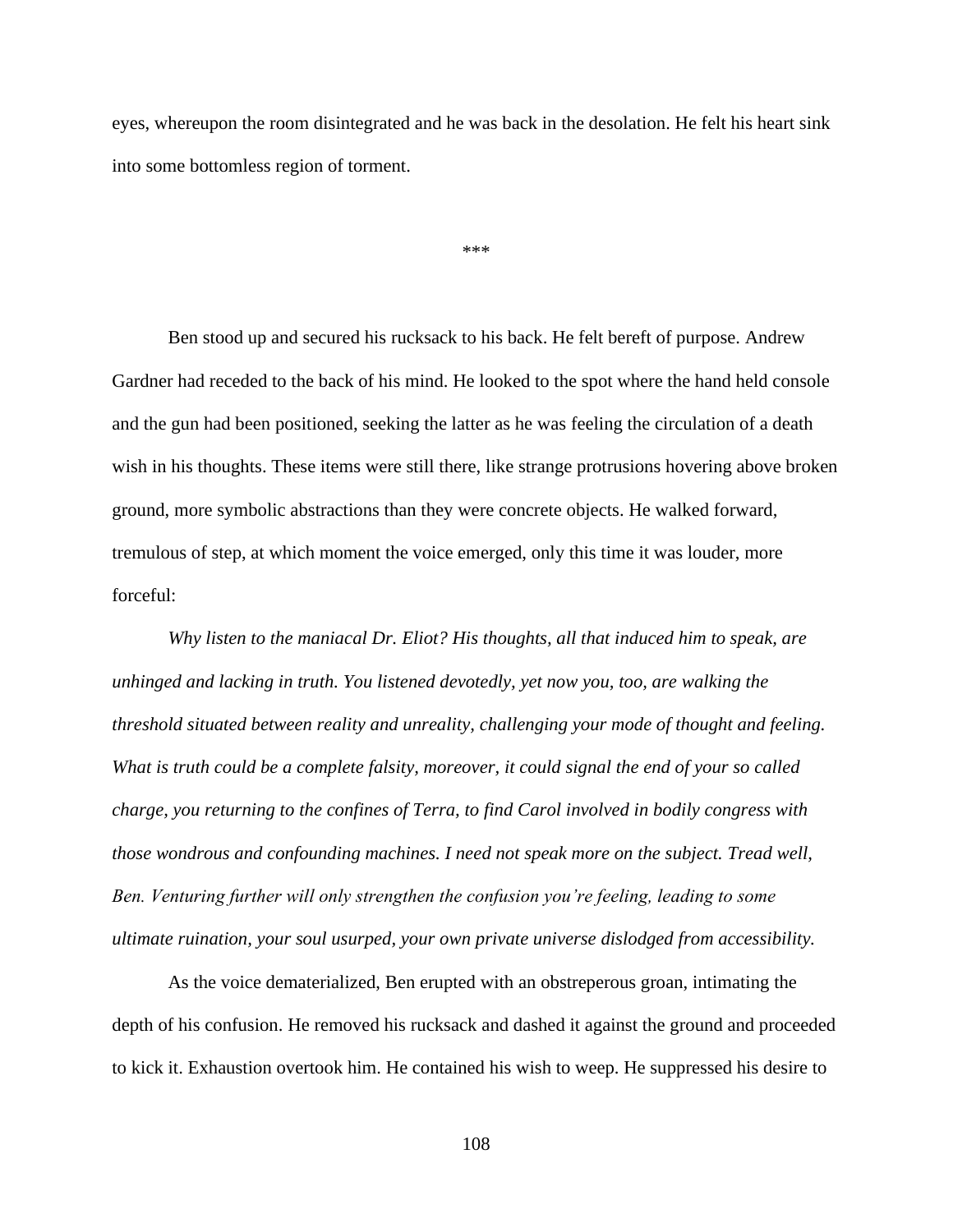eyes, whereupon the room disintegrated and he was back in the desolation. He felt his heart sink into some bottomless region of torment.

***

Ben stood up and secured his rucksack to his back. He felt bereft of purpose. Andrew Gardner had receded to the back of his mind. He looked to the spot where the hand held console and the gun had been positioned, seeking the latter as he was feeling the circulation of a death wish in his thoughts. These items were still there, like strange protrusions hovering above broken ground, more symbolic abstractions than they were concrete objects. He walked forward, tremulous of step, at which moment the voice emerged, only this time it was louder, more forceful:

*Why listen to the maniacal Dr. Eliot? His thoughts, all that induced him to speak, are unhinged and lacking in truth. You listened devotedly, yet now you, too, are walking the threshold situated between reality and unreality, challenging your mode of thought and feeling. What is truth could be a complete falsity, moreover, it could signal the end of your so called charge, you returning to the confines of Terra, to find Carol involved in bodily congress with those wondrous and confounding machines. I need not speak more on the subject. Tread well, Ben. Venturing further will only strengthen the confusion you're feeling, leading to some ultimate ruination, your soul usurped, your own private universe dislodged from accessibility.*

As the voice dematerialized, Ben erupted with an obstreperous groan, intimating the depth of his confusion. He removed his rucksack and dashed it against the ground and proceeded to kick it. Exhaustion overtook him. He contained his wish to weep. He suppressed his desire to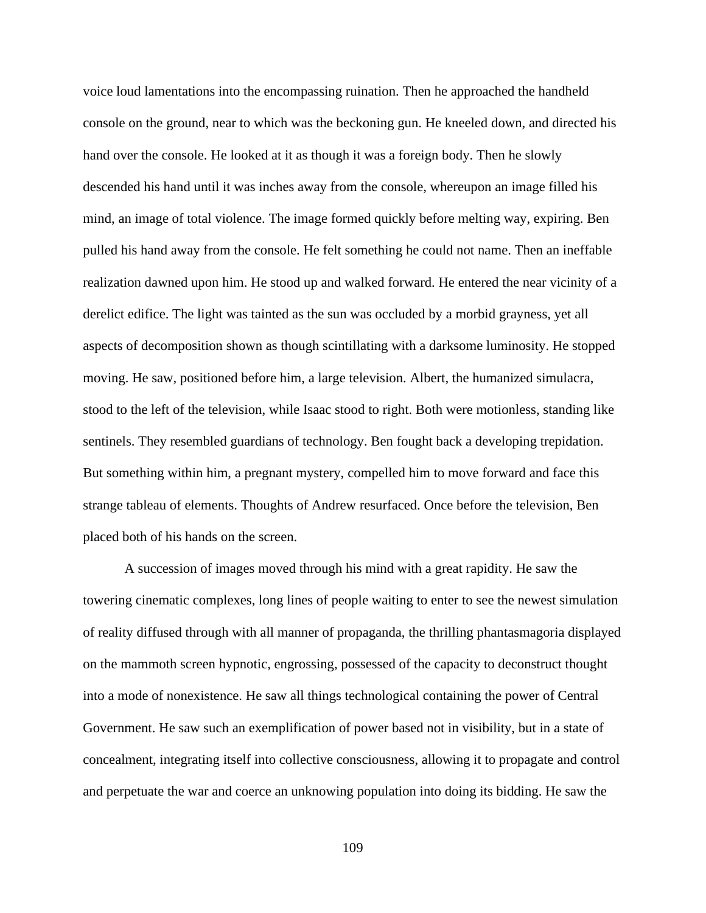voice loud lamentations into the encompassing ruination. Then he approached the handheld console on the ground, near to which was the beckoning gun. He kneeled down, and directed his hand over the console. He looked at it as though it was a foreign body. Then he slowly descended his hand until it was inches away from the console, whereupon an image filled his mind, an image of total violence. The image formed quickly before melting way, expiring. Ben pulled his hand away from the console. He felt something he could not name. Then an ineffable realization dawned upon him. He stood up and walked forward. He entered the near vicinity of a derelict edifice. The light was tainted as the sun was occluded by a morbid grayness, yet all aspects of decomposition shown as though scintillating with a darksome luminosity. He stopped moving. He saw, positioned before him, a large television. Albert, the humanized simulacra, stood to the left of the television, while Isaac stood to right. Both were motionless, standing like sentinels. They resembled guardians of technology. Ben fought back a developing trepidation. But something within him, a pregnant mystery, compelled him to move forward and face this strange tableau of elements. Thoughts of Andrew resurfaced. Once before the television, Ben placed both of his hands on the screen.

A succession of images moved through his mind with a great rapidity. He saw the towering cinematic complexes, long lines of people waiting to enter to see the newest simulation of reality diffused through with all manner of propaganda, the thrilling phantasmagoria displayed on the mammoth screen hypnotic, engrossing, possessed of the capacity to deconstruct thought into a mode of nonexistence. He saw all things technological containing the power of Central Government. He saw such an exemplification of power based not in visibility, but in a state of concealment, integrating itself into collective consciousness, allowing it to propagate and control and perpetuate the war and coerce an unknowing population into doing its bidding. He saw the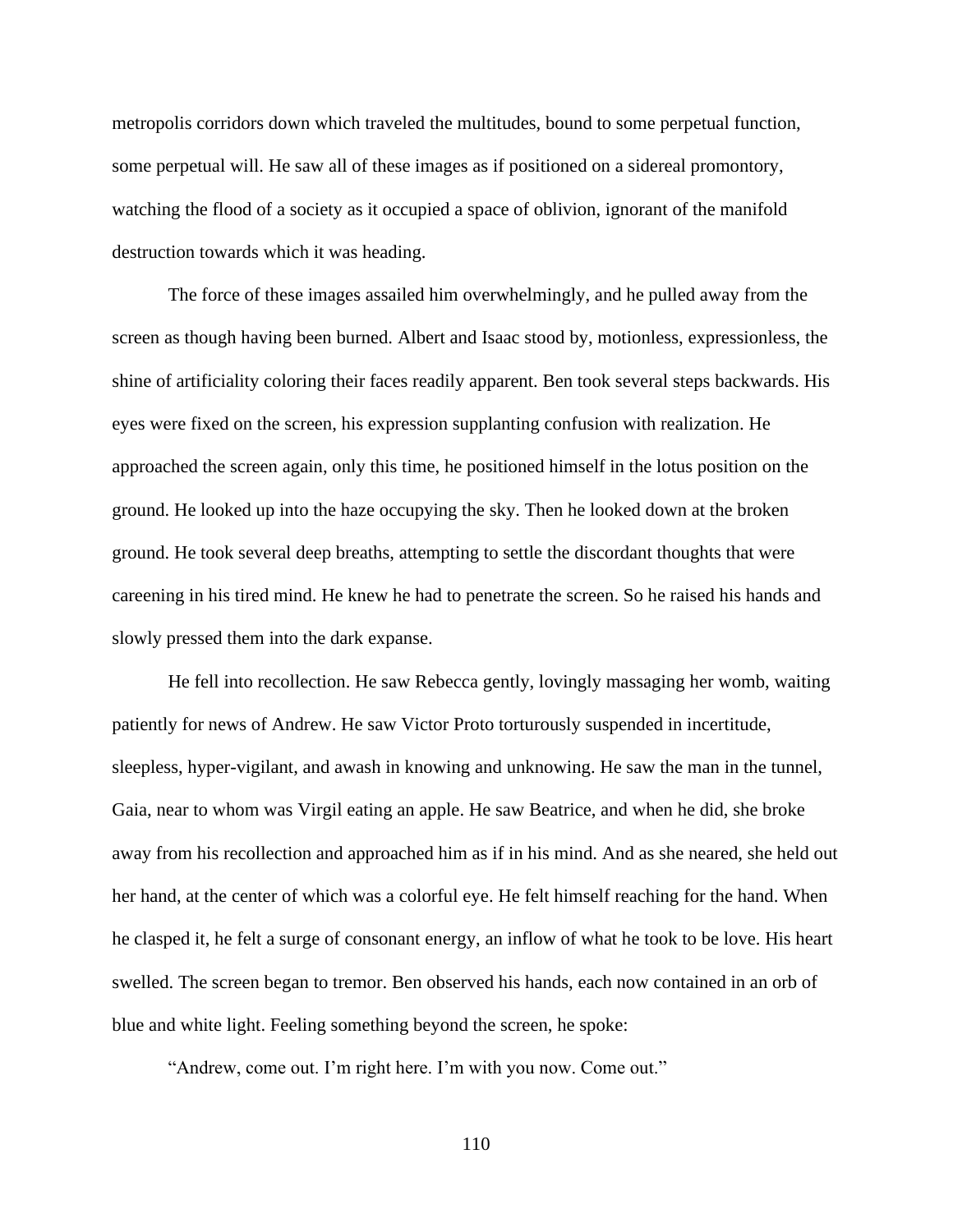metropolis corridors down which traveled the multitudes, bound to some perpetual function, some perpetual will. He saw all of these images as if positioned on a sidereal promontory, watching the flood of a society as it occupied a space of oblivion, ignorant of the manifold destruction towards which it was heading.

The force of these images assailed him overwhelmingly, and he pulled away from the screen as though having been burned. Albert and Isaac stood by, motionless, expressionless, the shine of artificiality coloring their faces readily apparent. Ben took several steps backwards. His eyes were fixed on the screen, his expression supplanting confusion with realization. He approached the screen again, only this time, he positioned himself in the lotus position on the ground. He looked up into the haze occupying the sky. Then he looked down at the broken ground. He took several deep breaths, attempting to settle the discordant thoughts that were careening in his tired mind. He knew he had to penetrate the screen. So he raised his hands and slowly pressed them into the dark expanse.

He fell into recollection. He saw Rebecca gently, lovingly massaging her womb, waiting patiently for news of Andrew. He saw Victor Proto torturously suspended in incertitude, sleepless, hyper-vigilant, and awash in knowing and unknowing. He saw the man in the tunnel, Gaia, near to whom was Virgil eating an apple. He saw Beatrice, and when he did, she broke away from his recollection and approached him as if in his mind. And as she neared, she held out her hand, at the center of which was a colorful eye. He felt himself reaching for the hand. When he clasped it, he felt a surge of consonant energy, an inflow of what he took to be love. His heart swelled. The screen began to tremor. Ben observed his hands, each now contained in an orb of blue and white light. Feeling something beyond the screen, he spoke:

"Andrew, come out. I'm right here. I'm with you now. Come out."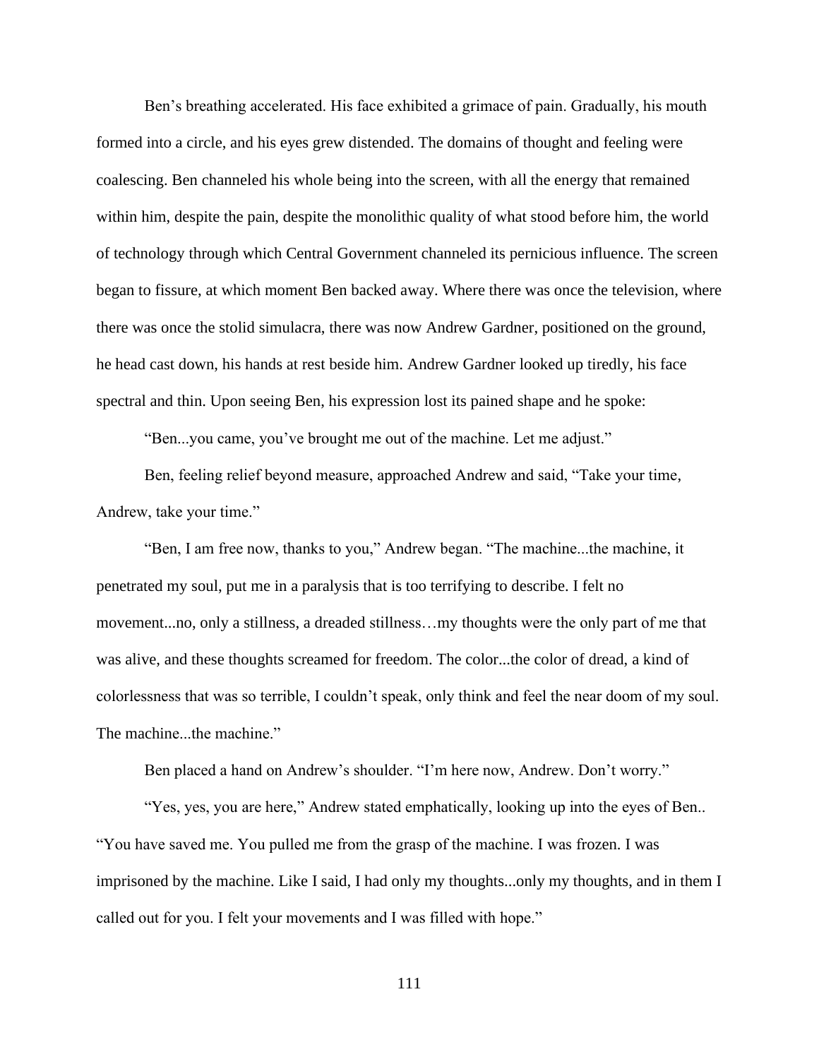Ben's breathing accelerated. His face exhibited a grimace of pain. Gradually, his mouth formed into a circle, and his eyes grew distended. The domains of thought and feeling were coalescing. Ben channeled his whole being into the screen, with all the energy that remained within him, despite the pain, despite the monolithic quality of what stood before him, the world of technology through which Central Government channeled its pernicious influence. The screen began to fissure, at which moment Ben backed away. Where there was once the television, where there was once the stolid simulacra, there was now Andrew Gardner, positioned on the ground, he head cast down, his hands at rest beside him. Andrew Gardner looked up tiredly, his face spectral and thin. Upon seeing Ben, his expression lost its pained shape and he spoke:

"Ben...you came, you've brought me out of the machine. Let me adjust."

Ben, feeling relief beyond measure, approached Andrew and said, "Take your time, Andrew, take your time."

"Ben, I am free now, thanks to you," Andrew began. "The machine...the machine, it penetrated my soul, put me in a paralysis that is too terrifying to describe. I felt no movement...no, only a stillness, a dreaded stillness…my thoughts were the only part of me that was alive, and these thoughts screamed for freedom. The color...the color of dread, a kind of colorlessness that was so terrible, I couldn't speak, only think and feel the near doom of my soul. The machine...the machine."

Ben placed a hand on Andrew's shoulder. "I'm here now, Andrew. Don't worry."

"Yes, yes, you are here," Andrew stated emphatically, looking up into the eyes of Ben.. "You have saved me. You pulled me from the grasp of the machine. I was frozen. I was imprisoned by the machine. Like I said, I had only my thoughts...only my thoughts, and in them I called out for you. I felt your movements and I was filled with hope."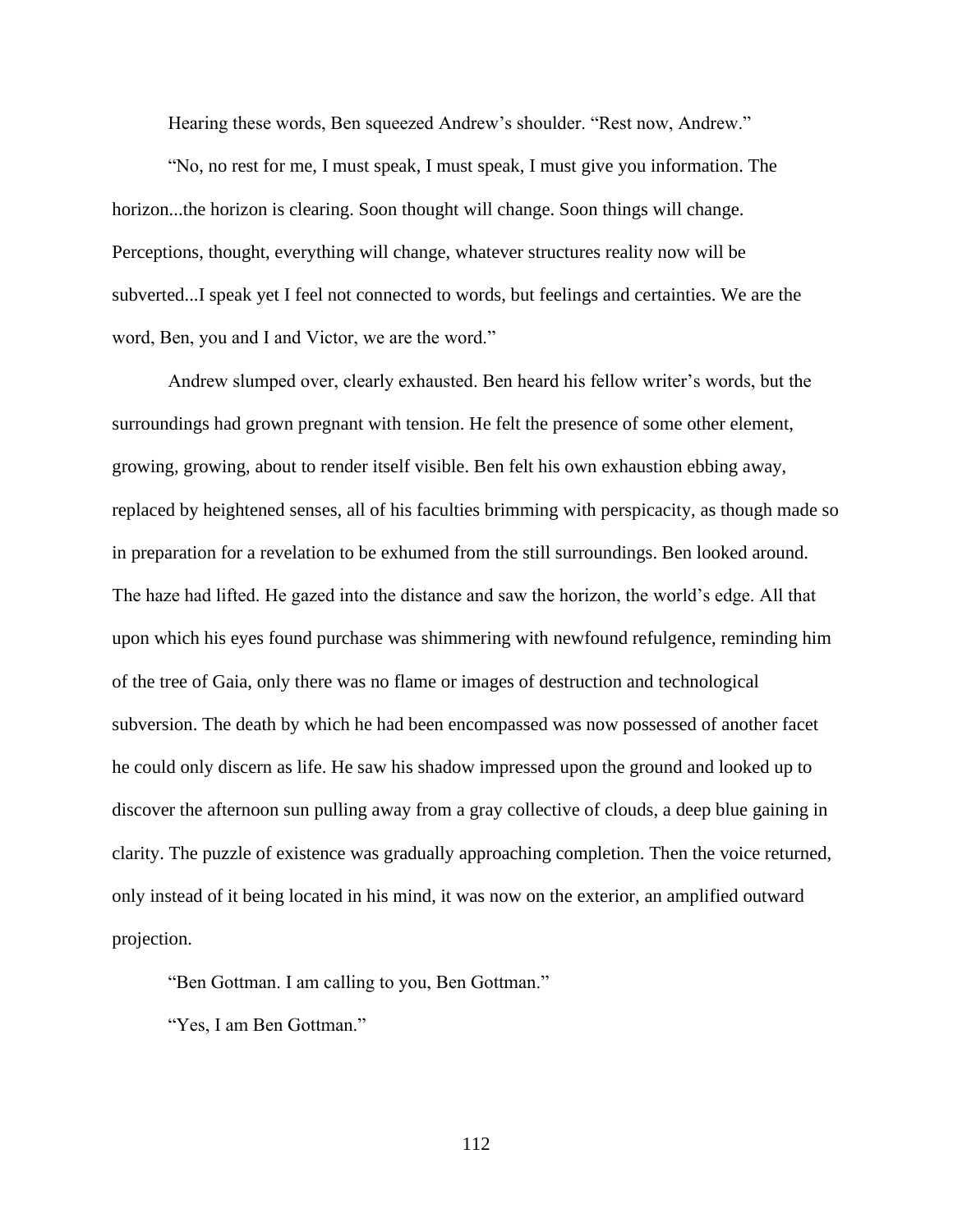Hearing these words, Ben squeezed Andrew's shoulder. "Rest now, Andrew."

"No, no rest for me, I must speak, I must speak, I must give you information. The horizon...the horizon is clearing. Soon thought will change. Soon things will change. Perceptions, thought, everything will change, whatever structures reality now will be subverted...I speak yet I feel not connected to words, but feelings and certainties. We are the word, Ben, you and I and Victor, we are the word."

Andrew slumped over, clearly exhausted. Ben heard his fellow writer's words, but the surroundings had grown pregnant with tension. He felt the presence of some other element, growing, growing, about to render itself visible. Ben felt his own exhaustion ebbing away, replaced by heightened senses, all of his faculties brimming with perspicacity, as though made so in preparation for a revelation to be exhumed from the still surroundings. Ben looked around. The haze had lifted. He gazed into the distance and saw the horizon, the world's edge. All that upon which his eyes found purchase was shimmering with newfound refulgence, reminding him of the tree of Gaia, only there was no flame or images of destruction and technological subversion. The death by which he had been encompassed was now possessed of another facet he could only discern as life. He saw his shadow impressed upon the ground and looked up to discover the afternoon sun pulling away from a gray collective of clouds, a deep blue gaining in clarity. The puzzle of existence was gradually approaching completion. Then the voice returned, only instead of it being located in his mind, it was now on the exterior, an amplified outward projection.

"Ben Gottman. I am calling to you, Ben Gottman."

"Yes, I am Ben Gottman."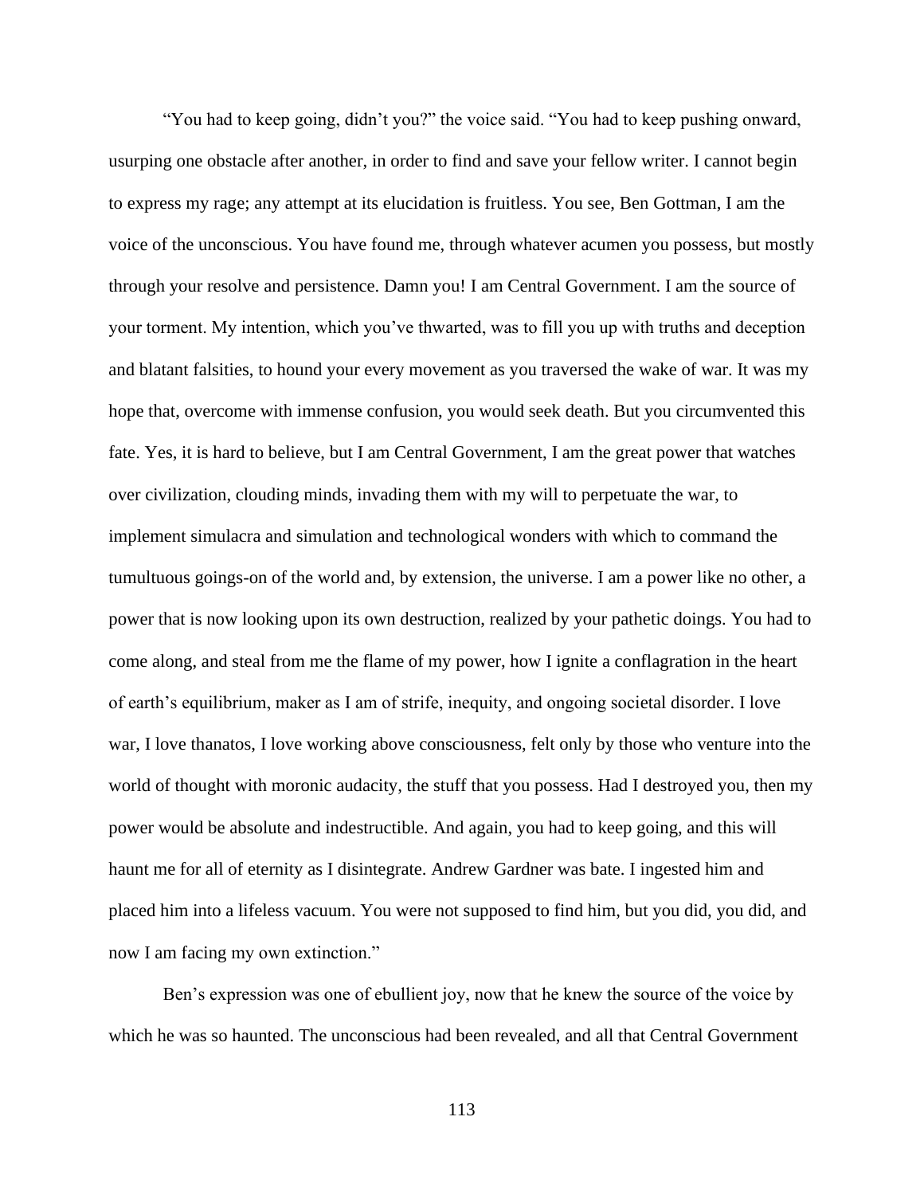"You had to keep going, didn't you?" the voice said. "You had to keep pushing onward, usurping one obstacle after another, in order to find and save your fellow writer. I cannot begin to express my rage; any attempt at its elucidation is fruitless. You see, Ben Gottman, I am the voice of the unconscious. You have found me, through whatever acumen you possess, but mostly through your resolve and persistence. Damn you! I am Central Government. I am the source of your torment. My intention, which you've thwarted, was to fill you up with truths and deception and blatant falsities, to hound your every movement as you traversed the wake of war. It was my hope that, overcome with immense confusion, you would seek death. But you circumvented this fate. Yes, it is hard to believe, but I am Central Government, I am the great power that watches over civilization, clouding minds, invading them with my will to perpetuate the war, to implement simulacra and simulation and technological wonders with which to command the tumultuous goings-on of the world and, by extension, the universe. I am a power like no other, a power that is now looking upon its own destruction, realized by your pathetic doings. You had to come along, and steal from me the flame of my power, how I ignite a conflagration in the heart of earth's equilibrium, maker as I am of strife, inequity, and ongoing societal disorder. I love war, I love thanatos, I love working above consciousness, felt only by those who venture into the world of thought with moronic audacity, the stuff that you possess. Had I destroyed you, then my power would be absolute and indestructible. And again, you had to keep going, and this will haunt me for all of eternity as I disintegrate. Andrew Gardner was bate. I ingested him and placed him into a lifeless vacuum. You were not supposed to find him, but you did, you did, and now I am facing my own extinction."

Ben's expression was one of ebullient joy, now that he knew the source of the voice by which he was so haunted. The unconscious had been revealed, and all that Central Government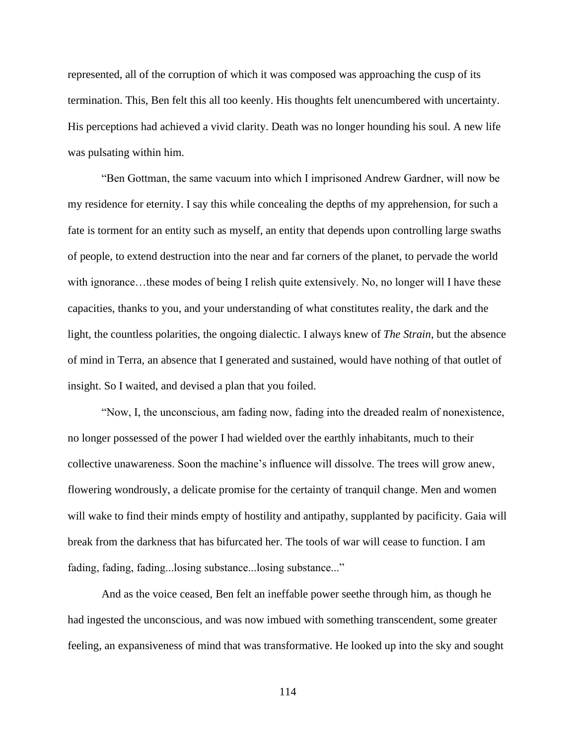represented, all of the corruption of which it was composed was approaching the cusp of its termination. This, Ben felt this all too keenly. His thoughts felt unencumbered with uncertainty. His perceptions had achieved a vivid clarity. Death was no longer hounding his soul. A new life was pulsating within him.

"Ben Gottman, the same vacuum into which I imprisoned Andrew Gardner, will now be my residence for eternity. I say this while concealing the depths of my apprehension, for such a fate is torment for an entity such as myself, an entity that depends upon controlling large swaths of people, to extend destruction into the near and far corners of the planet, to pervade the world with ignorance…these modes of being I relish quite extensively. No, no longer will I have these capacities, thanks to you, and your understanding of what constitutes reality, the dark and the light, the countless polarities, the ongoing dialectic. I always knew of *The Strain*, but the absence of mind in Terra, an absence that I generated and sustained, would have nothing of that outlet of insight. So I waited, and devised a plan that you foiled.

"Now, I, the unconscious, am fading now, fading into the dreaded realm of nonexistence, no longer possessed of the power I had wielded over the earthly inhabitants, much to their collective unawareness. Soon the machine's influence will dissolve. The trees will grow anew, flowering wondrously, a delicate promise for the certainty of tranquil change. Men and women will wake to find their minds empty of hostility and antipathy, supplanted by pacificity. Gaia will break from the darkness that has bifurcated her. The tools of war will cease to function. I am fading, fading, fading...losing substance...losing substance..."

And as the voice ceased, Ben felt an ineffable power seethe through him, as though he had ingested the unconscious, and was now imbued with something transcendent, some greater feeling, an expansiveness of mind that was transformative. He looked up into the sky and sought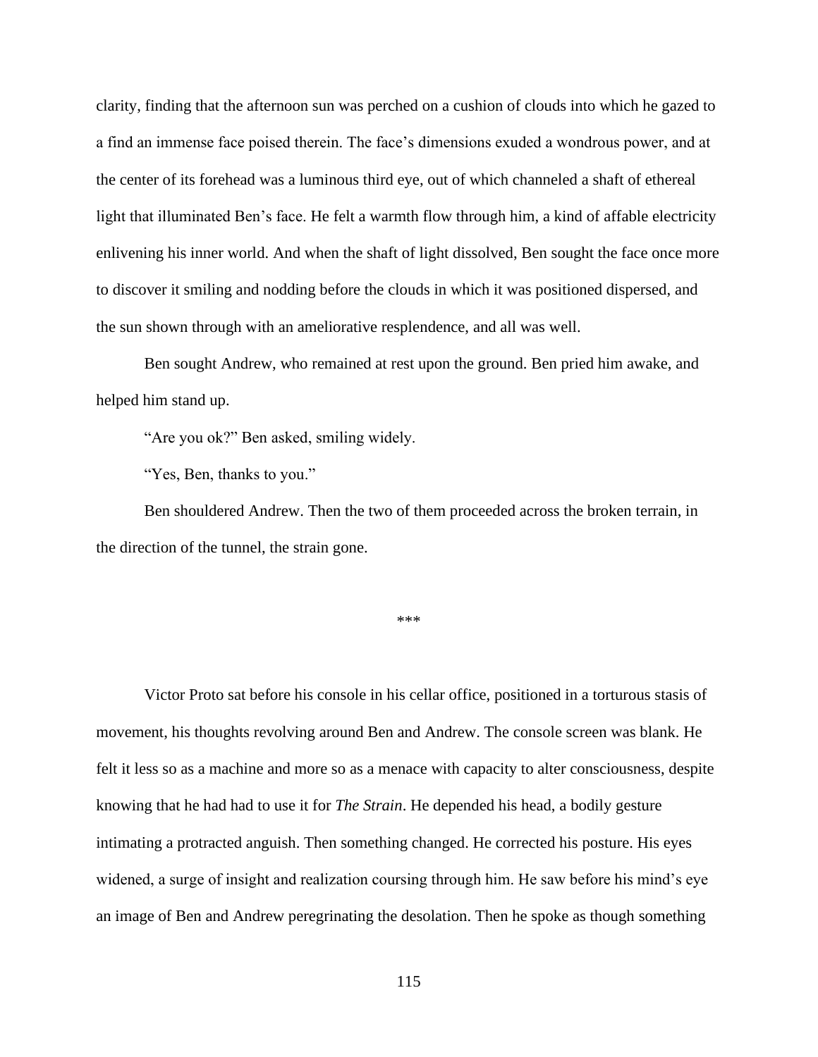clarity, finding that the afternoon sun was perched on a cushion of clouds into which he gazed to a find an immense face poised therein. The face's dimensions exuded a wondrous power, and at the center of its forehead was a luminous third eye, out of which channeled a shaft of ethereal light that illuminated Ben's face. He felt a warmth flow through him, a kind of affable electricity enlivening his inner world. And when the shaft of light dissolved, Ben sought the face once more to discover it smiling and nodding before the clouds in which it was positioned dispersed, and the sun shown through with an ameliorative resplendence, and all was well.

Ben sought Andrew, who remained at rest upon the ground. Ben pried him awake, and helped him stand up.

"Are you ok?" Ben asked, smiling widely.

"Yes, Ben, thanks to you."

Ben shouldered Andrew. Then the two of them proceeded across the broken terrain, in the direction of the tunnel, the strain gone.

***

Victor Proto sat before his console in his cellar office, positioned in a torturous stasis of movement, his thoughts revolving around Ben and Andrew. The console screen was blank. He felt it less so as a machine and more so as a menace with capacity to alter consciousness, despite knowing that he had had to use it for *The Strain*. He depended his head, a bodily gesture intimating a protracted anguish. Then something changed. He corrected his posture. His eyes widened, a surge of insight and realization coursing through him. He saw before his mind's eye an image of Ben and Andrew peregrinating the desolation. Then he spoke as though something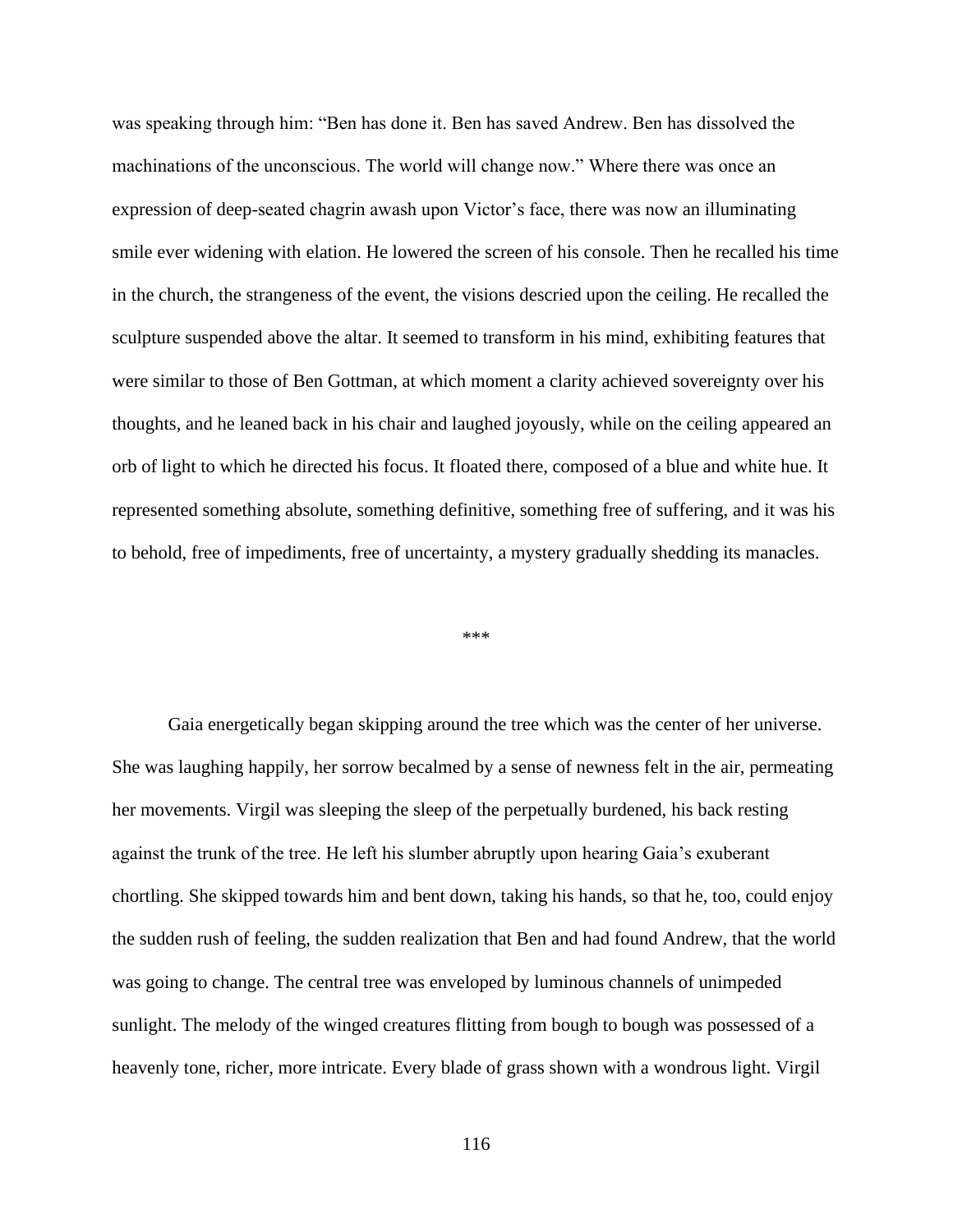was speaking through him: "Ben has done it. Ben has saved Andrew. Ben has dissolved the machinations of the unconscious. The world will change now." Where there was once an expression of deep-seated chagrin awash upon Victor's face, there was now an illuminating smile ever widening with elation. He lowered the screen of his console. Then he recalled his time in the church, the strangeness of the event, the visions descried upon the ceiling. He recalled the sculpture suspended above the altar. It seemed to transform in his mind, exhibiting features that were similar to those of Ben Gottman, at which moment a clarity achieved sovereignty over his thoughts, and he leaned back in his chair and laughed joyously, while on the ceiling appeared an orb of light to which he directed his focus. It floated there, composed of a blue and white hue. It represented something absolute, something definitive, something free of suffering, and it was his to behold, free of impediments, free of uncertainty, a mystery gradually shedding its manacles.

***

Gaia energetically began skipping around the tree which was the center of her universe. She was laughing happily, her sorrow becalmed by a sense of newness felt in the air, permeating her movements. Virgil was sleeping the sleep of the perpetually burdened, his back resting against the trunk of the tree. He left his slumber abruptly upon hearing Gaia's exuberant chortling. She skipped towards him and bent down, taking his hands, so that he, too, could enjoy the sudden rush of feeling, the sudden realization that Ben and had found Andrew, that the world was going to change. The central tree was enveloped by luminous channels of unimpeded sunlight. The melody of the winged creatures flitting from bough to bough was possessed of a heavenly tone, richer, more intricate. Every blade of grass shown with a wondrous light. Virgil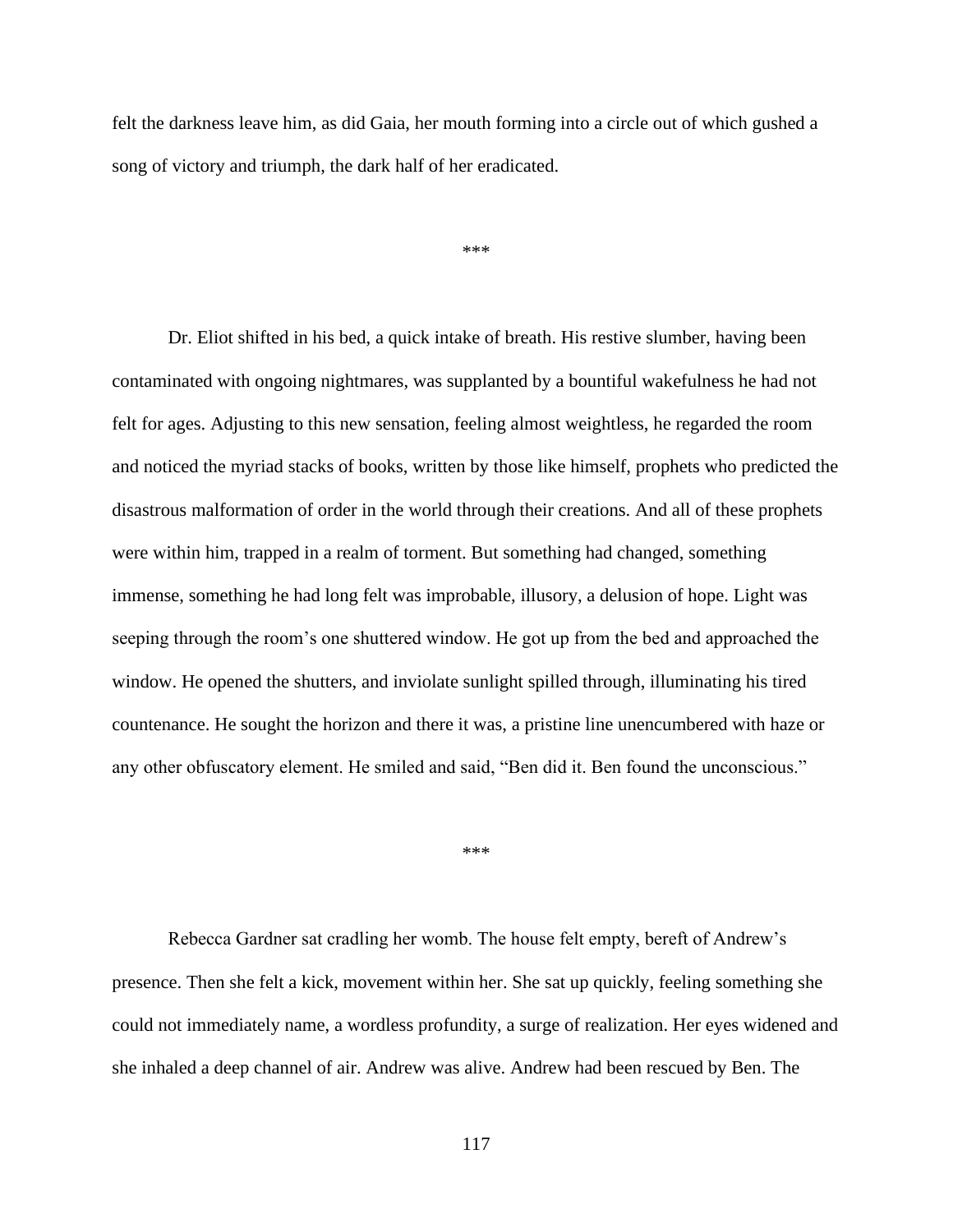felt the darkness leave him, as did Gaia, her mouth forming into a circle out of which gushed a song of victory and triumph, the dark half of her eradicated.

***

Dr. Eliot shifted in his bed, a quick intake of breath. His restive slumber, having been contaminated with ongoing nightmares, was supplanted by a bountiful wakefulness he had not felt for ages. Adjusting to this new sensation, feeling almost weightless, he regarded the room and noticed the myriad stacks of books, written by those like himself, prophets who predicted the disastrous malformation of order in the world through their creations. And all of these prophets were within him, trapped in a realm of torment. But something had changed, something immense, something he had long felt was improbable, illusory, a delusion of hope. Light was seeping through the room's one shuttered window. He got up from the bed and approached the window. He opened the shutters, and inviolate sunlight spilled through, illuminating his tired countenance. He sought the horizon and there it was, a pristine line unencumbered with haze or any other obfuscatory element. He smiled and said, "Ben did it. Ben found the unconscious."

***

Rebecca Gardner sat cradling her womb. The house felt empty, bereft of Andrew's presence. Then she felt a kick, movement within her. She sat up quickly, feeling something she could not immediately name, a wordless profundity, a surge of realization. Her eyes widened and she inhaled a deep channel of air. Andrew was alive. Andrew had been rescued by Ben. The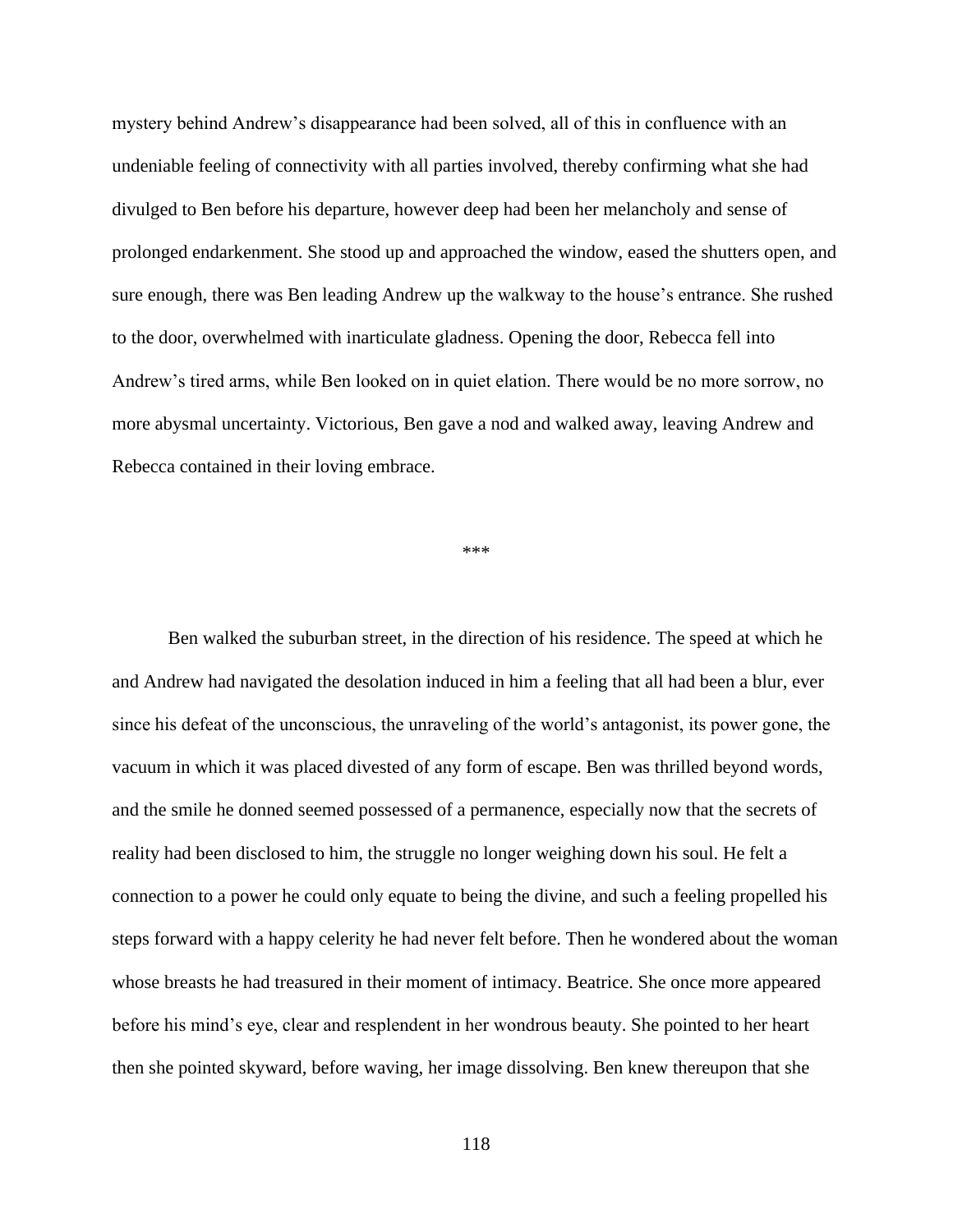mystery behind Andrew's disappearance had been solved, all of this in confluence with an undeniable feeling of connectivity with all parties involved, thereby confirming what she had divulged to Ben before his departure, however deep had been her melancholy and sense of prolonged endarkenment. She stood up and approached the window, eased the shutters open, and sure enough, there was Ben leading Andrew up the walkway to the house's entrance. She rushed to the door, overwhelmed with inarticulate gladness. Opening the door, Rebecca fell into Andrew's tired arms, while Ben looked on in quiet elation. There would be no more sorrow, no more abysmal uncertainty. Victorious, Ben gave a nod and walked away, leaving Andrew and Rebecca contained in their loving embrace.

***

Ben walked the suburban street, in the direction of his residence. The speed at which he and Andrew had navigated the desolation induced in him a feeling that all had been a blur, ever since his defeat of the unconscious, the unraveling of the world's antagonist, its power gone, the vacuum in which it was placed divested of any form of escape. Ben was thrilled beyond words, and the smile he donned seemed possessed of a permanence, especially now that the secrets of reality had been disclosed to him, the struggle no longer weighing down his soul. He felt a connection to a power he could only equate to being the divine, and such a feeling propelled his steps forward with a happy celerity he had never felt before. Then he wondered about the woman whose breasts he had treasured in their moment of intimacy. Beatrice. She once more appeared before his mind's eye, clear and resplendent in her wondrous beauty. She pointed to her heart then she pointed skyward, before waving, her image dissolving. Ben knew thereupon that she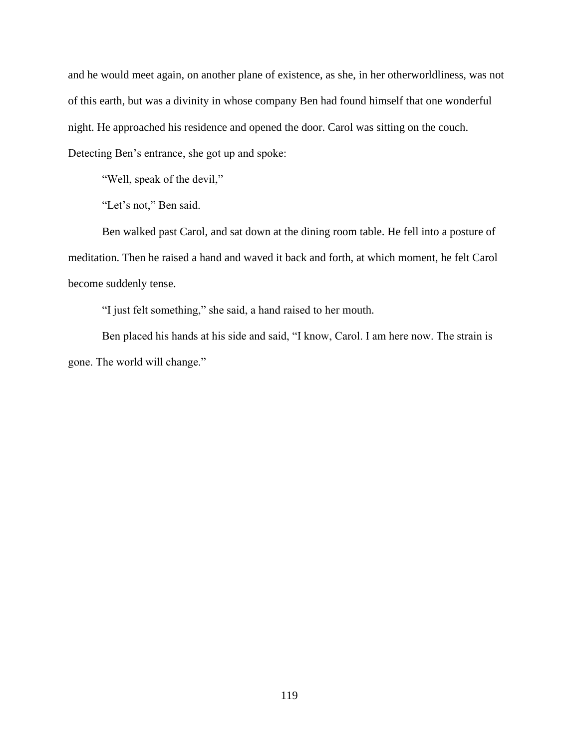and he would meet again, on another plane of existence, as she, in her otherworldliness, was not of this earth, but was a divinity in whose company Ben had found himself that one wonderful night. He approached his residence and opened the door. Carol was sitting on the couch. Detecting Ben's entrance, she got up and spoke:

"Well, speak of the devil,"

"Let's not," Ben said.

Ben walked past Carol, and sat down at the dining room table. He fell into a posture of meditation. Then he raised a hand and waved it back and forth, at which moment, he felt Carol become suddenly tense.

"I just felt something," she said, a hand raised to her mouth.

Ben placed his hands at his side and said, "I know, Carol. I am here now. The strain is gone. The world will change."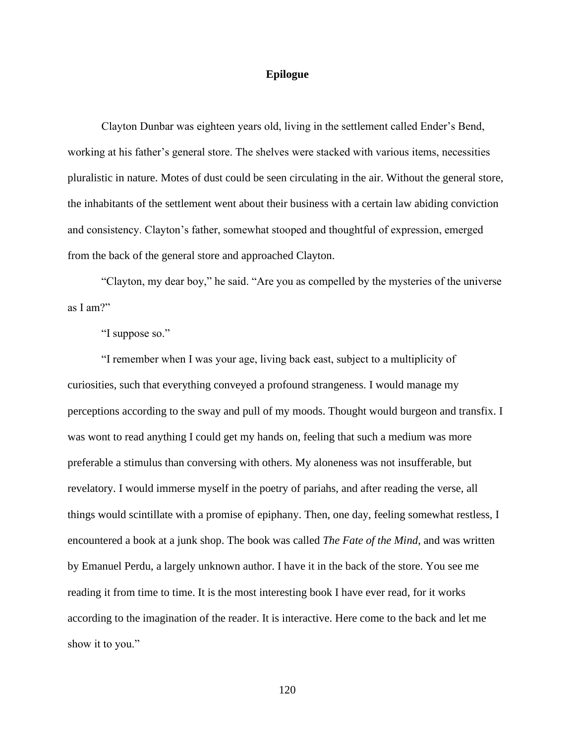# Epilogue

Clayton Dunbar was eighteen years old, living in the settlement called Ender's Bend, working at his father's general store. The shelves were stacked with various items, necessities pluralistic in nature. Motes of dust could be seen circulating in the air. Without the general store, the inhabitants of the settlement went about their business with a certain law abiding conviction and consistency. Clayton's father, somewhat stooped and thoughtful of expression, emerged from the back of the general store and approached Clayton.

"Clayton, my dear boy," he said. "Are you as compelled by the mysteries of the universe as I am?"

"I suppose so."

"I remember when I was your age, living back east, subject to a multiplicity of curiosities, such that everything conveyed a profound strangeness. I would manage my perceptions according to the sway and pull of my moods. Thought would burgeon and transfix. I was wont to read anything I could get my hands on, feeling that such a medium was more preferable a stimulus than conversing with others. My aloneness was not insufferable, but revelatory. I would immerse myself in the poetry of pariahs, and after reading the verse, all things would scintillate with a promise of epiphany. Then, one day, feeling somewhat restless, I encountered a book at a junk shop. The book was called *The Fate of the Mind*, and was written by Emanuel Perdu, a largely unknown author. I have it in the back of the store. You see me reading it from time to time. It is the most interesting book I have ever read, for it works according to the imagination of the reader. It is interactive. Here come to the back and let me show it to you."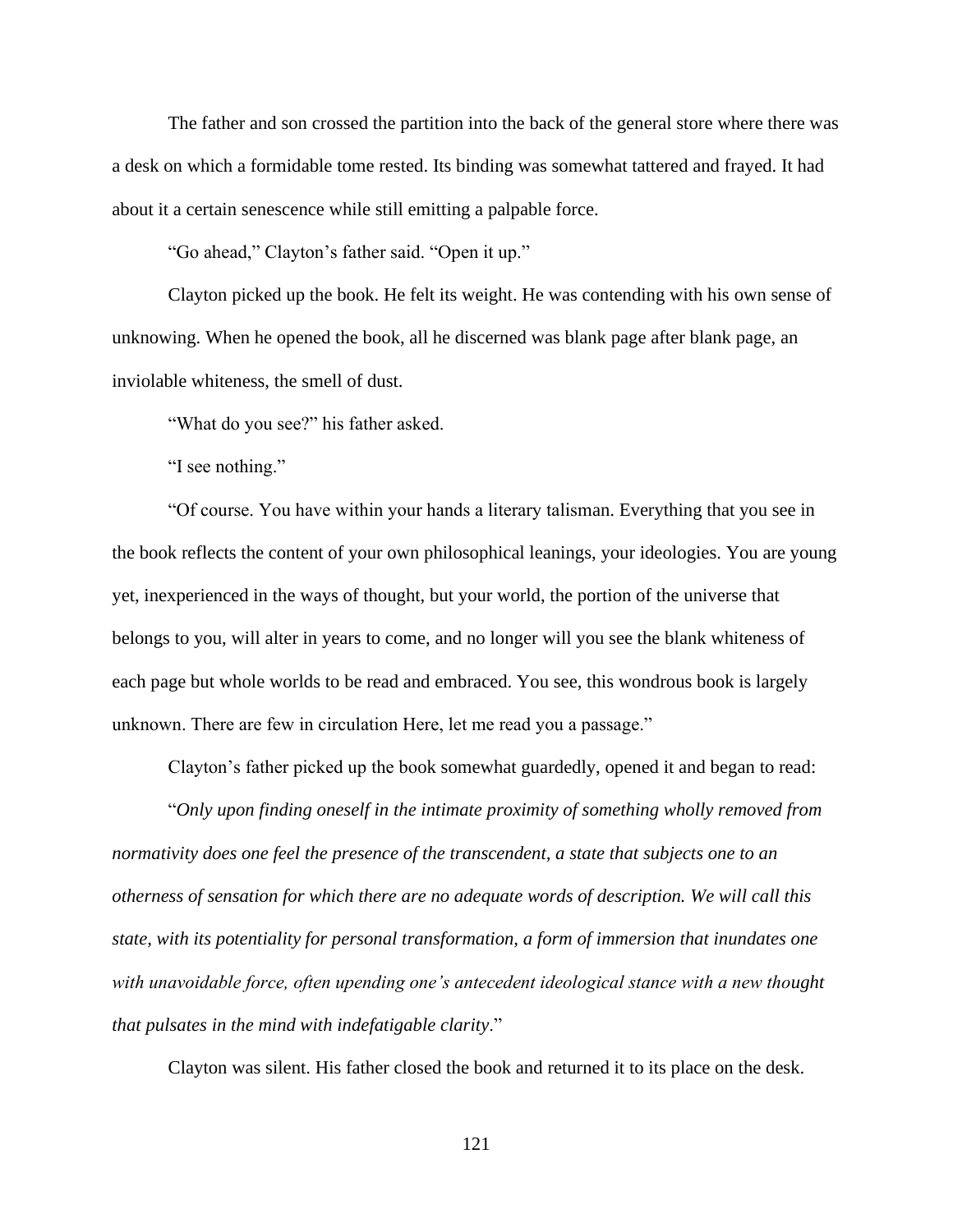The father and son crossed the partition into the back of the general store where there was a desk on which a formidable tome rested. Its binding was somewhat tattered and frayed. It had about it a certain senescence while still emitting a palpable force.

"Go ahead," Clayton's father said. "Open it up."

Clayton picked up the book. He felt its weight. He was contending with his own sense of unknowing. When he opened the book, all he discerned was blank page after blank page, an inviolable whiteness, the smell of dust.

"What do you see?" his father asked.

"I see nothing."

"Of course. You have within your hands a literary talisman. Everything that you see in the book reflects the content of your own philosophical leanings, your ideologies. You are young yet, inexperienced in the ways of thought, but your world, the portion of the universe that belongs to you, will alter in years to come, and no longer will you see the blank whiteness of each page but whole worlds to be read and embraced. You see, this wondrous book is largely unknown. There are few in circulation Here, let me read you a passage."

Clayton's father picked up the book somewhat guardedly, opened it and began to read:

"*Only upon finding oneself in the intimate proximity of something wholly removed from normativity does one feel the presence of the transcendent, a state that subjects one to an otherness of sensation for which there are no adequate words of description. We will call this state, with its potentiality for personal transformation, a form of immersion that inundates one with unavoidable force, often upending one's antecedent ideological stance with a new thought that pulsates in the mind with indefatigable clarity*."

Clayton was silent. His father closed the book and returned it to its place on the desk.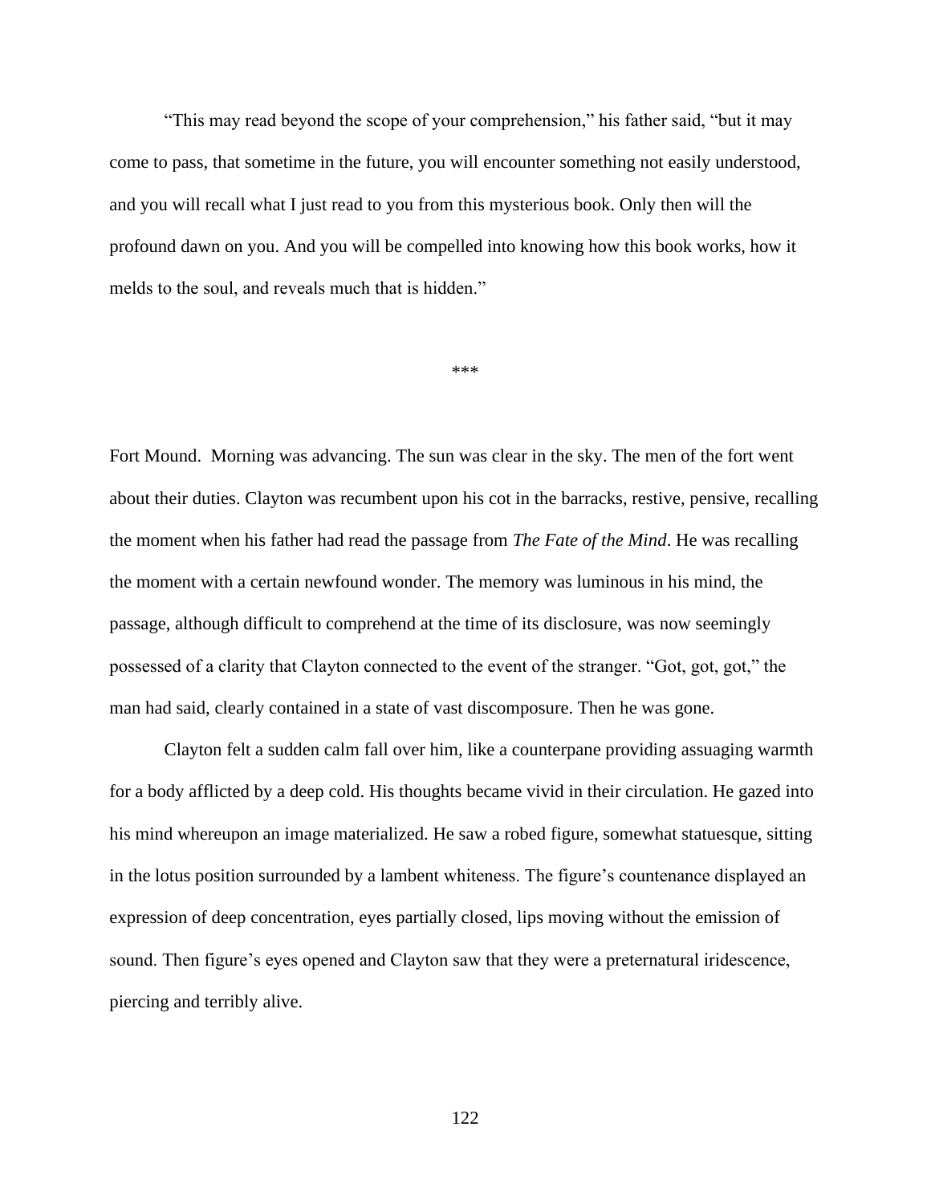"This may read beyond the scope of your comprehension," his father said, "but it may come to pass, that sometime in the future, you will encounter something not easily understood, and you will recall what I just read to you from this mysterious book. Only then will the profound dawn on you. And you will be compelled into knowing how this book works, how it melds to the soul, and reveals much that is hidden."

***

Fort Mound.  Morning was advancing. The sun was clear in the sky. The men of the fort went about their duties. Clayton was recumbent upon his cot in the barracks, restive, pensive, recalling the moment when his father had read the passage from *The Fate of the Mind*. He was recalling the moment with a certain newfound wonder. The memory was luminous in his mind, the passage, although difficult to comprehend at the time of its disclosure, was now seemingly possessed of a clarity that Clayton connected to the event of the stranger. "Got, got, got," the man had said, clearly contained in a state of vast discomposure. Then he was gone.

Clayton felt a sudden calm fall over him, like a counterpane providing assuaging warmth for a body afflicted by a deep cold. His thoughts became vivid in their circulation. He gazed into his mind whereupon an image materialized. He saw a robed figure, somewhat statuesque, sitting in the lotus position surrounded by a lambent whiteness. The figure's countenance displayed an expression of deep concentration, eyes partially closed, lips moving without the emission of sound. Then figure's eyes opened and Clayton saw that they were a preternatural iridescence, piercing and terribly alive.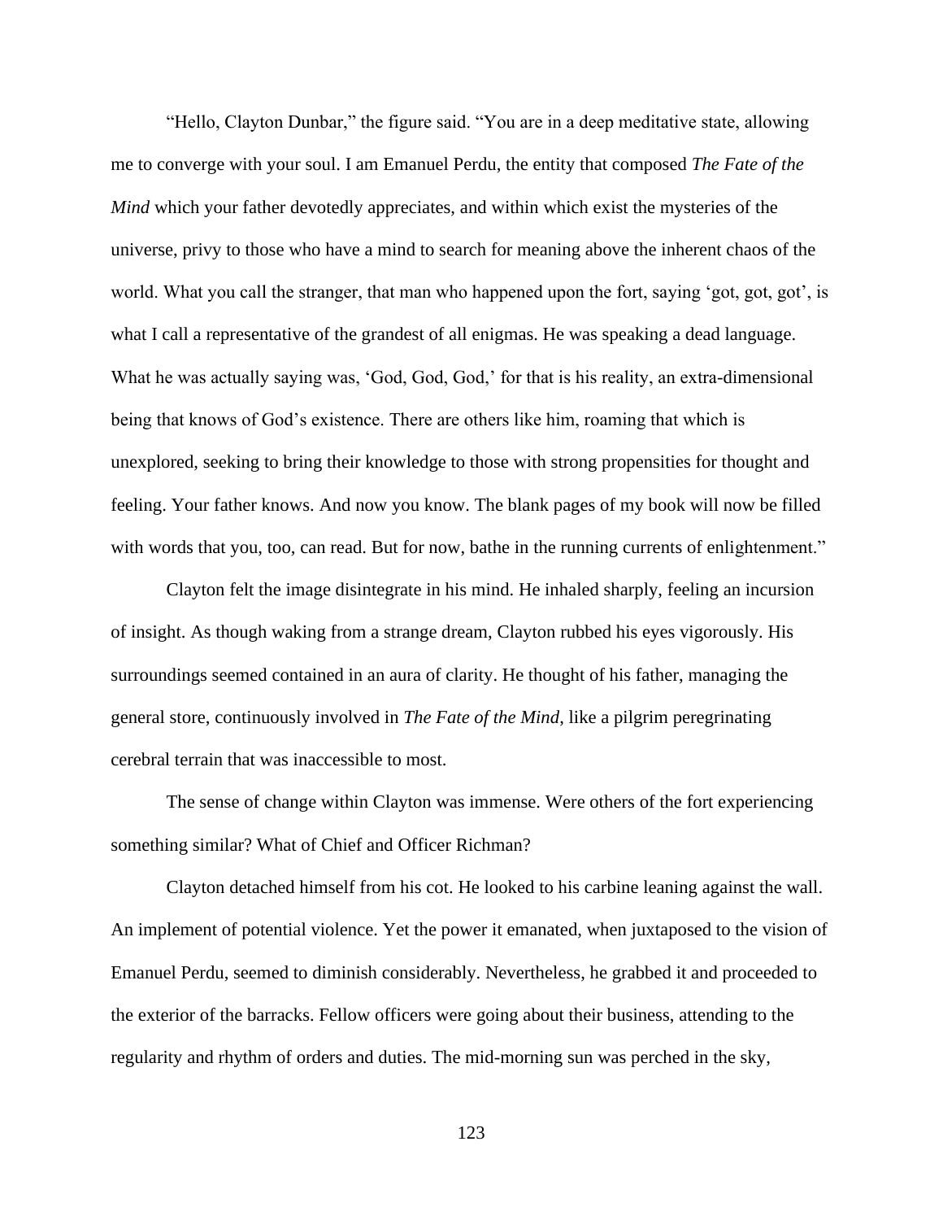"Hello, Clayton Dunbar," the figure said. "You are in a deep meditative state, allowing me to converge with your soul. I am Emanuel Perdu, the entity that composed *The Fate of the Mind* which your father devotedly appreciates, and within which exist the mysteries of the universe, privy to those who have a mind to search for meaning above the inherent chaos of the world. What you call the stranger, that man who happened upon the fort, saying 'got, got, got', is what I call a representative of the grandest of all enigmas. He was speaking a dead language. What he was actually saying was, 'God, God, God,' for that is his reality, an extra-dimensional being that knows of God's existence. There are others like him, roaming that which is unexplored, seeking to bring their knowledge to those with strong propensities for thought and feeling. Your father knows. And now you know. The blank pages of my book will now be filled with words that you, too, can read. But for now, bathe in the running currents of enlightenment."

Clayton felt the image disintegrate in his mind. He inhaled sharply, feeling an incursion of insight. As though waking from a strange dream, Clayton rubbed his eyes vigorously. His surroundings seemed contained in an aura of clarity. He thought of his father, managing the general store, continuously involved in *The Fate of the Mind*, like a pilgrim peregrinating cerebral terrain that was inaccessible to most.

The sense of change within Clayton was immense. Were others of the fort experiencing something similar? What of Chief and Officer Richman?

Clayton detached himself from his cot. He looked to his carbine leaning against the wall. An implement of potential violence. Yet the power it emanated, when juxtaposed to the vision of Emanuel Perdu, seemed to diminish considerably. Nevertheless, he grabbed it and proceeded to the exterior of the barracks. Fellow officers were going about their business, attending to the regularity and rhythm of orders and duties. The mid-morning sun was perched in the sky,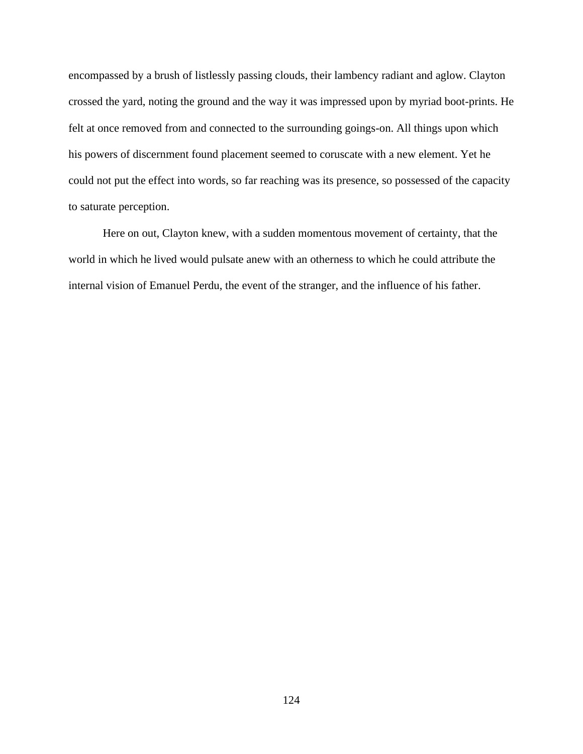encompassed by a brush of listlessly passing clouds, their lambency radiant and aglow. Clayton crossed the yard, noting the ground and the way it was impressed upon by myriad boot-prints. He felt at once removed from and connected to the surrounding goings-on. All things upon which his powers of discernment found placement seemed to coruscate with a new element. Yet he could not put the effect into words, so far reaching was its presence, so possessed of the capacity to saturate perception.

Here on out, Clayton knew, with a sudden momentous movement of certainty, that the world in which he lived would pulsate anew with an otherness to which he could attribute the internal vision of Emanuel Perdu, the event of the stranger, and the influence of his father.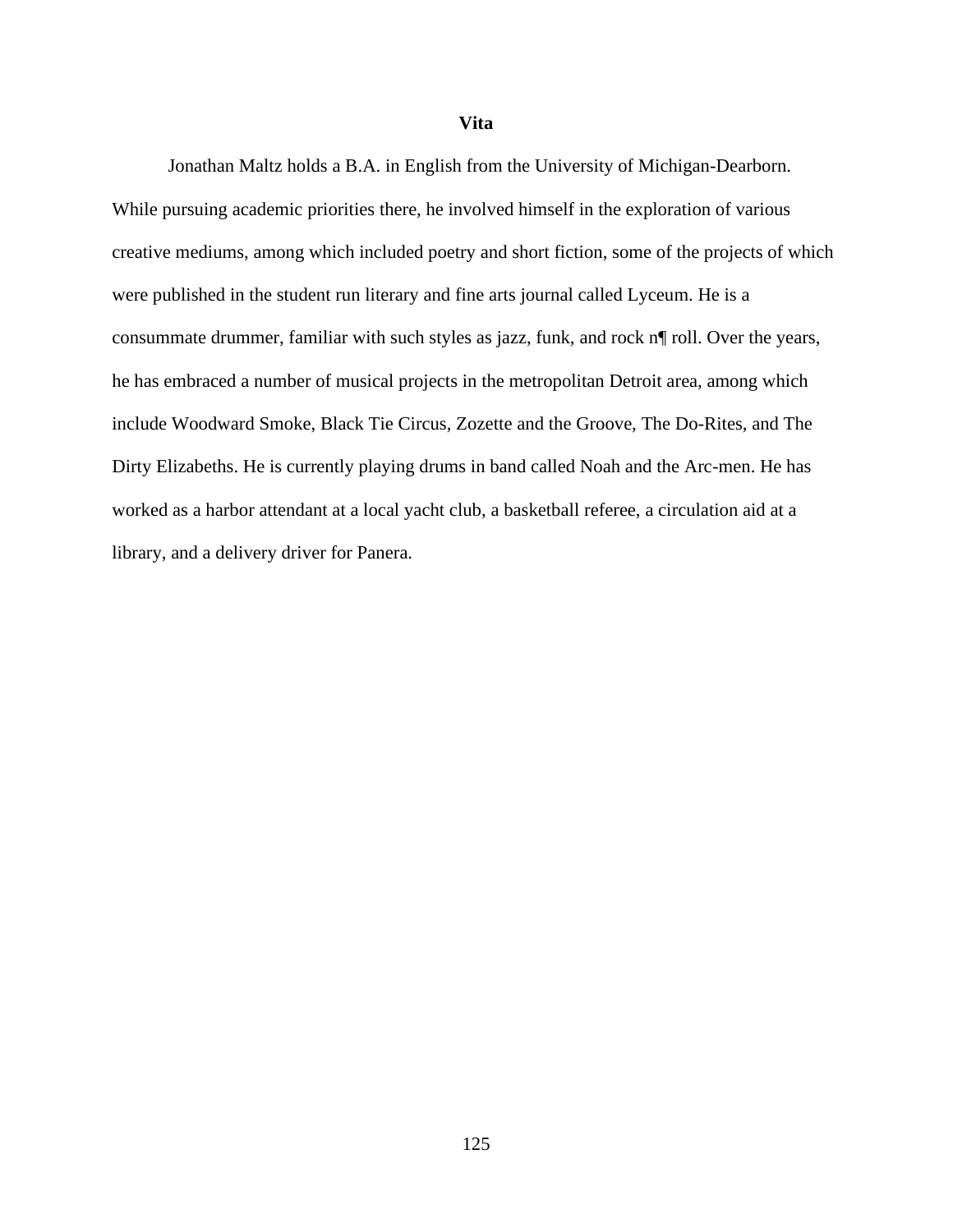# Vita

Jonathan Maltz holds a B.A. in English from the University of Michigan-Dearborn. While pursuing academic priorities there, he involved himself in the exploration of various creative mediums, among which included poetry and short fiction, some of the projects of which were published in the student run literary and fine arts journal called Lyceum. He is a consummate drummer, familiar with such styles as jazz, funk, and rock n¶ roll. Over the years, he has embraced a number of musical projects in the metropolitan Detroit area, among which include Woodward Smoke, Black Tie Circus, Zozette and the Groove, The Do-Rites, and The Dirty Elizabeths. He is currently playing drums in band called Noah and the Arc-men. He has worked as a harbor attendant at a local yacht club, a basketball referee, a circulation aid at a library, and a delivery driver for Panera.